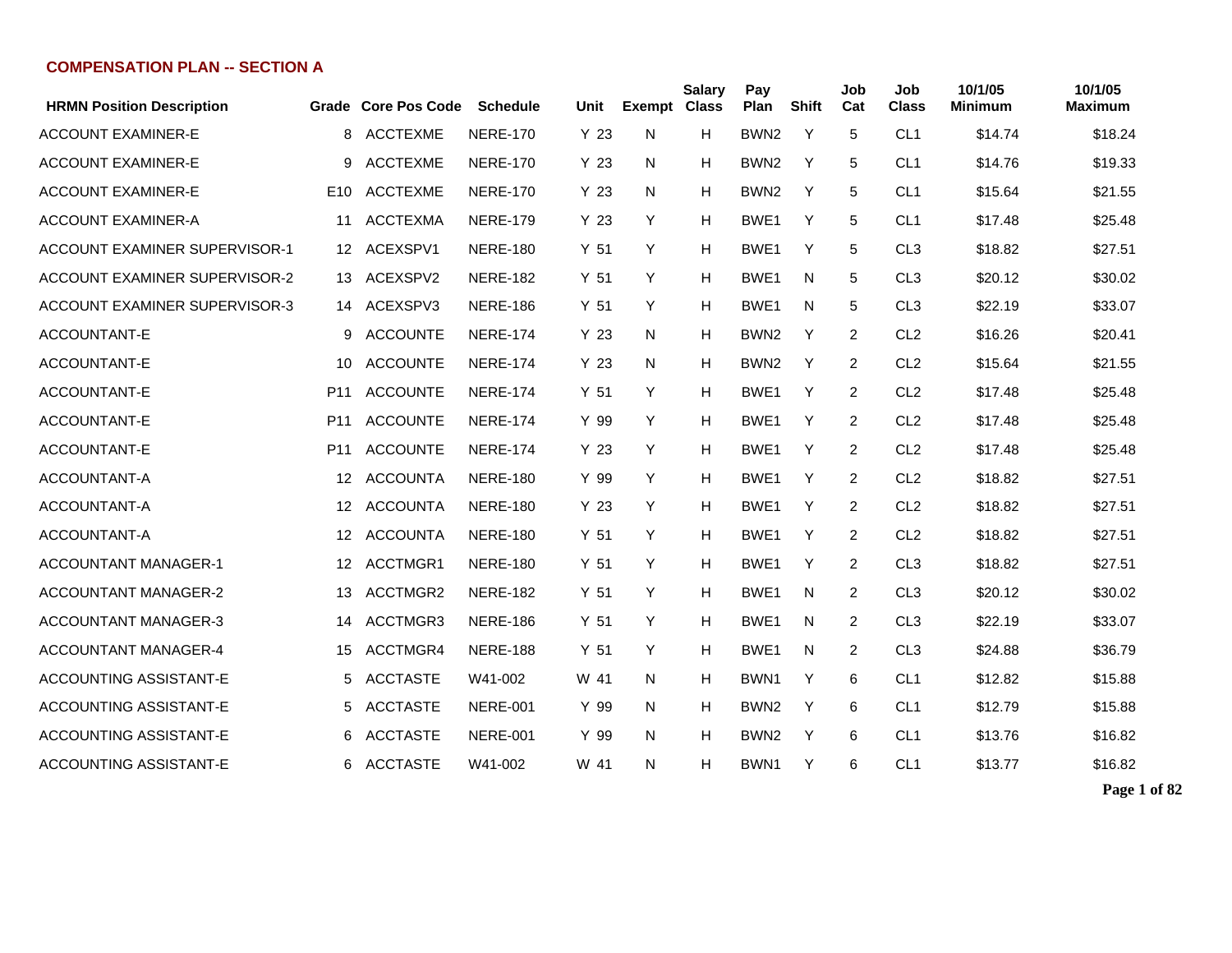## COMPENSATION PLAN -- SECTION A

| HRMN Position Description | Grade | Core Pos Code | Schedule | Unit | Exempt | Salary Class | Pay Plan | Shift | Job Cat | Job Class | 10/1/05 Minimum | 10/1/05 Maximum |
|---|---|---|---|---|---|---|---|---|---|---|---|---|
| ACCOUNT EXAMINER-E | 8 | ACCTEXME | NERE-170 | Y 23 | N | H | BWN2 | Y | 5 | CL1 | $14.74 | $18.24 |
| ACCOUNT EXAMINER-E | 9 | ACCTEXME | NERE-170 | Y 23 | N | H | BWN2 | Y | 5 | CL1 | $14.76 | $19.33 |
| ACCOUNT EXAMINER-E | E10 | ACCTEXME | NERE-170 | Y 23 | N | H | BWN2 | Y | 5 | CL1 | $15.64 | $21.55 |
| ACCOUNT EXAMINER-A | 11 | ACCTEXMA | NERE-179 | Y 23 | Y | H | BWE1 | Y | 5 | CL1 | $17.48 | $25.48 |
| ACCOUNT EXAMINER SUPERVISOR-1 | 12 | ACEXSPV1 | NERE-180 | Y 51 | Y | H | BWE1 | Y | 5 | CL3 | $18.82 | $27.51 |
| ACCOUNT EXAMINER SUPERVISOR-2 | 13 | ACEXSPV2 | NERE-182 | Y 51 | Y | H | BWE1 | N | 5 | CL3 | $20.12 | $30.02 |
| ACCOUNT EXAMINER SUPERVISOR-3 | 14 | ACEXSPV3 | NERE-186 | Y 51 | Y | H | BWE1 | N | 5 | CL3 | $22.19 | $33.07 |
| ACCOUNTANT-E | 9 | ACCOUNTE | NERE-174 | Y 23 | N | H | BWN2 | Y | 2 | CL2 | $16.26 | $20.41 |
| ACCOUNTANT-E | 10 | ACCOUNTE | NERE-174 | Y 23 | N | H | BWN2 | Y | 2 | CL2 | $15.64 | $21.55 |
| ACCOUNTANT-E | P11 | ACCOUNTE | NERE-174 | Y 51 | Y | H | BWE1 | Y | 2 | CL2 | $17.48 | $25.48 |
| ACCOUNTANT-E | P11 | ACCOUNTE | NERE-174 | Y 99 | Y | H | BWE1 | Y | 2 | CL2 | $17.48 | $25.48 |
| ACCOUNTANT-E | P11 | ACCOUNTE | NERE-174 | Y 23 | Y | H | BWE1 | Y | 2 | CL2 | $17.48 | $25.48 |
| ACCOUNTANT-A | 12 | ACCOUNTA | NERE-180 | Y 99 | Y | H | BWE1 | Y | 2 | CL2 | $18.82 | $27.51 |
| ACCOUNTANT-A | 12 | ACCOUNTA | NERE-180 | Y 23 | Y | H | BWE1 | Y | 2 | CL2 | $18.82 | $27.51 |
| ACCOUNTANT-A | 12 | ACCOUNTA | NERE-180 | Y 51 | Y | H | BWE1 | Y | 2 | CL2 | $18.82 | $27.51 |
| ACCOUNTANT MANAGER-1 | 12 | ACCTMGR1 | NERE-180 | Y 51 | Y | H | BWE1 | Y | 2 | CL3 | $18.82 | $27.51 |
| ACCOUNTANT MANAGER-2 | 13 | ACCTMGR2 | NERE-182 | Y 51 | Y | H | BWE1 | N | 2 | CL3 | $20.12 | $30.02 |
| ACCOUNTANT MANAGER-3 | 14 | ACCTMGR3 | NERE-186 | Y 51 | Y | H | BWE1 | N | 2 | CL3 | $22.19 | $33.07 |
| ACCOUNTANT MANAGER-4 | 15 | ACCTMGR4 | NERE-188 | Y 51 | Y | H | BWE1 | N | 2 | CL3 | $24.88 | $36.79 |
| ACCOUNTING ASSISTANT-E | 5 | ACCTASTE | W41-002 | W 41 | N | H | BWN1 | Y | 6 | CL1 | $12.82 | $15.88 |
| ACCOUNTING ASSISTANT-E | 5 | ACCTASTE | NERE-001 | Y 99 | N | H | BWN2 | Y | 6 | CL1 | $12.79 | $15.88 |
| ACCOUNTING ASSISTANT-E | 6 | ACCTASTE | NERE-001 | Y 99 | N | H | BWN2 | Y | 6 | CL1 | $13.76 | $16.82 |
| ACCOUNTING ASSISTANT-E | 6 | ACCTASTE | W41-002 | W 41 | N | H | BWN1 | Y | 6 | CL1 | $13.77 | $16.82 |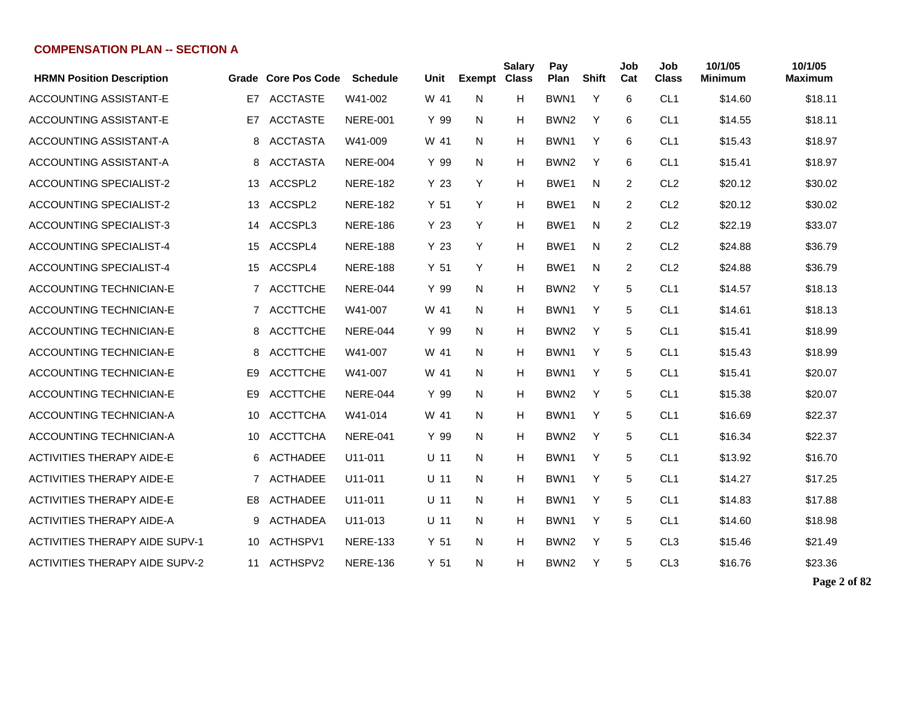## COMPENSATION PLAN -- SECTION A

| HRMN Position Description | Grade | Core Pos Code | Schedule | Unit | Exempt | Salary Class | Pay Plan | Shift | Job Cat | Job Class | 10/1/05 Minimum | 10/1/05 Maximum |
|---|---|---|---|---|---|---|---|---|---|---|---|---|
| ACCOUNTING ASSISTANT-E | E7 | ACCTASTE | W41-002 | W 41 | N | H | BWN1 | Y | 6 | CL1 | $14.60 | $18.11 |
| ACCOUNTING ASSISTANT-E | E7 | ACCTASTE | NERE-001 | Y 99 | N | H | BWN2 | Y | 6 | CL1 | $14.55 | $18.11 |
| ACCOUNTING ASSISTANT-A | 8 | ACCTASTA | W41-009 | W 41 | N | H | BWN1 | Y | 6 | CL1 | $15.43 | $18.97 |
| ACCOUNTING ASSISTANT-A | 8 | ACCTASTA | NERE-004 | Y 99 | N | H | BWN2 | Y | 6 | CL1 | $15.41 | $18.97 |
| ACCOUNTING SPECIALIST-2 | 13 | ACCSPL2 | NERE-182 | Y 23 | Y | H | BWE1 | N | 2 | CL2 | $20.12 | $30.02 |
| ACCOUNTING SPECIALIST-2 | 13 | ACCSPL2 | NERE-182 | Y 51 | Y | H | BWE1 | N | 2 | CL2 | $20.12 | $30.02 |
| ACCOUNTING SPECIALIST-3 | 14 | ACCSPL3 | NERE-186 | Y 23 | Y | H | BWE1 | N | 2 | CL2 | $22.19 | $33.07 |
| ACCOUNTING SPECIALIST-4 | 15 | ACCSPL4 | NERE-188 | Y 23 | Y | H | BWE1 | N | 2 | CL2 | $24.88 | $36.79 |
| ACCOUNTING SPECIALIST-4 | 15 | ACCSPL4 | NERE-188 | Y 51 | Y | H | BWE1 | N | 2 | CL2 | $24.88 | $36.79 |
| ACCOUNTING TECHNICIAN-E | 7 | ACCTTCHE | NERE-044 | Y 99 | N | H | BWN2 | Y | 5 | CL1 | $14.57 | $18.13 |
| ACCOUNTING TECHNICIAN-E | 7 | ACCTTCHE | W41-007 | W 41 | N | H | BWN1 | Y | 5 | CL1 | $14.61 | $18.13 |
| ACCOUNTING TECHNICIAN-E | 8 | ACCTTCHE | NERE-044 | Y 99 | N | H | BWN2 | Y | 5 | CL1 | $15.41 | $18.99 |
| ACCOUNTING TECHNICIAN-E | 8 | ACCTTCHE | W41-007 | W 41 | N | H | BWN1 | Y | 5 | CL1 | $15.43 | $18.99 |
| ACCOUNTING TECHNICIAN-E | E9 | ACCTTCHE | W41-007 | W 41 | N | H | BWN1 | Y | 5 | CL1 | $15.41 | $20.07 |
| ACCOUNTING TECHNICIAN-E | E9 | ACCTTCHE | NERE-044 | Y 99 | N | H | BWN2 | Y | 5 | CL1 | $15.38 | $20.07 |
| ACCOUNTING TECHNICIAN-A | 10 | ACCTTCHA | W41-014 | W 41 | N | H | BWN1 | Y | 5 | CL1 | $16.69 | $22.37 |
| ACCOUNTING TECHNICIAN-A | 10 | ACCTTCHA | NERE-041 | Y 99 | N | H | BWN2 | Y | 5 | CL1 | $16.34 | $22.37 |
| ACTIVITIES THERAPY AIDE-E | 6 | ACTHADEE | U11-011 | U 11 | N | H | BWN1 | Y | 5 | CL1 | $13.92 | $16.70 |
| ACTIVITIES THERAPY AIDE-E | 7 | ACTHADEE | U11-011 | U 11 | N | H | BWN1 | Y | 5 | CL1 | $14.27 | $17.25 |
| ACTIVITIES THERAPY AIDE-E | E8 | ACTHADEE | U11-011 | U 11 | N | H | BWN1 | Y | 5 | CL1 | $14.83 | $17.88 |
| ACTIVITIES THERAPY AIDE-A | 9 | ACTHADEA | U11-013 | U 11 | N | H | BWN1 | Y | 5 | CL1 | $14.60 | $18.98 |
| ACTIVITIES THERAPY AIDE SUPV-1 | 10 | ACTHSPV1 | NERE-133 | Y 51 | N | H | BWN2 | Y | 5 | CL3 | $15.46 | $21.49 |
| ACTIVITIES THERAPY AIDE SUPV-2 | 11 | ACTHSPV2 | NERE-136 | Y 51 | N | H | BWN2 | Y | 5 | CL3 | $16.76 | $23.36 |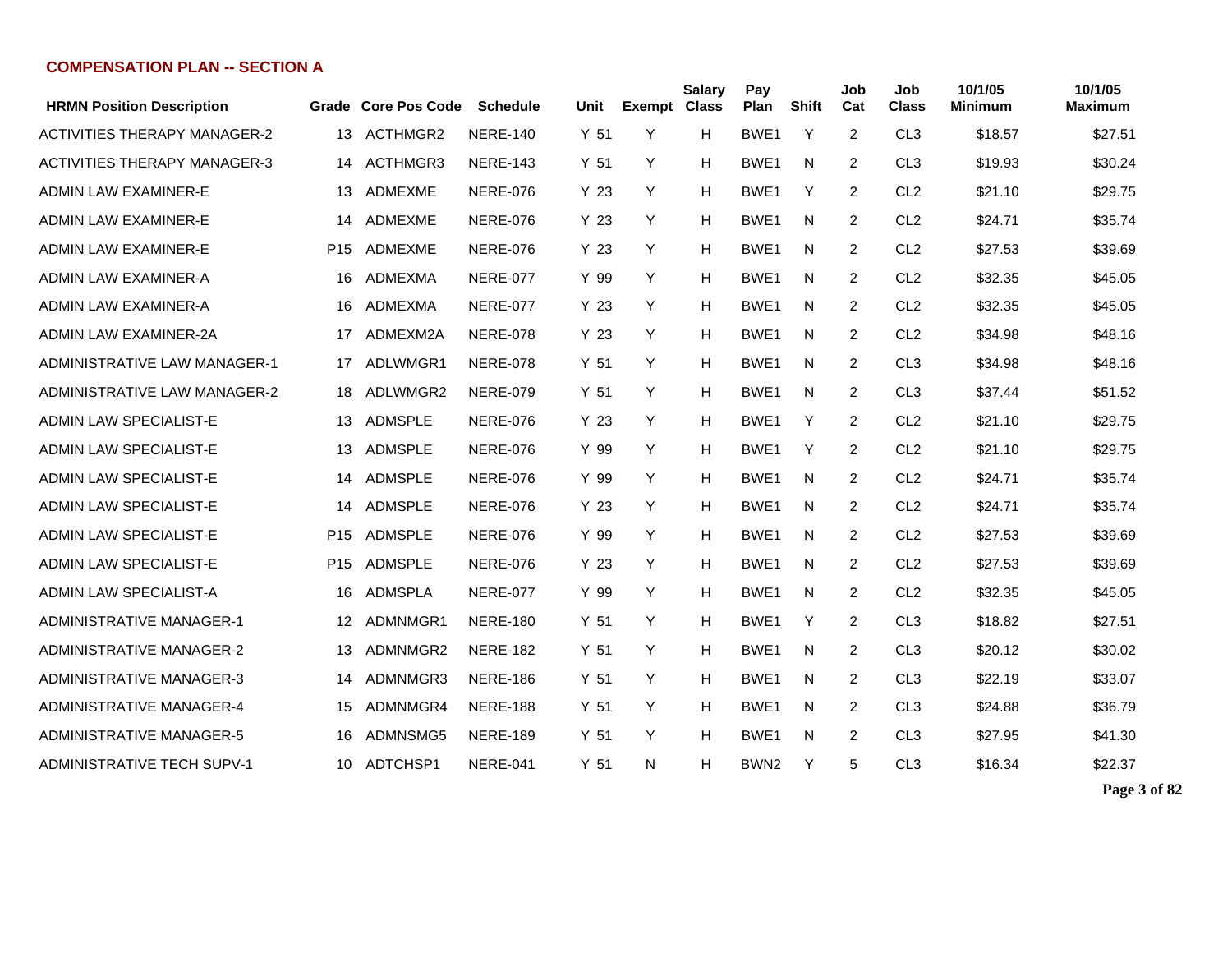## COMPENSATION PLAN -- SECTION A

| HRMN Position Description | Grade | Core Pos Code | Schedule | Unit | Exempt | Salary Class | Pay Plan | Shift | Job Cat | Job Class | 10/1/05 Minimum | 10/1/05 Maximum |
|---|---|---|---|---|---|---|---|---|---|---|---|---|
| ACTIVITIES THERAPY MANAGER-2 | 13 | ACTHMGR2 | NERE-140 | Y 51 | Y | H | BWE1 | Y | 2 | CL3 | $18.57 | $27.51 |
| ACTIVITIES THERAPY MANAGER-3 | 14 | ACTHMGR3 | NERE-143 | Y 51 | Y | H | BWE1 | N | 2 | CL3 | $19.93 | $30.24 |
| ADMIN LAW EXAMINER-E | 13 | ADMEXME | NERE-076 | Y 23 | Y | H | BWE1 | Y | 2 | CL2 | $21.10 | $29.75 |
| ADMIN LAW EXAMINER-E | 14 | ADMEXME | NERE-076 | Y 23 | Y | H | BWE1 | N | 2 | CL2 | $24.71 | $35.74 |
| ADMIN LAW EXAMINER-E | P15 | ADMEXME | NERE-076 | Y 23 | Y | H | BWE1 | N | 2 | CL2 | $27.53 | $39.69 |
| ADMIN LAW EXAMINER-A | 16 | ADMEXMA | NERE-077 | Y 99 | Y | H | BWE1 | N | 2 | CL2 | $32.35 | $45.05 |
| ADMIN LAW EXAMINER-A | 16 | ADMEXMA | NERE-077 | Y 23 | Y | H | BWE1 | N | 2 | CL2 | $32.35 | $45.05 |
| ADMIN LAW EXAMINER-2A | 17 | ADMEXM2A | NERE-078 | Y 23 | Y | H | BWE1 | N | 2 | CL2 | $34.98 | $48.16 |
| ADMINISTRATIVE LAW MANAGER-1 | 17 | ADLWMGR1 | NERE-078 | Y 51 | Y | H | BWE1 | N | 2 | CL3 | $34.98 | $48.16 |
| ADMINISTRATIVE LAW MANAGER-2 | 18 | ADLWMGR2 | NERE-079 | Y 51 | Y | H | BWE1 | N | 2 | CL3 | $37.44 | $51.52 |
| ADMIN LAW SPECIALIST-E | 13 | ADMSPLE | NERE-076 | Y 23 | Y | H | BWE1 | Y | 2 | CL2 | $21.10 | $29.75 |
| ADMIN LAW SPECIALIST-E | 13 | ADMSPLE | NERE-076 | Y 99 | Y | H | BWE1 | Y | 2 | CL2 | $21.10 | $29.75 |
| ADMIN LAW SPECIALIST-E | 14 | ADMSPLE | NERE-076 | Y 99 | Y | H | BWE1 | N | 2 | CL2 | $24.71 | $35.74 |
| ADMIN LAW SPECIALIST-E | 14 | ADMSPLE | NERE-076 | Y 23 | Y | H | BWE1 | N | 2 | CL2 | $24.71 | $35.74 |
| ADMIN LAW SPECIALIST-E | P15 | ADMSPLE | NERE-076 | Y 99 | Y | H | BWE1 | N | 2 | CL2 | $27.53 | $39.69 |
| ADMIN LAW SPECIALIST-E | P15 | ADMSPLE | NERE-076 | Y 23 | Y | H | BWE1 | N | 2 | CL2 | $27.53 | $39.69 |
| ADMIN LAW SPECIALIST-A | 16 | ADMSPLA | NERE-077 | Y 99 | Y | H | BWE1 | N | 2 | CL2 | $32.35 | $45.05 |
| ADMINISTRATIVE MANAGER-1 | 12 | ADMNMGR1 | NERE-180 | Y 51 | Y | H | BWE1 | Y | 2 | CL3 | $18.82 | $27.51 |
| ADMINISTRATIVE MANAGER-2 | 13 | ADMNMGR2 | NERE-182 | Y 51 | Y | H | BWE1 | N | 2 | CL3 | $20.12 | $30.02 |
| ADMINISTRATIVE MANAGER-3 | 14 | ADMNMGR3 | NERE-186 | Y 51 | Y | H | BWE1 | N | 2 | CL3 | $22.19 | $33.07 |
| ADMINISTRATIVE MANAGER-4 | 15 | ADMNMGR4 | NERE-188 | Y 51 | Y | H | BWE1 | N | 2 | CL3 | $24.88 | $36.79 |
| ADMINISTRATIVE MANAGER-5 | 16 | ADMNSMG5 | NERE-189 | Y 51 | Y | H | BWE1 | N | 2 | CL3 | $27.95 | $41.30 |
| ADMINISTRATIVE TECH SUPV-1 | 10 | ADTCHSP1 | NERE-041 | Y 51 | N | H | BWN2 | Y | 5 | CL3 | $16.34 | $22.37 |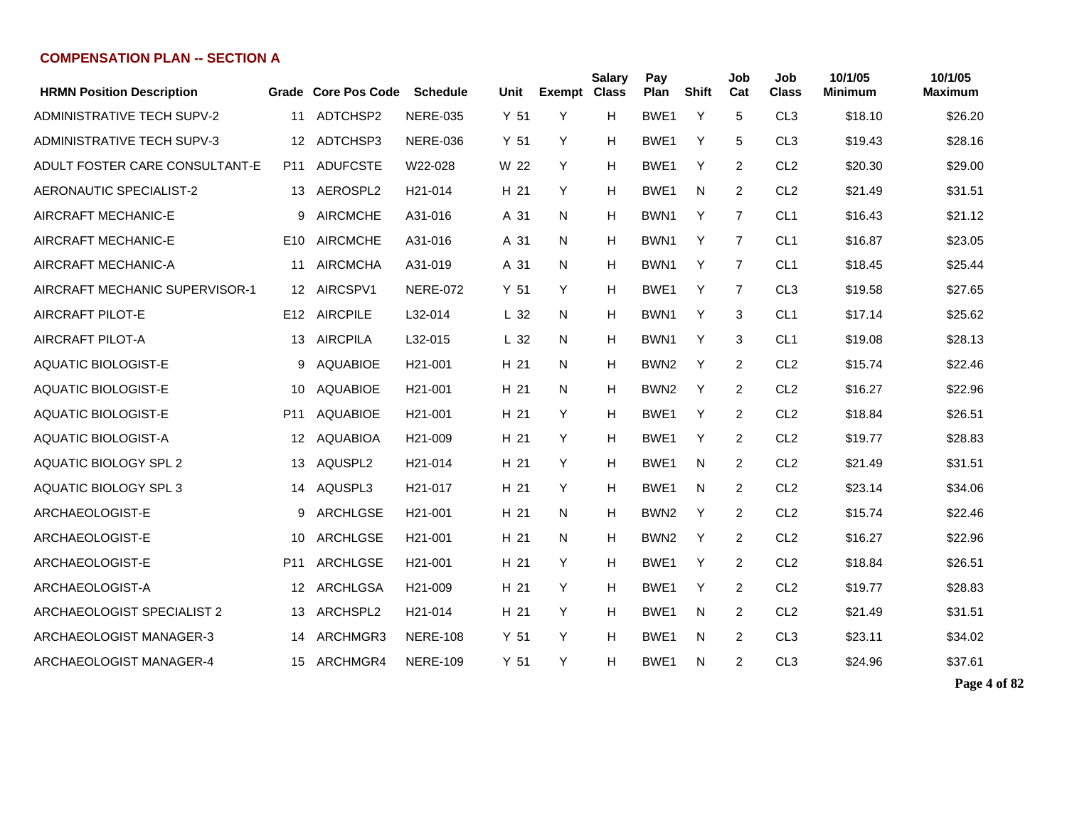## COMPENSATION PLAN -- SECTION A

| HRMN Position Description | Grade | Core Pos Code | Schedule | Unit | Exempt | Salary Class | Pay Plan | Shift | Job Cat | Job Class | 10/1/05 Minimum | 10/1/05 Maximum |
|---|---|---|---|---|---|---|---|---|---|---|---|---|
| ADMINISTRATIVE TECH SUPV-2 | 11 | ADTCHSP2 | NERE-035 | Y 51 | Y | H | BWE1 | Y | 5 | CL3 | $18.10 | $26.20 |
| ADMINISTRATIVE TECH SUPV-3 | 12 | ADTCHSP3 | NERE-036 | Y 51 | Y | H | BWE1 | Y | 5 | CL3 | $19.43 | $28.16 |
| ADULT FOSTER CARE CONSULTANT-E | P11 | ADUFCSTE | W22-028 | W 22 | Y | H | BWE1 | Y | 2 | CL2 | $20.30 | $29.00 |
| AERONAUTIC SPECIALIST-2 | 13 | AEROSPL2 | H21-014 | H 21 | Y | H | BWE1 | N | 2 | CL2 | $21.49 | $31.51 |
| AIRCRAFT MECHANIC-E | 9 | AIRCMCHE | A31-016 | A 31 | N | H | BWN1 | Y | 7 | CL1 | $16.43 | $21.12 |
| AIRCRAFT MECHANIC-E | E10 | AIRCMCHE | A31-016 | A 31 | N | H | BWN1 | Y | 7 | CL1 | $16.87 | $23.05 |
| AIRCRAFT MECHANIC-A | 11 | AIRCMCHA | A31-019 | A 31 | N | H | BWN1 | Y | 7 | CL1 | $18.45 | $25.44 |
| AIRCRAFT MECHANIC SUPERVISOR-1 | 12 | AIRCSPV1 | NERE-072 | Y 51 | Y | H | BWE1 | Y | 7 | CL3 | $19.58 | $27.65 |
| AIRCRAFT PILOT-E | E12 | AIRCPILE | L32-014 | L 32 | N | H | BWN1 | Y | 3 | CL1 | $17.14 | $25.62 |
| AIRCRAFT PILOT-A | 13 | AIRCPILA | L32-015 | L 32 | N | H | BWN1 | Y | 3 | CL1 | $19.08 | $28.13 |
| AQUATIC BIOLOGIST-E | 9 | AQUABIOE | H21-001 | H 21 | N | H | BWN2 | Y | 2 | CL2 | $15.74 | $22.46 |
| AQUATIC BIOLOGIST-E | 10 | AQUABIOE | H21-001 | H 21 | N | H | BWN2 | Y | 2 | CL2 | $16.27 | $22.96 |
| AQUATIC BIOLOGIST-E | P11 | AQUABIOE | H21-001 | H 21 | Y | H | BWE1 | Y | 2 | CL2 | $18.84 | $26.51 |
| AQUATIC BIOLOGIST-A | 12 | AQUABIOA | H21-009 | H 21 | Y | H | BWE1 | Y | 2 | CL2 | $19.77 | $28.83 |
| AQUATIC BIOLOGY SPL 2 | 13 | AQUSPL2 | H21-014 | H 21 | Y | H | BWE1 | N | 2 | CL2 | $21.49 | $31.51 |
| AQUATIC BIOLOGY SPL 3 | 14 | AQUSPL3 | H21-017 | H 21 | Y | H | BWE1 | N | 2 | CL2 | $23.14 | $34.06 |
| ARCHAEOLOGIST-E | 9 | ARCHLGSE | H21-001 | H 21 | N | H | BWN2 | Y | 2 | CL2 | $15.74 | $22.46 |
| ARCHAEOLOGIST-E | 10 | ARCHLGSE | H21-001 | H 21 | N | H | BWN2 | Y | 2 | CL2 | $16.27 | $22.96 |
| ARCHAEOLOGIST-E | P11 | ARCHLGSE | H21-001 | H 21 | Y | H | BWE1 | Y | 2 | CL2 | $18.84 | $26.51 |
| ARCHAEOLOGIST-A | 12 | ARCHLGSA | H21-009 | H 21 | Y | H | BWE1 | Y | 2 | CL2 | $19.77 | $28.83 |
| ARCHAEOLOGIST SPECIALIST 2 | 13 | ARCHSPL2 | H21-014 | H 21 | Y | H | BWE1 | N | 2 | CL2 | $21.49 | $31.51 |
| ARCHAEOLOGIST MANAGER-3 | 14 | ARCHMGR3 | NERE-108 | Y 51 | Y | H | BWE1 | N | 2 | CL3 | $23.11 | $34.02 |
| ARCHAEOLOGIST MANAGER-4 | 15 | ARCHMGR4 | NERE-109 | Y 51 | Y | H | BWE1 | N | 2 | CL3 | $24.96 | $37.61 |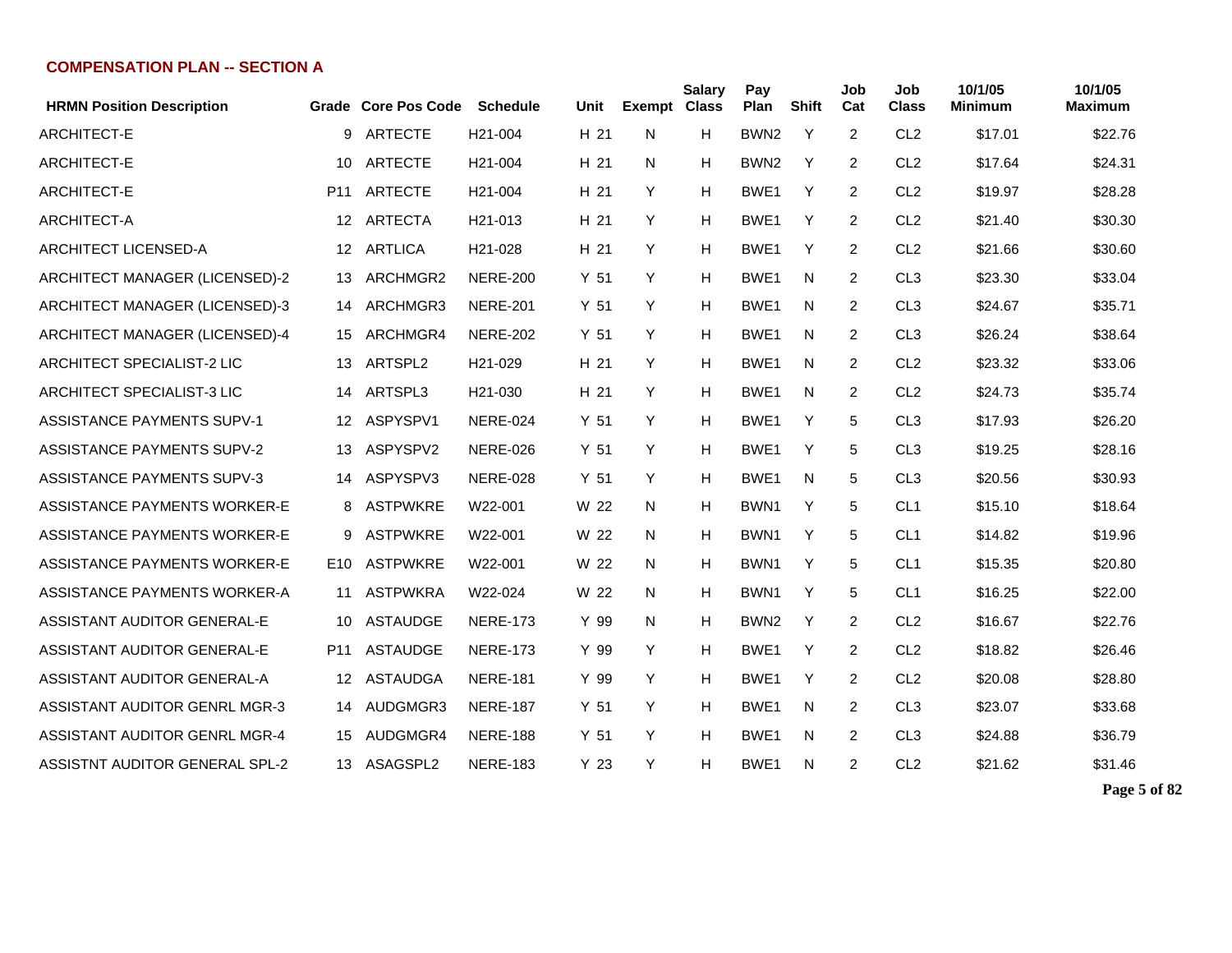## COMPENSATION PLAN -- SECTION A

| HRMN Position Description | Grade | Core Pos Code | Schedule | Unit | Exempt | Salary Class | Pay Plan | Shift | Job Cat | Job Class | 10/1/05 Minimum | 10/1/05 Maximum |
|---|---|---|---|---|---|---|---|---|---|---|---|---|
| ARCHITECT-E | 9 | ARTECTE | H21-004 | H 21 | N | H | BWN2 | Y | 2 | CL2 | $17.01 | $22.76 |
| ARCHITECT-E | 10 | ARTECTE | H21-004 | H 21 | N | H | BWN2 | Y | 2 | CL2 | $17.64 | $24.31 |
| ARCHITECT-E | P11 | ARTECTE | H21-004 | H 21 | Y | H | BWE1 | Y | 2 | CL2 | $19.97 | $28.28 |
| ARCHITECT-A | 12 | ARTECTA | H21-013 | H 21 | Y | H | BWE1 | Y | 2 | CL2 | $21.40 | $30.30 |
| ARCHITECT LICENSED-A | 12 | ARTLICA | H21-028 | H 21 | Y | H | BWE1 | Y | 2 | CL2 | $21.66 | $30.60 |
| ARCHITECT MANAGER (LICENSED)-2 | 13 | ARCHMGR2 | NERE-200 | Y 51 | Y | H | BWE1 | N | 2 | CL3 | $23.30 | $33.04 |
| ARCHITECT MANAGER (LICENSED)-3 | 14 | ARCHMGR3 | NERE-201 | Y 51 | Y | H | BWE1 | N | 2 | CL3 | $24.67 | $35.71 |
| ARCHITECT MANAGER (LICENSED)-4 | 15 | ARCHMGR4 | NERE-202 | Y 51 | Y | H | BWE1 | N | 2 | CL3 | $26.24 | $38.64 |
| ARCHITECT SPECIALIST-2 LIC | 13 | ARTSPL2 | H21-029 | H 21 | Y | H | BWE1 | N | 2 | CL2 | $23.32 | $33.06 |
| ARCHITECT SPECIALIST-3 LIC | 14 | ARTSPL3 | H21-030 | H 21 | Y | H | BWE1 | N | 2 | CL2 | $24.73 | $35.74 |
| ASSISTANCE PAYMENTS SUPV-1 | 12 | ASPYSPV1 | NERE-024 | Y 51 | Y | H | BWE1 | Y | 5 | CL3 | $17.93 | $26.20 |
| ASSISTANCE PAYMENTS SUPV-2 | 13 | ASPYSPV2 | NERE-026 | Y 51 | Y | H | BWE1 | Y | 5 | CL3 | $19.25 | $28.16 |
| ASSISTANCE PAYMENTS SUPV-3 | 14 | ASPYSPV3 | NERE-028 | Y 51 | Y | H | BWE1 | N | 5 | CL3 | $20.56 | $30.93 |
| ASSISTANCE PAYMENTS WORKER-E | 8 | ASTPWKRE | W22-001 | W 22 | N | H | BWN1 | Y | 5 | CL1 | $15.10 | $18.64 |
| ASSISTANCE PAYMENTS WORKER-E | 9 | ASTPWKRE | W22-001 | W 22 | N | H | BWN1 | Y | 5 | CL1 | $14.82 | $19.96 |
| ASSISTANCE PAYMENTS WORKER-E | E10 | ASTPWKRE | W22-001 | W 22 | N | H | BWN1 | Y | 5 | CL1 | $15.35 | $20.80 |
| ASSISTANCE PAYMENTS WORKER-A | 11 | ASTPWKRA | W22-024 | W 22 | N | H | BWN1 | Y | 5 | CL1 | $16.25 | $22.00 |
| ASSISTANT AUDITOR GENERAL-E | 10 | ASTAUDGE | NERE-173 | Y 99 | N | H | BWN2 | Y | 2 | CL2 | $16.67 | $22.76 |
| ASSISTANT AUDITOR GENERAL-E | P11 | ASTAUDGE | NERE-173 | Y 99 | Y | H | BWE1 | Y | 2 | CL2 | $18.82 | $26.46 |
| ASSISTANT AUDITOR GENERAL-A | 12 | ASTAUDGA | NERE-181 | Y 99 | Y | H | BWE1 | Y | 2 | CL2 | $20.08 | $28.80 |
| ASSISTANT AUDITOR GENRL MGR-3 | 14 | AUDGMGR3 | NERE-187 | Y 51 | Y | H | BWE1 | N | 2 | CL3 | $23.07 | $33.68 |
| ASSISTANT AUDITOR GENRL MGR-4 | 15 | AUDGMGR4 | NERE-188 | Y 51 | Y | H | BWE1 | N | 2 | CL3 | $24.88 | $36.79 |
| ASSISTNT AUDITOR GENERAL SPL-2 | 13 | ASAGSPL2 | NERE-183 | Y 23 | Y | H | BWE1 | N | 2 | CL2 | $21.62 | $31.46 |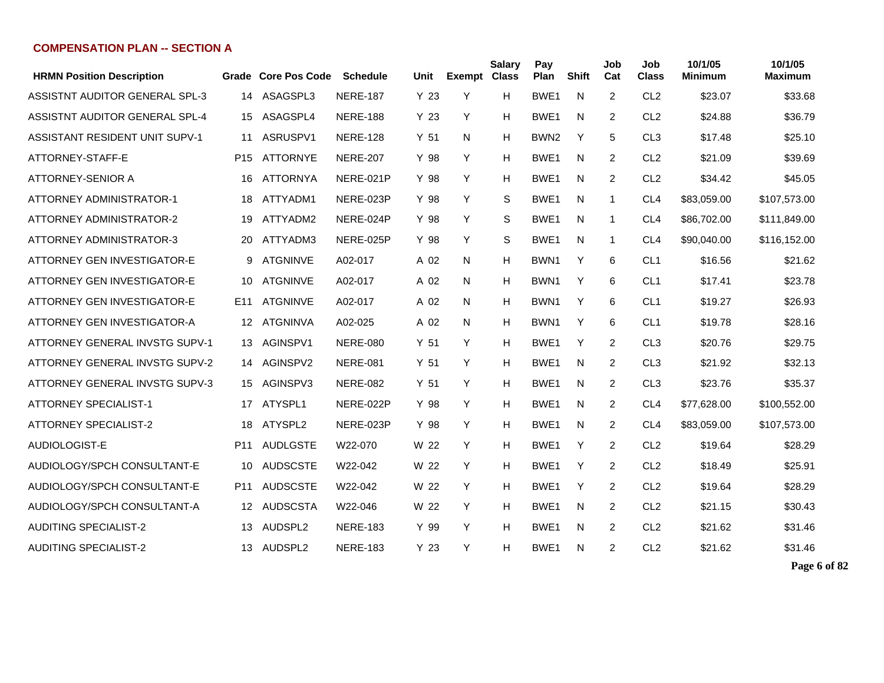## COMPENSATION PLAN -- SECTION A

| HRMN Position Description | Grade | Core Pos Code | Schedule | Unit | Exempt | Salary Class | Pay Plan | Shift | Job Cat | Job Class | 10/1/05 Minimum | 10/1/05 Maximum |
|---|---|---|---|---|---|---|---|---|---|---|---|---|
| ASSISTNT AUDITOR GENERAL SPL-3 | 14 | ASAGSPL3 | NERE-187 | Y 23 | Y | H | BWE1 | N | 2 | CL2 | $23.07 | $33.68 |
| ASSISTNT AUDITOR GENERAL SPL-4 | 15 | ASAGSPL4 | NERE-188 | Y 23 | Y | H | BWE1 | N | 2 | CL2 | $24.88 | $36.79 |
| ASSISTANT RESIDENT UNIT SUPV-1 | 11 | ASRUSPV1 | NERE-128 | Y 51 | N | H | BWN2 | Y | 5 | CL3 | $17.48 | $25.10 |
| ATTORNEY-STAFF-E | P15 | ATTORNYE | NERE-207 | Y 98 | Y | H | BWE1 | N | 2 | CL2 | $21.09 | $39.69 |
| ATTORNEY-SENIOR A | 16 | ATTORNYA | NERE-021P | Y 98 | Y | H | BWE1 | N | 2 | CL2 | $34.42 | $45.05 |
| ATTORNEY ADMINISTRATOR-1 | 18 | ATTYADM1 | NERE-023P | Y 98 | Y | S | BWE1 | N | 1 | CL4 | $83,059.00 | $107,573.00 |
| ATTORNEY ADMINISTRATOR-2 | 19 | ATTYADM2 | NERE-024P | Y 98 | Y | S | BWE1 | N | 1 | CL4 | $86,702.00 | $111,849.00 |
| ATTORNEY ADMINISTRATOR-3 | 20 | ATTYADM3 | NERE-025P | Y 98 | Y | S | BWE1 | N | 1 | CL4 | $90,040.00 | $116,152.00 |
| ATTORNEY GEN INVESTIGATOR-E | 9 | ATGNINVE | A02-017 | A 02 | N | H | BWN1 | Y | 6 | CL1 | $16.56 | $21.62 |
| ATTORNEY GEN INVESTIGATOR-E | 10 | ATGNINVE | A02-017 | A 02 | N | H | BWN1 | Y | 6 | CL1 | $17.41 | $23.78 |
| ATTORNEY GEN INVESTIGATOR-E | E11 | ATGNINVE | A02-017 | A 02 | N | H | BWN1 | Y | 6 | CL1 | $19.27 | $26.93 |
| ATTORNEY GEN INVESTIGATOR-A | 12 | ATGNINVA | A02-025 | A 02 | N | H | BWN1 | Y | 6 | CL1 | $19.78 | $28.16 |
| ATTORNEY GENERAL INVSTG SUPV-1 | 13 | AGINSPV1 | NERE-080 | Y 51 | Y | H | BWE1 | Y | 2 | CL3 | $20.76 | $29.75 |
| ATTORNEY GENERAL INVSTG SUPV-2 | 14 | AGINSPV2 | NERE-081 | Y 51 | Y | H | BWE1 | N | 2 | CL3 | $21.92 | $32.13 |
| ATTORNEY GENERAL INVSTG SUPV-3 | 15 | AGINSPV3 | NERE-082 | Y 51 | Y | H | BWE1 | N | 2 | CL3 | $23.76 | $35.37 |
| ATTORNEY SPECIALIST-1 | 17 | ATYSPL1 | NERE-022P | Y 98 | Y | H | BWE1 | N | 2 | CL4 | $77,628.00 | $100,552.00 |
| ATTORNEY SPECIALIST-2 | 18 | ATYSPL2 | NERE-023P | Y 98 | Y | H | BWE1 | N | 2 | CL4 | $83,059.00 | $107,573.00 |
| AUDIOLOGIST-E | P11 | AUDLGSTE | W22-070 | W 22 | Y | H | BWE1 | Y | 2 | CL2 | $19.64 | $28.29 |
| AUDIOLOGY/SPCH CONSULTANT-E | 10 | AUDSCSTE | W22-042 | W 22 | Y | H | BWE1 | Y | 2 | CL2 | $18.49 | $25.91 |
| AUDIOLOGY/SPCH CONSULTANT-E | P11 | AUDSCSTE | W22-042 | W 22 | Y | H | BWE1 | Y | 2 | CL2 | $19.64 | $28.29 |
| AUDIOLOGY/SPCH CONSULTANT-A | 12 | AUDSCSTA | W22-046 | W 22 | Y | H | BWE1 | N | 2 | CL2 | $21.15 | $30.43 |
| AUDITING SPECIALIST-2 | 13 | AUDSPL2 | NERE-183 | Y 99 | Y | H | BWE1 | N | 2 | CL2 | $21.62 | $31.46 |
| AUDITING SPECIALIST-2 | 13 | AUDSPL2 | NERE-183 | Y 23 | Y | H | BWE1 | N | 2 | CL2 | $21.62 | $31.46 |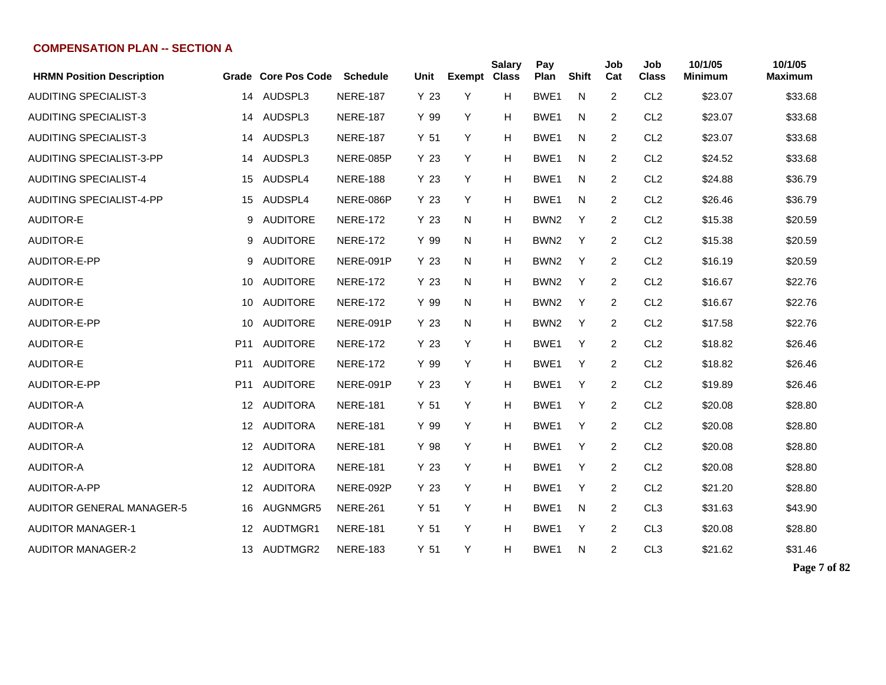## COMPENSATION PLAN -- SECTION A

| HRMN Position Description | Grade | Core Pos Code | Schedule | Unit | Exempt | Salary Class | Pay Plan | Shift | Job Cat | Job Class | 10/1/05 Minimum | 10/1/05 Maximum |
|---|---|---|---|---|---|---|---|---|---|---|---|---|
| AUDITING SPECIALIST-3 | 14 | AUDSPL3 | NERE-187 | Y 23 | Y | H | BWE1 | N | 2 | CL2 | $23.07 | $33.68 |
| AUDITING SPECIALIST-3 | 14 | AUDSPL3 | NERE-187 | Y 99 | Y | H | BWE1 | N | 2 | CL2 | $23.07 | $33.68 |
| AUDITING SPECIALIST-3 | 14 | AUDSPL3 | NERE-187 | Y 51 | Y | H | BWE1 | N | 2 | CL2 | $23.07 | $33.68 |
| AUDITING SPECIALIST-3-PP | 14 | AUDSPL3 | NERE-085P | Y 23 | Y | H | BWE1 | N | 2 | CL2 | $24.52 | $33.68 |
| AUDITING SPECIALIST-4 | 15 | AUDSPL4 | NERE-188 | Y 23 | Y | H | BWE1 | N | 2 | CL2 | $24.88 | $36.79 |
| AUDITING SPECIALIST-4-PP | 15 | AUDSPL4 | NERE-086P | Y 23 | Y | H | BWE1 | N | 2 | CL2 | $26.46 | $36.79 |
| AUDITOR-E | 9 | AUDITORE | NERE-172 | Y 23 | N | H | BWN2 | Y | 2 | CL2 | $15.38 | $20.59 |
| AUDITOR-E | 9 | AUDITORE | NERE-172 | Y 99 | N | H | BWN2 | Y | 2 | CL2 | $15.38 | $20.59 |
| AUDITOR-E-PP | 9 | AUDITORE | NERE-091P | Y 23 | N | H | BWN2 | Y | 2 | CL2 | $16.19 | $20.59 |
| AUDITOR-E | 10 | AUDITORE | NERE-172 | Y 23 | N | H | BWN2 | Y | 2 | CL2 | $16.67 | $22.76 |
| AUDITOR-E | 10 | AUDITORE | NERE-172 | Y 99 | N | H | BWN2 | Y | 2 | CL2 | $16.67 | $22.76 |
| AUDITOR-E-PP | 10 | AUDITORE | NERE-091P | Y 23 | N | H | BWN2 | Y | 2 | CL2 | $17.58 | $22.76 |
| AUDITOR-E | P11 | AUDITORE | NERE-172 | Y 23 | Y | H | BWE1 | Y | 2 | CL2 | $18.82 | $26.46 |
| AUDITOR-E | P11 | AUDITORE | NERE-172 | Y 99 | Y | H | BWE1 | Y | 2 | CL2 | $18.82 | $26.46 |
| AUDITOR-E-PP | P11 | AUDITORE | NERE-091P | Y 23 | Y | H | BWE1 | Y | 2 | CL2 | $19.89 | $26.46 |
| AUDITOR-A | 12 | AUDITORA | NERE-181 | Y 51 | Y | H | BWE1 | Y | 2 | CL2 | $20.08 | $28.80 |
| AUDITOR-A | 12 | AUDITORA | NERE-181 | Y 99 | Y | H | BWE1 | Y | 2 | CL2 | $20.08 | $28.80 |
| AUDITOR-A | 12 | AUDITORA | NERE-181 | Y 98 | Y | H | BWE1 | Y | 2 | CL2 | $20.08 | $28.80 |
| AUDITOR-A | 12 | AUDITORA | NERE-181 | Y 23 | Y | H | BWE1 | Y | 2 | CL2 | $20.08 | $28.80 |
| AUDITOR-A-PP | 12 | AUDITORA | NERE-092P | Y 23 | Y | H | BWE1 | Y | 2 | CL2 | $21.20 | $28.80 |
| AUDITOR GENERAL MANAGER-5 | 16 | AUGNMGR5 | NERE-261 | Y 51 | Y | H | BWE1 | N | 2 | CL3 | $31.63 | $43.90 |
| AUDITOR MANAGER-1 | 12 | AUDTMGR1 | NERE-181 | Y 51 | Y | H | BWE1 | Y | 2 | CL3 | $20.08 | $28.80 |
| AUDITOR MANAGER-2 | 13 | AUDTMGR2 | NERE-183 | Y 51 | Y | H | BWE1 | N | 2 | CL3 | $21.62 | $31.46 |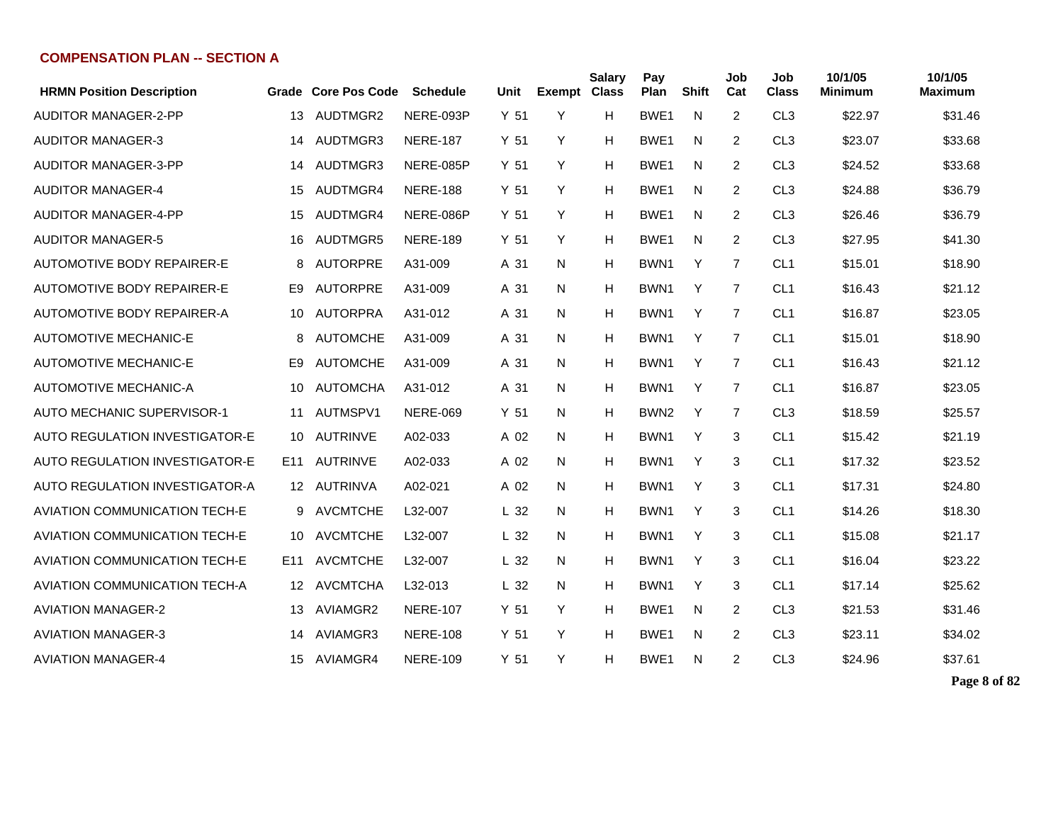## COMPENSATION PLAN -- SECTION A

| HRMN Position Description | Grade | Core Pos Code | Schedule | Unit | Exempt | Salary Class | Pay Plan | Shift | Job Cat | Job Class | 10/1/05 Minimum | 10/1/05 Maximum |
|---|---|---|---|---|---|---|---|---|---|---|---|---|
| AUDITOR MANAGER-2-PP | 13 | AUDTMGR2 | NERE-093P | Y 51 | Y | H | BWE1 | N | 2 | CL3 | $22.97 | $31.46 |
| AUDITOR MANAGER-3 | 14 | AUDTMGR3 | NERE-187 | Y 51 | Y | H | BWE1 | N | 2 | CL3 | $23.07 | $33.68 |
| AUDITOR MANAGER-3-PP | 14 | AUDTMGR3 | NERE-085P | Y 51 | Y | H | BWE1 | N | 2 | CL3 | $24.52 | $33.68 |
| AUDITOR MANAGER-4 | 15 | AUDTMGR4 | NERE-188 | Y 51 | Y | H | BWE1 | N | 2 | CL3 | $24.88 | $36.79 |
| AUDITOR MANAGER-4-PP | 15 | AUDTMGR4 | NERE-086P | Y 51 | Y | H | BWE1 | N | 2 | CL3 | $26.46 | $36.79 |
| AUDITOR MANAGER-5 | 16 | AUDTMGR5 | NERE-189 | Y 51 | Y | H | BWE1 | N | 2 | CL3 | $27.95 | $41.30 |
| AUTOMOTIVE BODY REPAIRER-E | 8 | AUTORPRE | A31-009 | A 31 | N | H | BWN1 | Y | 7 | CL1 | $15.01 | $18.90 |
| AUTOMOTIVE BODY REPAIRER-E | E9 | AUTORPRE | A31-009 | A 31 | N | H | BWN1 | Y | 7 | CL1 | $16.43 | $21.12 |
| AUTOMOTIVE BODY REPAIRER-A | 10 | AUTORPRA | A31-012 | A 31 | N | H | BWN1 | Y | 7 | CL1 | $16.87 | $23.05 |
| AUTOMOTIVE MECHANIC-E | 8 | AUTOMCHE | A31-009 | A 31 | N | H | BWN1 | Y | 7 | CL1 | $15.01 | $18.90 |
| AUTOMOTIVE MECHANIC-E | E9 | AUTOMCHE | A31-009 | A 31 | N | H | BWN1 | Y | 7 | CL1 | $16.43 | $21.12 |
| AUTOMOTIVE MECHANIC-A | 10 | AUTOMCHA | A31-012 | A 31 | N | H | BWN1 | Y | 7 | CL1 | $16.87 | $23.05 |
| AUTO MECHANIC SUPERVISOR-1 | 11 | AUTMSPV1 | NERE-069 | Y 51 | N | H | BWN2 | Y | 7 | CL3 | $18.59 | $25.57 |
| AUTO REGULATION INVESTIGATOR-E | 10 | AUTRINVE | A02-033 | A 02 | N | H | BWN1 | Y | 3 | CL1 | $15.42 | $21.19 |
| AUTO REGULATION INVESTIGATOR-E | E11 | AUTRINVE | A02-033 | A 02 | N | H | BWN1 | Y | 3 | CL1 | $17.32 | $23.52 |
| AUTO REGULATION INVESTIGATOR-A | 12 | AUTRINVA | A02-021 | A 02 | N | H | BWN1 | Y | 3 | CL1 | $17.31 | $24.80 |
| AVIATION COMMUNICATION TECH-E | 9 | AVCMTCHE | L32-007 | L 32 | N | H | BWN1 | Y | 3 | CL1 | $14.26 | $18.30 |
| AVIATION COMMUNICATION TECH-E | 10 | AVCMTCHE | L32-007 | L 32 | N | H | BWN1 | Y | 3 | CL1 | $15.08 | $21.17 |
| AVIATION COMMUNICATION TECH-E | E11 | AVCMTCHE | L32-007 | L 32 | N | H | BWN1 | Y | 3 | CL1 | $16.04 | $23.22 |
| AVIATION COMMUNICATION TECH-A | 12 | AVCMTCHA | L32-013 | L 32 | N | H | BWN1 | Y | 3 | CL1 | $17.14 | $25.62 |
| AVIATION MANAGER-2 | 13 | AVIAMGR2 | NERE-107 | Y 51 | Y | H | BWE1 | N | 2 | CL3 | $21.53 | $31.46 |
| AVIATION MANAGER-3 | 14 | AVIAMGR3 | NERE-108 | Y 51 | Y | H | BWE1 | N | 2 | CL3 | $23.11 | $34.02 |
| AVIATION MANAGER-4 | 15 | AVIAMGR4 | NERE-109 | Y 51 | Y | H | BWE1 | N | 2 | CL3 | $24.96 | $37.61 |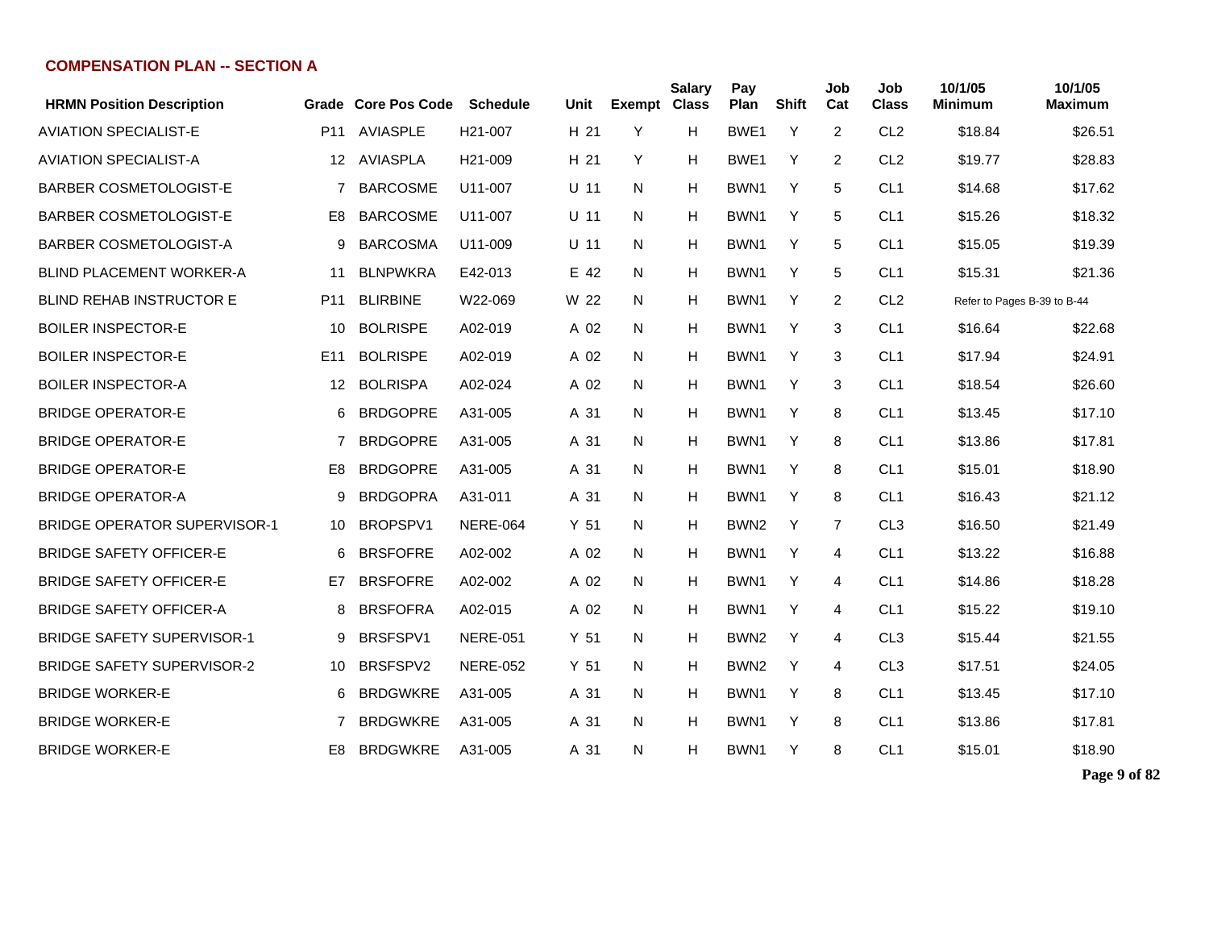## COMPENSATION PLAN -- SECTION A

| HRMN Position Description | Grade | Core Pos Code | Schedule | Unit | Exempt | Salary Class | Pay Plan | Shift | Job Cat | Job Class | 10/1/05 Minimum | 10/1/05 Maximum |
|---|---|---|---|---|---|---|---|---|---|---|---|---|
| AVIATION SPECIALIST-E | P11 | AVIASPLE | H21-007 | H 21 | Y | H | BWE1 | Y | 2 | CL2 | $18.84 | $26.51 |
| AVIATION SPECIALIST-A | 12 | AVIASPLA | H21-009 | H 21 | Y | H | BWE1 | Y | 2 | CL2 | $19.77 | $28.83 |
| BARBER COSMETOLOGIST-E | 7 | BARCOSME | U11-007 | U 11 | N | H | BWN1 | Y | 5 | CL1 | $14.68 | $17.62 |
| BARBER COSMETOLOGIST-E | E8 | BARCOSME | U11-007 | U 11 | N | H | BWN1 | Y | 5 | CL1 | $15.26 | $18.32 |
| BARBER COSMETOLOGIST-A | 9 | BARCOSMA | U11-009 | U 11 | N | H | BWN1 | Y | 5 | CL1 | $15.05 | $19.39 |
| BLIND PLACEMENT WORKER-A | 11 | BLNPWKRA | E42-013 | E 42 | N | H | BWN1 | Y | 5 | CL1 | $15.31 | $21.36 |
| BLIND REHAB INSTRUCTOR E | P11 | BLIRBINE | W22-069 | W 22 | N | H | BWN1 | Y | 2 | CL2 | Refer to Pages B-39 to B-44 | |
| BOILER INSPECTOR-E | 10 | BOLRISPE | A02-019 | A 02 | N | H | BWN1 | Y | 3 | CL1 | $16.64 | $22.68 |
| BOILER INSPECTOR-E | E11 | BOLRISPE | A02-019 | A 02 | N | H | BWN1 | Y | 3 | CL1 | $17.94 | $24.91 |
| BOILER INSPECTOR-A | 12 | BOLRISPA | A02-024 | A 02 | N | H | BWN1 | Y | 3 | CL1 | $18.54 | $26.60 |
| BRIDGE OPERATOR-E | 6 | BRDGOPRE | A31-005 | A 31 | N | H | BWN1 | Y | 8 | CL1 | $13.45 | $17.10 |
| BRIDGE OPERATOR-E | 7 | BRDGOPRE | A31-005 | A 31 | N | H | BWN1 | Y | 8 | CL1 | $13.86 | $17.81 |
| BRIDGE OPERATOR-E | E8 | BRDGOPRE | A31-005 | A 31 | N | H | BWN1 | Y | 8 | CL1 | $15.01 | $18.90 |
| BRIDGE OPERATOR-A | 9 | BRDGOPRA | A31-011 | A 31 | N | H | BWN1 | Y | 8 | CL1 | $16.43 | $21.12 |
| BRIDGE OPERATOR SUPERVISOR-1 | 10 | BROPSPV1 | NERE-064 | Y 51 | N | H | BWN2 | Y | 7 | CL3 | $16.50 | $21.49 |
| BRIDGE SAFETY OFFICER-E | 6 | BRSFOFRE | A02-002 | A 02 | N | H | BWN1 | Y | 4 | CL1 | $13.22 | $16.88 |
| BRIDGE SAFETY OFFICER-E | E7 | BRSFOFRE | A02-002 | A 02 | N | H | BWN1 | Y | 4 | CL1 | $14.86 | $18.28 |
| BRIDGE SAFETY OFFICER-A | 8 | BRSFOFRA | A02-015 | A 02 | N | H | BWN1 | Y | 4 | CL1 | $15.22 | $19.10 |
| BRIDGE SAFETY SUPERVISOR-1 | 9 | BRSFSPV1 | NERE-051 | Y 51 | N | H | BWN2 | Y | 4 | CL3 | $15.44 | $21.55 |
| BRIDGE SAFETY SUPERVISOR-2 | 10 | BRSFSPV2 | NERE-052 | Y 51 | N | H | BWN2 | Y | 4 | CL3 | $17.51 | $24.05 |
| BRIDGE WORKER-E | 6 | BRDGWKRE | A31-005 | A 31 | N | H | BWN1 | Y | 8 | CL1 | $13.45 | $17.10 |
| BRIDGE WORKER-E | 7 | BRDGWKRE | A31-005 | A 31 | N | H | BWN1 | Y | 8 | CL1 | $13.86 | $17.81 |
| BRIDGE WORKER-E | E8 | BRDGWKRE | A31-005 | A 31 | N | H | BWN1 | Y | 8 | CL1 | $15.01 | $18.90 |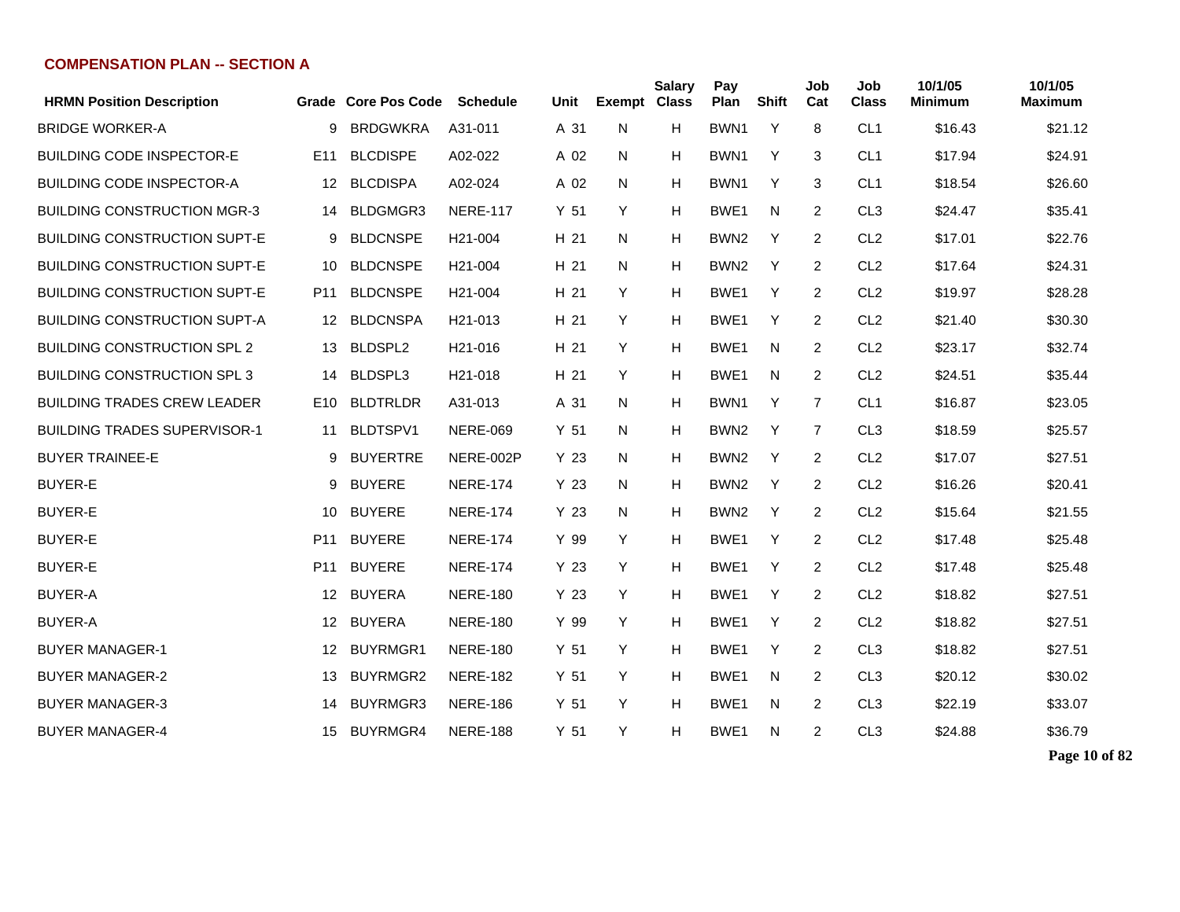**COMPENSATION PLAN -- SECTION A**

| HRMN Position Description | Grade | Core Pos Code | Schedule | Unit | Exempt | Salary Class | Pay Plan | Shift | Job Cat | Job Class | 10/1/05 Minimum | 10/1/05 Maximum |
|---|---|---|---|---|---|---|---|---|---|---|---|---|
| BRIDGE WORKER-A | 9 | BRDGWKRA | A31-011 | A 31 | N | H | BWN1 | Y | 8 | CL1 | $16.43 | $21.12 |
| BUILDING CODE INSPECTOR-E | E11 | BLCDISPE | A02-022 | A 02 | N | H | BWN1 | Y | 3 | CL1 | $17.94 | $24.91 |
| BUILDING CODE INSPECTOR-A | 12 | BLCDISPA | A02-024 | A 02 | N | H | BWN1 | Y | 3 | CL1 | $18.54 | $26.60 |
| BUILDING CONSTRUCTION MGR-3 | 14 | BLDGMGR3 | NERE-117 | Y 51 | Y | H | BWE1 | N | 2 | CL3 | $24.47 | $35.41 |
| BUILDING CONSTRUCTION SUPT-E | 9 | BLDCNSPE | H21-004 | H 21 | N | H | BWN2 | Y | 2 | CL2 | $17.01 | $22.76 |
| BUILDING CONSTRUCTION SUPT-E | 10 | BLDCNSPE | H21-004 | H 21 | N | H | BWN2 | Y | 2 | CL2 | $17.64 | $24.31 |
| BUILDING CONSTRUCTION SUPT-E | P11 | BLDCNSPE | H21-004 | H 21 | Y | H | BWE1 | Y | 2 | CL2 | $19.97 | $28.28 |
| BUILDING CONSTRUCTION SUPT-A | 12 | BLDCNSPA | H21-013 | H 21 | Y | H | BWE1 | Y | 2 | CL2 | $21.40 | $30.30 |
| BUILDING CONSTRUCTION SPL 2 | 13 | BLDSPL2 | H21-016 | H 21 | Y | H | BWE1 | N | 2 | CL2 | $23.17 | $32.74 |
| BUILDING CONSTRUCTION SPL 3 | 14 | BLDSPL3 | H21-018 | H 21 | Y | H | BWE1 | N | 2 | CL2 | $24.51 | $35.44 |
| BUILDING TRADES CREW LEADER | E10 | BLDTRLDR | A31-013 | A 31 | N | H | BWN1 | Y | 7 | CL1 | $16.87 | $23.05 |
| BUILDING TRADES SUPERVISOR-1 | 11 | BLDTSPV1 | NERE-069 | Y 51 | N | H | BWN2 | Y | 7 | CL3 | $18.59 | $25.57 |
| BUYER TRAINEE-E | 9 | BUYERTRE | NERE-002P | Y 23 | N | H | BWN2 | Y | 2 | CL2 | $17.07 | $27.51 |
| BUYER-E | 9 | BUYERE | NERE-174 | Y 23 | N | H | BWN2 | Y | 2 | CL2 | $16.26 | $20.41 |
| BUYER-E | 10 | BUYERE | NERE-174 | Y 23 | N | H | BWN2 | Y | 2 | CL2 | $15.64 | $21.55 |
| BUYER-E | P11 | BUYERE | NERE-174 | Y 99 | Y | H | BWE1 | Y | 2 | CL2 | $17.48 | $25.48 |
| BUYER-E | P11 | BUYERE | NERE-174 | Y 23 | Y | H | BWE1 | Y | 2 | CL2 | $17.48 | $25.48 |
| BUYER-A | 12 | BUYERA | NERE-180 | Y 23 | Y | H | BWE1 | Y | 2 | CL2 | $18.82 | $27.51 |
| BUYER-A | 12 | BUYERA | NERE-180 | Y 99 | Y | H | BWE1 | Y | 2 | CL2 | $18.82 | $27.51 |
| BUYER MANAGER-1 | 12 | BUYRMGR1 | NERE-180 | Y 51 | Y | H | BWE1 | Y | 2 | CL3 | $18.82 | $27.51 |
| BUYER MANAGER-2 | 13 | BUYRMGR2 | NERE-182 | Y 51 | Y | H | BWE1 | N | 2 | CL3 | $20.12 | $30.02 |
| BUYER MANAGER-3 | 14 | BUYRMGR3 | NERE-186 | Y 51 | Y | H | BWE1 | N | 2 | CL3 | $22.19 | $33.07 |
| BUYER MANAGER-4 | 15 | BUYRMGR4 | NERE-188 | Y 51 | Y | H | BWE1 | N | 2 | CL3 | $24.88 | $36.79 |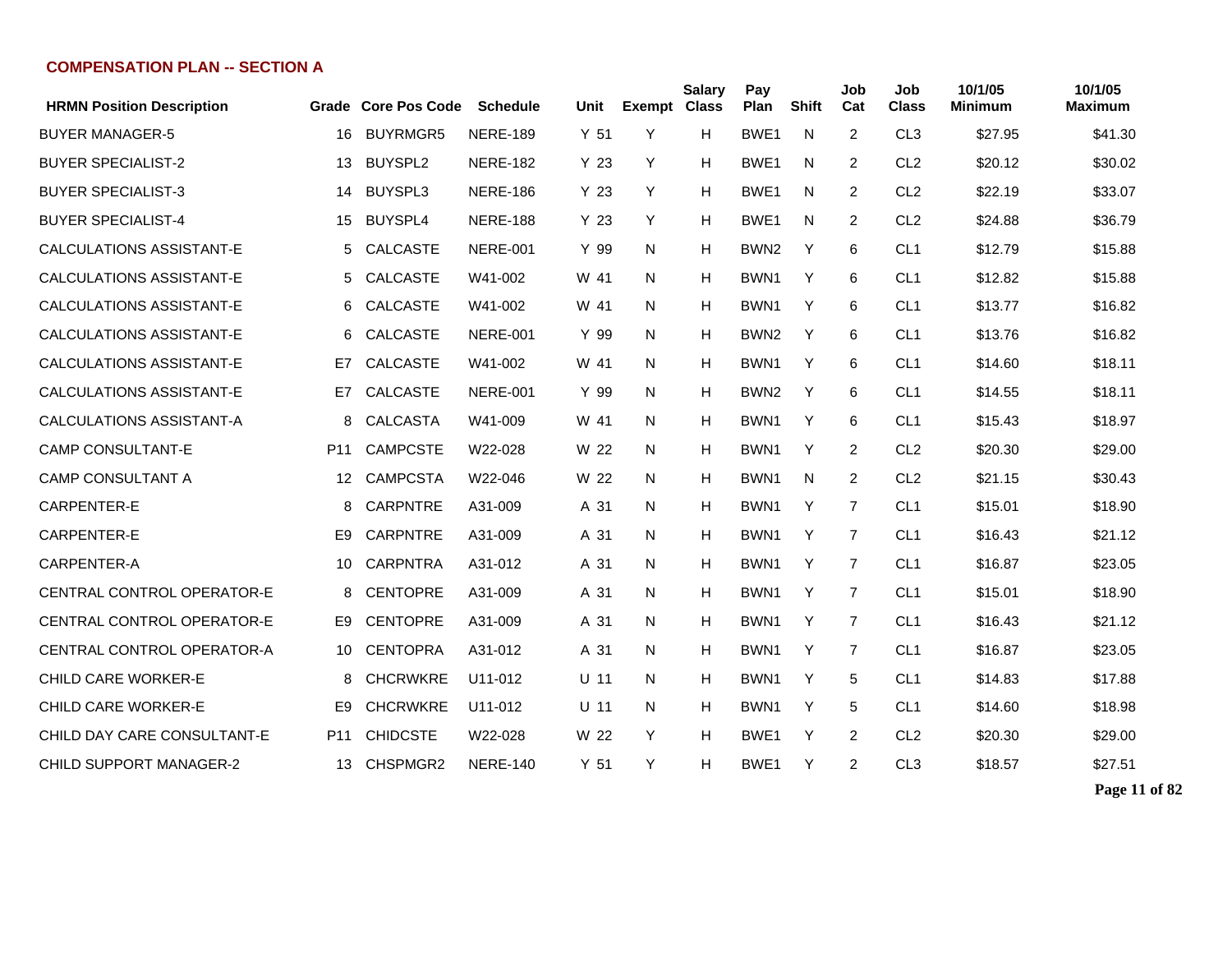## COMPENSATION PLAN -- SECTION A

| HRMN Position Description | Grade | Core Pos Code | Schedule | Unit | Exempt | Salary Class | Pay Plan | Shift | Job Cat | Job Class | 10/1/05 Minimum | 10/1/05 Maximum |
|---|---|---|---|---|---|---|---|---|---|---|---|---|
| BUYER MANAGER-5 | 16 | BUYRMGR5 | NERE-189 | Y 51 | Y | H | BWE1 | N | 2 | CL3 | $27.95 | $41.30 |
| BUYER SPECIALIST-2 | 13 | BUYSPL2 | NERE-182 | Y 23 | Y | H | BWE1 | N | 2 | CL2 | $20.12 | $30.02 |
| BUYER SPECIALIST-3 | 14 | BUYSPL3 | NERE-186 | Y 23 | Y | H | BWE1 | N | 2 | CL2 | $22.19 | $33.07 |
| BUYER SPECIALIST-4 | 15 | BUYSPL4 | NERE-188 | Y 23 | Y | H | BWE1 | N | 2 | CL2 | $24.88 | $36.79 |
| CALCULATIONS ASSISTANT-E | 5 | CALCASTE | NERE-001 | Y 99 | N | H | BWN2 | Y | 6 | CL1 | $12.79 | $15.88 |
| CALCULATIONS ASSISTANT-E | 5 | CALCASTE | W41-002 | W 41 | N | H | BWN1 | Y | 6 | CL1 | $12.82 | $15.88 |
| CALCULATIONS ASSISTANT-E | 6 | CALCASTE | W41-002 | W 41 | N | H | BWN1 | Y | 6 | CL1 | $13.77 | $16.82 |
| CALCULATIONS ASSISTANT-E | 6 | CALCASTE | NERE-001 | Y 99 | N | H | BWN2 | Y | 6 | CL1 | $13.76 | $16.82 |
| CALCULATIONS ASSISTANT-E | E7 | CALCASTE | W41-002 | W 41 | N | H | BWN1 | Y | 6 | CL1 | $14.60 | $18.11 |
| CALCULATIONS ASSISTANT-E | E7 | CALCASTE | NERE-001 | Y 99 | N | H | BWN2 | Y | 6 | CL1 | $14.55 | $18.11 |
| CALCULATIONS ASSISTANT-A | 8 | CALCASTA | W41-009 | W 41 | N | H | BWN1 | Y | 6 | CL1 | $15.43 | $18.97 |
| CAMP CONSULTANT-E | P11 | CAMPCSTE | W22-028 | W 22 | N | H | BWN1 | Y | 2 | CL2 | $20.30 | $29.00 |
| CAMP CONSULTANT A | 12 | CAMPCSTA | W22-046 | W 22 | N | H | BWN1 | N | 2 | CL2 | $21.15 | $30.43 |
| CARPENTER-E | 8 | CARPNTRE | A31-009 | A 31 | N | H | BWN1 | Y | 7 | CL1 | $15.01 | $18.90 |
| CARPENTER-E | E9 | CARPNTRE | A31-009 | A 31 | N | H | BWN1 | Y | 7 | CL1 | $16.43 | $21.12 |
| CARPENTER-A | 10 | CARPNTRA | A31-012 | A 31 | N | H | BWN1 | Y | 7 | CL1 | $16.87 | $23.05 |
| CENTRAL CONTROL OPERATOR-E | 8 | CENTOPRE | A31-009 | A 31 | N | H | BWN1 | Y | 7 | CL1 | $15.01 | $18.90 |
| CENTRAL CONTROL OPERATOR-E | E9 | CENTOPRE | A31-009 | A 31 | N | H | BWN1 | Y | 7 | CL1 | $16.43 | $21.12 |
| CENTRAL CONTROL OPERATOR-A | 10 | CENTOPRA | A31-012 | A 31 | N | H | BWN1 | Y | 7 | CL1 | $16.87 | $23.05 |
| CHILD CARE WORKER-E | 8 | CHCRWKRE | U11-012 | U 11 | N | H | BWN1 | Y | 5 | CL1 | $14.83 | $17.88 |
| CHILD CARE WORKER-E | E9 | CHCRWKRE | U11-012 | U 11 | N | H | BWN1 | Y | 5 | CL1 | $14.60 | $18.98 |
| CHILD DAY CARE CONSULTANT-E | P11 | CHIDCSTE | W22-028 | W 22 | Y | H | BWE1 | Y | 2 | CL2 | $20.30 | $29.00 |
| CHILD SUPPORT MANAGER-2 | 13 | CHSPMGR2 | NERE-140 | Y 51 | Y | H | BWE1 | Y | 2 | CL3 | $18.57 | $27.51 |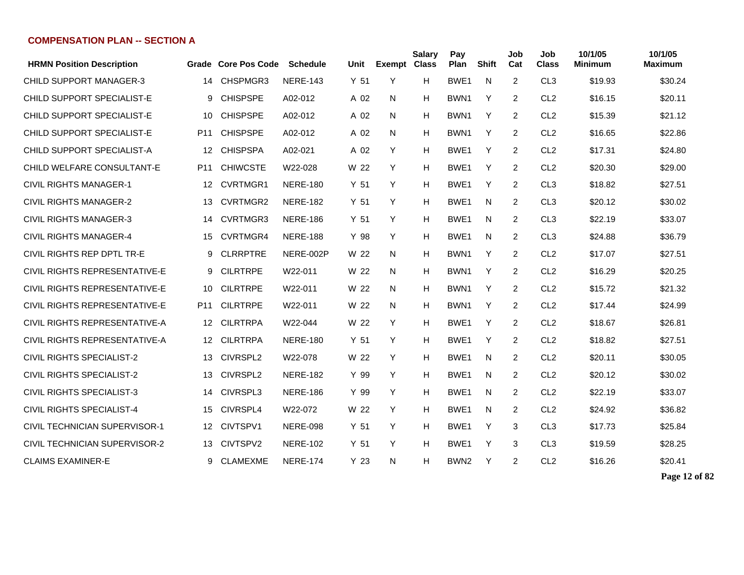## COMPENSATION PLAN -- SECTION A

| HRMN Position Description | Grade | Core Pos Code | Schedule | Unit | Exempt | Salary Class | Pay Plan | Shift | Job Cat | Job Class | 10/1/05 Minimum | 10/1/05 Maximum |
|---|---|---|---|---|---|---|---|---|---|---|---|---|
| CHILD SUPPORT MANAGER-3 | 14 | CHSPMGR3 | NERE-143 | Y 51 | Y | H | BWE1 | N | 2 | CL3 | $19.93 | $30.24 |
| CHILD SUPPORT SPECIALIST-E | 9 | CHISPSPE | A02-012 | A 02 | N | H | BWN1 | Y | 2 | CL2 | $16.15 | $20.11 |
| CHILD SUPPORT SPECIALIST-E | 10 | CHISPSPE | A02-012 | A 02 | N | H | BWN1 | Y | 2 | CL2 | $15.39 | $21.12 |
| CHILD SUPPORT SPECIALIST-E | P11 | CHISPSPE | A02-012 | A 02 | N | H | BWN1 | Y | 2 | CL2 | $16.65 | $22.86 |
| CHILD SUPPORT SPECIALIST-A | 12 | CHISPSPA | A02-021 | A 02 | Y | H | BWE1 | Y | 2 | CL2 | $17.31 | $24.80 |
| CHILD WELFARE CONSULTANT-E | P11 | CHIWCSTE | W22-028 | W 22 | Y | H | BWE1 | Y | 2 | CL2 | $20.30 | $29.00 |
| CIVIL RIGHTS MANAGER-1 | 12 | CVRTMGR1 | NERE-180 | Y 51 | Y | H | BWE1 | Y | 2 | CL3 | $18.82 | $27.51 |
| CIVIL RIGHTS MANAGER-2 | 13 | CVRTMGR2 | NERE-182 | Y 51 | Y | H | BWE1 | N | 2 | CL3 | $20.12 | $30.02 |
| CIVIL RIGHTS MANAGER-3 | 14 | CVRTMGR3 | NERE-186 | Y 51 | Y | H | BWE1 | N | 2 | CL3 | $22.19 | $33.07 |
| CIVIL RIGHTS MANAGER-4 | 15 | CVRTMGR4 | NERE-188 | Y 98 | Y | H | BWE1 | N | 2 | CL3 | $24.88 | $36.79 |
| CIVIL RIGHTS REP DPTL TR-E | 9 | CLRRPTRE | NERE-002P | W 22 | N | H | BWN1 | Y | 2 | CL2 | $17.07 | $27.51 |
| CIVIL RIGHTS REPRESENTATIVE-E | 9 | CILRTRPE | W22-011 | W 22 | N | H | BWN1 | Y | 2 | CL2 | $16.29 | $20.25 |
| CIVIL RIGHTS REPRESENTATIVE-E | 10 | CILRTRPE | W22-011 | W 22 | N | H | BWN1 | Y | 2 | CL2 | $15.72 | $21.32 |
| CIVIL RIGHTS REPRESENTATIVE-E | P11 | CILRTRPE | W22-011 | W 22 | N | H | BWN1 | Y | 2 | CL2 | $17.44 | $24.99 |
| CIVIL RIGHTS REPRESENTATIVE-A | 12 | CILRTRPA | W22-044 | W 22 | Y | H | BWE1 | Y | 2 | CL2 | $18.67 | $26.81 |
| CIVIL RIGHTS REPRESENTATIVE-A | 12 | CILRTRPA | NERE-180 | Y 51 | Y | H | BWE1 | Y | 2 | CL2 | $18.82 | $27.51 |
| CIVIL RIGHTS SPECIALIST-2 | 13 | CIVRSPL2 | W22-078 | W 22 | Y | H | BWE1 | N | 2 | CL2 | $20.11 | $30.05 |
| CIVIL RIGHTS SPECIALIST-2 | 13 | CIVRSPL2 | NERE-182 | Y 99 | Y | H | BWE1 | N | 2 | CL2 | $20.12 | $30.02 |
| CIVIL RIGHTS SPECIALIST-3 | 14 | CIVRSPL3 | NERE-186 | Y 99 | Y | H | BWE1 | N | 2 | CL2 | $22.19 | $33.07 |
| CIVIL RIGHTS SPECIALIST-4 | 15 | CIVRSPL4 | W22-072 | W 22 | Y | H | BWE1 | N | 2 | CL2 | $24.92 | $36.82 |
| CIVIL TECHNICIAN SUPERVISOR-1 | 12 | CIVTSPV1 | NERE-098 | Y 51 | Y | H | BWE1 | Y | 3 | CL3 | $17.73 | $25.84 |
| CIVIL TECHNICIAN SUPERVISOR-2 | 13 | CIVTSPV2 | NERE-102 | Y 51 | Y | H | BWE1 | Y | 3 | CL3 | $19.59 | $28.25 |
| CLAIMS EXAMINER-E | 9 | CLAMEXME | NERE-174 | Y 23 | N | H | BWN2 | Y | 2 | CL2 | $16.26 | $20.41 |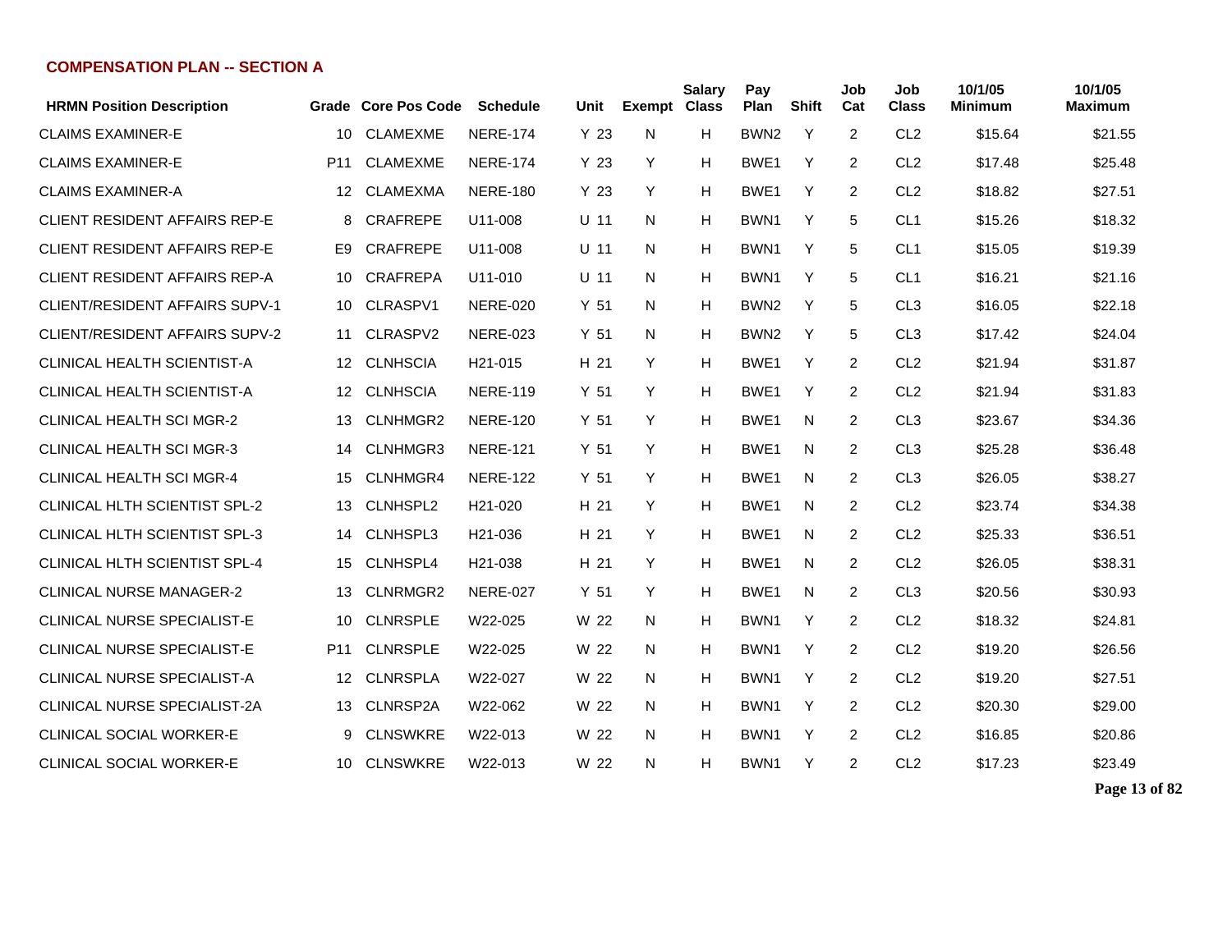## COMPENSATION PLAN -- SECTION A

| HRMN Position Description | Grade | Core Pos Code | Schedule | Unit | Exempt | Salary Class | Pay Plan | Shift | Job Cat | Job Class | 10/1/05 Minimum | 10/1/05 Maximum |
|---|---|---|---|---|---|---|---|---|---|---|---|---|
| CLAIMS EXAMINER-E | 10 | CLAMEXME | NERE-174 | Y 23 | N | H | BWN2 | Y | 2 | CL2 | $15.64 | $21.55 |
| CLAIMS EXAMINER-E | P11 | CLAMEXME | NERE-174 | Y 23 | Y | H | BWE1 | Y | 2 | CL2 | $17.48 | $25.48 |
| CLAIMS EXAMINER-A | 12 | CLAMEXMA | NERE-180 | Y 23 | Y | H | BWE1 | Y | 2 | CL2 | $18.82 | $27.51 |
| CLIENT RESIDENT AFFAIRS REP-E | 8 | CRAFREPE | U11-008 | U 11 | N | H | BWN1 | Y | 5 | CL1 | $15.26 | $18.32 |
| CLIENT RESIDENT AFFAIRS REP-E | E9 | CRAFREPE | U11-008 | U 11 | N | H | BWN1 | Y | 5 | CL1 | $15.05 | $19.39 |
| CLIENT RESIDENT AFFAIRS REP-A | 10 | CRAFREPA | U11-010 | U 11 | N | H | BWN1 | Y | 5 | CL1 | $16.21 | $21.16 |
| CLIENT/RESIDENT AFFAIRS SUPV-1 | 10 | CLRASPV1 | NERE-020 | Y 51 | N | H | BWN2 | Y | 5 | CL3 | $16.05 | $22.18 |
| CLIENT/RESIDENT AFFAIRS SUPV-2 | 11 | CLRASPV2 | NERE-023 | Y 51 | N | H | BWN2 | Y | 5 | CL3 | $17.42 | $24.04 |
| CLINICAL HEALTH SCIENTIST-A | 12 | CLNHSCIA | H21-015 | H 21 | Y | H | BWE1 | Y | 2 | CL2 | $21.94 | $31.87 |
| CLINICAL HEALTH SCIENTIST-A | 12 | CLNHSCIA | NERE-119 | Y 51 | Y | H | BWE1 | Y | 2 | CL2 | $21.94 | $31.83 |
| CLINICAL HEALTH SCI MGR-2 | 13 | CLNHMGR2 | NERE-120 | Y 51 | Y | H | BWE1 | N | 2 | CL3 | $23.67 | $34.36 |
| CLINICAL HEALTH SCI MGR-3 | 14 | CLNHMGR3 | NERE-121 | Y 51 | Y | H | BWE1 | N | 2 | CL3 | $25.28 | $36.48 |
| CLINICAL HEALTH SCI MGR-4 | 15 | CLNHMGR4 | NERE-122 | Y 51 | Y | H | BWE1 | N | 2 | CL3 | $26.05 | $38.27 |
| CLINICAL HLTH SCIENTIST SPL-2 | 13 | CLNHSPL2 | H21-020 | H 21 | Y | H | BWE1 | N | 2 | CL2 | $23.74 | $34.38 |
| CLINICAL HLTH SCIENTIST SPL-3 | 14 | CLNHSPL3 | H21-036 | H 21 | Y | H | BWE1 | N | 2 | CL2 | $25.33 | $36.51 |
| CLINICAL HLTH SCIENTIST SPL-4 | 15 | CLNHSPL4 | H21-038 | H 21 | Y | H | BWE1 | N | 2 | CL2 | $26.05 | $38.31 |
| CLINICAL NURSE MANAGER-2 | 13 | CLNRMGR2 | NERE-027 | Y 51 | Y | H | BWE1 | N | 2 | CL3 | $20.56 | $30.93 |
| CLINICAL NURSE SPECIALIST-E | 10 | CLNRSPLE | W22-025 | W 22 | N | H | BWN1 | Y | 2 | CL2 | $18.32 | $24.81 |
| CLINICAL NURSE SPECIALIST-E | P11 | CLNRSPLE | W22-025 | W 22 | N | H | BWN1 | Y | 2 | CL2 | $19.20 | $26.56 |
| CLINICAL NURSE SPECIALIST-A | 12 | CLNRSPLA | W22-027 | W 22 | N | H | BWN1 | Y | 2 | CL2 | $19.20 | $27.51 |
| CLINICAL NURSE SPECIALIST-2A | 13 | CLNRSP2A | W22-062 | W 22 | N | H | BWN1 | Y | 2 | CL2 | $20.30 | $29.00 |
| CLINICAL SOCIAL WORKER-E | 9 | CLNSWKRE | W22-013 | W 22 | N | H | BWN1 | Y | 2 | CL2 | $16.85 | $20.86 |
| CLINICAL SOCIAL WORKER-E | 10 | CLNSWKRE | W22-013 | W 22 | N | H | BWN1 | Y | 2 | CL2 | $17.23 | $23.49 |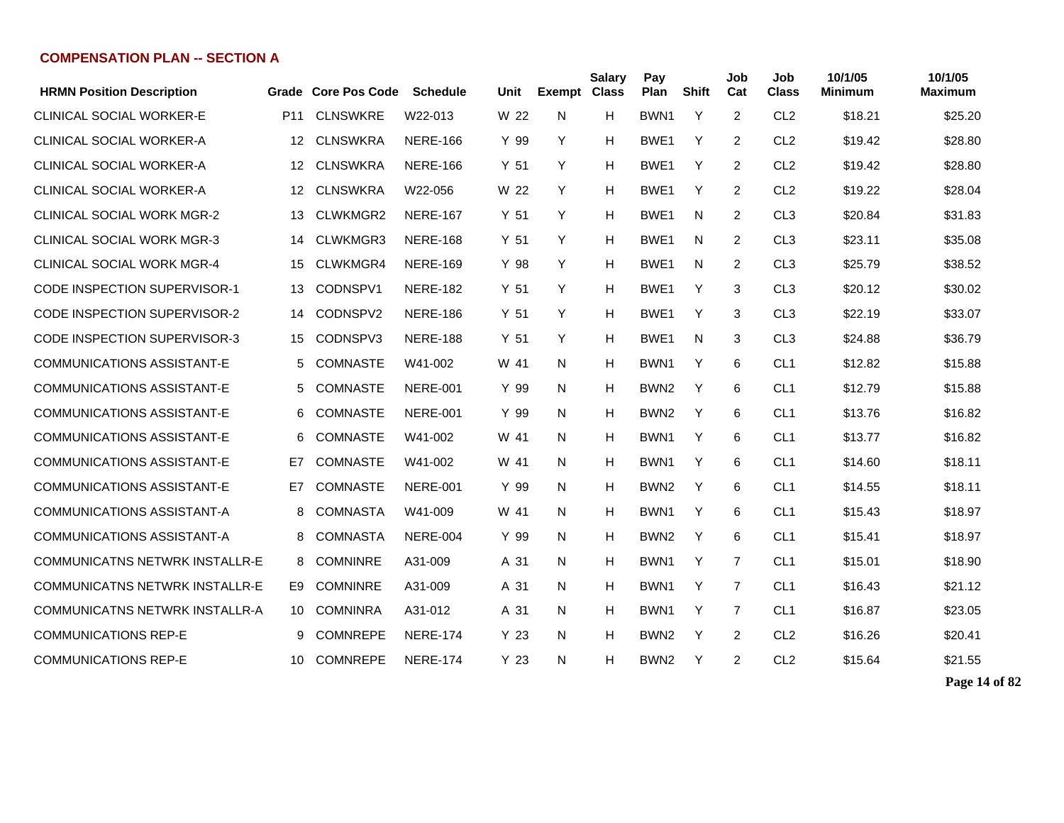## COMPENSATION PLAN -- SECTION A

| HRMN Position Description | Grade | Core Pos Code | Schedule | Unit | Exempt | Salary Class | Pay Plan | Shift | Job Cat | Job Class | 10/1/05 Minimum | 10/1/05 Maximum |
|---|---|---|---|---|---|---|---|---|---|---|---|---|
| CLINICAL SOCIAL WORKER-E | P11 | CLNSWKRE | W22-013 | W 22 | N | H | BWN1 | Y | 2 | CL2 | $18.21 | $25.20 |
| CLINICAL SOCIAL WORKER-A | 12 | CLNSWKRA | NERE-166 | Y 99 | Y | H | BWE1 | Y | 2 | CL2 | $19.42 | $28.80 |
| CLINICAL SOCIAL WORKER-A | 12 | CLNSWKRA | NERE-166 | Y 51 | Y | H | BWE1 | Y | 2 | CL2 | $19.42 | $28.80 |
| CLINICAL SOCIAL WORKER-A | 12 | CLNSWKRA | W22-056 | W 22 | Y | H | BWE1 | Y | 2 | CL2 | $19.22 | $28.04 |
| CLINICAL SOCIAL WORK MGR-2 | 13 | CLWKMGR2 | NERE-167 | Y 51 | Y | H | BWE1 | N | 2 | CL3 | $20.84 | $31.83 |
| CLINICAL SOCIAL WORK MGR-3 | 14 | CLWKMGR3 | NERE-168 | Y 51 | Y | H | BWE1 | N | 2 | CL3 | $23.11 | $35.08 |
| CLINICAL SOCIAL WORK MGR-4 | 15 | CLWKMGR4 | NERE-169 | Y 98 | Y | H | BWE1 | N | 2 | CL3 | $25.79 | $38.52 |
| CODE INSPECTION SUPERVISOR-1 | 13 | CODNSPV1 | NERE-182 | Y 51 | Y | H | BWE1 | Y | 3 | CL3 | $20.12 | $30.02 |
| CODE INSPECTION SUPERVISOR-2 | 14 | CODNSPV2 | NERE-186 | Y 51 | Y | H | BWE1 | Y | 3 | CL3 | $22.19 | $33.07 |
| CODE INSPECTION SUPERVISOR-3 | 15 | CODNSPV3 | NERE-188 | Y 51 | Y | H | BWE1 | N | 3 | CL3 | $24.88 | $36.79 |
| COMMUNICATIONS ASSISTANT-E | 5 | COMNASTE | W41-002 | W 41 | N | H | BWN1 | Y | 6 | CL1 | $12.82 | $15.88 |
| COMMUNICATIONS ASSISTANT-E | 5 | COMNASTE | NERE-001 | Y 99 | N | H | BWN2 | Y | 6 | CL1 | $12.79 | $15.88 |
| COMMUNICATIONS ASSISTANT-E | 6 | COMNASTE | NERE-001 | Y 99 | N | H | BWN2 | Y | 6 | CL1 | $13.76 | $16.82 |
| COMMUNICATIONS ASSISTANT-E | 6 | COMNASTE | W41-002 | W 41 | N | H | BWN1 | Y | 6 | CL1 | $13.77 | $16.82 |
| COMMUNICATIONS ASSISTANT-E | E7 | COMNASTE | W41-002 | W 41 | N | H | BWN1 | Y | 6 | CL1 | $14.60 | $18.11 |
| COMMUNICATIONS ASSISTANT-E | E7 | COMNASTE | NERE-001 | Y 99 | N | H | BWN2 | Y | 6 | CL1 | $14.55 | $18.11 |
| COMMUNICATIONS ASSISTANT-A | 8 | COMNASTA | W41-009 | W 41 | N | H | BWN1 | Y | 6 | CL1 | $15.43 | $18.97 |
| COMMUNICATIONS ASSISTANT-A | 8 | COMNASTA | NERE-004 | Y 99 | N | H | BWN2 | Y | 6 | CL1 | $15.41 | $18.97 |
| COMMUNICATNS NETWRK INSTALLR-E | 8 | COMNINRE | A31-009 | A 31 | N | H | BWN1 | Y | 7 | CL1 | $15.01 | $18.90 |
| COMMUNICATNS NETWRK INSTALLR-E | E9 | COMNINRE | A31-009 | A 31 | N | H | BWN1 | Y | 7 | CL1 | $16.43 | $21.12 |
| COMMUNICATNS NETWRK INSTALLR-A | 10 | COMNINRA | A31-012 | A 31 | N | H | BWN1 | Y | 7 | CL1 | $16.87 | $23.05 |
| COMMUNICATIONS REP-E | 9 | COMNREPE | NERE-174 | Y 23 | N | H | BWN2 | Y | 2 | CL2 | $16.26 | $20.41 |
| COMMUNICATIONS REP-E | 10 | COMNREPE | NERE-174 | Y 23 | N | H | BWN2 | Y | 2 | CL2 | $15.64 | $21.55 |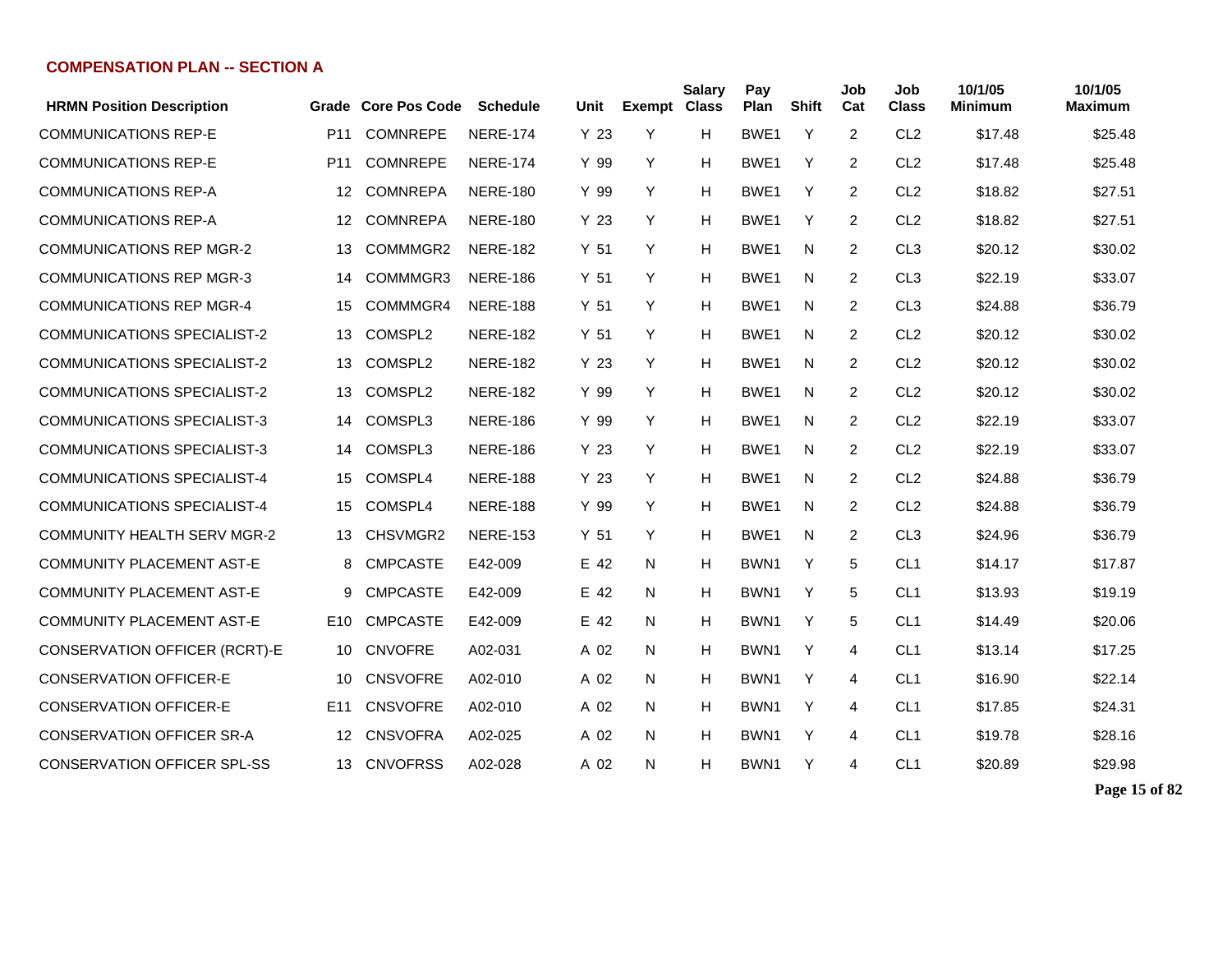## COMPENSATION PLAN -- SECTION A

| HRMN Position Description | Grade | Core Pos Code | Schedule | Unit | Exempt | Salary Class | Pay Plan | Shift | Job Cat | Job Class | 10/1/05 Minimum | 10/1/05 Maximum |
|---|---|---|---|---|---|---|---|---|---|---|---|---|
| COMMUNICATIONS REP-E | P11 | COMNREPE | NERE-174 | Y 23 | Y | H | BWE1 | Y | 2 | CL2 | $17.48 | $25.48 |
| COMMUNICATIONS REP-E | P11 | COMNREPE | NERE-174 | Y 99 | Y | H | BWE1 | Y | 2 | CL2 | $17.48 | $25.48 |
| COMMUNICATIONS REP-A | 12 | COMNREPA | NERE-180 | Y 99 | Y | H | BWE1 | Y | 2 | CL2 | $18.82 | $27.51 |
| COMMUNICATIONS REP-A | 12 | COMNREPA | NERE-180 | Y 23 | Y | H | BWE1 | Y | 2 | CL2 | $18.82 | $27.51 |
| COMMUNICATIONS REP MGR-2 | 13 | COMMMGR2 | NERE-182 | Y 51 | Y | H | BWE1 | N | 2 | CL3 | $20.12 | $30.02 |
| COMMUNICATIONS REP MGR-3 | 14 | COMMMGR3 | NERE-186 | Y 51 | Y | H | BWE1 | N | 2 | CL3 | $22.19 | $33.07 |
| COMMUNICATIONS REP MGR-4 | 15 | COMMMGR4 | NERE-188 | Y 51 | Y | H | BWE1 | N | 2 | CL3 | $24.88 | $36.79 |
| COMMUNICATIONS SPECIALIST-2 | 13 | COMSPL2 | NERE-182 | Y 51 | Y | H | BWE1 | N | 2 | CL2 | $20.12 | $30.02 |
| COMMUNICATIONS SPECIALIST-2 | 13 | COMSPL2 | NERE-182 | Y 23 | Y | H | BWE1 | N | 2 | CL2 | $20.12 | $30.02 |
| COMMUNICATIONS SPECIALIST-2 | 13 | COMSPL2 | NERE-182 | Y 99 | Y | H | BWE1 | N | 2 | CL2 | $20.12 | $30.02 |
| COMMUNICATIONS SPECIALIST-3 | 14 | COMSPL3 | NERE-186 | Y 99 | Y | H | BWE1 | N | 2 | CL2 | $22.19 | $33.07 |
| COMMUNICATIONS SPECIALIST-3 | 14 | COMSPL3 | NERE-186 | Y 23 | Y | H | BWE1 | N | 2 | CL2 | $22.19 | $33.07 |
| COMMUNICATIONS SPECIALIST-4 | 15 | COMSPL4 | NERE-188 | Y 23 | Y | H | BWE1 | N | 2 | CL2 | $24.88 | $36.79 |
| COMMUNICATIONS SPECIALIST-4 | 15 | COMSPL4 | NERE-188 | Y 99 | Y | H | BWE1 | N | 2 | CL2 | $24.88 | $36.79 |
| COMMUNITY HEALTH SERV MGR-2 | 13 | CHSVMGR2 | NERE-153 | Y 51 | Y | H | BWE1 | N | 2 | CL3 | $24.96 | $36.79 |
| COMMUNITY PLACEMENT AST-E | 8 | CMPCASTE | E42-009 | E 42 | N | H | BWN1 | Y | 5 | CL1 | $14.17 | $17.87 |
| COMMUNITY PLACEMENT AST-E | 9 | CMPCASTE | E42-009 | E 42 | N | H | BWN1 | Y | 5 | CL1 | $13.93 | $19.19 |
| COMMUNITY PLACEMENT AST-E | E10 | CMPCASTE | E42-009 | E 42 | N | H | BWN1 | Y | 5 | CL1 | $14.49 | $20.06 |
| CONSERVATION OFFICER (RCRT)-E | 10 | CNVOFRE | A02-031 | A 02 | N | H | BWN1 | Y | 4 | CL1 | $13.14 | $17.25 |
| CONSERVATION OFFICER-E | 10 | CNSVOFRE | A02-010 | A 02 | N | H | BWN1 | Y | 4 | CL1 | $16.90 | $22.14 |
| CONSERVATION OFFICER-E | E11 | CNSVOFRE | A02-010 | A 02 | N | H | BWN1 | Y | 4 | CL1 | $17.85 | $24.31 |
| CONSERVATION OFFICER SR-A | 12 | CNSVOFRA | A02-025 | A 02 | N | H | BWN1 | Y | 4 | CL1 | $19.78 | $28.16 |
| CONSERVATION OFFICER SPL-SS | 13 | CNVOFRSS | A02-028 | A 02 | N | H | BWN1 | Y | 4 | CL1 | $20.89 | $29.98 |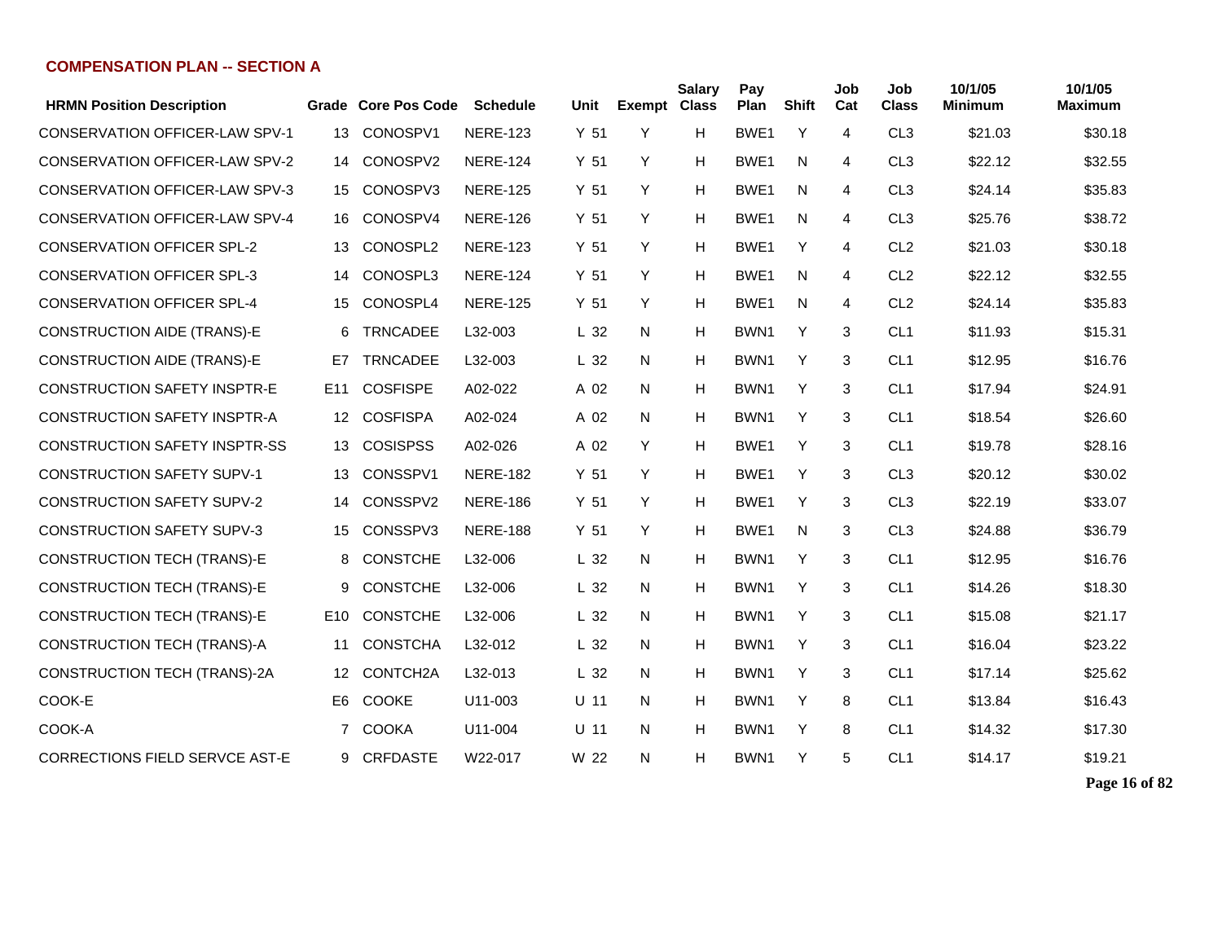## COMPENSATION PLAN -- SECTION A

| HRMN Position Description | Grade | Core Pos Code | Schedule | Unit | Exempt | Salary Class | Pay Plan | Shift | Job Cat | Job Class | 10/1/05 Minimum | 10/1/05 Maximum |
|---|---|---|---|---|---|---|---|---|---|---|---|---|
| CONSERVATION OFFICER-LAW SPV-1 | 13 | CONOSPV1 | NERE-123 | Y 51 | Y | H | BWE1 | Y | 4 | CL3 | $21.03 | $30.18 |
| CONSERVATION OFFICER-LAW SPV-2 | 14 | CONOSPV2 | NERE-124 | Y 51 | Y | H | BWE1 | N | 4 | CL3 | $22.12 | $32.55 |
| CONSERVATION OFFICER-LAW SPV-3 | 15 | CONOSPV3 | NERE-125 | Y 51 | Y | H | BWE1 | N | 4 | CL3 | $24.14 | $35.83 |
| CONSERVATION OFFICER-LAW SPV-4 | 16 | CONOSPV4 | NERE-126 | Y 51 | Y | H | BWE1 | N | 4 | CL3 | $25.76 | $38.72 |
| CONSERVATION OFFICER SPL-2 | 13 | CONOSPL2 | NERE-123 | Y 51 | Y | H | BWE1 | Y | 4 | CL2 | $21.03 | $30.18 |
| CONSERVATION OFFICER SPL-3 | 14 | CONOSPL3 | NERE-124 | Y 51 | Y | H | BWE1 | N | 4 | CL2 | $22.12 | $32.55 |
| CONSERVATION OFFICER SPL-4 | 15 | CONOSPL4 | NERE-125 | Y 51 | Y | H | BWE1 | N | 4 | CL2 | $24.14 | $35.83 |
| CONSTRUCTION AIDE (TRANS)-E | 6 | TRNCADEE | L32-003 | L 32 | N | H | BWN1 | Y | 3 | CL1 | $11.93 | $15.31 |
| CONSTRUCTION AIDE (TRANS)-E | E7 | TRNCADEE | L32-003 | L 32 | N | H | BWN1 | Y | 3 | CL1 | $12.95 | $16.76 |
| CONSTRUCTION SAFETY INSPTR-E | E11 | COSFISPE | A02-022 | A 02 | N | H | BWN1 | Y | 3 | CL1 | $17.94 | $24.91 |
| CONSTRUCTION SAFETY INSPTR-A | 12 | COSFISPA | A02-024 | A 02 | N | H | BWN1 | Y | 3 | CL1 | $18.54 | $26.60 |
| CONSTRUCTION SAFETY INSPTR-SS | 13 | COSISPSS | A02-026 | A 02 | Y | H | BWE1 | Y | 3 | CL1 | $19.78 | $28.16 |
| CONSTRUCTION SAFETY SUPV-1 | 13 | CONSSPV1 | NERE-182 | Y 51 | Y | H | BWE1 | Y | 3 | CL3 | $20.12 | $30.02 |
| CONSTRUCTION SAFETY SUPV-2 | 14 | CONSSPV2 | NERE-186 | Y 51 | Y | H | BWE1 | Y | 3 | CL3 | $22.19 | $33.07 |
| CONSTRUCTION SAFETY SUPV-3 | 15 | CONSSPV3 | NERE-188 | Y 51 | Y | H | BWE1 | N | 3 | CL3 | $24.88 | $36.79 |
| CONSTRUCTION TECH (TRANS)-E | 8 | CONSTCHE | L32-006 | L 32 | N | H | BWN1 | Y | 3 | CL1 | $12.95 | $16.76 |
| CONSTRUCTION TECH (TRANS)-E | 9 | CONSTCHE | L32-006 | L 32 | N | H | BWN1 | Y | 3 | CL1 | $14.26 | $18.30 |
| CONSTRUCTION TECH (TRANS)-E | E10 | CONSTCHE | L32-006 | L 32 | N | H | BWN1 | Y | 3 | CL1 | $15.08 | $21.17 |
| CONSTRUCTION TECH (TRANS)-A | 11 | CONSTCHA | L32-012 | L 32 | N | H | BWN1 | Y | 3 | CL1 | $16.04 | $23.22 |
| CONSTRUCTION TECH (TRANS)-2A | 12 | CONTCH2A | L32-013 | L 32 | N | H | BWN1 | Y | 3 | CL1 | $17.14 | $25.62 |
| COOK-E | E6 | COOKE | U11-003 | U 11 | N | H | BWN1 | Y | 8 | CL1 | $13.84 | $16.43 |
| COOK-A | 7 | COOKA | U11-004 | U 11 | N | H | BWN1 | Y | 8 | CL1 | $14.32 | $17.30 |
| CORRECTIONS FIELD SERVCE AST-E | 9 | CRFDASTE | W22-017 | W 22 | N | H | BWN1 | Y | 5 | CL1 | $14.17 | $19.21 |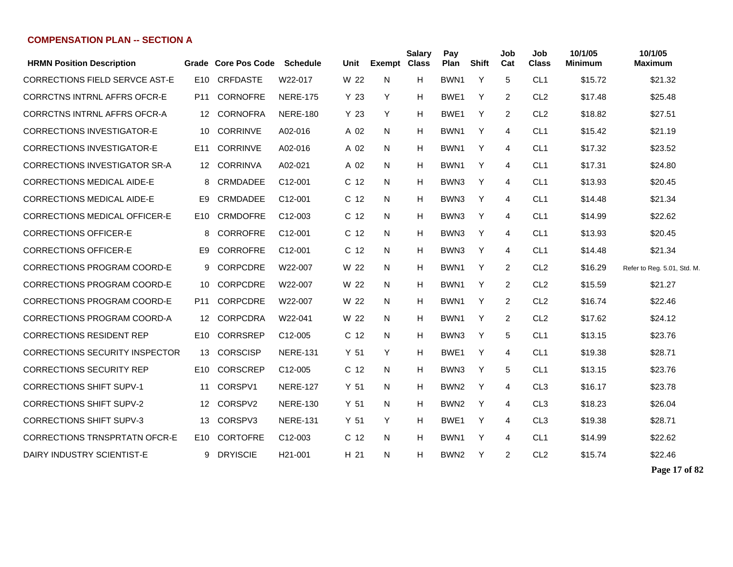## COMPENSATION PLAN -- SECTION A

| HRMN Position Description | Grade | Core Pos Code | Schedule | Unit | Exempt | Salary Class | Pay Plan | Shift | Job Cat | Job Class | 10/1/05 Minimum | 10/1/05 Maximum |
|---|---|---|---|---|---|---|---|---|---|---|---|---|
| CORRECTIONS FIELD SERVCE AST-E | E10 | CRFDASTE | W22-017 | W 22 | N | H | BWN1 | Y | 5 | CL1 | $15.72 | $21.32 |
| CORRCTNS INTRNL AFFRS OFCR-E | P11 | CORNOFRE | NERE-175 | Y 23 | Y | H | BWE1 | Y | 2 | CL2 | $17.48 | $25.48 |
| CORRCTNS INTRNL AFFRS OFCR-A | 12 | CORNOFRA | NERE-180 | Y 23 | Y | H | BWE1 | Y | 2 | CL2 | $18.82 | $27.51 |
| CORRECTIONS INVESTIGATOR-E | 10 | CORRINVE | A02-016 | A 02 | N | H | BWN1 | Y | 4 | CL1 | $15.42 | $21.19 |
| CORRECTIONS INVESTIGATOR-E | E11 | CORRINVE | A02-016 | A 02 | N | H | BWN1 | Y | 4 | CL1 | $17.32 | $23.52 |
| CORRECTIONS INVESTIGATOR SR-A | 12 | CORRINVA | A02-021 | A 02 | N | H | BWN1 | Y | 4 | CL1 | $17.31 | $24.80 |
| CORRECTIONS MEDICAL AIDE-E | 8 | CRMDADEE | C12-001 | C 12 | N | H | BWN3 | Y | 4 | CL1 | $13.93 | $20.45 |
| CORRECTIONS MEDICAL AIDE-E | E9 | CRMDADEE | C12-001 | C 12 | N | H | BWN3 | Y | 4 | CL1 | $14.48 | $21.34 |
| CORRECTIONS MEDICAL OFFICER-E | E10 | CRMDOFRE | C12-003 | C 12 | N | H | BWN3 | Y | 4 | CL1 | $14.99 | $22.62 |
| CORRECTIONS OFFICER-E | 8 | CORROFRE | C12-001 | C 12 | N | H | BWN3 | Y | 4 | CL1 | $13.93 | $20.45 |
| CORRECTIONS OFFICER-E | E9 | CORROFRE | C12-001 | C 12 | N | H | BWN3 | Y | 4 | CL1 | $14.48 | $21.34 |
| CORRECTIONS PROGRAM COORD-E | 9 | CORPCDRE | W22-007 | W 22 | N | H | BWN1 | Y | 2 | CL2 | $16.29 | Refer to Reg. 5.01, Std. M. |
| CORRECTIONS PROGRAM COORD-E | 10 | CORPCDRE | W22-007 | W 22 | N | H | BWN1 | Y | 2 | CL2 | $15.59 | $21.27 |
| CORRECTIONS PROGRAM COORD-E | P11 | CORPCDRE | W22-007 | W 22 | N | H | BWN1 | Y | 2 | CL2 | $16.74 | $22.46 |
| CORRECTIONS PROGRAM COORD-A | 12 | CORPCDRA | W22-041 | W 22 | N | H | BWN1 | Y | 2 | CL2 | $17.62 | $24.12 |
| CORRECTIONS RESIDENT REP | E10 | CORRSREP | C12-005 | C 12 | N | H | BWN3 | Y | 5 | CL1 | $13.15 | $23.76 |
| CORRECTIONS SECURITY INSPECTOR | 13 | CORSCISP | NERE-131 | Y 51 | Y | H | BWE1 | Y | 4 | CL1 | $19.38 | $28.71 |
| CORRECTIONS SECURITY REP | E10 | CORSCREP | C12-005 | C 12 | N | H | BWN3 | Y | 5 | CL1 | $13.15 | $23.76 |
| CORRECTIONS SHIFT SUPV-1 | 11 | CORSPV1 | NERE-127 | Y 51 | N | H | BWN2 | Y | 4 | CL3 | $16.17 | $23.78 |
| CORRECTIONS SHIFT SUPV-2 | 12 | CORSPV2 | NERE-130 | Y 51 | N | H | BWN2 | Y | 4 | CL3 | $18.23 | $26.04 |
| CORRECTIONS SHIFT SUPV-3 | 13 | CORSPV3 | NERE-131 | Y 51 | Y | H | BWE1 | Y | 4 | CL3 | $19.38 | $28.71 |
| CORRECTIONS TRNSPRTATN OFCR-E | E10 | CORTOFRE | C12-003 | C 12 | N | H | BWN1 | Y | 4 | CL1 | $14.99 | $22.62 |
| DAIRY INDUSTRY SCIENTIST-E | 9 | DRYISCIE | H21-001 | H 21 | N | H | BWN2 | Y | 2 | CL2 | $15.74 | $22.46 |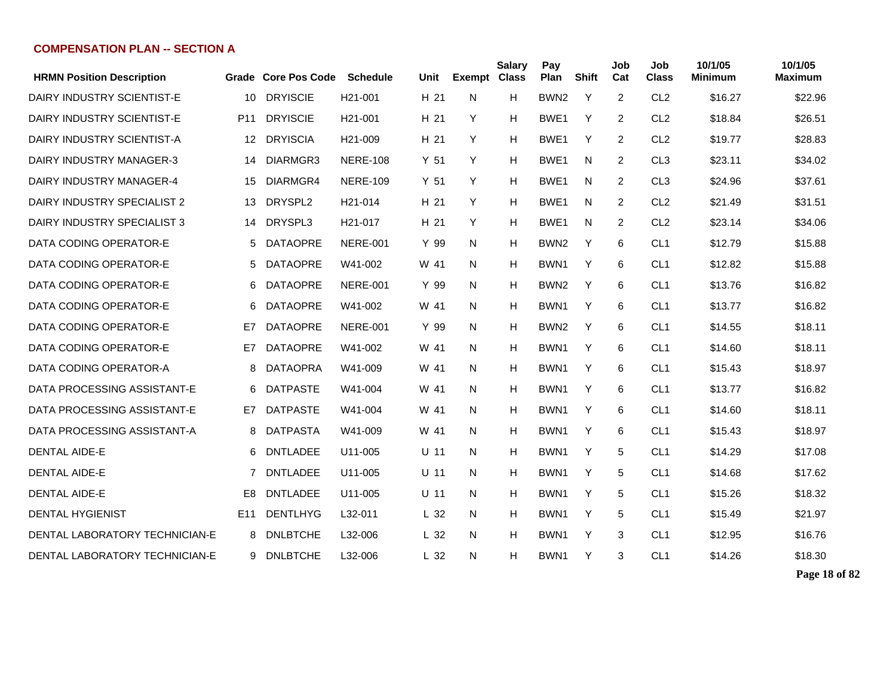## COMPENSATION PLAN -- SECTION A

| HRMN Position Description | Grade | Core Pos Code | Schedule | Unit | Exempt | Salary Class | Pay Plan | Shift | Job Cat | Job Class | 10/1/05 Minimum | 10/1/05 Maximum |
|---|---|---|---|---|---|---|---|---|---|---|---|---|
| DAIRY INDUSTRY SCIENTIST-E | 10 | DRYISCIE | H21-001 | H 21 | N | H | BWN2 | Y | 2 | CL2 | $16.27 | $22.96 |
| DAIRY INDUSTRY SCIENTIST-E | P11 | DRYISCIE | H21-001 | H 21 | Y | H | BWE1 | Y | 2 | CL2 | $18.84 | $26.51 |
| DAIRY INDUSTRY SCIENTIST-A | 12 | DRYISCIA | H21-009 | H 21 | Y | H | BWE1 | Y | 2 | CL2 | $19.77 | $28.83 |
| DAIRY INDUSTRY MANAGER-3 | 14 | DIARMGR3 | NERE-108 | Y 51 | Y | H | BWE1 | N | 2 | CL3 | $23.11 | $34.02 |
| DAIRY INDUSTRY MANAGER-4 | 15 | DIARMGR4 | NERE-109 | Y 51 | Y | H | BWE1 | N | 2 | CL3 | $24.96 | $37.61 |
| DAIRY INDUSTRY SPECIALIST 2 | 13 | DRYSPL2 | H21-014 | H 21 | Y | H | BWE1 | N | 2 | CL2 | $21.49 | $31.51 |
| DAIRY INDUSTRY SPECIALIST 3 | 14 | DRYSPL3 | H21-017 | H 21 | Y | H | BWE1 | N | 2 | CL2 | $23.14 | $34.06 |
| DATA CODING OPERATOR-E | 5 | DATAOPRE | NERE-001 | Y 99 | N | H | BWN2 | Y | 6 | CL1 | $12.79 | $15.88 |
| DATA CODING OPERATOR-E | 5 | DATAOPRE | W41-002 | W 41 | N | H | BWN1 | Y | 6 | CL1 | $12.82 | $15.88 |
| DATA CODING OPERATOR-E | 6 | DATAOPRE | NERE-001 | Y 99 | N | H | BWN2 | Y | 6 | CL1 | $13.76 | $16.82 |
| DATA CODING OPERATOR-E | 6 | DATAOPRE | W41-002 | W 41 | N | H | BWN1 | Y | 6 | CL1 | $13.77 | $16.82 |
| DATA CODING OPERATOR-E | E7 | DATAOPRE | NERE-001 | Y 99 | N | H | BWN2 | Y | 6 | CL1 | $14.55 | $18.11 |
| DATA CODING OPERATOR-E | E7 | DATAOPRE | W41-002 | W 41 | N | H | BWN1 | Y | 6 | CL1 | $14.60 | $18.11 |
| DATA CODING OPERATOR-A | 8 | DATAOPRA | W41-009 | W 41 | N | H | BWN1 | Y | 6 | CL1 | $15.43 | $18.97 |
| DATA PROCESSING ASSISTANT-E | 6 | DATPASTE | W41-004 | W 41 | N | H | BWN1 | Y | 6 | CL1 | $13.77 | $16.82 |
| DATA PROCESSING ASSISTANT-E | E7 | DATPASTE | W41-004 | W 41 | N | H | BWN1 | Y | 6 | CL1 | $14.60 | $18.11 |
| DATA PROCESSING ASSISTANT-A | 8 | DATPASTA | W41-009 | W 41 | N | H | BWN1 | Y | 6 | CL1 | $15.43 | $18.97 |
| DENTAL AIDE-E | 6 | DNTLADEE | U11-005 | U 11 | N | H | BWN1 | Y | 5 | CL1 | $14.29 | $17.08 |
| DENTAL AIDE-E | 7 | DNTLADEE | U11-005 | U 11 | N | H | BWN1 | Y | 5 | CL1 | $14.68 | $17.62 |
| DENTAL AIDE-E | E8 | DNTLADEE | U11-005 | U 11 | N | H | BWN1 | Y | 5 | CL1 | $15.26 | $18.32 |
| DENTAL HYGIENIST | E11 | DENTLHYG | L32-011 | L 32 | N | H | BWN1 | Y | 5 | CL1 | $15.49 | $21.97 |
| DENTAL LABORATORY TECHNICIAN-E | 8 | DNLBTCHE | L32-006 | L 32 | N | H | BWN1 | Y | 3 | CL1 | $12.95 | $16.76 |
| DENTAL LABORATORY TECHNICIAN-E | 9 | DNLBTCHE | L32-006 | L 32 | N | H | BWN1 | Y | 3 | CL1 | $14.26 | $18.30 |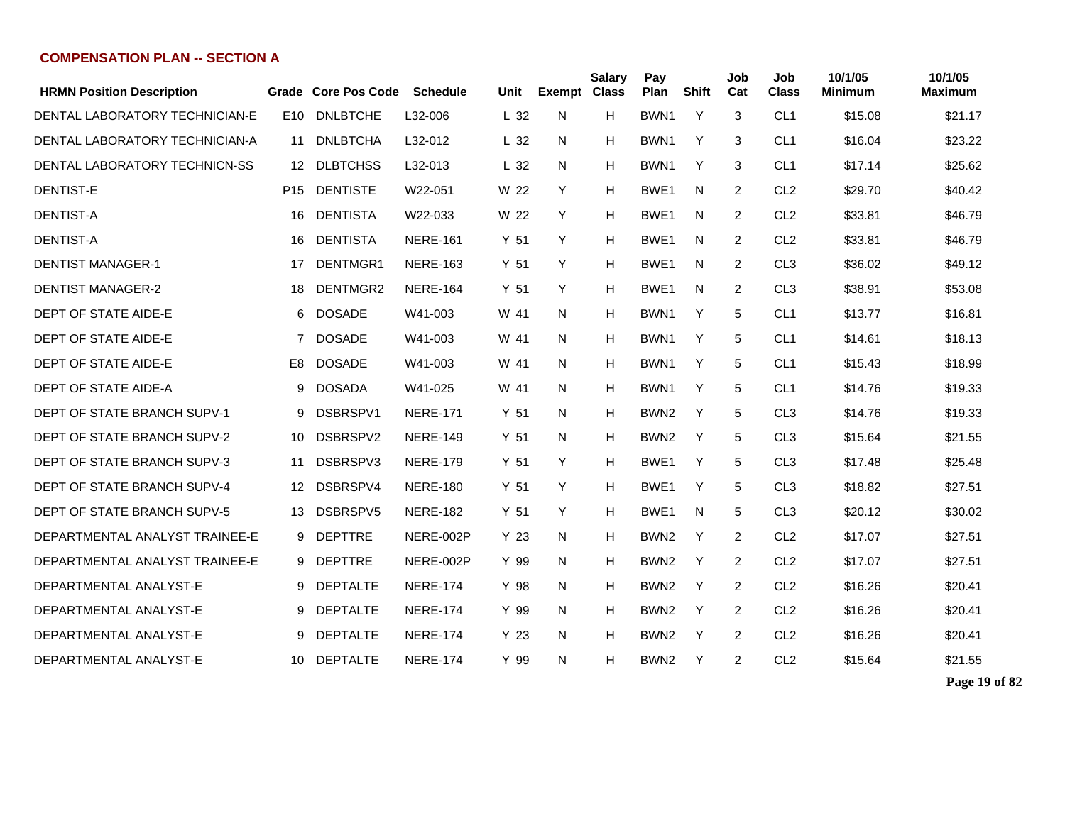## COMPENSATION PLAN -- SECTION A

| HRMN Position Description | Grade | Core Pos Code | Schedule | Unit | Exempt | Salary Class | Pay Plan | Shift | Job Cat | Job Class | 10/1/05 Minimum | 10/1/05 Maximum |
|---|---|---|---|---|---|---|---|---|---|---|---|---|
| DENTAL LABORATORY TECHNICIAN-E | E10 | DNLBTCHE | L32-006 | L 32 | N | H | BWN1 | Y | 3 | CL1 | $15.08 | $21.17 |
| DENTAL LABORATORY TECHNICIAN-A | 11 | DNLBTCHA | L32-012 | L 32 | N | H | BWN1 | Y | 3 | CL1 | $16.04 | $23.22 |
| DENTAL LABORATORY TECHNICN-SS | 12 | DLBTCHSS | L32-013 | L 32 | N | H | BWN1 | Y | 3 | CL1 | $17.14 | $25.62 |
| DENTIST-E | P15 | DENTISTE | W22-051 | W 22 | Y | H | BWE1 | N | 2 | CL2 | $29.70 | $40.42 |
| DENTIST-A | 16 | DENTISTA | W22-033 | W 22 | Y | H | BWE1 | N | 2 | CL2 | $33.81 | $46.79 |
| DENTIST-A | 16 | DENTISTA | NERE-161 | Y 51 | Y | H | BWE1 | N | 2 | CL2 | $33.81 | $46.79 |
| DENTIST MANAGER-1 | 17 | DENTMGR1 | NERE-163 | Y 51 | Y | H | BWE1 | N | 2 | CL3 | $36.02 | $49.12 |
| DENTIST MANAGER-2 | 18 | DENTMGR2 | NERE-164 | Y 51 | Y | H | BWE1 | N | 2 | CL3 | $38.91 | $53.08 |
| DEPT OF STATE AIDE-E | 6 | DOSADE | W41-003 | W 41 | N | H | BWN1 | Y | 5 | CL1 | $13.77 | $16.81 |
| DEPT OF STATE AIDE-E | 7 | DOSADE | W41-003 | W 41 | N | H | BWN1 | Y | 5 | CL1 | $14.61 | $18.13 |
| DEPT OF STATE AIDE-E | E8 | DOSADE | W41-003 | W 41 | N | H | BWN1 | Y | 5 | CL1 | $15.43 | $18.99 |
| DEPT OF STATE AIDE-A | 9 | DOSADA | W41-025 | W 41 | N | H | BWN1 | Y | 5 | CL1 | $14.76 | $19.33 |
| DEPT OF STATE BRANCH SUPV-1 | 9 | DSBRSPV1 | NERE-171 | Y 51 | N | H | BWN2 | Y | 5 | CL3 | $14.76 | $19.33 |
| DEPT OF STATE BRANCH SUPV-2 | 10 | DSBRSPV2 | NERE-149 | Y 51 | N | H | BWN2 | Y | 5 | CL3 | $15.64 | $21.55 |
| DEPT OF STATE BRANCH SUPV-3 | 11 | DSBRSPV3 | NERE-179 | Y 51 | Y | H | BWE1 | Y | 5 | CL3 | $17.48 | $25.48 |
| DEPT OF STATE BRANCH SUPV-4 | 12 | DSBRSPV4 | NERE-180 | Y 51 | Y | H | BWE1 | Y | 5 | CL3 | $18.82 | $27.51 |
| DEPT OF STATE BRANCH SUPV-5 | 13 | DSBRSPV5 | NERE-182 | Y 51 | Y | H | BWE1 | N | 5 | CL3 | $20.12 | $30.02 |
| DEPARTMENTAL ANALYST TRAINEE-E | 9 | DEPTTRE | NERE-002P | Y 23 | N | H | BWN2 | Y | 2 | CL2 | $17.07 | $27.51 |
| DEPARTMENTAL ANALYST TRAINEE-E | 9 | DEPTTRE | NERE-002P | Y 99 | N | H | BWN2 | Y | 2 | CL2 | $17.07 | $27.51 |
| DEPARTMENTAL ANALYST-E | 9 | DEPTALTE | NERE-174 | Y 98 | N | H | BWN2 | Y | 2 | CL2 | $16.26 | $20.41 |
| DEPARTMENTAL ANALYST-E | 9 | DEPTALTE | NERE-174 | Y 99 | N | H | BWN2 | Y | 2 | CL2 | $16.26 | $20.41 |
| DEPARTMENTAL ANALYST-E | 9 | DEPTALTE | NERE-174 | Y 23 | N | H | BWN2 | Y | 2 | CL2 | $16.26 | $20.41 |
| DEPARTMENTAL ANALYST-E | 10 | DEPTALTE | NERE-174 | Y 99 | N | H | BWN2 | Y | 2 | CL2 | $15.64 | $21.55 |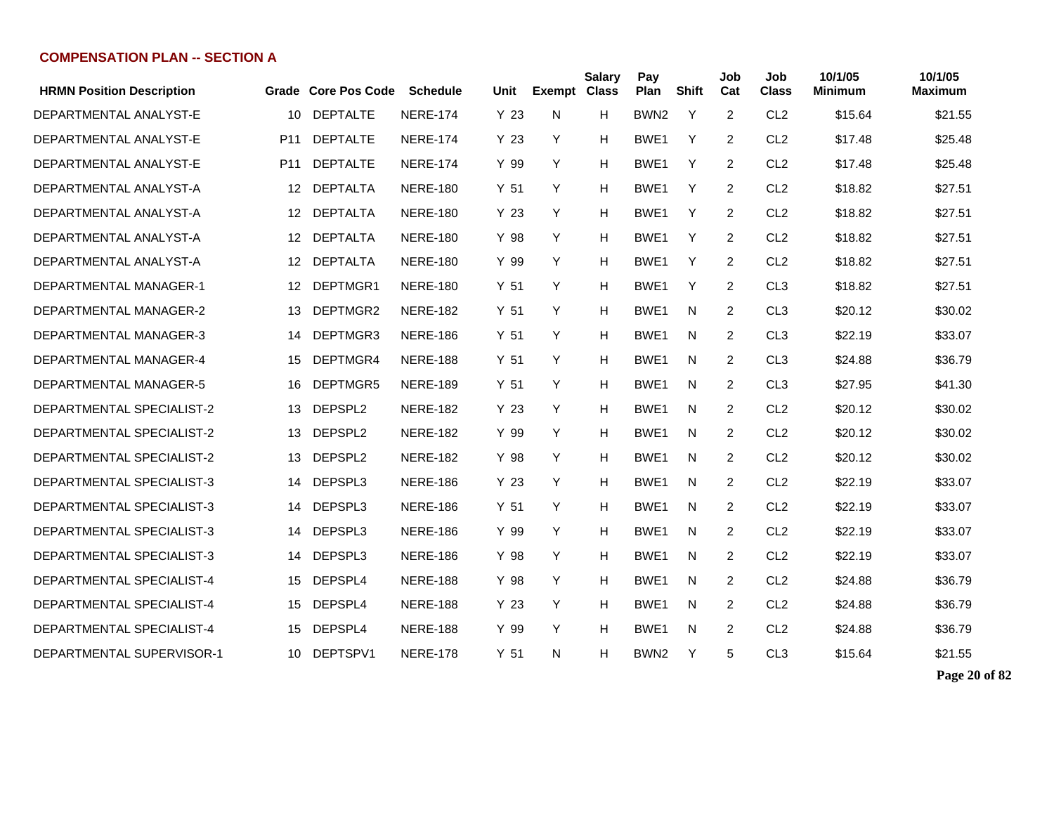## COMPENSATION PLAN -- SECTION A

| HRMN Position Description | Grade | Core Pos Code | Schedule | Unit | Exempt | Salary Class | Pay Plan | Shift | Job Cat | Job Class | 10/1/05 Minimum | 10/1/05 Maximum |
|---|---|---|---|---|---|---|---|---|---|---|---|---|
| DEPARTMENTAL ANALYST-E | 10 | DEPTALTE | NERE-174 | Y 23 | N | H | BWN2 | Y | 2 | CL2 | $15.64 | $21.55 |
| DEPARTMENTAL ANALYST-E | P11 | DEPTALTE | NERE-174 | Y 23 | Y | H | BWE1 | Y | 2 | CL2 | $17.48 | $25.48 |
| DEPARTMENTAL ANALYST-E | P11 | DEPTALTE | NERE-174 | Y 99 | Y | H | BWE1 | Y | 2 | CL2 | $17.48 | $25.48 |
| DEPARTMENTAL ANALYST-A | 12 | DEPTALTA | NERE-180 | Y 51 | Y | H | BWE1 | Y | 2 | CL2 | $18.82 | $27.51 |
| DEPARTMENTAL ANALYST-A | 12 | DEPTALTA | NERE-180 | Y 23 | Y | H | BWE1 | Y | 2 | CL2 | $18.82 | $27.51 |
| DEPARTMENTAL ANALYST-A | 12 | DEPTALTA | NERE-180 | Y 98 | Y | H | BWE1 | Y | 2 | CL2 | $18.82 | $27.51 |
| DEPARTMENTAL ANALYST-A | 12 | DEPTALTA | NERE-180 | Y 99 | Y | H | BWE1 | Y | 2 | CL2 | $18.82 | $27.51 |
| DEPARTMENTAL MANAGER-1 | 12 | DEPTMGR1 | NERE-180 | Y 51 | Y | H | BWE1 | Y | 2 | CL3 | $18.82 | $27.51 |
| DEPARTMENTAL MANAGER-2 | 13 | DEPTMGR2 | NERE-182 | Y 51 | Y | H | BWE1 | N | 2 | CL3 | $20.12 | $30.02 |
| DEPARTMENTAL MANAGER-3 | 14 | DEPTMGR3 | NERE-186 | Y 51 | Y | H | BWE1 | N | 2 | CL3 | $22.19 | $33.07 |
| DEPARTMENTAL MANAGER-4 | 15 | DEPTMGR4 | NERE-188 | Y 51 | Y | H | BWE1 | N | 2 | CL3 | $24.88 | $36.79 |
| DEPARTMENTAL MANAGER-5 | 16 | DEPTMGR5 | NERE-189 | Y 51 | Y | H | BWE1 | N | 2 | CL3 | $27.95 | $41.30 |
| DEPARTMENTAL SPECIALIST-2 | 13 | DEPSPL2 | NERE-182 | Y 23 | Y | H | BWE1 | N | 2 | CL2 | $20.12 | $30.02 |
| DEPARTMENTAL SPECIALIST-2 | 13 | DEPSPL2 | NERE-182 | Y 99 | Y | H | BWE1 | N | 2 | CL2 | $20.12 | $30.02 |
| DEPARTMENTAL SPECIALIST-2 | 13 | DEPSPL2 | NERE-182 | Y 98 | Y | H | BWE1 | N | 2 | CL2 | $20.12 | $30.02 |
| DEPARTMENTAL SPECIALIST-3 | 14 | DEPSPL3 | NERE-186 | Y 23 | Y | H | BWE1 | N | 2 | CL2 | $22.19 | $33.07 |
| DEPARTMENTAL SPECIALIST-3 | 14 | DEPSPL3 | NERE-186 | Y 51 | Y | H | BWE1 | N | 2 | CL2 | $22.19 | $33.07 |
| DEPARTMENTAL SPECIALIST-3 | 14 | DEPSPL3 | NERE-186 | Y 99 | Y | H | BWE1 | N | 2 | CL2 | $22.19 | $33.07 |
| DEPARTMENTAL SPECIALIST-3 | 14 | DEPSPL3 | NERE-186 | Y 98 | Y | H | BWE1 | N | 2 | CL2 | $22.19 | $33.07 |
| DEPARTMENTAL SPECIALIST-4 | 15 | DEPSPL4 | NERE-188 | Y 98 | Y | H | BWE1 | N | 2 | CL2 | $24.88 | $36.79 |
| DEPARTMENTAL SPECIALIST-4 | 15 | DEPSPL4 | NERE-188 | Y 23 | Y | H | BWE1 | N | 2 | CL2 | $24.88 | $36.79 |
| DEPARTMENTAL SPECIALIST-4 | 15 | DEPSPL4 | NERE-188 | Y 99 | Y | H | BWE1 | N | 2 | CL2 | $24.88 | $36.79 |
| DEPARTMENTAL SUPERVISOR-1 | 10 | DEPTSPV1 | NERE-178 | Y 51 | N | H | BWN2 | Y | 5 | CL3 | $15.64 | $21.55 |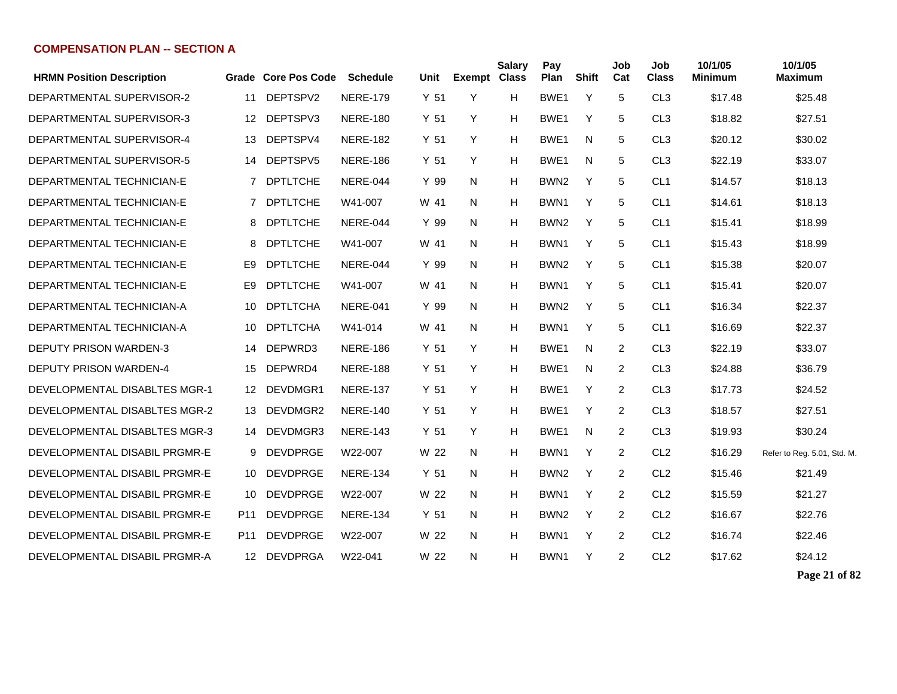## COMPENSATION PLAN -- SECTION A

| HRMN Position Description | Grade | Core Pos Code | Schedule | Unit | Exempt | Salary Class | Pay Plan | Shift | Job Cat | Job Class | 10/1/05 Minimum | 10/1/05 Maximum |
|---|---|---|---|---|---|---|---|---|---|---|---|---|
| DEPARTMENTAL SUPERVISOR-2 | 11 | DEPTSPV2 | NERE-179 | Y 51 | Y | H | BWE1 | Y | 5 | CL3 | $17.48 | $25.48 |
| DEPARTMENTAL SUPERVISOR-3 | 12 | DEPTSPV3 | NERE-180 | Y 51 | Y | H | BWE1 | Y | 5 | CL3 | $18.82 | $27.51 |
| DEPARTMENTAL SUPERVISOR-4 | 13 | DEPTSPV4 | NERE-182 | Y 51 | Y | H | BWE1 | N | 5 | CL3 | $20.12 | $30.02 |
| DEPARTMENTAL SUPERVISOR-5 | 14 | DEPTSPV5 | NERE-186 | Y 51 | Y | H | BWE1 | N | 5 | CL3 | $22.19 | $33.07 |
| DEPARTMENTAL TECHNICIAN-E | 7 | DPTLTCHE | NERE-044 | Y 99 | N | H | BWN2 | Y | 5 | CL1 | $14.57 | $18.13 |
| DEPARTMENTAL TECHNICIAN-E | 7 | DPTLTCHE | W41-007 | W 41 | N | H | BWN1 | Y | 5 | CL1 | $14.61 | $18.13 |
| DEPARTMENTAL TECHNICIAN-E | 8 | DPTLTCHE | NERE-044 | Y 99 | N | H | BWN2 | Y | 5 | CL1 | $15.41 | $18.99 |
| DEPARTMENTAL TECHNICIAN-E | 8 | DPTLTCHE | W41-007 | W 41 | N | H | BWN1 | Y | 5 | CL1 | $15.43 | $18.99 |
| DEPARTMENTAL TECHNICIAN-E | E9 | DPTLTCHE | NERE-044 | Y 99 | N | H | BWN2 | Y | 5 | CL1 | $15.38 | $20.07 |
| DEPARTMENTAL TECHNICIAN-E | E9 | DPTLTCHE | W41-007 | W 41 | N | H | BWN1 | Y | 5 | CL1 | $15.41 | $20.07 |
| DEPARTMENTAL TECHNICIAN-A | 10 | DPTLTCHA | NERE-041 | Y 99 | N | H | BWN2 | Y | 5 | CL1 | $16.34 | $22.37 |
| DEPARTMENTAL TECHNICIAN-A | 10 | DPTLTCHA | W41-014 | W 41 | N | H | BWN1 | Y | 5 | CL1 | $16.69 | $22.37 |
| DEPUTY PRISON WARDEN-3 | 14 | DEPWRD3 | NERE-186 | Y 51 | Y | H | BWE1 | N | 2 | CL3 | $22.19 | $33.07 |
| DEPUTY PRISON WARDEN-4 | 15 | DEPWRD4 | NERE-188 | Y 51 | Y | H | BWE1 | N | 2 | CL3 | $24.88 | $36.79 |
| DEVELOPMENTAL DISABLTES MGR-1 | 12 | DEVDMGR1 | NERE-137 | Y 51 | Y | H | BWE1 | Y | 2 | CL3 | $17.73 | $24.52 |
| DEVELOPMENTAL DISABLTES MGR-2 | 13 | DEVDMGR2 | NERE-140 | Y 51 | Y | H | BWE1 | Y | 2 | CL3 | $18.57 | $27.51 |
| DEVELOPMENTAL DISABLTES MGR-3 | 14 | DEVDMGR3 | NERE-143 | Y 51 | Y | H | BWE1 | N | 2 | CL3 | $19.93 | $30.24 |
| DEVELOPMENTAL DISABIL PRGMR-E | 9 | DEVDPRGE | W22-007 | W 22 | N | H | BWN1 | Y | 2 | CL2 | $16.29 | Refer to Reg. 5.01, Std. M. |
| DEVELOPMENTAL DISABIL PRGMR-E | 10 | DEVDPRGE | NERE-134 | Y 51 | N | H | BWN2 | Y | 2 | CL2 | $15.46 | $21.49 |
| DEVELOPMENTAL DISABIL PRGMR-E | 10 | DEVDPRGE | W22-007 | W 22 | N | H | BWN1 | Y | 2 | CL2 | $15.59 | $21.27 |
| DEVELOPMENTAL DISABIL PRGMR-E | P11 | DEVDPRGE | NERE-134 | Y 51 | N | H | BWN2 | Y | 2 | CL2 | $16.67 | $22.76 |
| DEVELOPMENTAL DISABIL PRGMR-E | P11 | DEVDPRGE | W22-007 | W 22 | N | H | BWN1 | Y | 2 | CL2 | $16.74 | $22.46 |
| DEVELOPMENTAL DISABIL PRGMR-A | 12 | DEVDPRGA | W22-041 | W 22 | N | H | BWN1 | Y | 2 | CL2 | $17.62 | $24.12 |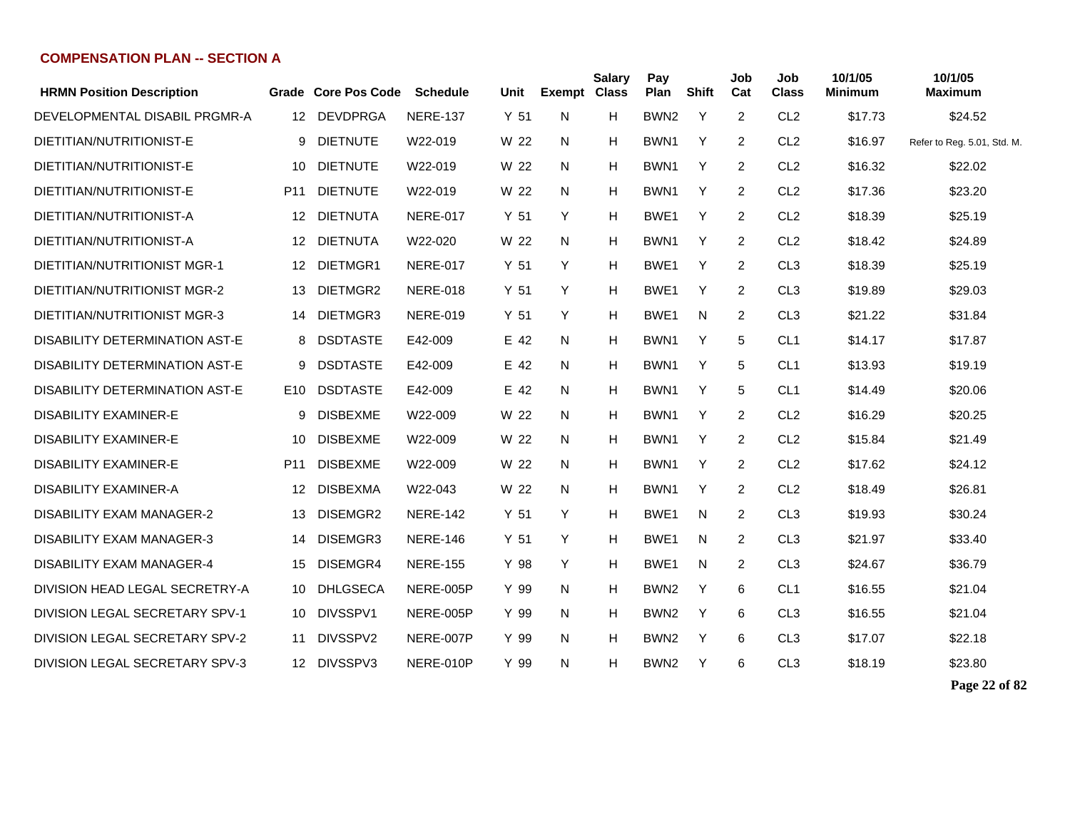### COMPENSATION PLAN -- SECTION A

| HRMN Position Description | Grade | Core Pos Code | Schedule | Unit | Exempt | Salary Class | Pay Plan | Shift | Job Cat | Job Class | 10/1/05 Minimum | 10/1/05 Maximum |
|---|---|---|---|---|---|---|---|---|---|---|---|---|
| DEVELOPMENTAL DISABIL PRGMR-A | 12 | DEVDPRGA | NERE-137 | Y 51 | N | H | BWN2 | Y | 2 | CL2 | $17.73 | $24.52 |
| DIETITIAN/NUTRITIONIST-E | 9 | DIETNUTE | W22-019 | W 22 | N | H | BWN1 | Y | 2 | CL2 | $16.97 | Refer to Reg. 5.01, Std. M. |
| DIETITIAN/NUTRITIONIST-E | 10 | DIETNUTE | W22-019 | W 22 | N | H | BWN1 | Y | 2 | CL2 | $16.32 | $22.02 |
| DIETITIAN/NUTRITIONIST-E | P11 | DIETNUTE | W22-019 | W 22 | N | H | BWN1 | Y | 2 | CL2 | $17.36 | $23.20 |
| DIETITIAN/NUTRITIONIST-A | 12 | DIETNUTA | NERE-017 | Y 51 | Y | H | BWE1 | Y | 2 | CL2 | $18.39 | $25.19 |
| DIETITIAN/NUTRITIONIST-A | 12 | DIETNUTA | W22-020 | W 22 | N | H | BWN1 | Y | 2 | CL2 | $18.42 | $24.89 |
| DIETITIAN/NUTRITIONIST MGR-1 | 12 | DIETMGR1 | NERE-017 | Y 51 | Y | H | BWE1 | Y | 2 | CL3 | $18.39 | $25.19 |
| DIETITIAN/NUTRITIONIST MGR-2 | 13 | DIETMGR2 | NERE-018 | Y 51 | Y | H | BWE1 | Y | 2 | CL3 | $19.89 | $29.03 |
| DIETITIAN/NUTRITIONIST MGR-3 | 14 | DIETMGR3 | NERE-019 | Y 51 | Y | H | BWE1 | N | 2 | CL3 | $21.22 | $31.84 |
| DISABILITY DETERMINATION AST-E | 8 | DSDTASTE | E42-009 | E 42 | N | H | BWN1 | Y | 5 | CL1 | $14.17 | $17.87 |
| DISABILITY DETERMINATION AST-E | 9 | DSDTASTE | E42-009 | E 42 | N | H | BWN1 | Y | 5 | CL1 | $13.93 | $19.19 |
| DISABILITY DETERMINATION AST-E | E10 | DSDTASTE | E42-009 | E 42 | N | H | BWN1 | Y | 5 | CL1 | $14.49 | $20.06 |
| DISABILITY EXAMINER-E | 9 | DISBEXME | W22-009 | W 22 | N | H | BWN1 | Y | 2 | CL2 | $16.29 | $20.25 |
| DISABILITY EXAMINER-E | 10 | DISBEXME | W22-009 | W 22 | N | H | BWN1 | Y | 2 | CL2 | $15.84 | $21.49 |
| DISABILITY EXAMINER-E | P11 | DISBEXME | W22-009 | W 22 | N | H | BWN1 | Y | 2 | CL2 | $17.62 | $24.12 |
| DISABILITY EXAMINER-A | 12 | DISBEXMA | W22-043 | W 22 | N | H | BWN1 | Y | 2 | CL2 | $18.49 | $26.81 |
| DISABILITY EXAM MANAGER-2 | 13 | DISEMGR2 | NERE-142 | Y 51 | Y | H | BWE1 | N | 2 | CL3 | $19.93 | $30.24 |
| DISABILITY EXAM MANAGER-3 | 14 | DISEMGR3 | NERE-146 | Y 51 | Y | H | BWE1 | N | 2 | CL3 | $21.97 | $33.40 |
| DISABILITY EXAM MANAGER-4 | 15 | DISEMGR4 | NERE-155 | Y 98 | Y | H | BWE1 | N | 2 | CL3 | $24.67 | $36.79 |
| DIVISION HEAD LEGAL SECRETRY-A | 10 | DHLGSECA | NERE-005P | Y 99 | N | H | BWN2 | Y | 6 | CL1 | $16.55 | $21.04 |
| DIVISION LEGAL SECRETARY SPV-1 | 10 | DIVSSPV1 | NERE-005P | Y 99 | N | H | BWN2 | Y | 6 | CL3 | $16.55 | $21.04 |
| DIVISION LEGAL SECRETARY SPV-2 | 11 | DIVSSPV2 | NERE-007P | Y 99 | N | H | BWN2 | Y | 6 | CL3 | $17.07 | $22.18 |
| DIVISION LEGAL SECRETARY SPV-3 | 12 | DIVSSPV3 | NERE-010P | Y 99 | N | H | BWN2 | Y | 6 | CL3 | $18.19 | $23.80 |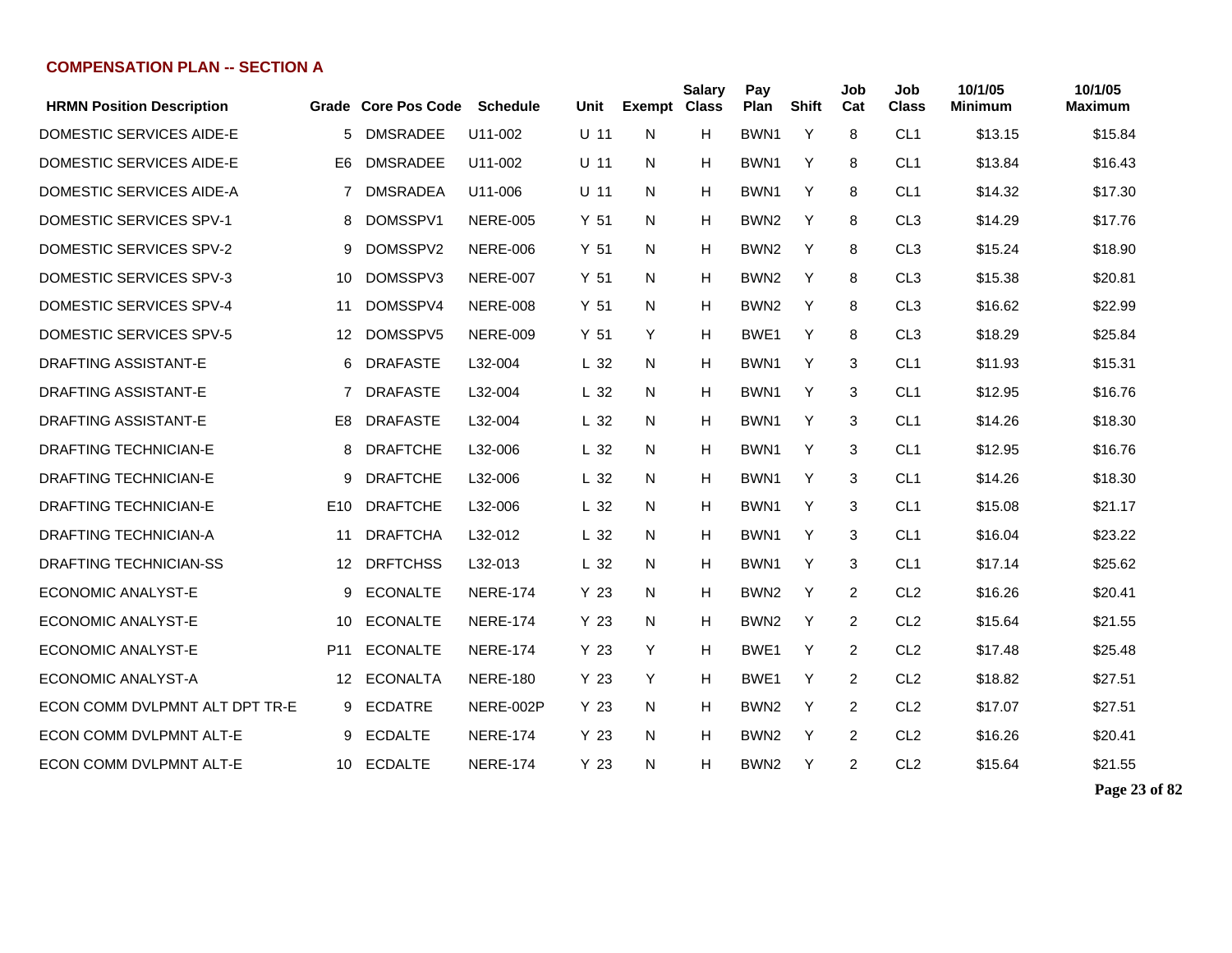## COMPENSATION PLAN -- SECTION A

| HRMN Position Description | Grade | Core Pos Code | Schedule | Unit | Exempt | Salary Class | Pay Plan | Shift | Job Cat | Job Class | 10/1/05 Minimum | 10/1/05 Maximum |
|---|---|---|---|---|---|---|---|---|---|---|---|---|
| DOMESTIC SERVICES AIDE-E | 5 | DMSRADEE | U11-002 | U 11 | N | H | BWN1 | Y | 8 | CL1 | $13.15 | $15.84 |
| DOMESTIC SERVICES AIDE-E | E6 | DMSRADEE | U11-002 | U 11 | N | H | BWN1 | Y | 8 | CL1 | $13.84 | $16.43 |
| DOMESTIC SERVICES AIDE-A | 7 | DMSRADEA | U11-006 | U 11 | N | H | BWN1 | Y | 8 | CL1 | $14.32 | $17.30 |
| DOMESTIC SERVICES SPV-1 | 8 | DOMSSPV1 | NERE-005 | Y 51 | N | H | BWN2 | Y | 8 | CL3 | $14.29 | $17.76 |
| DOMESTIC SERVICES SPV-2 | 9 | DOMSSPV2 | NERE-006 | Y 51 | N | H | BWN2 | Y | 8 | CL3 | $15.24 | $18.90 |
| DOMESTIC SERVICES SPV-3 | 10 | DOMSSPV3 | NERE-007 | Y 51 | N | H | BWN2 | Y | 8 | CL3 | $15.38 | $20.81 |
| DOMESTIC SERVICES SPV-4 | 11 | DOMSSPV4 | NERE-008 | Y 51 | N | H | BWN2 | Y | 8 | CL3 | $16.62 | $22.99 |
| DOMESTIC SERVICES SPV-5 | 12 | DOMSSPV5 | NERE-009 | Y 51 | Y | H | BWE1 | Y | 8 | CL3 | $18.29 | $25.84 |
| DRAFTING ASSISTANT-E | 6 | DRAFASTE | L32-004 | L 32 | N | H | BWN1 | Y | 3 | CL1 | $11.93 | $15.31 |
| DRAFTING ASSISTANT-E | 7 | DRAFASTE | L32-004 | L 32 | N | H | BWN1 | Y | 3 | CL1 | $12.95 | $16.76 |
| DRAFTING ASSISTANT-E | E8 | DRAFASTE | L32-004 | L 32 | N | H | BWN1 | Y | 3 | CL1 | $14.26 | $18.30 |
| DRAFTING TECHNICIAN-E | 8 | DRAFTCHE | L32-006 | L 32 | N | H | BWN1 | Y | 3 | CL1 | $12.95 | $16.76 |
| DRAFTING TECHNICIAN-E | 9 | DRAFTCHE | L32-006 | L 32 | N | H | BWN1 | Y | 3 | CL1 | $14.26 | $18.30 |
| DRAFTING TECHNICIAN-E | E10 | DRAFTCHE | L32-006 | L 32 | N | H | BWN1 | Y | 3 | CL1 | $15.08 | $21.17 |
| DRAFTING TECHNICIAN-A | 11 | DRAFTCHA | L32-012 | L 32 | N | H | BWN1 | Y | 3 | CL1 | $16.04 | $23.22 |
| DRAFTING TECHNICIAN-SS | 12 | DRFTCHSS | L32-013 | L 32 | N | H | BWN1 | Y | 3 | CL1 | $17.14 | $25.62 |
| ECONOMIC ANALYST-E | 9 | ECONALTE | NERE-174 | Y 23 | N | H | BWN2 | Y | 2 | CL2 | $16.26 | $20.41 |
| ECONOMIC ANALYST-E | 10 | ECONALTE | NERE-174 | Y 23 | N | H | BWN2 | Y | 2 | CL2 | $15.64 | $21.55 |
| ECONOMIC ANALYST-E | P11 | ECONALTE | NERE-174 | Y 23 | Y | H | BWE1 | Y | 2 | CL2 | $17.48 | $25.48 |
| ECONOMIC ANALYST-A | 12 | ECONALTA | NERE-180 | Y 23 | Y | H | BWE1 | Y | 2 | CL2 | $18.82 | $27.51 |
| ECON COMM DVLPMNT ALT DPT TR-E | 9 | ECDATRE | NERE-002P | Y 23 | N | H | BWN2 | Y | 2 | CL2 | $17.07 | $27.51 |
| ECON COMM DVLPMNT ALT-E | 9 | ECDALTE | NERE-174 | Y 23 | N | H | BWN2 | Y | 2 | CL2 | $16.26 | $20.41 |
| ECON COMM DVLPMNT ALT-E | 10 | ECDALTE | NERE-174 | Y 23 | N | H | BWN2 | Y | 2 | CL2 | $15.64 | $21.55 |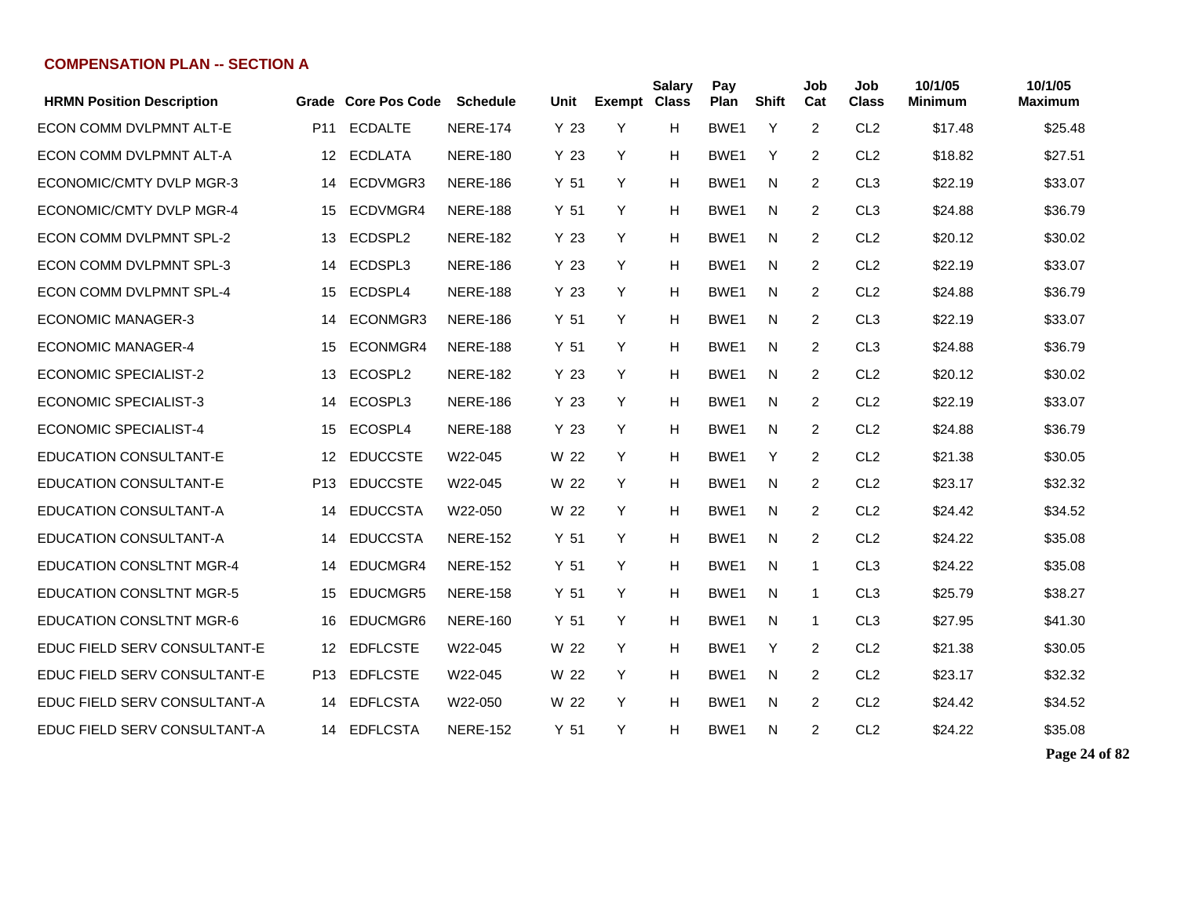### COMPENSATION PLAN -- SECTION A

| HRMN Position Description | Grade | Core Pos Code | Schedule | Unit | Exempt | Salary Class | Pay Plan | Shift | Job Cat | Job Class | 10/1/05 Minimum | 10/1/05 Maximum |
|---|---|---|---|---|---|---|---|---|---|---|---|---|
| ECON COMM DVLPMNT ALT-E | P11 | ECDALTE | NERE-174 | Y 23 | Y | H | BWE1 | Y | 2 | CL2 | $17.48 | $25.48 |
| ECON COMM DVLPMNT ALT-A | 12 | ECDLATA | NERE-180 | Y 23 | Y | H | BWE1 | Y | 2 | CL2 | $18.82 | $27.51 |
| ECONOMIC/CMTY DVLP MGR-3 | 14 | ECDVMGR3 | NERE-186 | Y 51 | Y | H | BWE1 | N | 2 | CL3 | $22.19 | $33.07 |
| ECONOMIC/CMTY DVLP MGR-4 | 15 | ECDVMGR4 | NERE-188 | Y 51 | Y | H | BWE1 | N | 2 | CL3 | $24.88 | $36.79 |
| ECON COMM DVLPMNT SPL-2 | 13 | ECDSPL2 | NERE-182 | Y 23 | Y | H | BWE1 | N | 2 | CL2 | $20.12 | $30.02 |
| ECON COMM DVLPMNT SPL-3 | 14 | ECDSPL3 | NERE-186 | Y 23 | Y | H | BWE1 | N | 2 | CL2 | $22.19 | $33.07 |
| ECON COMM DVLPMNT SPL-4 | 15 | ECDSPL4 | NERE-188 | Y 23 | Y | H | BWE1 | N | 2 | CL2 | $24.88 | $36.79 |
| ECONOMIC MANAGER-3 | 14 | ECONMGR3 | NERE-186 | Y 51 | Y | H | BWE1 | N | 2 | CL3 | $22.19 | $33.07 |
| ECONOMIC MANAGER-4 | 15 | ECONMGR4 | NERE-188 | Y 51 | Y | H | BWE1 | N | 2 | CL3 | $24.88 | $36.79 |
| ECONOMIC SPECIALIST-2 | 13 | ECOSPL2 | NERE-182 | Y 23 | Y | H | BWE1 | N | 2 | CL2 | $20.12 | $30.02 |
| ECONOMIC SPECIALIST-3 | 14 | ECOSPL3 | NERE-186 | Y 23 | Y | H | BWE1 | N | 2 | CL2 | $22.19 | $33.07 |
| ECONOMIC SPECIALIST-4 | 15 | ECOSPL4 | NERE-188 | Y 23 | Y | H | BWE1 | N | 2 | CL2 | $24.88 | $36.79 |
| EDUCATION CONSULTANT-E | 12 | EDUCCSTE | W22-045 | W 22 | Y | H | BWE1 | Y | 2 | CL2 | $21.38 | $30.05 |
| EDUCATION CONSULTANT-E | P13 | EDUCCSTE | W22-045 | W 22 | Y | H | BWE1 | N | 2 | CL2 | $23.17 | $32.32 |
| EDUCATION CONSULTANT-A | 14 | EDUCCSTA | W22-050 | W 22 | Y | H | BWE1 | N | 2 | CL2 | $24.42 | $34.52 |
| EDUCATION CONSULTANT-A | 14 | EDUCCSTA | NERE-152 | Y 51 | Y | H | BWE1 | N | 2 | CL2 | $24.22 | $35.08 |
| EDUCATION CONSLTNT MGR-4 | 14 | EDUCMGR4 | NERE-152 | Y 51 | Y | H | BWE1 | N | 1 | CL3 | $24.22 | $35.08 |
| EDUCATION CONSLTNT MGR-5 | 15 | EDUCMGR5 | NERE-158 | Y 51 | Y | H | BWE1 | N | 1 | CL3 | $25.79 | $38.27 |
| EDUCATION CONSLTNT MGR-6 | 16 | EDUCMGR6 | NERE-160 | Y 51 | Y | H | BWE1 | N | 1 | CL3 | $27.95 | $41.30 |
| EDUC FIELD SERV CONSULTANT-E | 12 | EDFLCSTE | W22-045 | W 22 | Y | H | BWE1 | Y | 2 | CL2 | $21.38 | $30.05 |
| EDUC FIELD SERV CONSULTANT-E | P13 | EDFLCSTE | W22-045 | W 22 | Y | H | BWE1 | N | 2 | CL2 | $23.17 | $32.32 |
| EDUC FIELD SERV CONSULTANT-A | 14 | EDFLCSTA | W22-050 | W 22 | Y | H | BWE1 | N | 2 | CL2 | $24.42 | $34.52 |
| EDUC FIELD SERV CONSULTANT-A | 14 | EDFLCSTA | NERE-152 | Y 51 | Y | H | BWE1 | N | 2 | CL2 | $24.22 | $35.08 |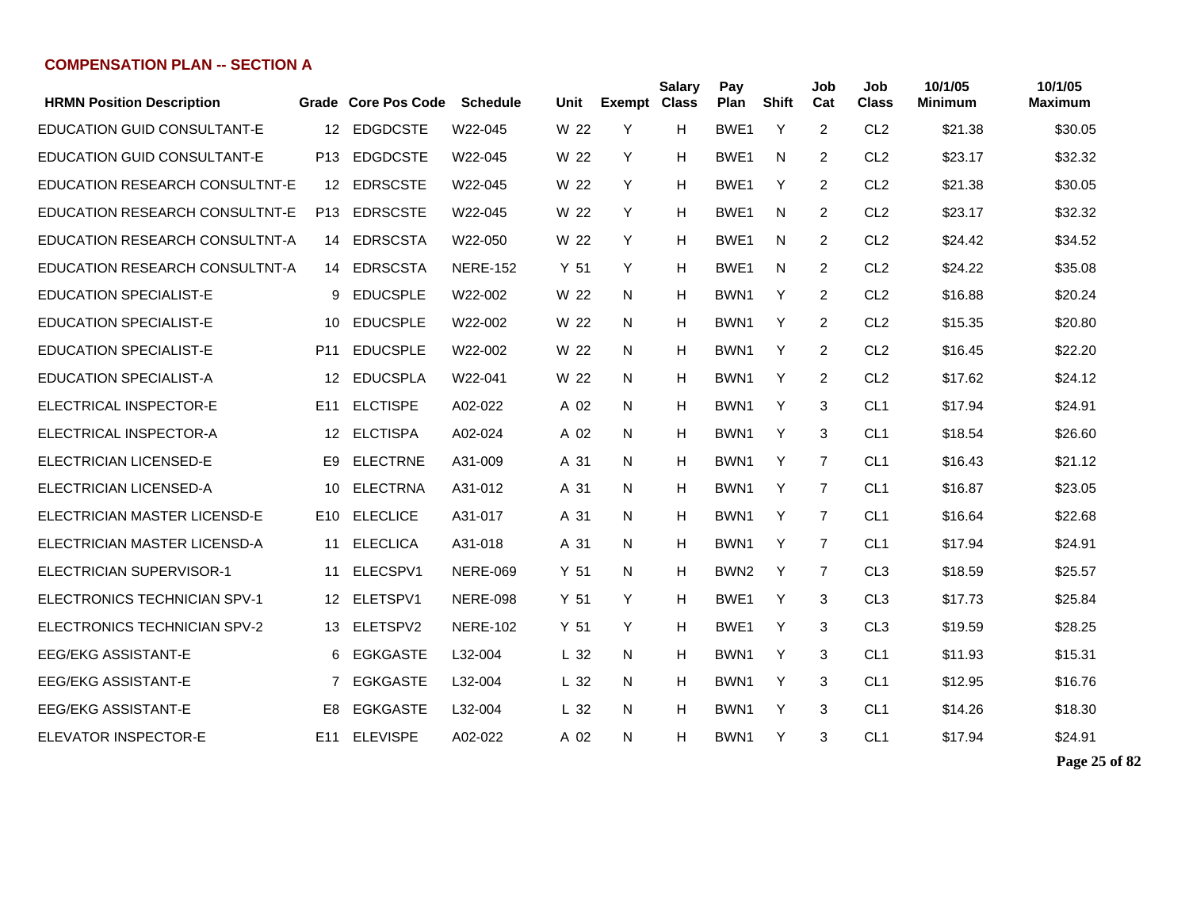## COMPENSATION PLAN -- SECTION A

| HRMN Position Description | Grade | Core Pos Code | Schedule | Unit | Exempt | Salary Class | Pay Plan | Shift | Job Cat | Job Class | 10/1/05 Minimum | 10/1/05 Maximum |
|---|---|---|---|---|---|---|---|---|---|---|---|---|
| EDUCATION GUID CONSULTANT-E | 12 | EDGDCSTE | W22-045 | W 22 | Y | H | BWE1 | Y | 2 | CL2 | $21.38 | $30.05 |
| EDUCATION GUID CONSULTANT-E | P13 | EDGDCSTE | W22-045 | W 22 | Y | H | BWE1 | N | 2 | CL2 | $23.17 | $32.32 |
| EDUCATION RESEARCH CONSULTNT-E | 12 | EDRSCSTE | W22-045 | W 22 | Y | H | BWE1 | Y | 2 | CL2 | $21.38 | $30.05 |
| EDUCATION RESEARCH CONSULTNT-E | P13 | EDRSCSTE | W22-045 | W 22 | Y | H | BWE1 | N | 2 | CL2 | $23.17 | $32.32 |
| EDUCATION RESEARCH CONSULTNT-A | 14 | EDRSCSTA | W22-050 | W 22 | Y | H | BWE1 | N | 2 | CL2 | $24.42 | $34.52 |
| EDUCATION RESEARCH CONSULTNT-A | 14 | EDRSCSTA | NERE-152 | Y 51 | Y | H | BWE1 | N | 2 | CL2 | $24.22 | $35.08 |
| EDUCATION SPECIALIST-E | 9 | EDUCSPLE | W22-002 | W 22 | N | H | BWN1 | Y | 2 | CL2 | $16.88 | $20.24 |
| EDUCATION SPECIALIST-E | 10 | EDUCSPLE | W22-002 | W 22 | N | H | BWN1 | Y | 2 | CL2 | $15.35 | $20.80 |
| EDUCATION SPECIALIST-E | P11 | EDUCSPLE | W22-002 | W 22 | N | H | BWN1 | Y | 2 | CL2 | $16.45 | $22.20 |
| EDUCATION SPECIALIST-A | 12 | EDUCSPLA | W22-041 | W 22 | N | H | BWN1 | Y | 2 | CL2 | $17.62 | $24.12 |
| ELECTRICAL INSPECTOR-E | E11 | ELCTISPE | A02-022 | A 02 | N | H | BWN1 | Y | 3 | CL1 | $17.94 | $24.91 |
| ELECTRICAL INSPECTOR-A | 12 | ELCTISPA | A02-024 | A 02 | N | H | BWN1 | Y | 3 | CL1 | $18.54 | $26.60 |
| ELECTRICIAN LICENSED-E | E9 | ELECTRNE | A31-009 | A 31 | N | H | BWN1 | Y | 7 | CL1 | $16.43 | $21.12 |
| ELECTRICIAN LICENSED-A | 10 | ELECTRNA | A31-012 | A 31 | N | H | BWN1 | Y | 7 | CL1 | $16.87 | $23.05 |
| ELECTRICIAN MASTER LICENSD-E | E10 | ELECLICE | A31-017 | A 31 | N | H | BWN1 | Y | 7 | CL1 | $16.64 | $22.68 |
| ELECTRICIAN MASTER LICENSD-A | 11 | ELECLICA | A31-018 | A 31 | N | H | BWN1 | Y | 7 | CL1 | $17.94 | $24.91 |
| ELECTRICIAN SUPERVISOR-1 | 11 | ELECSPV1 | NERE-069 | Y 51 | N | H | BWN2 | Y | 7 | CL3 | $18.59 | $25.57 |
| ELECTRONICS TECHNICIAN SPV-1 | 12 | ELETSPV1 | NERE-098 | Y 51 | Y | H | BWE1 | Y | 3 | CL3 | $17.73 | $25.84 |
| ELECTRONICS TECHNICIAN SPV-2 | 13 | ELETSPV2 | NERE-102 | Y 51 | Y | H | BWE1 | Y | 3 | CL3 | $19.59 | $28.25 |
| EEG/EKG ASSISTANT-E | 6 | EGKGASTE | L32-004 | L 32 | N | H | BWN1 | Y | 3 | CL1 | $11.93 | $15.31 |
| EEG/EKG ASSISTANT-E | 7 | EGKGASTE | L32-004 | L 32 | N | H | BWN1 | Y | 3 | CL1 | $12.95 | $16.76 |
| EEG/EKG ASSISTANT-E | E8 | EGKGASTE | L32-004 | L 32 | N | H | BWN1 | Y | 3 | CL1 | $14.26 | $18.30 |
| ELEVATOR INSPECTOR-E | E11 | ELEVISPE | A02-022 | A 02 | N | H | BWN1 | Y | 3 | CL1 | $17.94 | $24.91 |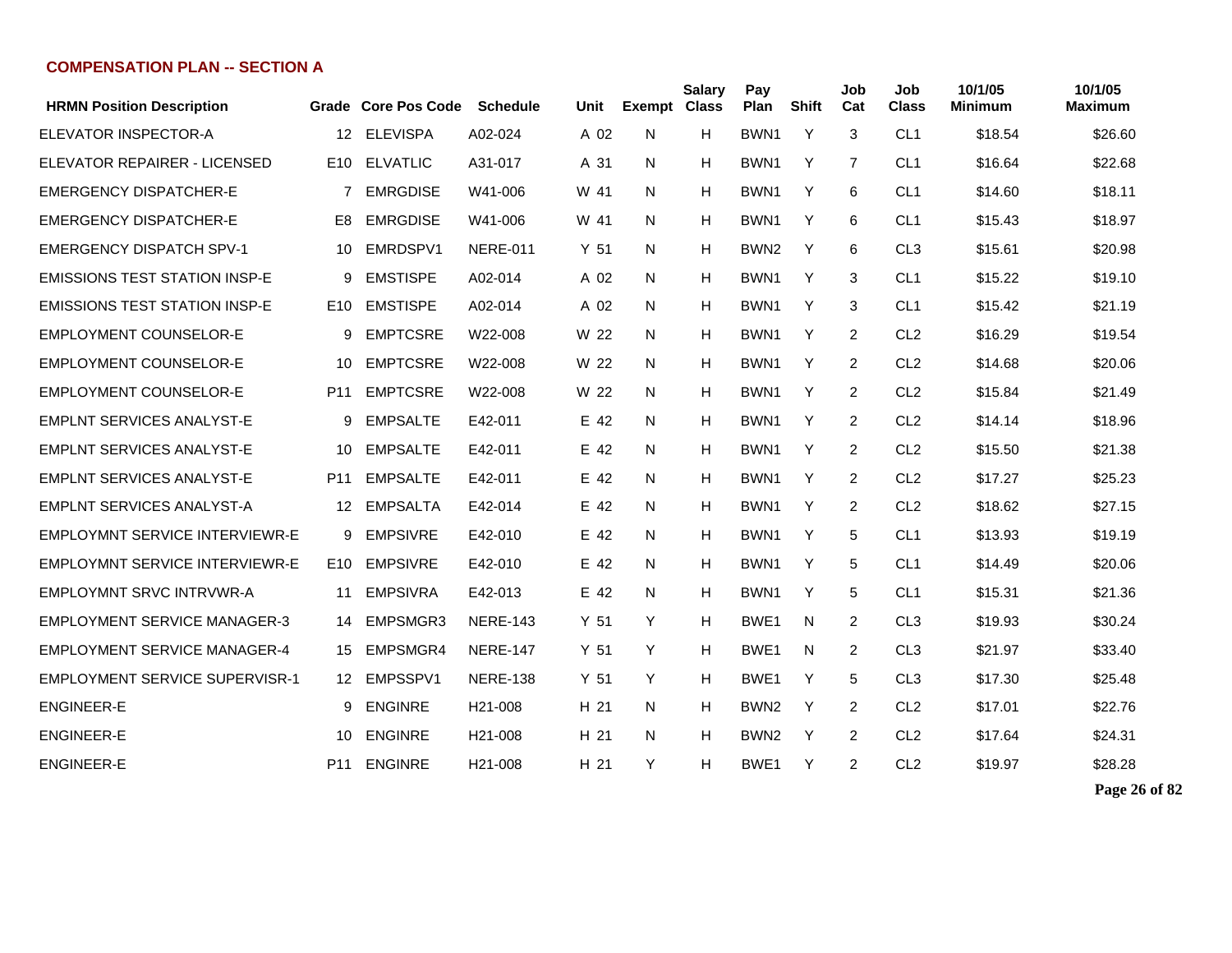## COMPENSATION PLAN -- SECTION A

| HRMN Position Description | Grade | Core Pos Code | Schedule | Unit | Exempt | Salary Class | Pay Plan | Shift | Job Cat | Job Class | 10/1/05 Minimum | 10/1/05 Maximum |
|---|---|---|---|---|---|---|---|---|---|---|---|---|
| ELEVATOR INSPECTOR-A | 12 | ELEVISPA | A02-024 | A 02 | N | H | BWN1 | Y | 3 | CL1 | $18.54 | $26.60 |
| ELEVATOR REPAIRER - LICENSED | E10 | ELVATLIC | A31-017 | A 31 | N | H | BWN1 | Y | 7 | CL1 | $16.64 | $22.68 |
| EMERGENCY DISPATCHER-E | 7 | EMRGDISE | W41-006 | W 41 | N | H | BWN1 | Y | 6 | CL1 | $14.60 | $18.11 |
| EMERGENCY DISPATCHER-E | E8 | EMRGDISE | W41-006 | W 41 | N | H | BWN1 | Y | 6 | CL1 | $15.43 | $18.97 |
| EMERGENCY DISPATCH SPV-1 | 10 | EMRDSPV1 | NERE-011 | Y 51 | N | H | BWN2 | Y | 6 | CL3 | $15.61 | $20.98 |
| EMISSIONS TEST STATION INSP-E | 9 | EMSTISPE | A02-014 | A 02 | N | H | BWN1 | Y | 3 | CL1 | $15.22 | $19.10 |
| EMISSIONS TEST STATION INSP-E | E10 | EMSTISPE | A02-014 | A 02 | N | H | BWN1 | Y | 3 | CL1 | $15.42 | $21.19 |
| EMPLOYMENT COUNSELOR-E | 9 | EMPTCSRE | W22-008 | W 22 | N | H | BWN1 | Y | 2 | CL2 | $16.29 | $19.54 |
| EMPLOYMENT COUNSELOR-E | 10 | EMPTCSRE | W22-008 | W 22 | N | H | BWN1 | Y | 2 | CL2 | $14.68 | $20.06 |
| EMPLOYMENT COUNSELOR-E | P11 | EMPTCSRE | W22-008 | W 22 | N | H | BWN1 | Y | 2 | CL2 | $15.84 | $21.49 |
| EMPLNT SERVICES ANALYST-E | 9 | EMPSALTE | E42-011 | E 42 | N | H | BWN1 | Y | 2 | CL2 | $14.14 | $18.96 |
| EMPLNT SERVICES ANALYST-E | 10 | EMPSALTE | E42-011 | E 42 | N | H | BWN1 | Y | 2 | CL2 | $15.50 | $21.38 |
| EMPLNT SERVICES ANALYST-E | P11 | EMPSALTE | E42-011 | E 42 | N | H | BWN1 | Y | 2 | CL2 | $17.27 | $25.23 |
| EMPLNT SERVICES ANALYST-A | 12 | EMPSALTA | E42-014 | E 42 | N | H | BWN1 | Y | 2 | CL2 | $18.62 | $27.15 |
| EMPLOYMNT SERVICE INTERVIEWR-E | 9 | EMPSIVRE | E42-010 | E 42 | N | H | BWN1 | Y | 5 | CL1 | $13.93 | $19.19 |
| EMPLOYMNT SERVICE INTERVIEWR-E | E10 | EMPSIVRE | E42-010 | E 42 | N | H | BWN1 | Y | 5 | CL1 | $14.49 | $20.06 |
| EMPLOYMNT SRVC INTRVWR-A | 11 | EMPSIVRA | E42-013 | E 42 | N | H | BWN1 | Y | 5 | CL1 | $15.31 | $21.36 |
| EMPLOYMENT SERVICE MANAGER-3 | 14 | EMPSMGR3 | NERE-143 | Y 51 | Y | H | BWE1 | N | 2 | CL3 | $19.93 | $30.24 |
| EMPLOYMENT SERVICE MANAGER-4 | 15 | EMPSMGR4 | NERE-147 | Y 51 | Y | H | BWE1 | N | 2 | CL3 | $21.97 | $33.40 |
| EMPLOYMENT SERVICE SUPERVISR-1 | 12 | EMPSSPV1 | NERE-138 | Y 51 | Y | H | BWE1 | Y | 5 | CL3 | $17.30 | $25.48 |
| ENGINEER-E | 9 | ENGINRE | H21-008 | H 21 | N | H | BWN2 | Y | 2 | CL2 | $17.01 | $22.76 |
| ENGINEER-E | 10 | ENGINRE | H21-008 | H 21 | N | H | BWN2 | Y | 2 | CL2 | $17.64 | $24.31 |
| ENGINEER-E | P11 | ENGINRE | H21-008 | H 21 | Y | H | BWE1 | Y | 2 | CL2 | $19.97 | $28.28 |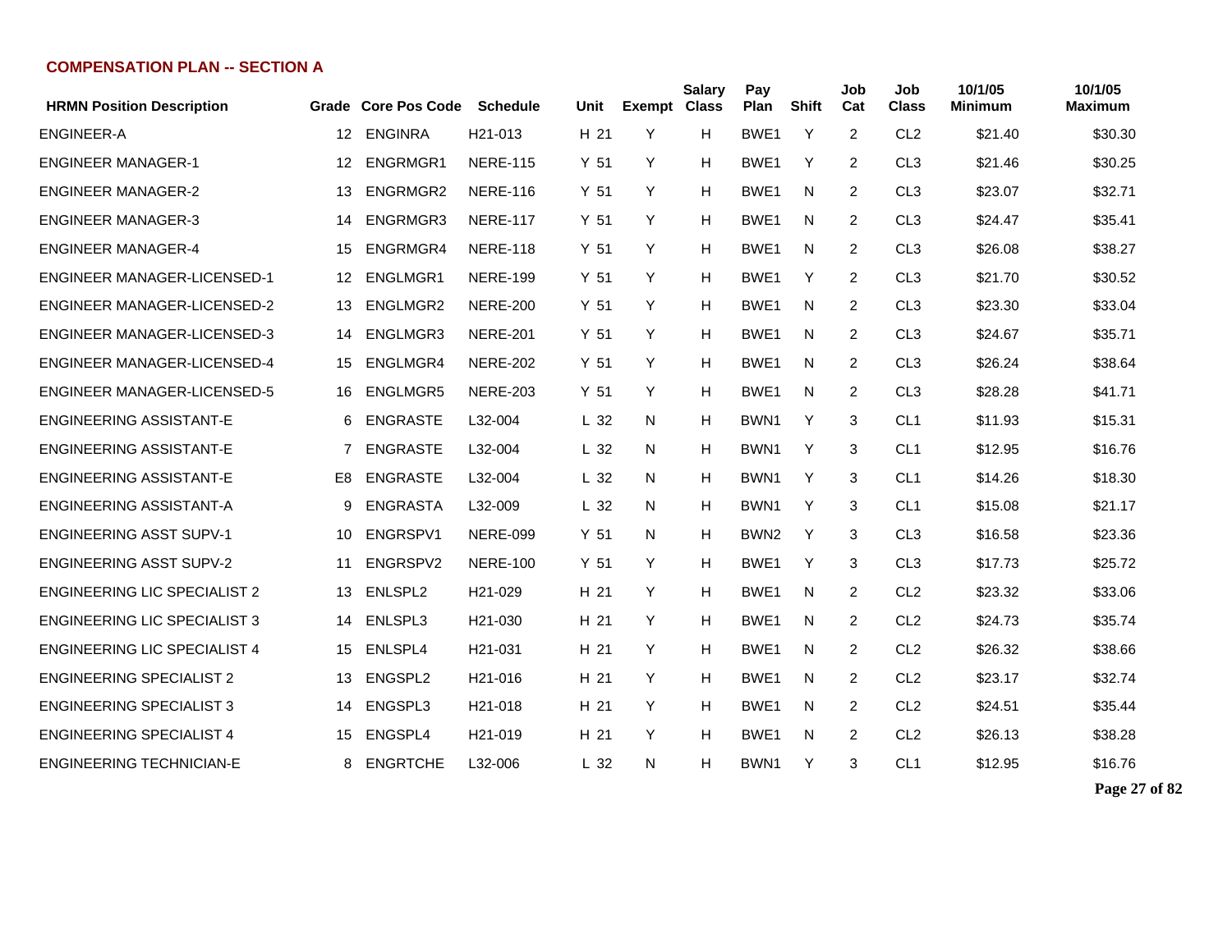## COMPENSATION PLAN -- SECTION A

| HRMN Position Description | Grade | Core Pos Code | Schedule | Unit | Exempt | Salary Class | Pay Plan | Shift | Job Cat | Job Class | 10/1/05 Minimum | 10/1/05 Maximum |
|---|---|---|---|---|---|---|---|---|---|---|---|---|
| ENGINEER-A | 12 | ENGINRA | H21-013 | H 21 | Y | H | BWE1 | Y | 2 | CL2 | $21.40 | $30.30 |
| ENGINEER MANAGER-1 | 12 | ENGRMGR1 | NERE-115 | Y 51 | Y | H | BWE1 | Y | 2 | CL3 | $21.46 | $30.25 |
| ENGINEER MANAGER-2 | 13 | ENGRMGR2 | NERE-116 | Y 51 | Y | H | BWE1 | N | 2 | CL3 | $23.07 | $32.71 |
| ENGINEER MANAGER-3 | 14 | ENGRMGR3 | NERE-117 | Y 51 | Y | H | BWE1 | N | 2 | CL3 | $24.47 | $35.41 |
| ENGINEER MANAGER-4 | 15 | ENGRMGR4 | NERE-118 | Y 51 | Y | H | BWE1 | N | 2 | CL3 | $26.08 | $38.27 |
| ENGINEER MANAGER-LICENSED-1 | 12 | ENGLMGR1 | NERE-199 | Y 51 | Y | H | BWE1 | Y | 2 | CL3 | $21.70 | $30.52 |
| ENGINEER MANAGER-LICENSED-2 | 13 | ENGLMGR2 | NERE-200 | Y 51 | Y | H | BWE1 | N | 2 | CL3 | $23.30 | $33.04 |
| ENGINEER MANAGER-LICENSED-3 | 14 | ENGLMGR3 | NERE-201 | Y 51 | Y | H | BWE1 | N | 2 | CL3 | $24.67 | $35.71 |
| ENGINEER MANAGER-LICENSED-4 | 15 | ENGLMGR4 | NERE-202 | Y 51 | Y | H | BWE1 | N | 2 | CL3 | $26.24 | $38.64 |
| ENGINEER MANAGER-LICENSED-5 | 16 | ENGLMGR5 | NERE-203 | Y 51 | Y | H | BWE1 | N | 2 | CL3 | $28.28 | $41.71 |
| ENGINEERING ASSISTANT-E | 6 | ENGRASTE | L32-004 | L 32 | N | H | BWN1 | Y | 3 | CL1 | $11.93 | $15.31 |
| ENGINEERING ASSISTANT-E | 7 | ENGRASTE | L32-004 | L 32 | N | H | BWN1 | Y | 3 | CL1 | $12.95 | $16.76 |
| ENGINEERING ASSISTANT-E | E8 | ENGRASTE | L32-004 | L 32 | N | H | BWN1 | Y | 3 | CL1 | $14.26 | $18.30 |
| ENGINEERING ASSISTANT-A | 9 | ENGRASTA | L32-009 | L 32 | N | H | BWN1 | Y | 3 | CL1 | $15.08 | $21.17 |
| ENGINEERING ASST SUPV-1 | 10 | ENGRSPV1 | NERE-099 | Y 51 | N | H | BWN2 | Y | 3 | CL3 | $16.58 | $23.36 |
| ENGINEERING ASST SUPV-2 | 11 | ENGRSPV2 | NERE-100 | Y 51 | Y | H | BWE1 | Y | 3 | CL3 | $17.73 | $25.72 |
| ENGINEERING LIC SPECIALIST 2 | 13 | ENLSPL2 | H21-029 | H 21 | Y | H | BWE1 | N | 2 | CL2 | $23.32 | $33.06 |
| ENGINEERING LIC SPECIALIST 3 | 14 | ENLSPL3 | H21-030 | H 21 | Y | H | BWE1 | N | 2 | CL2 | $24.73 | $35.74 |
| ENGINEERING LIC SPECIALIST 4 | 15 | ENLSPL4 | H21-031 | H 21 | Y | H | BWE1 | N | 2 | CL2 | $26.32 | $38.66 |
| ENGINEERING SPECIALIST 2 | 13 | ENGSPL2 | H21-016 | H 21 | Y | H | BWE1 | N | 2 | CL2 | $23.17 | $32.74 |
| ENGINEERING SPECIALIST 3 | 14 | ENGSPL3 | H21-018 | H 21 | Y | H | BWE1 | N | 2 | CL2 | $24.51 | $35.44 |
| ENGINEERING SPECIALIST 4 | 15 | ENGSPL4 | H21-019 | H 21 | Y | H | BWE1 | N | 2 | CL2 | $26.13 | $38.28 |
| ENGINEERING TECHNICIAN-E | 8 | ENGRTCHE | L32-006 | L 32 | N | H | BWN1 | Y | 3 | CL1 | $12.95 | $16.76 |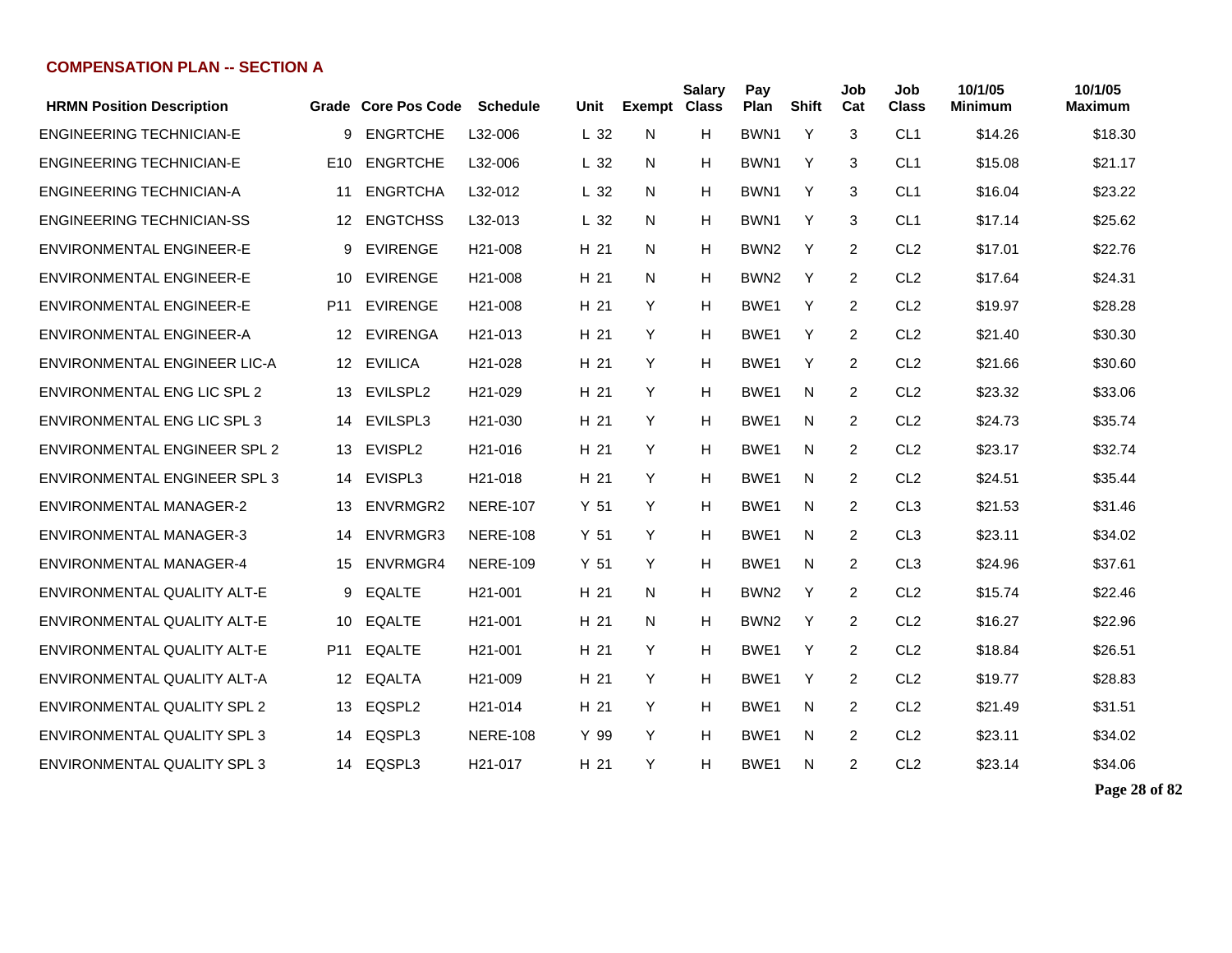**COMPENSATION PLAN -- SECTION A**

| HRMN Position Description | Grade | Core Pos Code | Schedule | Unit | Exempt | Salary Class | Pay Plan | Shift | Job Cat | Job Class | 10/1/05 Minimum | 10/1/05 Maximum |
|---|---|---|---|---|---|---|---|---|---|---|---|---|
| ENGINEERING TECHNICIAN-E | 9 | ENGRTCHE | L32-006 | L 32 | N | H | BWN1 | Y | 3 | CL1 | $14.26 | $18.30 |
| ENGINEERING TECHNICIAN-E | E10 | ENGRTCHE | L32-006 | L 32 | N | H | BWN1 | Y | 3 | CL1 | $15.08 | $21.17 |
| ENGINEERING TECHNICIAN-A | 11 | ENGRTCHA | L32-012 | L 32 | N | H | BWN1 | Y | 3 | CL1 | $16.04 | $23.22 |
| ENGINEERING TECHNICIAN-SS | 12 | ENGTCHSS | L32-013 | L 32 | N | H | BWN1 | Y | 3 | CL1 | $17.14 | $25.62 |
| ENVIRONMENTAL ENGINEER-E | 9 | EVIRENGE | H21-008 | H 21 | N | H | BWN2 | Y | 2 | CL2 | $17.01 | $22.76 |
| ENVIRONMENTAL ENGINEER-E | 10 | EVIRENGE | H21-008 | H 21 | N | H | BWN2 | Y | 2 | CL2 | $17.64 | $24.31 |
| ENVIRONMENTAL ENGINEER-E | P11 | EVIRENGE | H21-008 | H 21 | Y | H | BWE1 | Y | 2 | CL2 | $19.97 | $28.28 |
| ENVIRONMENTAL ENGINEER-A | 12 | EVIRENGA | H21-013 | H 21 | Y | H | BWE1 | Y | 2 | CL2 | $21.40 | $30.30 |
| ENVIRONMENTAL ENGINEER LIC-A | 12 | EVILICA | H21-028 | H 21 | Y | H | BWE1 | Y | 2 | CL2 | $21.66 | $30.60 |
| ENVIRONMENTAL ENG LIC SPL 2 | 13 | EVILSPL2 | H21-029 | H 21 | Y | H | BWE1 | N | 2 | CL2 | $23.32 | $33.06 |
| ENVIRONMENTAL ENG LIC SPL 3 | 14 | EVILSPL3 | H21-030 | H 21 | Y | H | BWE1 | N | 2 | CL2 | $24.73 | $35.74 |
| ENVIRONMENTAL ENGINEER SPL 2 | 13 | EVISPL2 | H21-016 | H 21 | Y | H | BWE1 | N | 2 | CL2 | $23.17 | $32.74 |
| ENVIRONMENTAL ENGINEER SPL 3 | 14 | EVISPL3 | H21-018 | H 21 | Y | H | BWE1 | N | 2 | CL2 | $24.51 | $35.44 |
| ENVIRONMENTAL MANAGER-2 | 13 | ENVRMGR2 | NERE-107 | Y 51 | Y | H | BWE1 | N | 2 | CL3 | $21.53 | $31.46 |
| ENVIRONMENTAL MANAGER-3 | 14 | ENVRMGR3 | NERE-108 | Y 51 | Y | H | BWE1 | N | 2 | CL3 | $23.11 | $34.02 |
| ENVIRONMENTAL MANAGER-4 | 15 | ENVRMGR4 | NERE-109 | Y 51 | Y | H | BWE1 | N | 2 | CL3 | $24.96 | $37.61 |
| ENVIRONMENTAL QUALITY ALT-E | 9 | EQALTE | H21-001 | H 21 | N | H | BWN2 | Y | 2 | CL2 | $15.74 | $22.46 |
| ENVIRONMENTAL QUALITY ALT-E | 10 | EQALTE | H21-001 | H 21 | N | H | BWN2 | Y | 2 | CL2 | $16.27 | $22.96 |
| ENVIRONMENTAL QUALITY ALT-E | P11 | EQALTE | H21-001 | H 21 | Y | H | BWE1 | Y | 2 | CL2 | $18.84 | $26.51 |
| ENVIRONMENTAL QUALITY ALT-A | 12 | EQALTA | H21-009 | H 21 | Y | H | BWE1 | Y | 2 | CL2 | $19.77 | $28.83 |
| ENVIRONMENTAL QUALITY SPL 2 | 13 | EQSPL2 | H21-014 | H 21 | Y | H | BWE1 | N | 2 | CL2 | $21.49 | $31.51 |
| ENVIRONMENTAL QUALITY SPL 3 | 14 | EQSPL3 | NERE-108 | Y 99 | Y | H | BWE1 | N | 2 | CL2 | $23.11 | $34.02 |
| ENVIRONMENTAL QUALITY SPL 3 | 14 | EQSPL3 | H21-017 | H 21 | Y | H | BWE1 | N | 2 | CL2 | $23.14 | $34.06 |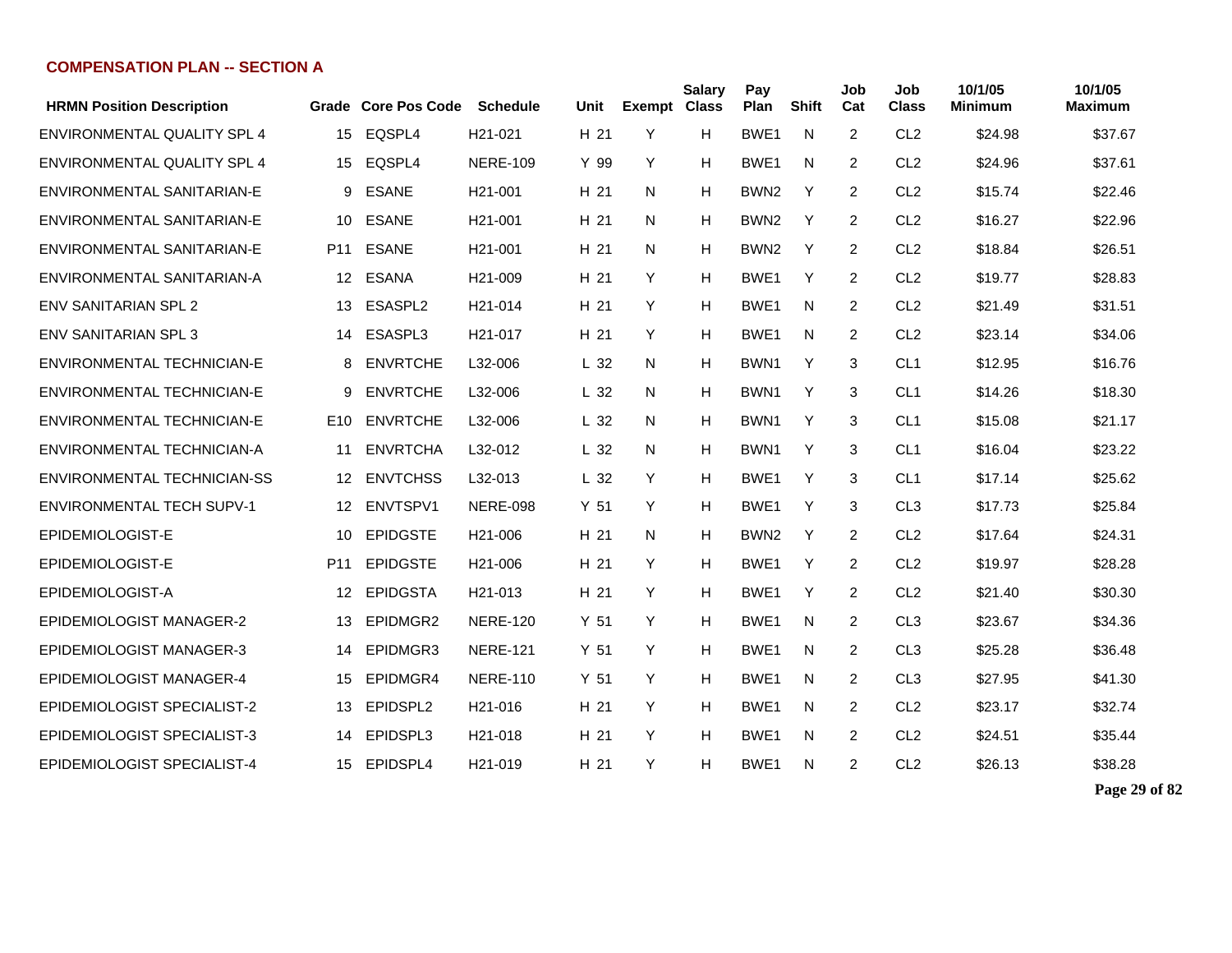## COMPENSATION PLAN -- SECTION A

| HRMN Position Description | Grade | Core Pos Code | Schedule | Unit | Exempt | Salary Class | Pay Plan | Shift | Job Cat | Job Class | 10/1/05 Minimum | 10/1/05 Maximum |
|---|---|---|---|---|---|---|---|---|---|---|---|---|
| ENVIRONMENTAL QUALITY SPL 4 | 15 | EQSPL4 | H21-021 | H 21 | Y | H | BWE1 | N | 2 | CL2 | $24.98 | $37.67 |
| ENVIRONMENTAL QUALITY SPL 4 | 15 | EQSPL4 | NERE-109 | Y 99 | Y | H | BWE1 | N | 2 | CL2 | $24.96 | $37.61 |
| ENVIRONMENTAL SANITARIAN-E | 9 | ESANE | H21-001 | H 21 | N | H | BWN2 | Y | 2 | CL2 | $15.74 | $22.46 |
| ENVIRONMENTAL SANITARIAN-E | 10 | ESANE | H21-001 | H 21 | N | H | BWN2 | Y | 2 | CL2 | $16.27 | $22.96 |
| ENVIRONMENTAL SANITARIAN-E | P11 | ESANE | H21-001 | H 21 | N | H | BWN2 | Y | 2 | CL2 | $18.84 | $26.51 |
| ENVIRONMENTAL SANITARIAN-A | 12 | ESANA | H21-009 | H 21 | Y | H | BWE1 | Y | 2 | CL2 | $19.77 | $28.83 |
| ENV SANITARIAN SPL 2 | 13 | ESASPL2 | H21-014 | H 21 | Y | H | BWE1 | N | 2 | CL2 | $21.49 | $31.51 |
| ENV SANITARIAN SPL 3 | 14 | ESASPL3 | H21-017 | H 21 | Y | H | BWE1 | N | 2 | CL2 | $23.14 | $34.06 |
| ENVIRONMENTAL TECHNICIAN-E | 8 | ENVRTCHE | L32-006 | L 32 | N | H | BWN1 | Y | 3 | CL1 | $12.95 | $16.76 |
| ENVIRONMENTAL TECHNICIAN-E | 9 | ENVRTCHE | L32-006 | L 32 | N | H | BWN1 | Y | 3 | CL1 | $14.26 | $18.30 |
| ENVIRONMENTAL TECHNICIAN-E | E10 | ENVRTCHE | L32-006 | L 32 | N | H | BWN1 | Y | 3 | CL1 | $15.08 | $21.17 |
| ENVIRONMENTAL TECHNICIAN-A | 11 | ENVRTCHA | L32-012 | L 32 | N | H | BWN1 | Y | 3 | CL1 | $16.04 | $23.22 |
| ENVIRONMENTAL TECHNICIAN-SS | 12 | ENVTCHSS | L32-013 | L 32 | Y | H | BWE1 | Y | 3 | CL1 | $17.14 | $25.62 |
| ENVIRONMENTAL TECH SUPV-1 | 12 | ENVTSPV1 | NERE-098 | Y 51 | Y | H | BWE1 | Y | 3 | CL3 | $17.73 | $25.84 |
| EPIDEMIOLOGIST-E | 10 | EPIDGSTE | H21-006 | H 21 | N | H | BWN2 | Y | 2 | CL2 | $17.64 | $24.31 |
| EPIDEMIOLOGIST-E | P11 | EPIDGSTE | H21-006 | H 21 | Y | H | BWE1 | Y | 2 | CL2 | $19.97 | $28.28 |
| EPIDEMIOLOGIST-A | 12 | EPIDGSTA | H21-013 | H 21 | Y | H | BWE1 | Y | 2 | CL2 | $21.40 | $30.30 |
| EPIDEMIOLOGIST MANAGER-2 | 13 | EPIDMGR2 | NERE-120 | Y 51 | Y | H | BWE1 | N | 2 | CL3 | $23.67 | $34.36 |
| EPIDEMIOLOGIST MANAGER-3 | 14 | EPIDMGR3 | NERE-121 | Y 51 | Y | H | BWE1 | N | 2 | CL3 | $25.28 | $36.48 |
| EPIDEMIOLOGIST MANAGER-4 | 15 | EPIDMGR4 | NERE-110 | Y 51 | Y | H | BWE1 | N | 2 | CL3 | $27.95 | $41.30 |
| EPIDEMIOLOGIST SPECIALIST-2 | 13 | EPIDSPL2 | H21-016 | H 21 | Y | H | BWE1 | N | 2 | CL2 | $23.17 | $32.74 |
| EPIDEMIOLOGIST SPECIALIST-3 | 14 | EPIDSPL3 | H21-018 | H 21 | Y | H | BWE1 | N | 2 | CL2 | $24.51 | $35.44 |
| EPIDEMIOLOGIST SPECIALIST-4 | 15 | EPIDSPL4 | H21-019 | H 21 | Y | H | BWE1 | N | 2 | CL2 | $26.13 | $38.28 |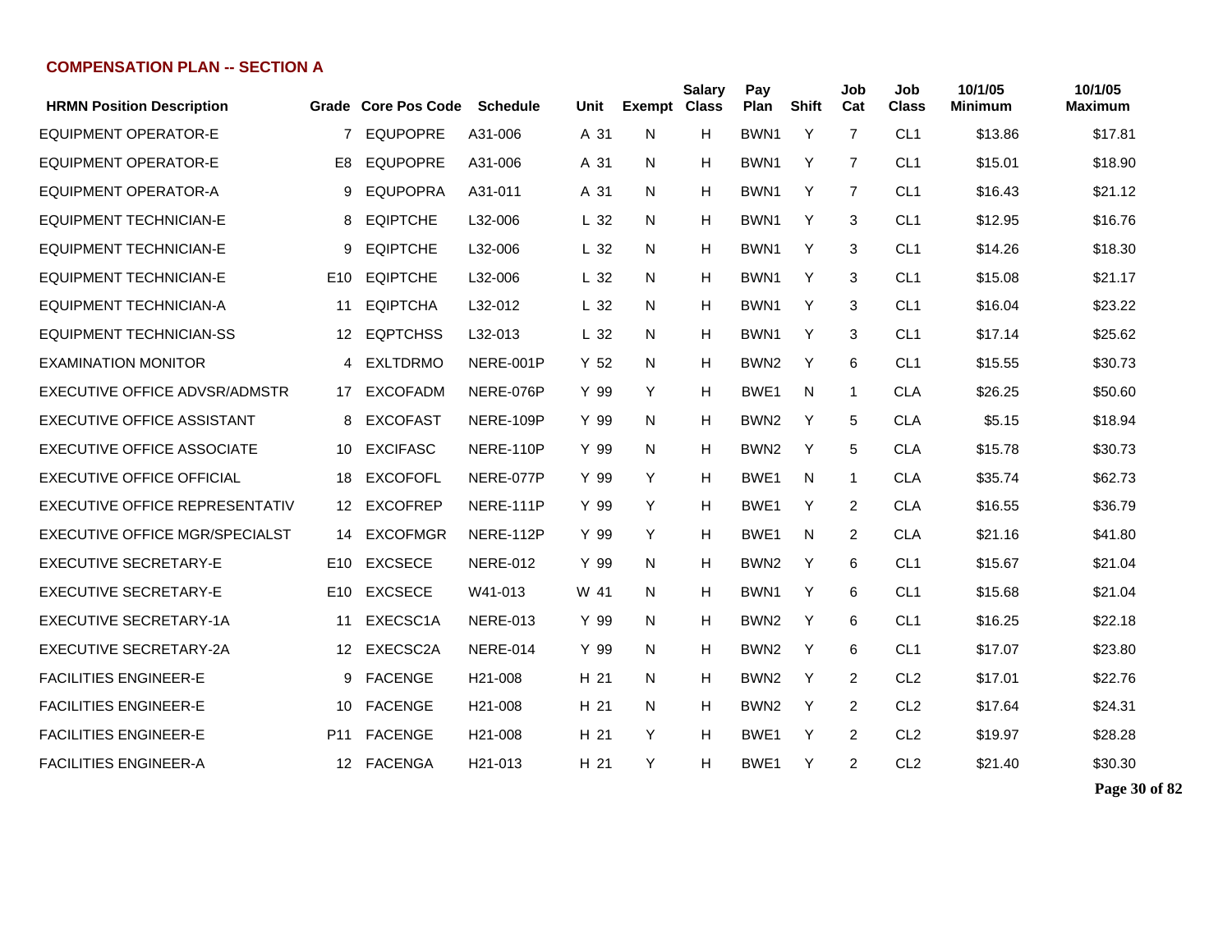## COMPENSATION PLAN -- SECTION A

| HRMN Position Description | Grade | Core Pos Code | Schedule | Unit | Exempt | Salary Class | Pay Plan | Shift | Job Cat | Job Class | 10/1/05 Minimum | 10/1/05 Maximum |
|---|---|---|---|---|---|---|---|---|---|---|---|---|
| EQUIPMENT OPERATOR-E | 7 | EQUPOPRE | A31-006 | A 31 | N | H | BWN1 | Y | 7 | CL1 | $13.86 | $17.81 |
| EQUIPMENT OPERATOR-E | E8 | EQUPOPRE | A31-006 | A 31 | N | H | BWN1 | Y | 7 | CL1 | $15.01 | $18.90 |
| EQUIPMENT OPERATOR-A | 9 | EQUPOPRA | A31-011 | A 31 | N | H | BWN1 | Y | 7 | CL1 | $16.43 | $21.12 |
| EQUIPMENT TECHNICIAN-E | 8 | EQIPTCHE | L32-006 | L 32 | N | H | BWN1 | Y | 3 | CL1 | $12.95 | $16.76 |
| EQUIPMENT TECHNICIAN-E | 9 | EQIPTCHE | L32-006 | L 32 | N | H | BWN1 | Y | 3 | CL1 | $14.26 | $18.30 |
| EQUIPMENT TECHNICIAN-E | E10 | EQIPTCHE | L32-006 | L 32 | N | H | BWN1 | Y | 3 | CL1 | $15.08 | $21.17 |
| EQUIPMENT TECHNICIAN-A | 11 | EQIPTCHA | L32-012 | L 32 | N | H | BWN1 | Y | 3 | CL1 | $16.04 | $23.22 |
| EQUIPMENT TECHNICIAN-SS | 12 | EQPTCHSS | L32-013 | L 32 | N | H | BWN1 | Y | 3 | CL1 | $17.14 | $25.62 |
| EXAMINATION MONITOR | 4 | EXLTDRMO | NERE-001P | Y 52 | N | H | BWN2 | Y | 6 | CL1 | $15.55 | $30.73 |
| EXECUTIVE OFFICE ADVSR/ADMSTR | 17 | EXCOFADM | NERE-076P | Y 99 | Y | H | BWE1 | N | 1 | CLA | $26.25 | $50.60 |
| EXECUTIVE OFFICE ASSISTANT | 8 | EXCOFAST | NERE-109P | Y 99 | N | H | BWN2 | Y | 5 | CLA | $5.15 | $18.94 |
| EXECUTIVE OFFICE ASSOCIATE | 10 | EXCIFASC | NERE-110P | Y 99 | N | H | BWN2 | Y | 5 | CLA | $15.78 | $30.73 |
| EXECUTIVE OFFICE OFFICIAL | 18 | EXCOFOFL | NERE-077P | Y 99 | Y | H | BWE1 | N | 1 | CLA | $35.74 | $62.73 |
| EXECUTIVE OFFICE REPRESENTATIV | 12 | EXCOFREP | NERE-111P | Y 99 | Y | H | BWE1 | Y | 2 | CLA | $16.55 | $36.79 |
| EXECUTIVE OFFICE MGR/SPECIALST | 14 | EXCOFMGR | NERE-112P | Y 99 | Y | H | BWE1 | N | 2 | CLA | $21.16 | $41.80 |
| EXECUTIVE SECRETARY-E | E10 | EXCSECE | NERE-012 | Y 99 | N | H | BWN2 | Y | 6 | CL1 | $15.67 | $21.04 |
| EXECUTIVE SECRETARY-E | E10 | EXCSECE | W41-013 | W 41 | N | H | BWN1 | Y | 6 | CL1 | $15.68 | $21.04 |
| EXECUTIVE SECRETARY-1A | 11 | EXECSC1A | NERE-013 | Y 99 | N | H | BWN2 | Y | 6 | CL1 | $16.25 | $22.18 |
| EXECUTIVE SECRETARY-2A | 12 | EXECSC2A | NERE-014 | Y 99 | N | H | BWN2 | Y | 6 | CL1 | $17.07 | $23.80 |
| FACILITIES ENGINEER-E | 9 | FACENGE | H21-008 | H 21 | N | H | BWN2 | Y | 2 | CL2 | $17.01 | $22.76 |
| FACILITIES ENGINEER-E | 10 | FACENGE | H21-008 | H 21 | N | H | BWN2 | Y | 2 | CL2 | $17.64 | $24.31 |
| FACILITIES ENGINEER-E | P11 | FACENGE | H21-008 | H 21 | Y | H | BWE1 | Y | 2 | CL2 | $19.97 | $28.28 |
| FACILITIES ENGINEER-A | 12 | FACENGA | H21-013 | H 21 | Y | H | BWE1 | Y | 2 | CL2 | $21.40 | $30.30 |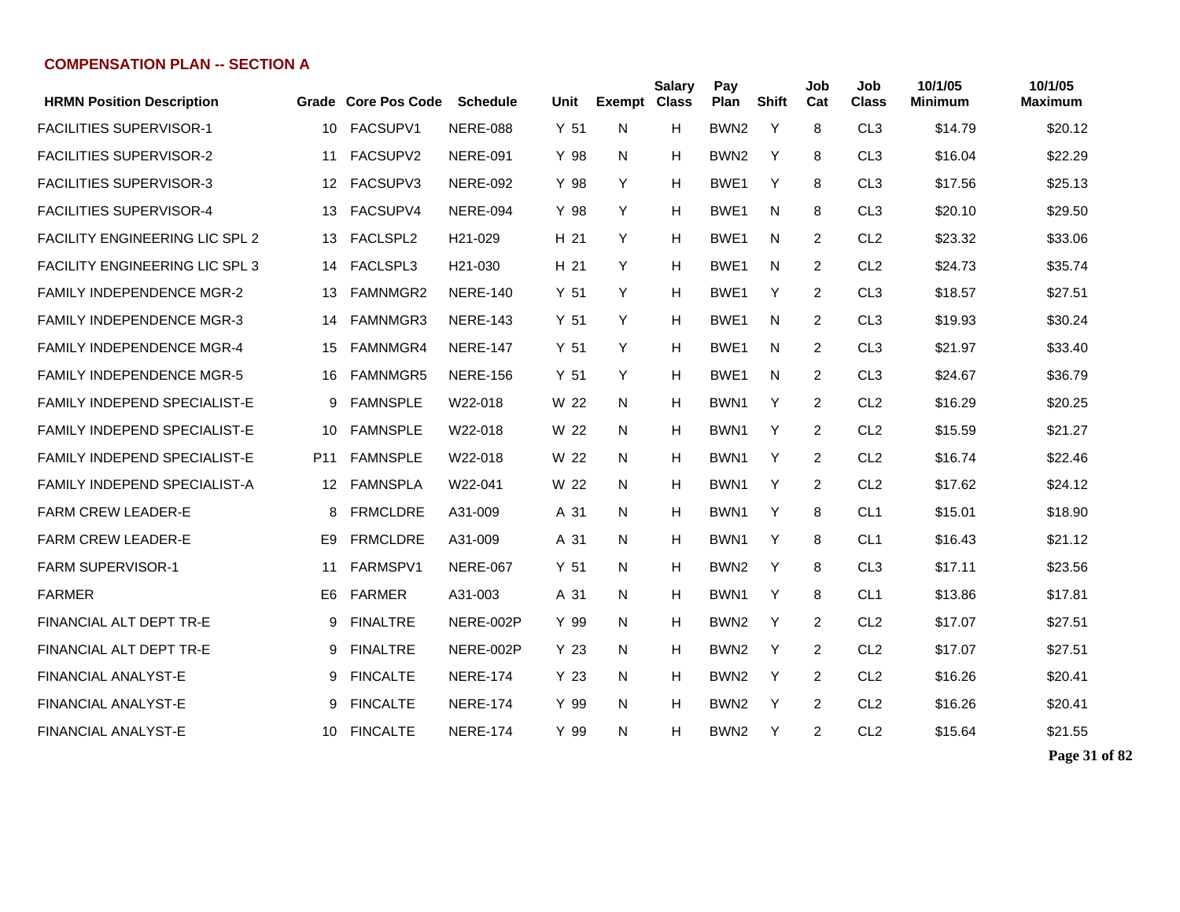## COMPENSATION PLAN -- SECTION A

| HRMN Position Description | Grade | Core Pos Code | Schedule | Unit | Exempt | Salary Class | Pay Plan | Shift | Job Cat | Job Class | 10/1/05 Minimum | 10/1/05 Maximum |
|---|---|---|---|---|---|---|---|---|---|---|---|---|
| FACILITIES SUPERVISOR-1 | 10 | FACSUPV1 | NERE-088 | Y 51 | N | H | BWN2 | Y | 8 | CL3 | $14.79 | $20.12 |
| FACILITIES SUPERVISOR-2 | 11 | FACSUPV2 | NERE-091 | Y 98 | N | H | BWN2 | Y | 8 | CL3 | $16.04 | $22.29 |
| FACILITIES SUPERVISOR-3 | 12 | FACSUPV3 | NERE-092 | Y 98 | Y | H | BWE1 | Y | 8 | CL3 | $17.56 | $25.13 |
| FACILITIES SUPERVISOR-4 | 13 | FACSUPV4 | NERE-094 | Y 98 | Y | H | BWE1 | N | 8 | CL3 | $20.10 | $29.50 |
| FACILITY ENGINEERING LIC SPL 2 | 13 | FACLSPL2 | H21-029 | H 21 | Y | H | BWE1 | N | 2 | CL2 | $23.32 | $33.06 |
| FACILITY ENGINEERING LIC SPL 3 | 14 | FACLSPL3 | H21-030 | H 21 | Y | H | BWE1 | N | 2 | CL2 | $24.73 | $35.74 |
| FAMILY INDEPENDENCE MGR-2 | 13 | FAMNMGR2 | NERE-140 | Y 51 | Y | H | BWE1 | Y | 2 | CL3 | $18.57 | $27.51 |
| FAMILY INDEPENDENCE MGR-3 | 14 | FAMNMGR3 | NERE-143 | Y 51 | Y | H | BWE1 | N | 2 | CL3 | $19.93 | $30.24 |
| FAMILY INDEPENDENCE MGR-4 | 15 | FAMNMGR4 | NERE-147 | Y 51 | Y | H | BWE1 | N | 2 | CL3 | $21.97 | $33.40 |
| FAMILY INDEPENDENCE MGR-5 | 16 | FAMNMGR5 | NERE-156 | Y 51 | Y | H | BWE1 | N | 2 | CL3 | $24.67 | $36.79 |
| FAMILY INDEPEND SPECIALIST-E | 9 | FAMNSPLE | W22-018 | W 22 | N | H | BWN1 | Y | 2 | CL2 | $16.29 | $20.25 |
| FAMILY INDEPEND SPECIALIST-E | 10 | FAMNSPLE | W22-018 | W 22 | N | H | BWN1 | Y | 2 | CL2 | $15.59 | $21.27 |
| FAMILY INDEPEND SPECIALIST-E | P11 | FAMNSPLE | W22-018 | W 22 | N | H | BWN1 | Y | 2 | CL2 | $16.74 | $22.46 |
| FAMILY INDEPEND SPECIALIST-A | 12 | FAMNSPLA | W22-041 | W 22 | N | H | BWN1 | Y | 2 | CL2 | $17.62 | $24.12 |
| FARM CREW LEADER-E | 8 | FRMCLDRE | A31-009 | A 31 | N | H | BWN1 | Y | 8 | CL1 | $15.01 | $18.90 |
| FARM CREW LEADER-E | E9 | FRMCLDRE | A31-009 | A 31 | N | H | BWN1 | Y | 8 | CL1 | $16.43 | $21.12 |
| FARM SUPERVISOR-1 | 11 | FARMSPV1 | NERE-067 | Y 51 | N | H | BWN2 | Y | 8 | CL3 | $17.11 | $23.56 |
| FARMER | E6 | FARMER | A31-003 | A 31 | N | H | BWN1 | Y | 8 | CL1 | $13.86 | $17.81 |
| FINANCIAL ALT DEPT TR-E | 9 | FINALTRE | NERE-002P | Y 99 | N | H | BWN2 | Y | 2 | CL2 | $17.07 | $27.51 |
| FINANCIAL ALT DEPT TR-E | 9 | FINALTRE | NERE-002P | Y 23 | N | H | BWN2 | Y | 2 | CL2 | $17.07 | $27.51 |
| FINANCIAL ANALYST-E | 9 | FINCALTE | NERE-174 | Y 23 | N | H | BWN2 | Y | 2 | CL2 | $16.26 | $20.41 |
| FINANCIAL ANALYST-E | 9 | FINCALTE | NERE-174 | Y 99 | N | H | BWN2 | Y | 2 | CL2 | $16.26 | $20.41 |
| FINANCIAL ANALYST-E | 10 | FINCALTE | NERE-174 | Y 99 | N | H | BWN2 | Y | 2 | CL2 | $15.64 | $21.55 |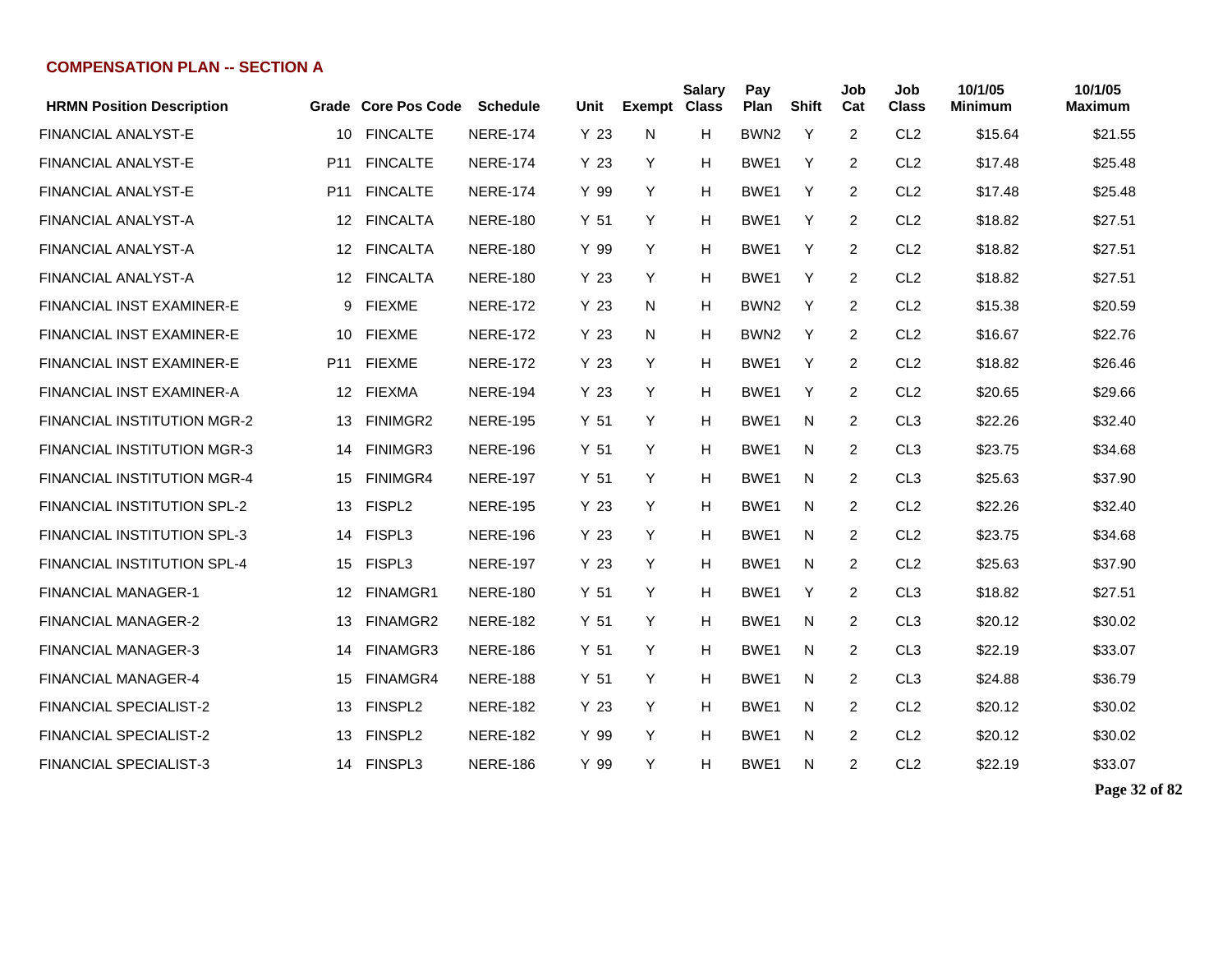## COMPENSATION PLAN -- SECTION A

| HRMN Position Description | Grade | Core Pos Code | Schedule | Unit | Exempt | Salary Class | Pay Plan | Shift | Job Cat | Job Class | 10/1/05 Minimum | 10/1/05 Maximum |
|---|---|---|---|---|---|---|---|---|---|---|---|---|
| FINANCIAL ANALYST-E | 10 | FINCALTE | NERE-174 | Y 23 | N | H | BWN2 | Y | 2 | CL2 | $15.64 | $21.55 |
| FINANCIAL ANALYST-E | P11 | FINCALTE | NERE-174 | Y 23 | Y | H | BWE1 | Y | 2 | CL2 | $17.48 | $25.48 |
| FINANCIAL ANALYST-E | P11 | FINCALTE | NERE-174 | Y 99 | Y | H | BWE1 | Y | 2 | CL2 | $17.48 | $25.48 |
| FINANCIAL ANALYST-A | 12 | FINCALTA | NERE-180 | Y 51 | Y | H | BWE1 | Y | 2 | CL2 | $18.82 | $27.51 |
| FINANCIAL ANALYST-A | 12 | FINCALTA | NERE-180 | Y 99 | Y | H | BWE1 | Y | 2 | CL2 | $18.82 | $27.51 |
| FINANCIAL ANALYST-A | 12 | FINCALTA | NERE-180 | Y 23 | Y | H | BWE1 | Y | 2 | CL2 | $18.82 | $27.51 |
| FINANCIAL INST EXAMINER-E | 9 | FIEXME | NERE-172 | Y 23 | N | H | BWN2 | Y | 2 | CL2 | $15.38 | $20.59 |
| FINANCIAL INST EXAMINER-E | 10 | FIEXME | NERE-172 | Y 23 | N | H | BWN2 | Y | 2 | CL2 | $16.67 | $22.76 |
| FINANCIAL INST EXAMINER-E | P11 | FIEXME | NERE-172 | Y 23 | Y | H | BWE1 | Y | 2 | CL2 | $18.82 | $26.46 |
| FINANCIAL INST EXAMINER-A | 12 | FIEXMA | NERE-194 | Y 23 | Y | H | BWE1 | Y | 2 | CL2 | $20.65 | $29.66 |
| FINANCIAL INSTITUTION MGR-2 | 13 | FINIMGR2 | NERE-195 | Y 51 | Y | H | BWE1 | N | 2 | CL3 | $22.26 | $32.40 |
| FINANCIAL INSTITUTION MGR-3 | 14 | FINIMGR3 | NERE-196 | Y 51 | Y | H | BWE1 | N | 2 | CL3 | $23.75 | $34.68 |
| FINANCIAL INSTITUTION MGR-4 | 15 | FINIMGR4 | NERE-197 | Y 51 | Y | H | BWE1 | N | 2 | CL3 | $25.63 | $37.90 |
| FINANCIAL INSTITUTION SPL-2 | 13 | FISPL2 | NERE-195 | Y 23 | Y | H | BWE1 | N | 2 | CL2 | $22.26 | $32.40 |
| FINANCIAL INSTITUTION SPL-3 | 14 | FISPL3 | NERE-196 | Y 23 | Y | H | BWE1 | N | 2 | CL2 | $23.75 | $34.68 |
| FINANCIAL INSTITUTION SPL-4 | 15 | FISPL3 | NERE-197 | Y 23 | Y | H | BWE1 | N | 2 | CL2 | $25.63 | $37.90 |
| FINANCIAL MANAGER-1 | 12 | FINAMGR1 | NERE-180 | Y 51 | Y | H | BWE1 | Y | 2 | CL3 | $18.82 | $27.51 |
| FINANCIAL MANAGER-2 | 13 | FINAMGR2 | NERE-182 | Y 51 | Y | H | BWE1 | N | 2 | CL3 | $20.12 | $30.02 |
| FINANCIAL MANAGER-3 | 14 | FINAMGR3 | NERE-186 | Y 51 | Y | H | BWE1 | N | 2 | CL3 | $22.19 | $33.07 |
| FINANCIAL MANAGER-4 | 15 | FINAMGR4 | NERE-188 | Y 51 | Y | H | BWE1 | N | 2 | CL3 | $24.88 | $36.79 |
| FINANCIAL SPECIALIST-2 | 13 | FINSPL2 | NERE-182 | Y 23 | Y | H | BWE1 | N | 2 | CL2 | $20.12 | $30.02 |
| FINANCIAL SPECIALIST-2 | 13 | FINSPL2 | NERE-182 | Y 99 | Y | H | BWE1 | N | 2 | CL2 | $20.12 | $30.02 |
| FINANCIAL SPECIALIST-3 | 14 | FINSPL3 | NERE-186 | Y 99 | Y | H | BWE1 | N | 2 | CL2 | $22.19 | $33.07 |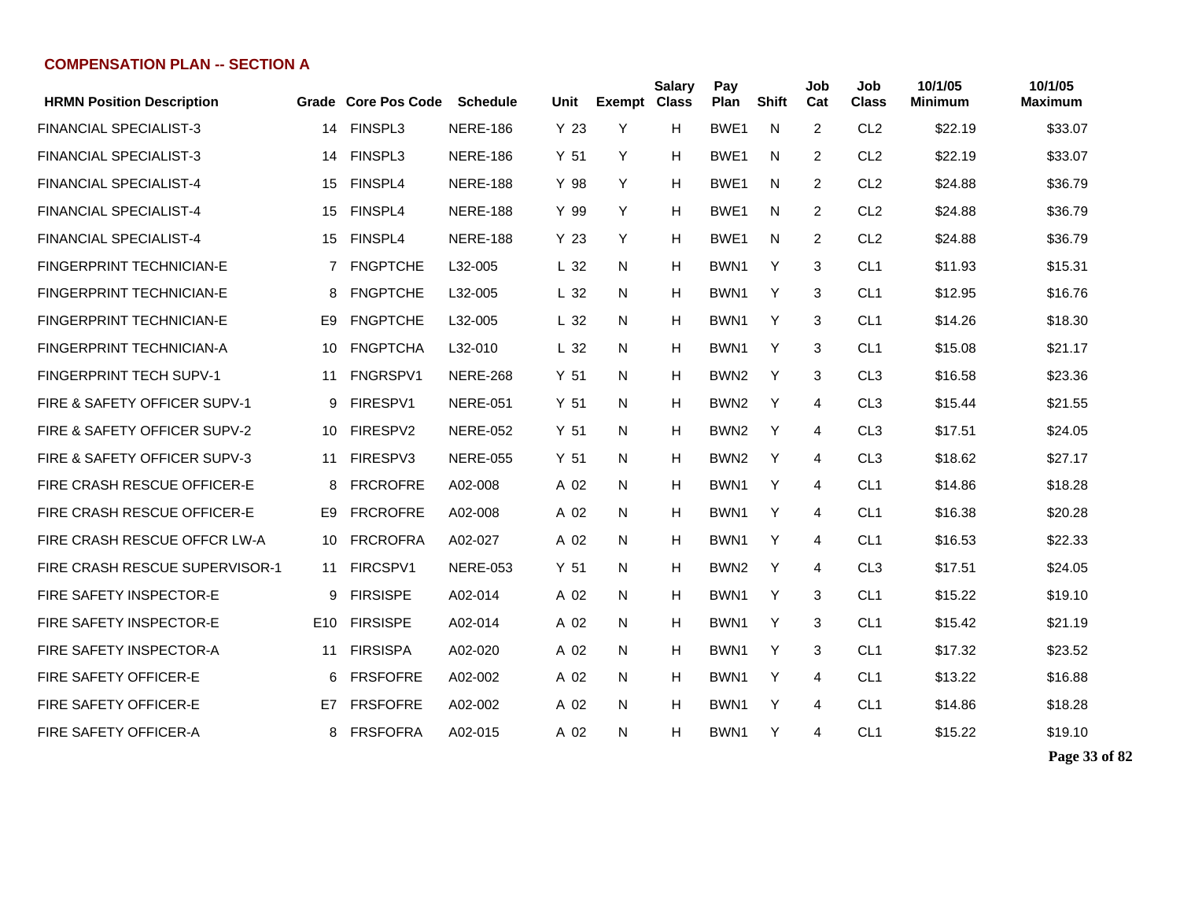## COMPENSATION PLAN -- SECTION A

| HRMN Position Description | Grade | Core Pos Code | Schedule | Unit | Exempt | Salary Class | Pay Plan | Shift | Job Cat | Job Class | 10/1/05 Minimum | 10/1/05 Maximum |
|---|---|---|---|---|---|---|---|---|---|---|---|---|
| FINANCIAL SPECIALIST-3 | 14 | FINSPL3 | NERE-186 | Y 23 | Y | H | BWE1 | N | 2 | CL2 | $22.19 | $33.07 |
| FINANCIAL SPECIALIST-3 | 14 | FINSPL3 | NERE-186 | Y 51 | Y | H | BWE1 | N | 2 | CL2 | $22.19 | $33.07 |
| FINANCIAL SPECIALIST-4 | 15 | FINSPL4 | NERE-188 | Y 98 | Y | H | BWE1 | N | 2 | CL2 | $24.88 | $36.79 |
| FINANCIAL SPECIALIST-4 | 15 | FINSPL4 | NERE-188 | Y 99 | Y | H | BWE1 | N | 2 | CL2 | $24.88 | $36.79 |
| FINANCIAL SPECIALIST-4 | 15 | FINSPL4 | NERE-188 | Y 23 | Y | H | BWE1 | N | 2 | CL2 | $24.88 | $36.79 |
| FINGERPRINT TECHNICIAN-E | 7 | FNGPTCHE | L32-005 | L 32 | N | H | BWN1 | Y | 3 | CL1 | $11.93 | $15.31 |
| FINGERPRINT TECHNICIAN-E | 8 | FNGPTCHE | L32-005 | L 32 | N | H | BWN1 | Y | 3 | CL1 | $12.95 | $16.76 |
| FINGERPRINT TECHNICIAN-E | E9 | FNGPTCHE | L32-005 | L 32 | N | H | BWN1 | Y | 3 | CL1 | $14.26 | $18.30 |
| FINGERPRINT TECHNICIAN-A | 10 | FNGPTCHA | L32-010 | L 32 | N | H | BWN1 | Y | 3 | CL1 | $15.08 | $21.17 |
| FINGERPRINT TECH SUPV-1 | 11 | FNGRSPV1 | NERE-268 | Y 51 | N | H | BWN2 | Y | 3 | CL3 | $16.58 | $23.36 |
| FIRE & SAFETY OFFICER SUPV-1 | 9 | FIRESPV1 | NERE-051 | Y 51 | N | H | BWN2 | Y | 4 | CL3 | $15.44 | $21.55 |
| FIRE & SAFETY OFFICER SUPV-2 | 10 | FIRESPV2 | NERE-052 | Y 51 | N | H | BWN2 | Y | 4 | CL3 | $17.51 | $24.05 |
| FIRE & SAFETY OFFICER SUPV-3 | 11 | FIRESPV3 | NERE-055 | Y 51 | N | H | BWN2 | Y | 4 | CL3 | $18.62 | $27.17 |
| FIRE CRASH RESCUE OFFICER-E | 8 | FRCROFRE | A02-008 | A 02 | N | H | BWN1 | Y | 4 | CL1 | $14.86 | $18.28 |
| FIRE CRASH RESCUE OFFICER-E | E9 | FRCROFRE | A02-008 | A 02 | N | H | BWN1 | Y | 4 | CL1 | $16.38 | $20.28 |
| FIRE CRASH RESCUE OFFCR LW-A | 10 | FRCROFRA | A02-027 | A 02 | N | H | BWN1 | Y | 4 | CL1 | $16.53 | $22.33 |
| FIRE CRASH RESCUE SUPERVISOR-1 | 11 | FIRCSPV1 | NERE-053 | Y 51 | N | H | BWN2 | Y | 4 | CL3 | $17.51 | $24.05 |
| FIRE SAFETY INSPECTOR-E | 9 | FIRSISPE | A02-014 | A 02 | N | H | BWN1 | Y | 3 | CL1 | $15.22 | $19.10 |
| FIRE SAFETY INSPECTOR-E | E10 | FIRSISPE | A02-014 | A 02 | N | H | BWN1 | Y | 3 | CL1 | $15.42 | $21.19 |
| FIRE SAFETY INSPECTOR-A | 11 | FIRSISPA | A02-020 | A 02 | N | H | BWN1 | Y | 3 | CL1 | $17.32 | $23.52 |
| FIRE SAFETY OFFICER-E | 6 | FRSFOFRE | A02-002 | A 02 | N | H | BWN1 | Y | 4 | CL1 | $13.22 | $16.88 |
| FIRE SAFETY OFFICER-E | E7 | FRSFOFRE | A02-002 | A 02 | N | H | BWN1 | Y | 4 | CL1 | $14.86 | $18.28 |
| FIRE SAFETY OFFICER-A | 8 | FRSFOFRA | A02-015 | A 02 | N | H | BWN1 | Y | 4 | CL1 | $15.22 | $19.10 |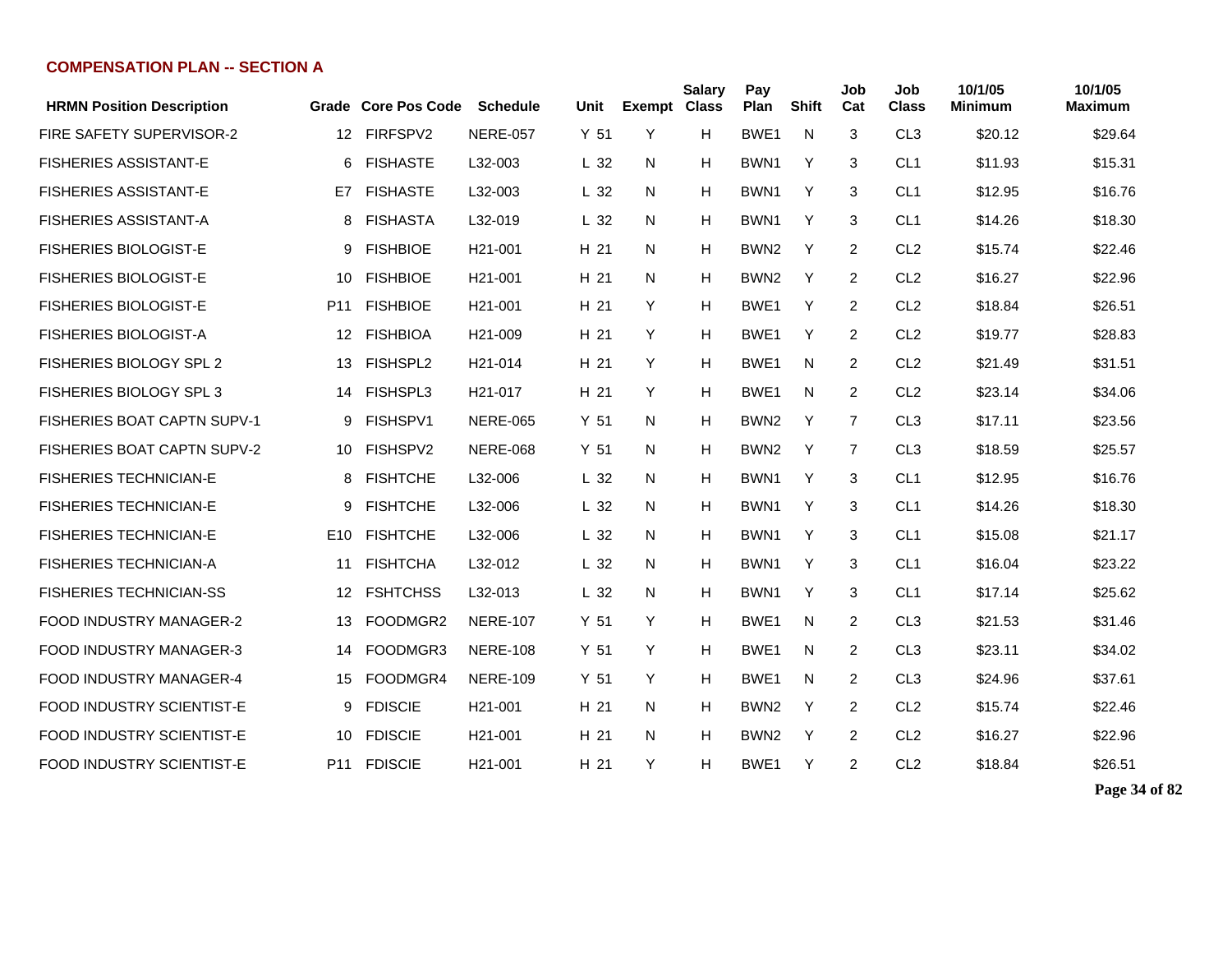## COMPENSATION PLAN -- SECTION A

| HRMN Position Description | Grade | Core Pos Code | Schedule | Unit | Exempt | Salary Class | Pay Plan | Shift | Job Cat | Job Class | 10/1/05 Minimum | 10/1/05 Maximum |
|---|---|---|---|---|---|---|---|---|---|---|---|---|
| FIRE SAFETY SUPERVISOR-2 | 12 | FIRFSPV2 | NERE-057 | Y 51 | Y | H | BWE1 | N | 3 | CL3 | $20.12 | $29.64 |
| FISHERIES ASSISTANT-E | 6 | FISHASTE | L32-003 | L 32 | N | H | BWN1 | Y | 3 | CL1 | $11.93 | $15.31 |
| FISHERIES ASSISTANT-E | E7 | FISHASTE | L32-003 | L 32 | N | H | BWN1 | Y | 3 | CL1 | $12.95 | $16.76 |
| FISHERIES ASSISTANT-A | 8 | FISHASTA | L32-019 | L 32 | N | H | BWN1 | Y | 3 | CL1 | $14.26 | $18.30 |
| FISHERIES BIOLOGIST-E | 9 | FISHBIOE | H21-001 | H 21 | N | H | BWN2 | Y | 2 | CL2 | $15.74 | $22.46 |
| FISHERIES BIOLOGIST-E | 10 | FISHBIOE | H21-001 | H 21 | N | H | BWN2 | Y | 2 | CL2 | $16.27 | $22.96 |
| FISHERIES BIOLOGIST-E | P11 | FISHBIOE | H21-001 | H 21 | Y | H | BWE1 | Y | 2 | CL2 | $18.84 | $26.51 |
| FISHERIES BIOLOGIST-A | 12 | FISHBIOA | H21-009 | H 21 | Y | H | BWE1 | Y | 2 | CL2 | $19.77 | $28.83 |
| FISHERIES BIOLOGY SPL 2 | 13 | FISHSPL2 | H21-014 | H 21 | Y | H | BWE1 | N | 2 | CL2 | $21.49 | $31.51 |
| FISHERIES BIOLOGY SPL 3 | 14 | FISHSPL3 | H21-017 | H 21 | Y | H | BWE1 | N | 2 | CL2 | $23.14 | $34.06 |
| FISHERIES BOAT CAPTN SUPV-1 | 9 | FISHSPV1 | NERE-065 | Y 51 | N | H | BWN2 | Y | 7 | CL3 | $17.11 | $23.56 |
| FISHERIES BOAT CAPTN SUPV-2 | 10 | FISHSPV2 | NERE-068 | Y 51 | N | H | BWN2 | Y | 7 | CL3 | $18.59 | $25.57 |
| FISHERIES TECHNICIAN-E | 8 | FISHTCHE | L32-006 | L 32 | N | H | BWN1 | Y | 3 | CL1 | $12.95 | $16.76 |
| FISHERIES TECHNICIAN-E | 9 | FISHTCHE | L32-006 | L 32 | N | H | BWN1 | Y | 3 | CL1 | $14.26 | $18.30 |
| FISHERIES TECHNICIAN-E | E10 | FISHTCHE | L32-006 | L 32 | N | H | BWN1 | Y | 3 | CL1 | $15.08 | $21.17 |
| FISHERIES TECHNICIAN-A | 11 | FISHTCHA | L32-012 | L 32 | N | H | BWN1 | Y | 3 | CL1 | $16.04 | $23.22 |
| FISHERIES TECHNICIAN-SS | 12 | FSHTCHSS | L32-013 | L 32 | N | H | BWN1 | Y | 3 | CL1 | $17.14 | $25.62 |
| FOOD INDUSTRY MANAGER-2 | 13 | FOODMGR2 | NERE-107 | Y 51 | Y | H | BWE1 | N | 2 | CL3 | $21.53 | $31.46 |
| FOOD INDUSTRY MANAGER-3 | 14 | FOODMGR3 | NERE-108 | Y 51 | Y | H | BWE1 | N | 2 | CL3 | $23.11 | $34.02 |
| FOOD INDUSTRY MANAGER-4 | 15 | FOODMGR4 | NERE-109 | Y 51 | Y | H | BWE1 | N | 2 | CL3 | $24.96 | $37.61 |
| FOOD INDUSTRY SCIENTIST-E | 9 | FDISCIE | H21-001 | H 21 | N | H | BWN2 | Y | 2 | CL2 | $15.74 | $22.46 |
| FOOD INDUSTRY SCIENTIST-E | 10 | FDISCIE | H21-001 | H 21 | N | H | BWN2 | Y | 2 | CL2 | $16.27 | $22.96 |
| FOOD INDUSTRY SCIENTIST-E | P11 | FDISCIE | H21-001 | H 21 | Y | H | BWE1 | Y | 2 | CL2 | $18.84 | $26.51 |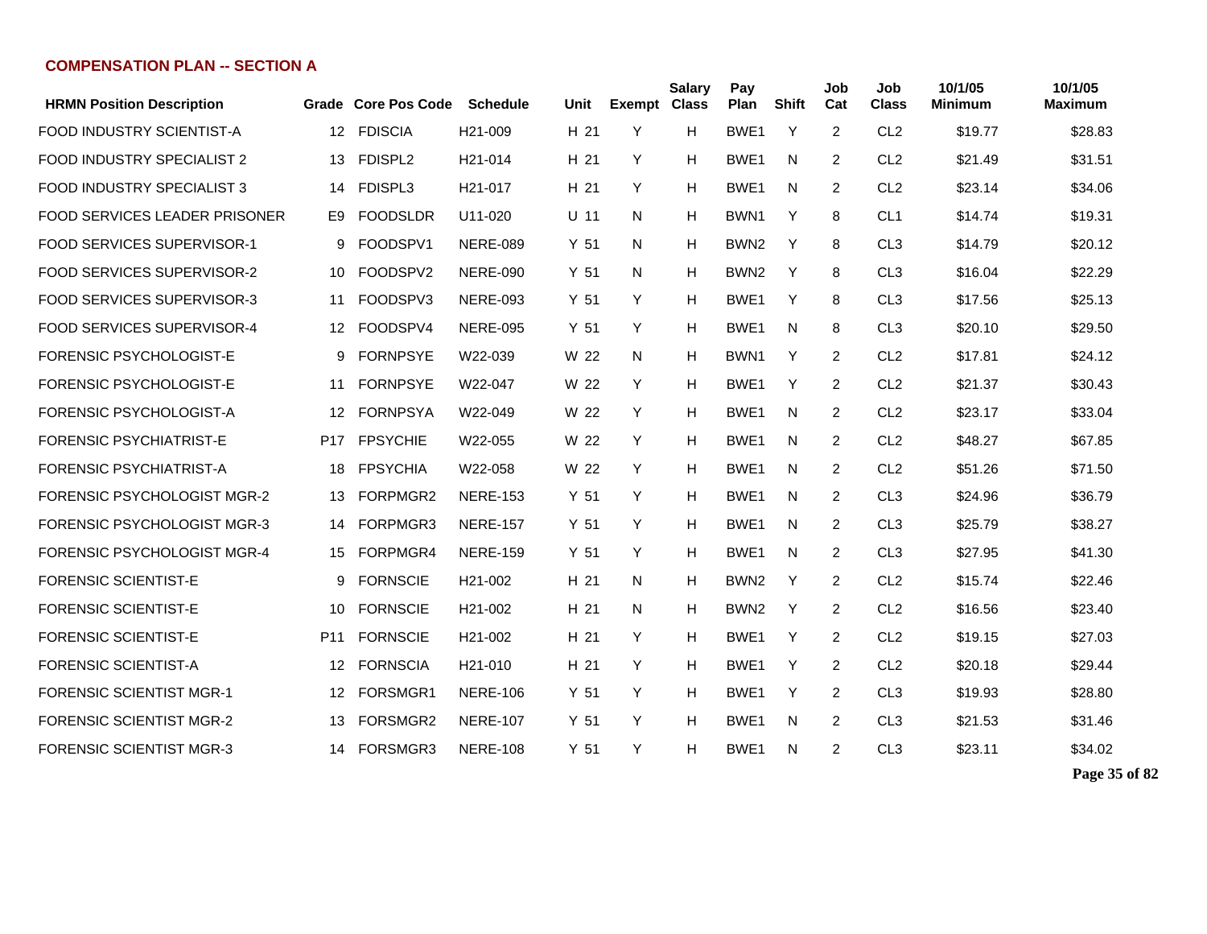## COMPENSATION PLAN -- SECTION A

| HRMN Position Description | Grade | Core Pos Code | Schedule | Unit | Exempt | Salary Class | Pay Plan | Shift | Job Cat | Job Class | 10/1/05 Minimum | 10/1/05 Maximum |
|---|---|---|---|---|---|---|---|---|---|---|---|---|
| FOOD INDUSTRY SCIENTIST-A | 12 | FDISCIA | H21-009 | H 21 | Y | H | BWE1 | Y | 2 | CL2 | $19.77 | $28.83 |
| FOOD INDUSTRY SPECIALIST 2 | 13 | FDISPL2 | H21-014 | H 21 | Y | H | BWE1 | N | 2 | CL2 | $21.49 | $31.51 |
| FOOD INDUSTRY SPECIALIST 3 | 14 | FDISPL3 | H21-017 | H 21 | Y | H | BWE1 | N | 2 | CL2 | $23.14 | $34.06 |
| FOOD SERVICES LEADER PRISONER | E9 | FOODSLDR | U11-020 | U 11 | N | H | BWN1 | Y | 8 | CL1 | $14.74 | $19.31 |
| FOOD SERVICES SUPERVISOR-1 | 9 | FOODSPV1 | NERE-089 | Y 51 | N | H | BWN2 | Y | 8 | CL3 | $14.79 | $20.12 |
| FOOD SERVICES SUPERVISOR-2 | 10 | FOODSPV2 | NERE-090 | Y 51 | N | H | BWN2 | Y | 8 | CL3 | $16.04 | $22.29 |
| FOOD SERVICES SUPERVISOR-3 | 11 | FOODSPV3 | NERE-093 | Y 51 | Y | H | BWE1 | Y | 8 | CL3 | $17.56 | $25.13 |
| FOOD SERVICES SUPERVISOR-4 | 12 | FOODSPV4 | NERE-095 | Y 51 | Y | H | BWE1 | N | 8 | CL3 | $20.10 | $29.50 |
| FORENSIC PSYCHOLOGIST-E | 9 | FORNPSYE | W22-039 | W 22 | N | H | BWN1 | Y | 2 | CL2 | $17.81 | $24.12 |
| FORENSIC PSYCHOLOGIST-E | 11 | FORNPSYE | W22-047 | W 22 | Y | H | BWE1 | Y | 2 | CL2 | $21.37 | $30.43 |
| FORENSIC PSYCHOLOGIST-A | 12 | FORNPSYA | W22-049 | W 22 | Y | H | BWE1 | N | 2 | CL2 | $23.17 | $33.04 |
| FORENSIC PSYCHIATRIST-E | P17 | FPSYCHIE | W22-055 | W 22 | Y | H | BWE1 | N | 2 | CL2 | $48.27 | $67.85 |
| FORENSIC PSYCHIATRIST-A | 18 | FPSYCHIA | W22-058 | W 22 | Y | H | BWE1 | N | 2 | CL2 | $51.26 | $71.50 |
| FORENSIC PSYCHOLOGIST MGR-2 | 13 | FORPMGR2 | NERE-153 | Y 51 | Y | H | BWE1 | N | 2 | CL3 | $24.96 | $36.79 |
| FORENSIC PSYCHOLOGIST MGR-3 | 14 | FORPMGR3 | NERE-157 | Y 51 | Y | H | BWE1 | N | 2 | CL3 | $25.79 | $38.27 |
| FORENSIC PSYCHOLOGIST MGR-4 | 15 | FORPMGR4 | NERE-159 | Y 51 | Y | H | BWE1 | N | 2 | CL3 | $27.95 | $41.30 |
| FORENSIC SCIENTIST-E | 9 | FORNSCIE | H21-002 | H 21 | N | H | BWN2 | Y | 2 | CL2 | $15.74 | $22.46 |
| FORENSIC SCIENTIST-E | 10 | FORNSCIE | H21-002 | H 21 | N | H | BWN2 | Y | 2 | CL2 | $16.56 | $23.40 |
| FORENSIC SCIENTIST-E | P11 | FORNSCIE | H21-002 | H 21 | Y | H | BWE1 | Y | 2 | CL2 | $19.15 | $27.03 |
| FORENSIC SCIENTIST-A | 12 | FORNSCIA | H21-010 | H 21 | Y | H | BWE1 | Y | 2 | CL2 | $20.18 | $29.44 |
| FORENSIC SCIENTIST MGR-1 | 12 | FORSMGR1 | NERE-106 | Y 51 | Y | H | BWE1 | Y | 2 | CL3 | $19.93 | $28.80 |
| FORENSIC SCIENTIST MGR-2 | 13 | FORSMGR2 | NERE-107 | Y 51 | Y | H | BWE1 | N | 2 | CL3 | $21.53 | $31.46 |
| FORENSIC SCIENTIST MGR-3 | 14 | FORSMGR3 | NERE-108 | Y 51 | Y | H | BWE1 | N | 2 | CL3 | $23.11 | $34.02 |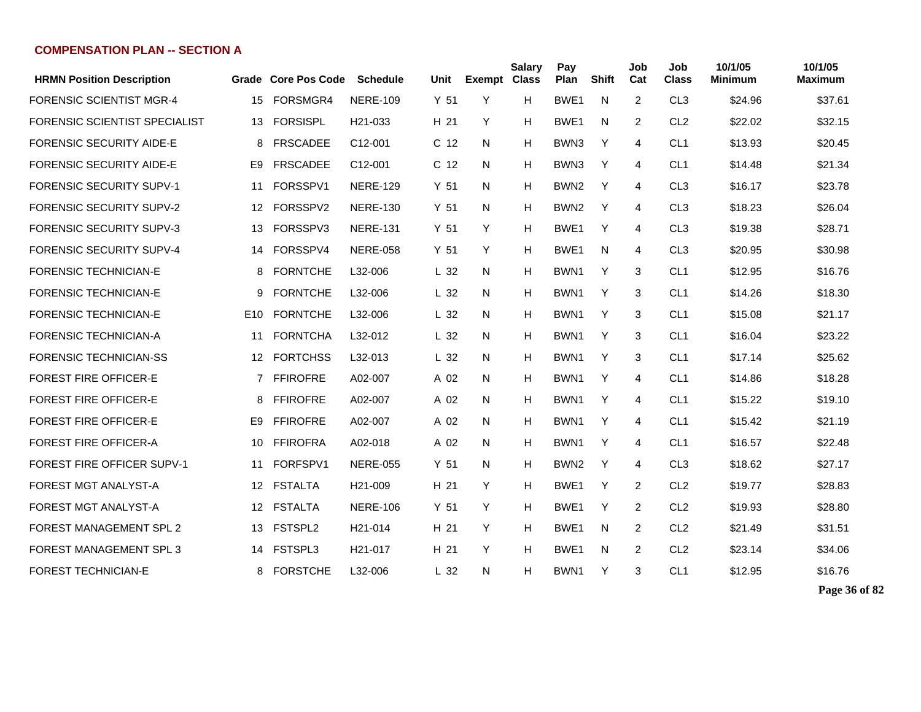## COMPENSATION PLAN -- SECTION A

| HRMN Position Description | Grade | Core Pos Code | Schedule | Unit | Exempt | Salary Class | Pay Plan | Shift | Job Cat | Job Class | 10/1/05 Minimum | 10/1/05 Maximum |
|---|---|---|---|---|---|---|---|---|---|---|---|---|
| FORENSIC SCIENTIST MGR-4 | 15 | FORSMGR4 | NERE-109 | Y 51 | Y | H | BWE1 | N | 2 | CL3 | $24.96 | $37.61 |
| FORENSIC SCIENTIST SPECIALIST | 13 | FORSISPL | H21-033 | H 21 | Y | H | BWE1 | N | 2 | CL2 | $22.02 | $32.15 |
| FORENSIC SECURITY AIDE-E | 8 | FRSCADEE | C12-001 | C 12 | N | H | BWN3 | Y | 4 | CL1 | $13.93 | $20.45 |
| FORENSIC SECURITY AIDE-E | E9 | FRSCADEE | C12-001 | C 12 | N | H | BWN3 | Y | 4 | CL1 | $14.48 | $21.34 |
| FORENSIC SECURITY SUPV-1 | 11 | FORSSPV1 | NERE-129 | Y 51 | N | H | BWN2 | Y | 4 | CL3 | $16.17 | $23.78 |
| FORENSIC SECURITY SUPV-2 | 12 | FORSSPV2 | NERE-130 | Y 51 | N | H | BWN2 | Y | 4 | CL3 | $18.23 | $26.04 |
| FORENSIC SECURITY SUPV-3 | 13 | FORSSPV3 | NERE-131 | Y 51 | Y | H | BWE1 | Y | 4 | CL3 | $19.38 | $28.71 |
| FORENSIC SECURITY SUPV-4 | 14 | FORSSPV4 | NERE-058 | Y 51 | Y | H | BWE1 | N | 4 | CL3 | $20.95 | $30.98 |
| FORENSIC TECHNICIAN-E | 8 | FORNTCHE | L32-006 | L 32 | N | H | BWN1 | Y | 3 | CL1 | $12.95 | $16.76 |
| FORENSIC TECHNICIAN-E | 9 | FORNTCHE | L32-006 | L 32 | N | H | BWN1 | Y | 3 | CL1 | $14.26 | $18.30 |
| FORENSIC TECHNICIAN-E | E10 | FORNTCHE | L32-006 | L 32 | N | H | BWN1 | Y | 3 | CL1 | $15.08 | $21.17 |
| FORENSIC TECHNICIAN-A | 11 | FORNTCHA | L32-012 | L 32 | N | H | BWN1 | Y | 3 | CL1 | $16.04 | $23.22 |
| FORENSIC TECHNICIAN-SS | 12 | FORTCHSS | L32-013 | L 32 | N | H | BWN1 | Y | 3 | CL1 | $17.14 | $25.62 |
| FOREST FIRE OFFICER-E | 7 | FFIROFRE | A02-007 | A 02 | N | H | BWN1 | Y | 4 | CL1 | $14.86 | $18.28 |
| FOREST FIRE OFFICER-E | 8 | FFIROFRE | A02-007 | A 02 | N | H | BWN1 | Y | 4 | CL1 | $15.22 | $19.10 |
| FOREST FIRE OFFICER-E | E9 | FFIROFRE | A02-007 | A 02 | N | H | BWN1 | Y | 4 | CL1 | $15.42 | $21.19 |
| FOREST FIRE OFFICER-A | 10 | FFIROFRA | A02-018 | A 02 | N | H | BWN1 | Y | 4 | CL1 | $16.57 | $22.48 |
| FOREST FIRE OFFICER SUPV-1 | 11 | FORFSPV1 | NERE-055 | Y 51 | N | H | BWN2 | Y | 4 | CL3 | $18.62 | $27.17 |
| FOREST MGT ANALYST-A | 12 | FSTALTA | H21-009 | H 21 | Y | H | BWE1 | Y | 2 | CL2 | $19.77 | $28.83 |
| FOREST MGT ANALYST-A | 12 | FSTALTA | NERE-106 | Y 51 | Y | H | BWE1 | Y | 2 | CL2 | $19.93 | $28.80 |
| FOREST MANAGEMENT SPL 2 | 13 | FSTSPL2 | H21-014 | H 21 | Y | H | BWE1 | N | 2 | CL2 | $21.49 | $31.51 |
| FOREST MANAGEMENT SPL 3 | 14 | FSTSPL3 | H21-017 | H 21 | Y | H | BWE1 | N | 2 | CL2 | $23.14 | $34.06 |
| FOREST TECHNICIAN-E | 8 | FORSTCHE | L32-006 | L 32 | N | H | BWN1 | Y | 3 | CL1 | $12.95 | $16.76 |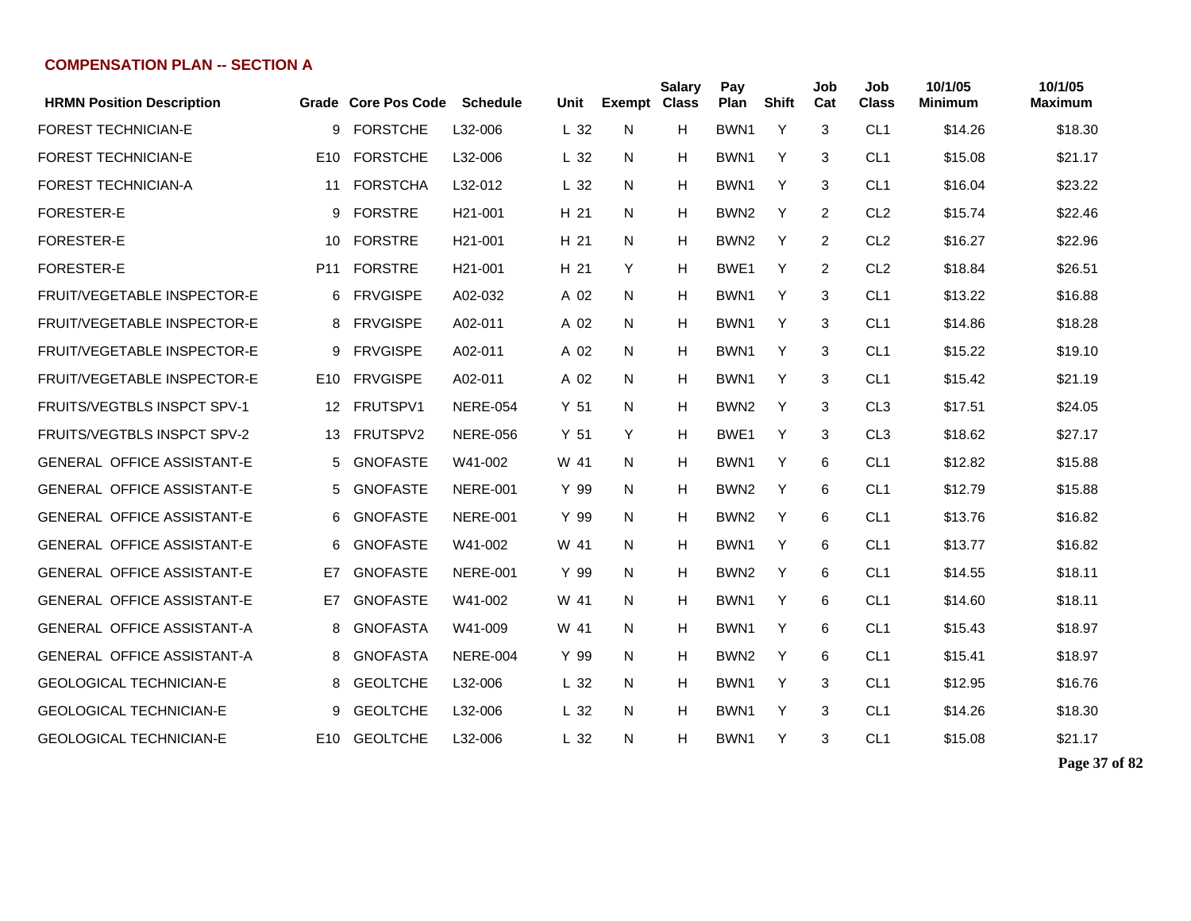## COMPENSATION PLAN -- SECTION A

| HRMN Position Description | Grade | Core Pos Code | Schedule | Unit | Exempt | Salary Class | Pay Plan | Shift | Job Cat | Job Class | 10/1/05 Minimum | 10/1/05 Maximum |
|---|---|---|---|---|---|---|---|---|---|---|---|---|
| FOREST TECHNICIAN-E | 9 | FORSTCHE | L32-006 | L 32 | N | H | BWN1 | Y | 3 | CL1 | $14.26 | $18.30 |
| FOREST TECHNICIAN-E | E10 | FORSTCHE | L32-006 | L 32 | N | H | BWN1 | Y | 3 | CL1 | $15.08 | $21.17 |
| FOREST TECHNICIAN-A | 11 | FORSTCHA | L32-012 | L 32 | N | H | BWN1 | Y | 3 | CL1 | $16.04 | $23.22 |
| FORESTER-E | 9 | FORSTRE | H21-001 | H 21 | N | H | BWN2 | Y | 2 | CL2 | $15.74 | $22.46 |
| FORESTER-E | 10 | FORSTRE | H21-001 | H 21 | N | H | BWN2 | Y | 2 | CL2 | $16.27 | $22.96 |
| FORESTER-E | P11 | FORSTRE | H21-001 | H 21 | Y | H | BWE1 | Y | 2 | CL2 | $18.84 | $26.51 |
| FRUIT/VEGETABLE INSPECTOR-E | 6 | FRVGISPE | A02-032 | A 02 | N | H | BWN1 | Y | 3 | CL1 | $13.22 | $16.88 |
| FRUIT/VEGETABLE INSPECTOR-E | 8 | FRVGISPE | A02-011 | A 02 | N | H | BWN1 | Y | 3 | CL1 | $14.86 | $18.28 |
| FRUIT/VEGETABLE INSPECTOR-E | 9 | FRVGISPE | A02-011 | A 02 | N | H | BWN1 | Y | 3 | CL1 | $15.22 | $19.10 |
| FRUIT/VEGETABLE INSPECTOR-E | E10 | FRVGISPE | A02-011 | A 02 | N | H | BWN1 | Y | 3 | CL1 | $15.42 | $21.19 |
| FRUITS/VEGTBLS INSPCT SPV-1 | 12 | FRUTSPV1 | NERE-054 | Y 51 | N | H | BWN2 | Y | 3 | CL3 | $17.51 | $24.05 |
| FRUITS/VEGTBLS INSPCT SPV-2 | 13 | FRUTSPV2 | NERE-056 | Y 51 | Y | H | BWE1 | Y | 3 | CL3 | $18.62 | $27.17 |
| GENERAL OFFICE ASSISTANT-E | 5 | GNOFASTE | W41-002 | W 41 | N | H | BWN1 | Y | 6 | CL1 | $12.82 | $15.88 |
| GENERAL OFFICE ASSISTANT-E | 5 | GNOFASTE | NERE-001 | Y 99 | N | H | BWN2 | Y | 6 | CL1 | $12.79 | $15.88 |
| GENERAL OFFICE ASSISTANT-E | 6 | GNOFASTE | NERE-001 | Y 99 | N | H | BWN2 | Y | 6 | CL1 | $13.76 | $16.82 |
| GENERAL OFFICE ASSISTANT-E | 6 | GNOFASTE | W41-002 | W 41 | N | H | BWN1 | Y | 6 | CL1 | $13.77 | $16.82 |
| GENERAL OFFICE ASSISTANT-E | E7 | GNOFASTE | NERE-001 | Y 99 | N | H | BWN2 | Y | 6 | CL1 | $14.55 | $18.11 |
| GENERAL OFFICE ASSISTANT-E | E7 | GNOFASTE | W41-002 | W 41 | N | H | BWN1 | Y | 6 | CL1 | $14.60 | $18.11 |
| GENERAL OFFICE ASSISTANT-A | 8 | GNOFASTA | W41-009 | W 41 | N | H | BWN1 | Y | 6 | CL1 | $15.43 | $18.97 |
| GENERAL OFFICE ASSISTANT-A | 8 | GNOFASTA | NERE-004 | Y 99 | N | H | BWN2 | Y | 6 | CL1 | $15.41 | $18.97 |
| GEOLOGICAL TECHNICIAN-E | 8 | GEOLTCHE | L32-006 | L 32 | N | H | BWN1 | Y | 3 | CL1 | $12.95 | $16.76 |
| GEOLOGICAL TECHNICIAN-E | 9 | GEOLTCHE | L32-006 | L 32 | N | H | BWN1 | Y | 3 | CL1 | $14.26 | $18.30 |
| GEOLOGICAL TECHNICIAN-E | E10 | GEOLTCHE | L32-006 | L 32 | N | H | BWN1 | Y | 3 | CL1 | $15.08 | $21.17 |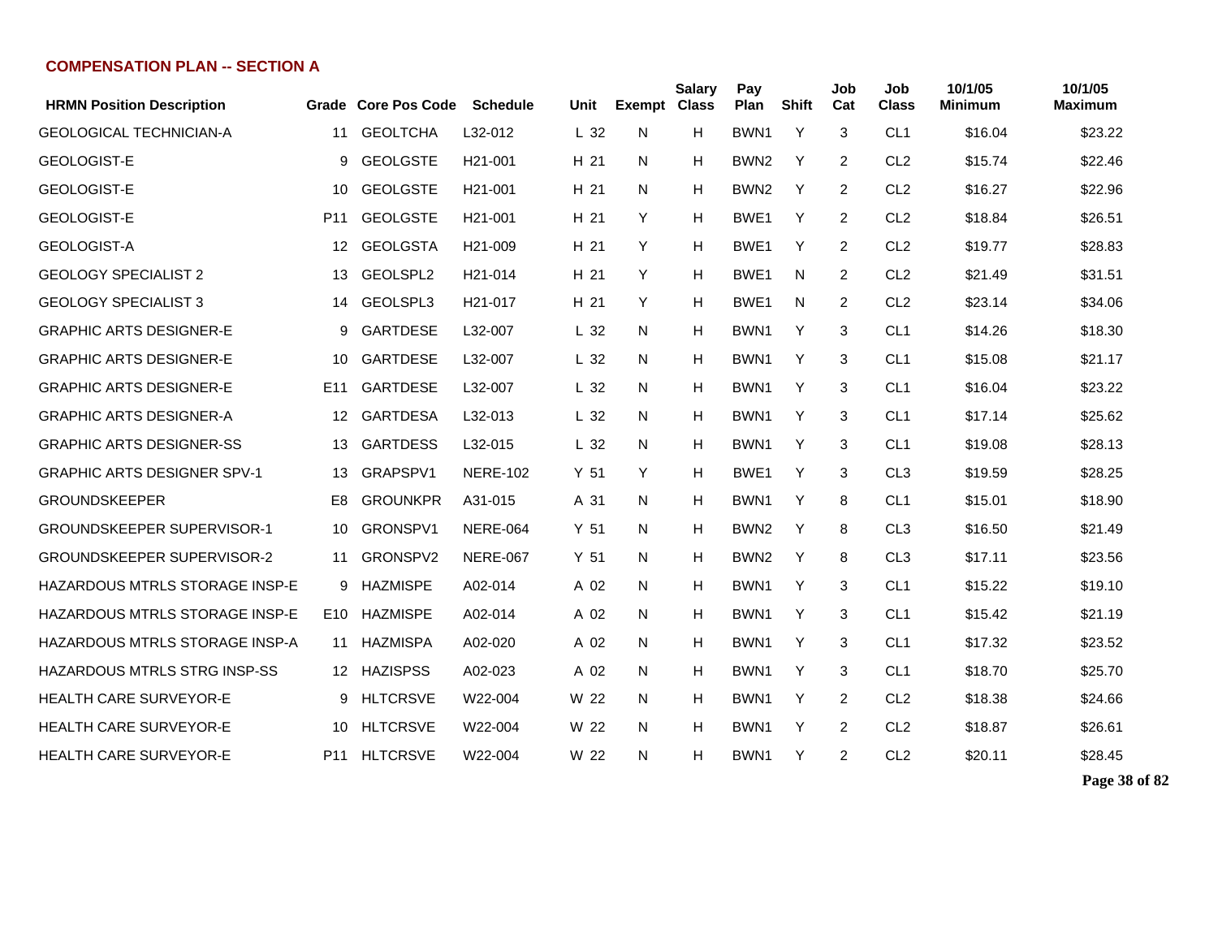## COMPENSATION PLAN -- SECTION A

| HRMN Position Description | Grade | Core Pos Code | Schedule | Unit | Exempt | Salary Class | Pay Plan | Shift | Job Cat | Job Class | 10/1/05 Minimum | 10/1/05 Maximum |
|---|---|---|---|---|---|---|---|---|---|---|---|---|
| GEOLOGICAL TECHNICIAN-A | 11 | GEOLTCHA | L32-012 | L 32 | N | H | BWN1 | Y | 3 | CL1 | $16.04 | $23.22 |
| GEOLOGIST-E | 9 | GEOLGSTE | H21-001 | H 21 | N | H | BWN2 | Y | 2 | CL2 | $15.74 | $22.46 |
| GEOLOGIST-E | 10 | GEOLGSTE | H21-001 | H 21 | N | H | BWN2 | Y | 2 | CL2 | $16.27 | $22.96 |
| GEOLOGIST-E | P11 | GEOLGSTE | H21-001 | H 21 | Y | H | BWE1 | Y | 2 | CL2 | $18.84 | $26.51 |
| GEOLOGIST-A | 12 | GEOLGSTA | H21-009 | H 21 | Y | H | BWE1 | Y | 2 | CL2 | $19.77 | $28.83 |
| GEOLOGY SPECIALIST 2 | 13 | GEOLSPL2 | H21-014 | H 21 | Y | H | BWE1 | N | 2 | CL2 | $21.49 | $31.51 |
| GEOLOGY SPECIALIST 3 | 14 | GEOLSPL3 | H21-017 | H 21 | Y | H | BWE1 | N | 2 | CL2 | $23.14 | $34.06 |
| GRAPHIC ARTS DESIGNER-E | 9 | GARTDESE | L32-007 | L 32 | N | H | BWN1 | Y | 3 | CL1 | $14.26 | $18.30 |
| GRAPHIC ARTS DESIGNER-E | 10 | GARTDESE | L32-007 | L 32 | N | H | BWN1 | Y | 3 | CL1 | $15.08 | $21.17 |
| GRAPHIC ARTS DESIGNER-E | E11 | GARTDESE | L32-007 | L 32 | N | H | BWN1 | Y | 3 | CL1 | $16.04 | $23.22 |
| GRAPHIC ARTS DESIGNER-A | 12 | GARTDESA | L32-013 | L 32 | N | H | BWN1 | Y | 3 | CL1 | $17.14 | $25.62 |
| GRAPHIC ARTS DESIGNER-SS | 13 | GARTDESS | L32-015 | L 32 | N | H | BWN1 | Y | 3 | CL1 | $19.08 | $28.13 |
| GRAPHIC ARTS DESIGNER SPV-1 | 13 | GRAPSPV1 | NERE-102 | Y 51 | Y | H | BWE1 | Y | 3 | CL3 | $19.59 | $28.25 |
| GROUNDSKEEPER | E8 | GROUNKPR | A31-015 | A 31 | N | H | BWN1 | Y | 8 | CL1 | $15.01 | $18.90 |
| GROUNDSKEEPER SUPERVISOR-1 | 10 | GRONSPV1 | NERE-064 | Y 51 | N | H | BWN2 | Y | 8 | CL3 | $16.50 | $21.49 |
| GROUNDSKEEPER SUPERVISOR-2 | 11 | GRONSPV2 | NERE-067 | Y 51 | N | H | BWN2 | Y | 8 | CL3 | $17.11 | $23.56 |
| HAZARDOUS MTRLS STORAGE INSP-E | 9 | HAZMISPE | A02-014 | A 02 | N | H | BWN1 | Y | 3 | CL1 | $15.22 | $19.10 |
| HAZARDOUS MTRLS STORAGE INSP-E | E10 | HAZMISPE | A02-014 | A 02 | N | H | BWN1 | Y | 3 | CL1 | $15.42 | $21.19 |
| HAZARDOUS MTRLS STORAGE INSP-A | 11 | HAZMISPA | A02-020 | A 02 | N | H | BWN1 | Y | 3 | CL1 | $17.32 | $23.52 |
| HAZARDOUS MTRLS STRG INSP-SS | 12 | HAZISPSS | A02-023 | A 02 | N | H | BWN1 | Y | 3 | CL1 | $18.70 | $25.70 |
| HEALTH CARE SURVEYOR-E | 9 | HLTCRSVE | W22-004 | W 22 | N | H | BWN1 | Y | 2 | CL2 | $18.38 | $24.66 |
| HEALTH CARE SURVEYOR-E | 10 | HLTCRSVE | W22-004 | W 22 | N | H | BWN1 | Y | 2 | CL2 | $18.87 | $26.61 |
| HEALTH CARE SURVEYOR-E | P11 | HLTCRSVE | W22-004 | W 22 | N | H | BWN1 | Y | 2 | CL2 | $20.11 | $28.45 |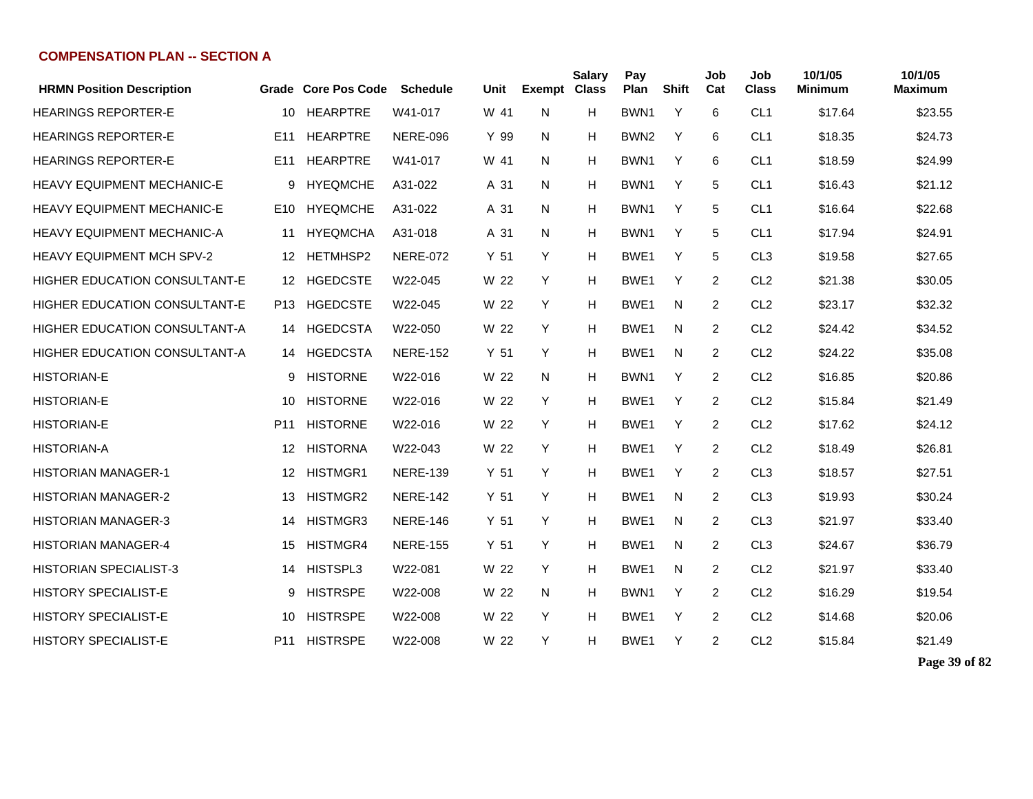## COMPENSATION PLAN -- SECTION A

| HRMN Position Description | Grade | Core Pos Code | Schedule | Unit | Exempt | Salary Class | Pay Plan | Shift | Job Cat | Job Class | 10/1/05 Minimum | 10/1/05 Maximum |
|---|---|---|---|---|---|---|---|---|---|---|---|---|
| HEARINGS REPORTER-E | 10 | HEARPTRE | W41-017 | W 41 | N | H | BWN1 | Y | 6 | CL1 | $17.64 | $23.55 |
| HEARINGS REPORTER-E | E11 | HEARPTRE | NERE-096 | Y 99 | N | H | BWN2 | Y | 6 | CL1 | $18.35 | $24.73 |
| HEARINGS REPORTER-E | E11 | HEARPTRE | W41-017 | W 41 | N | H | BWN1 | Y | 6 | CL1 | $18.59 | $24.99 |
| HEAVY EQUIPMENT MECHANIC-E | 9 | HYEQMCHE | A31-022 | A 31 | N | H | BWN1 | Y | 5 | CL1 | $16.43 | $21.12 |
| HEAVY EQUIPMENT MECHANIC-E | E10 | HYEQMCHE | A31-022 | A 31 | N | H | BWN1 | Y | 5 | CL1 | $16.64 | $22.68 |
| HEAVY EQUIPMENT MECHANIC-A | 11 | HYEQMCHA | A31-018 | A 31 | N | H | BWN1 | Y | 5 | CL1 | $17.94 | $24.91 |
| HEAVY EQUIPMENT MCH SPV-2 | 12 | HETMHSP2 | NERE-072 | Y 51 | Y | H | BWE1 | Y | 5 | CL3 | $19.58 | $27.65 |
| HIGHER EDUCATION CONSULTANT-E | 12 | HGEDCSTE | W22-045 | W 22 | Y | H | BWE1 | Y | 2 | CL2 | $21.38 | $30.05 |
| HIGHER EDUCATION CONSULTANT-E | P13 | HGEDCSTE | W22-045 | W 22 | Y | H | BWE1 | N | 2 | CL2 | $23.17 | $32.32 |
| HIGHER EDUCATION CONSULTANT-A | 14 | HGEDCSTA | W22-050 | W 22 | Y | H | BWE1 | N | 2 | CL2 | $24.42 | $34.52 |
| HIGHER EDUCATION CONSULTANT-A | 14 | HGEDCSTA | NERE-152 | Y 51 | Y | H | BWE1 | N | 2 | CL2 | $24.22 | $35.08 |
| HISTORIAN-E | 9 | HISTORNE | W22-016 | W 22 | N | H | BWN1 | Y | 2 | CL2 | $16.85 | $20.86 |
| HISTORIAN-E | 10 | HISTORNE | W22-016 | W 22 | Y | H | BWE1 | Y | 2 | CL2 | $15.84 | $21.49 |
| HISTORIAN-E | P11 | HISTORNE | W22-016 | W 22 | Y | H | BWE1 | Y | 2 | CL2 | $17.62 | $24.12 |
| HISTORIAN-A | 12 | HISTORNA | W22-043 | W 22 | Y | H | BWE1 | Y | 2 | CL2 | $18.49 | $26.81 |
| HISTORIAN MANAGER-1 | 12 | HISTMGR1 | NERE-139 | Y 51 | Y | H | BWE1 | Y | 2 | CL3 | $18.57 | $27.51 |
| HISTORIAN MANAGER-2 | 13 | HISTMGR2 | NERE-142 | Y 51 | Y | H | BWE1 | N | 2 | CL3 | $19.93 | $30.24 |
| HISTORIAN MANAGER-3 | 14 | HISTMGR3 | NERE-146 | Y 51 | Y | H | BWE1 | N | 2 | CL3 | $21.97 | $33.40 |
| HISTORIAN MANAGER-4 | 15 | HISTMGR4 | NERE-155 | Y 51 | Y | H | BWE1 | N | 2 | CL3 | $24.67 | $36.79 |
| HISTORIAN SPECIALIST-3 | 14 | HISTSPL3 | W22-081 | W 22 | Y | H | BWE1 | N | 2 | CL2 | $21.97 | $33.40 |
| HISTORY SPECIALIST-E | 9 | HISTRSPE | W22-008 | W 22 | N | H | BWN1 | Y | 2 | CL2 | $16.29 | $19.54 |
| HISTORY SPECIALIST-E | 10 | HISTRSPE | W22-008 | W 22 | Y | H | BWE1 | Y | 2 | CL2 | $14.68 | $20.06 |
| HISTORY SPECIALIST-E | P11 | HISTRSPE | W22-008 | W 22 | Y | H | BWE1 | Y | 2 | CL2 | $15.84 | $21.49 |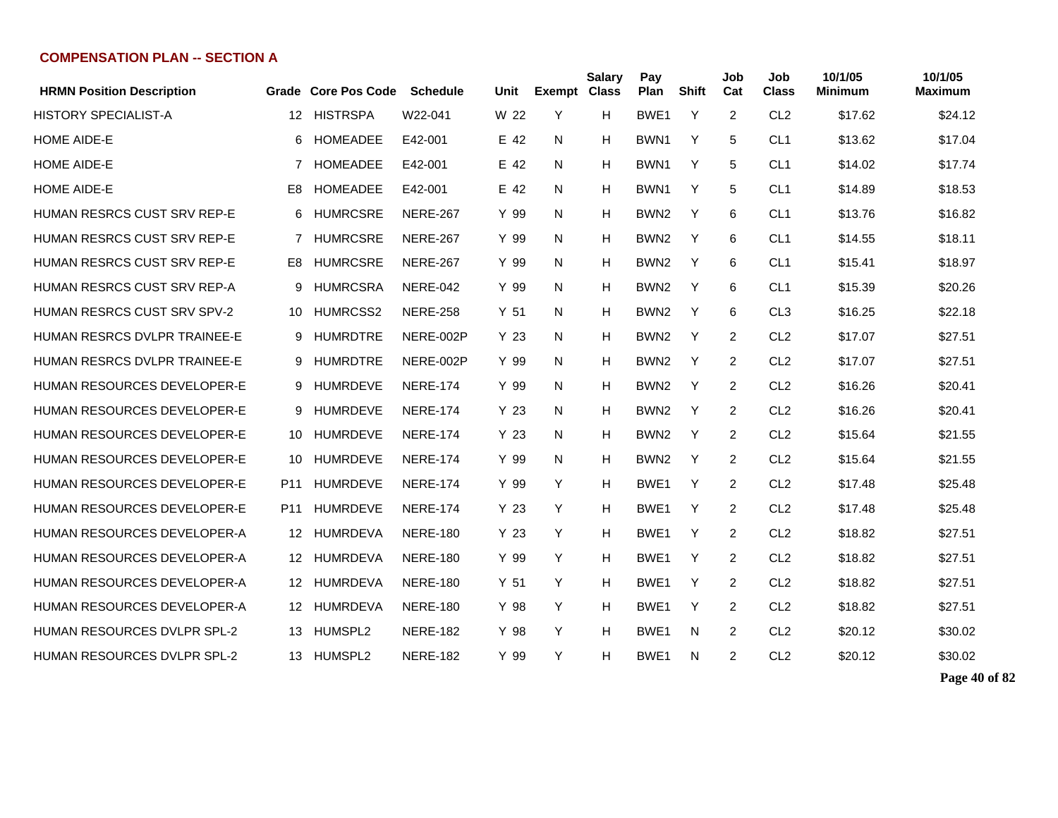## COMPENSATION PLAN -- SECTION A

| HRMN Position Description | Grade | Core Pos Code | Schedule | Unit | Exempt | Salary Class | Pay Plan | Shift | Job Cat | Job Class | 10/1/05 Minimum | 10/1/05 Maximum |
|---|---|---|---|---|---|---|---|---|---|---|---|---|
| HISTORY SPECIALIST-A | 12 | HISTRSPA | W22-041 | W 22 | Y | H | BWE1 | Y | 2 | CL2 | $17.62 | $24.12 |
| HOME AIDE-E | 6 | HOMEADEE | E42-001 | E 42 | N | H | BWN1 | Y | 5 | CL1 | $13.62 | $17.04 |
| HOME AIDE-E | 7 | HOMEADEE | E42-001 | E 42 | N | H | BWN1 | Y | 5 | CL1 | $14.02 | $17.74 |
| HOME AIDE-E | E8 | HOMEADEE | E42-001 | E 42 | N | H | BWN1 | Y | 5 | CL1 | $14.89 | $18.53 |
| HUMAN RESRCS CUST SRV REP-E | 6 | HUMRCSRE | NERE-267 | Y 99 | N | H | BWN2 | Y | 6 | CL1 | $13.76 | $16.82 |
| HUMAN RESRCS CUST SRV REP-E | 7 | HUMRCSRE | NERE-267 | Y 99 | N | H | BWN2 | Y | 6 | CL1 | $14.55 | $18.11 |
| HUMAN RESRCS CUST SRV REP-E | E8 | HUMRCSRE | NERE-267 | Y 99 | N | H | BWN2 | Y | 6 | CL1 | $15.41 | $18.97 |
| HUMAN RESRCS CUST SRV REP-A | 9 | HUMRCSRA | NERE-042 | Y 99 | N | H | BWN2 | Y | 6 | CL1 | $15.39 | $20.26 |
| HUMAN RESRCS CUST SRV SPV-2 | 10 | HUMRCSS2 | NERE-258 | Y 51 | N | H | BWN2 | Y | 6 | CL3 | $16.25 | $22.18 |
| HUMAN RESRCS DVLPR TRAINEE-E | 9 | HUMRDTRE | NERE-002P | Y 23 | N | H | BWN2 | Y | 2 | CL2 | $17.07 | $27.51 |
| HUMAN RESRCS DVLPR TRAINEE-E | 9 | HUMRDTRE | NERE-002P | Y 99 | N | H | BWN2 | Y | 2 | CL2 | $17.07 | $27.51 |
| HUMAN RESOURCES DEVELOPER-E | 9 | HUMRDEVE | NERE-174 | Y 99 | N | H | BWN2 | Y | 2 | CL2 | $16.26 | $20.41 |
| HUMAN RESOURCES DEVELOPER-E | 9 | HUMRDEVE | NERE-174 | Y 23 | N | H | BWN2 | Y | 2 | CL2 | $16.26 | $20.41 |
| HUMAN RESOURCES DEVELOPER-E | 10 | HUMRDEVE | NERE-174 | Y 23 | N | H | BWN2 | Y | 2 | CL2 | $15.64 | $21.55 |
| HUMAN RESOURCES DEVELOPER-E | 10 | HUMRDEVE | NERE-174 | Y 99 | N | H | BWN2 | Y | 2 | CL2 | $15.64 | $21.55 |
| HUMAN RESOURCES DEVELOPER-E | P11 | HUMRDEVE | NERE-174 | Y 99 | Y | H | BWE1 | Y | 2 | CL2 | $17.48 | $25.48 |
| HUMAN RESOURCES DEVELOPER-E | P11 | HUMRDEVE | NERE-174 | Y 23 | Y | H | BWE1 | Y | 2 | CL2 | $17.48 | $25.48 |
| HUMAN RESOURCES DEVELOPER-A | 12 | HUMRDEVA | NERE-180 | Y 23 | Y | H | BWE1 | Y | 2 | CL2 | $18.82 | $27.51 |
| HUMAN RESOURCES DEVELOPER-A | 12 | HUMRDEVA | NERE-180 | Y 99 | Y | H | BWE1 | Y | 2 | CL2 | $18.82 | $27.51 |
| HUMAN RESOURCES DEVELOPER-A | 12 | HUMRDEVA | NERE-180 | Y 51 | Y | H | BWE1 | Y | 2 | CL2 | $18.82 | $27.51 |
| HUMAN RESOURCES DEVELOPER-A | 12 | HUMRDEVA | NERE-180 | Y 98 | Y | H | BWE1 | Y | 2 | CL2 | $18.82 | $27.51 |
| HUMAN RESOURCES DVLPR SPL-2 | 13 | HUMSPL2 | NERE-182 | Y 98 | Y | H | BWE1 | N | 2 | CL2 | $20.12 | $30.02 |
| HUMAN RESOURCES DVLPR SPL-2 | 13 | HUMSPL2 | NERE-182 | Y 99 | Y | H | BWE1 | N | 2 | CL2 | $20.12 | $30.02 |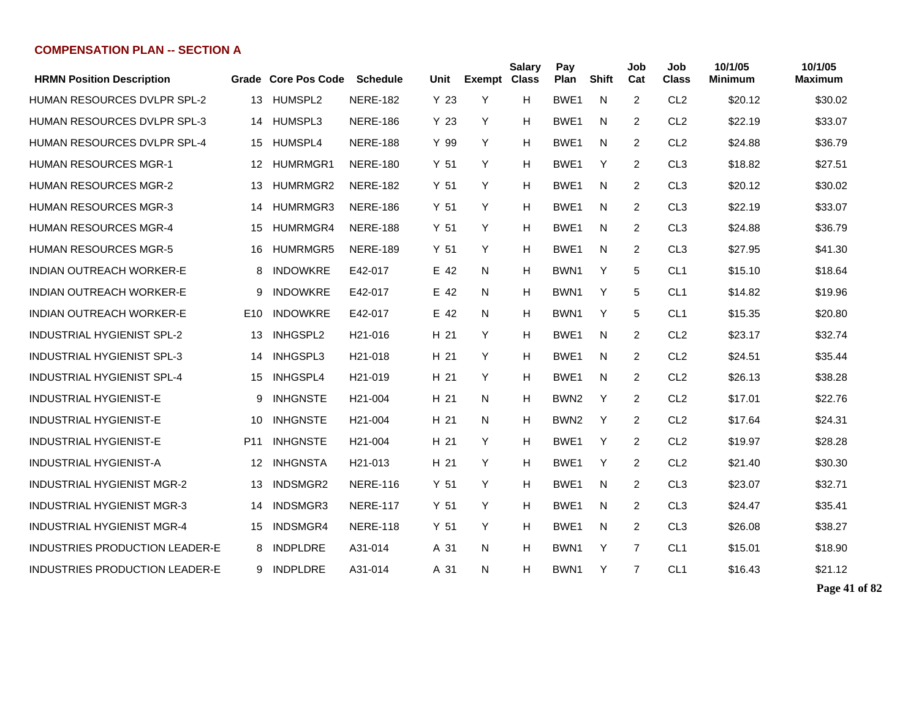## COMPENSATION PLAN -- SECTION A

| HRMN Position Description | Grade | Core Pos Code | Schedule | Unit | Exempt | Salary Class | Pay Plan | Shift | Job Cat | Job Class | 10/1/05 Minimum | 10/1/05 Maximum |
|---|---|---|---|---|---|---|---|---|---|---|---|---|
| HUMAN RESOURCES DVLPR SPL-2 | 13 | HUMSPL2 | NERE-182 | Y 23 | Y | H | BWE1 | N | 2 | CL2 | $20.12 | $30.02 |
| HUMAN RESOURCES DVLPR SPL-3 | 14 | HUMSPL3 | NERE-186 | Y 23 | Y | H | BWE1 | N | 2 | CL2 | $22.19 | $33.07 |
| HUMAN RESOURCES DVLPR SPL-4 | 15 | HUMSPL4 | NERE-188 | Y 99 | Y | H | BWE1 | N | 2 | CL2 | $24.88 | $36.79 |
| HUMAN RESOURCES MGR-1 | 12 | HUMRMGR1 | NERE-180 | Y 51 | Y | H | BWE1 | Y | 2 | CL3 | $18.82 | $27.51 |
| HUMAN RESOURCES MGR-2 | 13 | HUMRMGR2 | NERE-182 | Y 51 | Y | H | BWE1 | N | 2 | CL3 | $20.12 | $30.02 |
| HUMAN RESOURCES MGR-3 | 14 | HUMRMGR3 | NERE-186 | Y 51 | Y | H | BWE1 | N | 2 | CL3 | $22.19 | $33.07 |
| HUMAN RESOURCES MGR-4 | 15 | HUMRMGR4 | NERE-188 | Y 51 | Y | H | BWE1 | N | 2 | CL3 | $24.88 | $36.79 |
| HUMAN RESOURCES MGR-5 | 16 | HUMRMGR5 | NERE-189 | Y 51 | Y | H | BWE1 | N | 2 | CL3 | $27.95 | $41.30 |
| INDIAN OUTREACH WORKER-E | 8 | INDOWKRE | E42-017 | E 42 | N | H | BWN1 | Y | 5 | CL1 | $15.10 | $18.64 |
| INDIAN OUTREACH WORKER-E | 9 | INDOWKRE | E42-017 | E 42 | N | H | BWN1 | Y | 5 | CL1 | $14.82 | $19.96 |
| INDIAN OUTREACH WORKER-E | E10 | INDOWKRE | E42-017 | E 42 | N | H | BWN1 | Y | 5 | CL1 | $15.35 | $20.80 |
| INDUSTRIAL HYGIENIST SPL-2 | 13 | INHGSPL2 | H21-016 | H 21 | Y | H | BWE1 | N | 2 | CL2 | $23.17 | $32.74 |
| INDUSTRIAL HYGIENIST SPL-3 | 14 | INHGSPL3 | H21-018 | H 21 | Y | H | BWE1 | N | 2 | CL2 | $24.51 | $35.44 |
| INDUSTRIAL HYGIENIST SPL-4 | 15 | INHGSPL4 | H21-019 | H 21 | Y | H | BWE1 | N | 2 | CL2 | $26.13 | $38.28 |
| INDUSTRIAL HYGIENIST-E | 9 | INHGNSTE | H21-004 | H 21 | N | H | BWN2 | Y | 2 | CL2 | $17.01 | $22.76 |
| INDUSTRIAL HYGIENIST-E | 10 | INHGNSTE | H21-004 | H 21 | N | H | BWN2 | Y | 2 | CL2 | $17.64 | $24.31 |
| INDUSTRIAL HYGIENIST-E | P11 | INHGNSTE | H21-004 | H 21 | Y | H | BWE1 | Y | 2 | CL2 | $19.97 | $28.28 |
| INDUSTRIAL HYGIENIST-A | 12 | INHGNSTA | H21-013 | H 21 | Y | H | BWE1 | Y | 2 | CL2 | $21.40 | $30.30 |
| INDUSTRIAL HYGIENIST MGR-2 | 13 | INDSMGR2 | NERE-116 | Y 51 | Y | H | BWE1 | N | 2 | CL3 | $23.07 | $32.71 |
| INDUSTRIAL HYGIENIST MGR-3 | 14 | INDSMGR3 | NERE-117 | Y 51 | Y | H | BWE1 | N | 2 | CL3 | $24.47 | $35.41 |
| INDUSTRIAL HYGIENIST MGR-4 | 15 | INDSMGR4 | NERE-118 | Y 51 | Y | H | BWE1 | N | 2 | CL3 | $26.08 | $38.27 |
| INDUSTRIES PRODUCTION LEADER-E | 8 | INDPLDRE | A31-014 | A 31 | N | H | BWN1 | Y | 7 | CL1 | $15.01 | $18.90 |
| INDUSTRIES PRODUCTION LEADER-E | 9 | INDPLDRE | A31-014 | A 31 | N | H | BWN1 | Y | 7 | CL1 | $16.43 | $21.12 |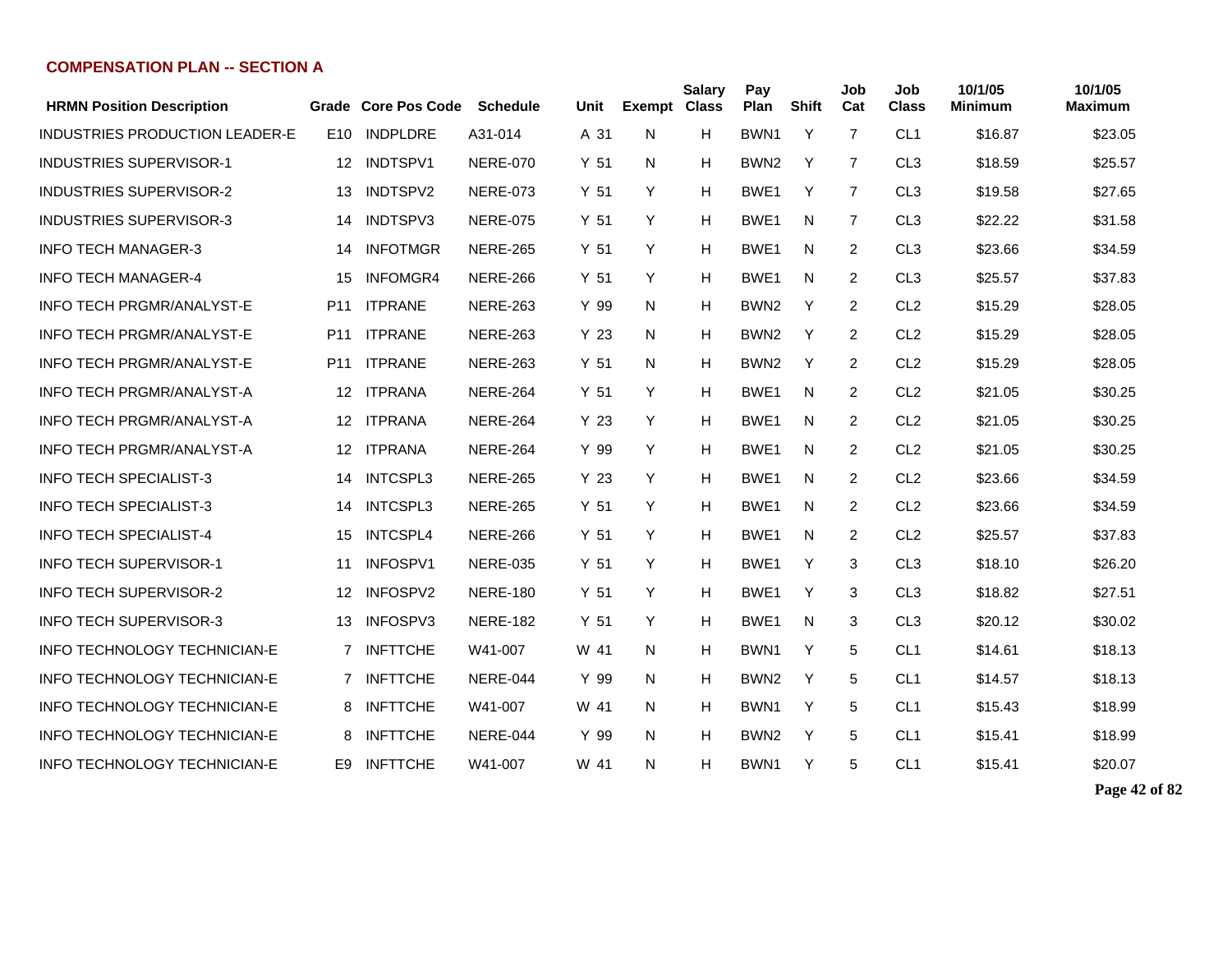## COMPENSATION PLAN -- SECTION A

| HRMN Position Description | Grade | Core Pos Code | Schedule | Unit | Exempt | Salary Class | Pay Plan | Shift | Job Cat | Job Class | 10/1/05 Minimum | 10/1/05 Maximum |
|---|---|---|---|---|---|---|---|---|---|---|---|---|
| INDUSTRIES PRODUCTION LEADER-E | E10 | INDPLDRE | A31-014 | A 31 | N | H | BWN1 | Y | 7 | CL1 | $16.87 | $23.05 |
| INDUSTRIES SUPERVISOR-1 | 12 | INDTSPV1 | NERE-070 | Y 51 | N | H | BWN2 | Y | 7 | CL3 | $18.59 | $25.57 |
| INDUSTRIES SUPERVISOR-2 | 13 | INDTSPV2 | NERE-073 | Y 51 | Y | H | BWE1 | Y | 7 | CL3 | $19.58 | $27.65 |
| INDUSTRIES SUPERVISOR-3 | 14 | INDTSPV3 | NERE-075 | Y 51 | Y | H | BWE1 | N | 7 | CL3 | $22.22 | $31.58 |
| INFO TECH MANAGER-3 | 14 | INFOTMGR | NERE-265 | Y 51 | Y | H | BWE1 | N | 2 | CL3 | $23.66 | $34.59 |
| INFO TECH MANAGER-4 | 15 | INFOMGR4 | NERE-266 | Y 51 | Y | H | BWE1 | N | 2 | CL3 | $25.57 | $37.83 |
| INFO TECH PRGMR/ANALYST-E | P11 | ITPRANE | NERE-263 | Y 99 | N | H | BWN2 | Y | 2 | CL2 | $15.29 | $28.05 |
| INFO TECH PRGMR/ANALYST-E | P11 | ITPRANE | NERE-263 | Y 23 | N | H | BWN2 | Y | 2 | CL2 | $15.29 | $28.05 |
| INFO TECH PRGMR/ANALYST-E | P11 | ITPRANE | NERE-263 | Y 51 | N | H | BWN2 | Y | 2 | CL2 | $15.29 | $28.05 |
| INFO TECH PRGMR/ANALYST-A | 12 | ITPRANA | NERE-264 | Y 51 | Y | H | BWE1 | N | 2 | CL2 | $21.05 | $30.25 |
| INFO TECH PRGMR/ANALYST-A | 12 | ITPRANA | NERE-264 | Y 23 | Y | H | BWE1 | N | 2 | CL2 | $21.05 | $30.25 |
| INFO TECH PRGMR/ANALYST-A | 12 | ITPRANA | NERE-264 | Y 99 | Y | H | BWE1 | N | 2 | CL2 | $21.05 | $30.25 |
| INFO TECH SPECIALIST-3 | 14 | INTCSPL3 | NERE-265 | Y 23 | Y | H | BWE1 | N | 2 | CL2 | $23.66 | $34.59 |
| INFO TECH SPECIALIST-3 | 14 | INTCSPL3 | NERE-265 | Y 51 | Y | H | BWE1 | N | 2 | CL2 | $23.66 | $34.59 |
| INFO TECH SPECIALIST-4 | 15 | INTCSPL4 | NERE-266 | Y 51 | Y | H | BWE1 | N | 2 | CL2 | $25.57 | $37.83 |
| INFO TECH SUPERVISOR-1 | 11 | INFOSPV1 | NERE-035 | Y 51 | Y | H | BWE1 | Y | 3 | CL3 | $18.10 | $26.20 |
| INFO TECH SUPERVISOR-2 | 12 | INFOSPV2 | NERE-180 | Y 51 | Y | H | BWE1 | Y | 3 | CL3 | $18.82 | $27.51 |
| INFO TECH SUPERVISOR-3 | 13 | INFOSPV3 | NERE-182 | Y 51 | Y | H | BWE1 | N | 3 | CL3 | $20.12 | $30.02 |
| INFO TECHNOLOGY TECHNICIAN-E | 7 | INFTTCHE | W41-007 | W 41 | N | H | BWN1 | Y | 5 | CL1 | $14.61 | $18.13 |
| INFO TECHNOLOGY TECHNICIAN-E | 7 | INFTTCHE | NERE-044 | Y 99 | N | H | BWN2 | Y | 5 | CL1 | $14.57 | $18.13 |
| INFO TECHNOLOGY TECHNICIAN-E | 8 | INFTTCHE | W41-007 | W 41 | N | H | BWN1 | Y | 5 | CL1 | $15.43 | $18.99 |
| INFO TECHNOLOGY TECHNICIAN-E | 8 | INFTTCHE | NERE-044 | Y 99 | N | H | BWN2 | Y | 5 | CL1 | $15.41 | $18.99 |
| INFO TECHNOLOGY TECHNICIAN-E | E9 | INFTTCHE | W41-007 | W 41 | N | H | BWN1 | Y | 5 | CL1 | $15.41 | $20.07 |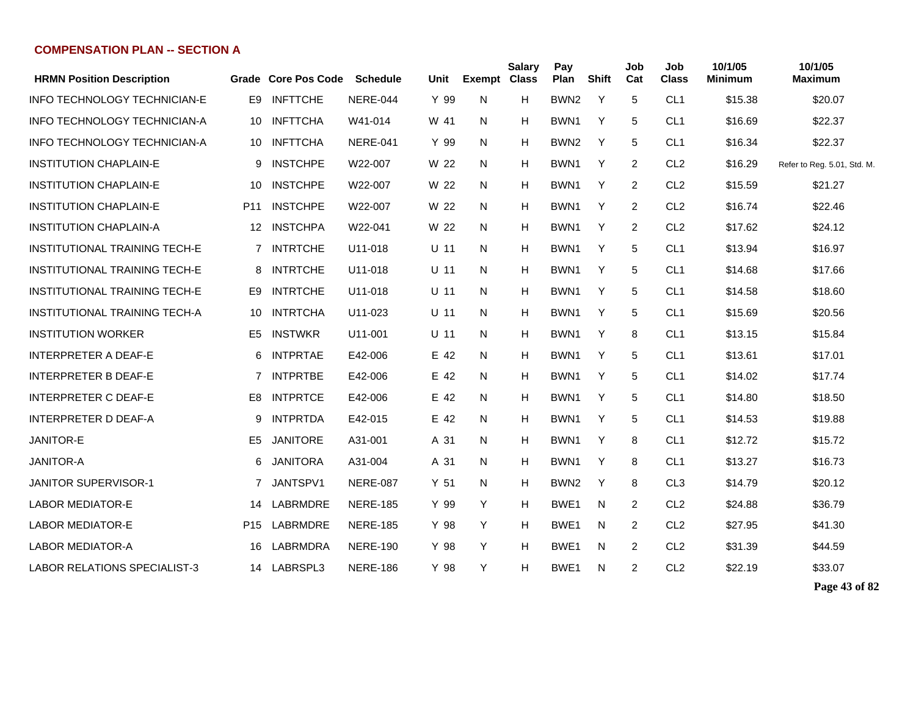**COMPENSATION PLAN -- SECTION A**

| HRMN Position Description | Grade | Core Pos Code | Schedule | Unit | Exempt | Salary Class | Pay Plan | Shift | Job Cat | Job Class | 10/1/05 Minimum | 10/1/05 Maximum |
|---|---|---|---|---|---|---|---|---|---|---|---|---|
| INFO TECHNOLOGY TECHNICIAN-E | E9 | INFTTCHE | NERE-044 | Y 99 | N | H | BWN2 | Y | 5 | CL1 | $15.38 | $20.07 |
| INFO TECHNOLOGY TECHNICIAN-A | 10 | INFTTCHA | W41-014 | W 41 | N | H | BWN1 | Y | 5 | CL1 | $16.69 | $22.37 |
| INFO TECHNOLOGY TECHNICIAN-A | 10 | INFTTCHA | NERE-041 | Y 99 | N | H | BWN2 | Y | 5 | CL1 | $16.34 | $22.37 |
| INSTITUTION CHAPLAIN-E | 9 | INSTCHPE | W22-007 | W 22 | N | H | BWN1 | Y | 2 | CL2 | $16.29 | Refer to Reg. 5.01, Std. M. |
| INSTITUTION CHAPLAIN-E | 10 | INSTCHPE | W22-007 | W 22 | N | H | BWN1 | Y | 2 | CL2 | $15.59 | $21.27 |
| INSTITUTION CHAPLAIN-E | P11 | INSTCHPE | W22-007 | W 22 | N | H | BWN1 | Y | 2 | CL2 | $16.74 | $22.46 |
| INSTITUTION CHAPLAIN-A | 12 | INSTCHPA | W22-041 | W 22 | N | H | BWN1 | Y | 2 | CL2 | $17.62 | $24.12 |
| INSTITUTIONAL TRAINING TECH-E | 7 | INTRTCHE | U11-018 | U 11 | N | H | BWN1 | Y | 5 | CL1 | $13.94 | $16.97 |
| INSTITUTIONAL TRAINING TECH-E | 8 | INTRTCHE | U11-018 | U 11 | N | H | BWN1 | Y | 5 | CL1 | $14.68 | $17.66 |
| INSTITUTIONAL TRAINING TECH-E | E9 | INTRTCHE | U11-018 | U 11 | N | H | BWN1 | Y | 5 | CL1 | $14.58 | $18.60 |
| INSTITUTIONAL TRAINING TECH-A | 10 | INTRTCHA | U11-023 | U 11 | N | H | BWN1 | Y | 5 | CL1 | $15.69 | $20.56 |
| INSTITUTION WORKER | E5 | INSTWKR | U11-001 | U 11 | N | H | BWN1 | Y | 8 | CL1 | $13.15 | $15.84 |
| INTERPRETER A DEAF-E | 6 | INTPRTAE | E42-006 | E 42 | N | H | BWN1 | Y | 5 | CL1 | $13.61 | $17.01 |
| INTERPRETER B DEAF-E | 7 | INTPRTBE | E42-006 | E 42 | N | H | BWN1 | Y | 5 | CL1 | $14.02 | $17.74 |
| INTERPRETER C DEAF-E | E8 | INTPRTCE | E42-006 | E 42 | N | H | BWN1 | Y | 5 | CL1 | $14.80 | $18.50 |
| INTERPRETER D DEAF-A | 9 | INTPRTDA | E42-015 | E 42 | N | H | BWN1 | Y | 5 | CL1 | $14.53 | $19.88 |
| JANITOR-E | E5 | JANITORE | A31-001 | A 31 | N | H | BWN1 | Y | 8 | CL1 | $12.72 | $15.72 |
| JANITOR-A | 6 | JANITORA | A31-004 | A 31 | N | H | BWN1 | Y | 8 | CL1 | $13.27 | $16.73 |
| JANITOR SUPERVISOR-1 | 7 | JANTSPV1 | NERE-087 | Y 51 | N | H | BWN2 | Y | 8 | CL3 | $14.79 | $20.12 |
| LABOR MEDIATOR-E | 14 | LABRMDRE | NERE-185 | Y 99 | Y | H | BWE1 | N | 2 | CL2 | $24.88 | $36.79 |
| LABOR MEDIATOR-E | P15 | LABRMDRE | NERE-185 | Y 98 | Y | H | BWE1 | N | 2 | CL2 | $27.95 | $41.30 |
| LABOR MEDIATOR-A | 16 | LABRMDRA | NERE-190 | Y 98 | Y | H | BWE1 | N | 2 | CL2 | $31.39 | $44.59 |
| LABOR RELATIONS SPECIALIST-3 | 14 | LABRSPL3 | NERE-186 | Y 98 | Y | H | BWE1 | N | 2 | CL2 | $22.19 | $33.07 |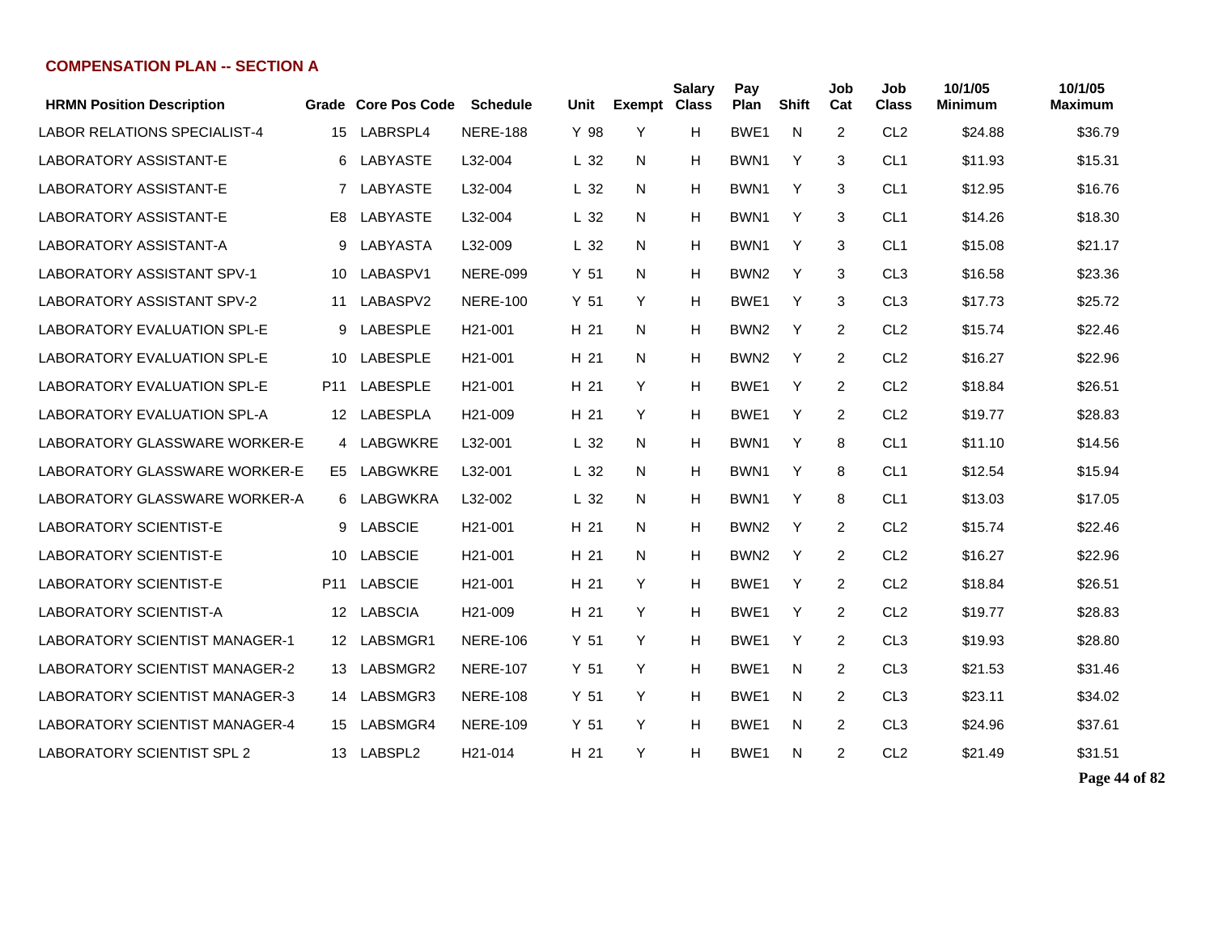## COMPENSATION PLAN -- SECTION A

| HRMN Position Description | Grade | Core Pos Code | Schedule | Unit | Exempt | Salary Class | Pay Plan | Shift | Job Cat | Job Class | 10/1/05 Minimum | 10/1/05 Maximum |
|---|---|---|---|---|---|---|---|---|---|---|---|---|
| LABOR RELATIONS SPECIALIST-4 | 15 | LABRSPL4 | NERE-188 | Y 98 | Y | H | BWE1 | N | 2 | CL2 | $24.88 | $36.79 |
| LABORATORY ASSISTANT-E | 6 | LABYASTE | L32-004 | L 32 | N | H | BWN1 | Y | 3 | CL1 | $11.93 | $15.31 |
| LABORATORY ASSISTANT-E | 7 | LABYASTE | L32-004 | L 32 | N | H | BWN1 | Y | 3 | CL1 | $12.95 | $16.76 |
| LABORATORY ASSISTANT-E | E8 | LABYASTE | L32-004 | L 32 | N | H | BWN1 | Y | 3 | CL1 | $14.26 | $18.30 |
| LABORATORY ASSISTANT-A | 9 | LABYASTA | L32-009 | L 32 | N | H | BWN1 | Y | 3 | CL1 | $15.08 | $21.17 |
| LABORATORY ASSISTANT SPV-1 | 10 | LABASPV1 | NERE-099 | Y 51 | N | H | BWN2 | Y | 3 | CL3 | $16.58 | $23.36 |
| LABORATORY ASSISTANT SPV-2 | 11 | LABASPV2 | NERE-100 | Y 51 | Y | H | BWE1 | Y | 3 | CL3 | $17.73 | $25.72 |
| LABORATORY EVALUATION SPL-E | 9 | LABESPLE | H21-001 | H 21 | N | H | BWN2 | Y | 2 | CL2 | $15.74 | $22.46 |
| LABORATORY EVALUATION SPL-E | 10 | LABESPLE | H21-001 | H 21 | N | H | BWN2 | Y | 2 | CL2 | $16.27 | $22.96 |
| LABORATORY EVALUATION SPL-E | P11 | LABESPLE | H21-001 | H 21 | Y | H | BWE1 | Y | 2 | CL2 | $18.84 | $26.51 |
| LABORATORY EVALUATION SPL-A | 12 | LABESPLA | H21-009 | H 21 | Y | H | BWE1 | Y | 2 | CL2 | $19.77 | $28.83 |
| LABORATORY GLASSWARE WORKER-E | 4 | LABGWKRE | L32-001 | L 32 | N | H | BWN1 | Y | 8 | CL1 | $11.10 | $14.56 |
| LABORATORY GLASSWARE WORKER-E | E5 | LABGWKRE | L32-001 | L 32 | N | H | BWN1 | Y | 8 | CL1 | $12.54 | $15.94 |
| LABORATORY GLASSWARE WORKER-A | 6 | LABGWKRA | L32-002 | L 32 | N | H | BWN1 | Y | 8 | CL1 | $13.03 | $17.05 |
| LABORATORY SCIENTIST-E | 9 | LABSCIE | H21-001 | H 21 | N | H | BWN2 | Y | 2 | CL2 | $15.74 | $22.46 |
| LABORATORY SCIENTIST-E | 10 | LABSCIE | H21-001 | H 21 | N | H | BWN2 | Y | 2 | CL2 | $16.27 | $22.96 |
| LABORATORY SCIENTIST-E | P11 | LABSCIE | H21-001 | H 21 | Y | H | BWE1 | Y | 2 | CL2 | $18.84 | $26.51 |
| LABORATORY SCIENTIST-A | 12 | LABSCIA | H21-009 | H 21 | Y | H | BWE1 | Y | 2 | CL2 | $19.77 | $28.83 |
| LABORATORY SCIENTIST MANAGER-1 | 12 | LABSMGR1 | NERE-106 | Y 51 | Y | H | BWE1 | Y | 2 | CL3 | $19.93 | $28.80 |
| LABORATORY SCIENTIST MANAGER-2 | 13 | LABSMGR2 | NERE-107 | Y 51 | Y | H | BWE1 | N | 2 | CL3 | $21.53 | $31.46 |
| LABORATORY SCIENTIST MANAGER-3 | 14 | LABSMGR3 | NERE-108 | Y 51 | Y | H | BWE1 | N | 2 | CL3 | $23.11 | $34.02 |
| LABORATORY SCIENTIST MANAGER-4 | 15 | LABSMGR4 | NERE-109 | Y 51 | Y | H | BWE1 | N | 2 | CL3 | $24.96 | $37.61 |
| LABORATORY SCIENTIST SPL 2 | 13 | LABSPL2 | H21-014 | H 21 | Y | H | BWE1 | N | 2 | CL2 | $21.49 | $31.51 |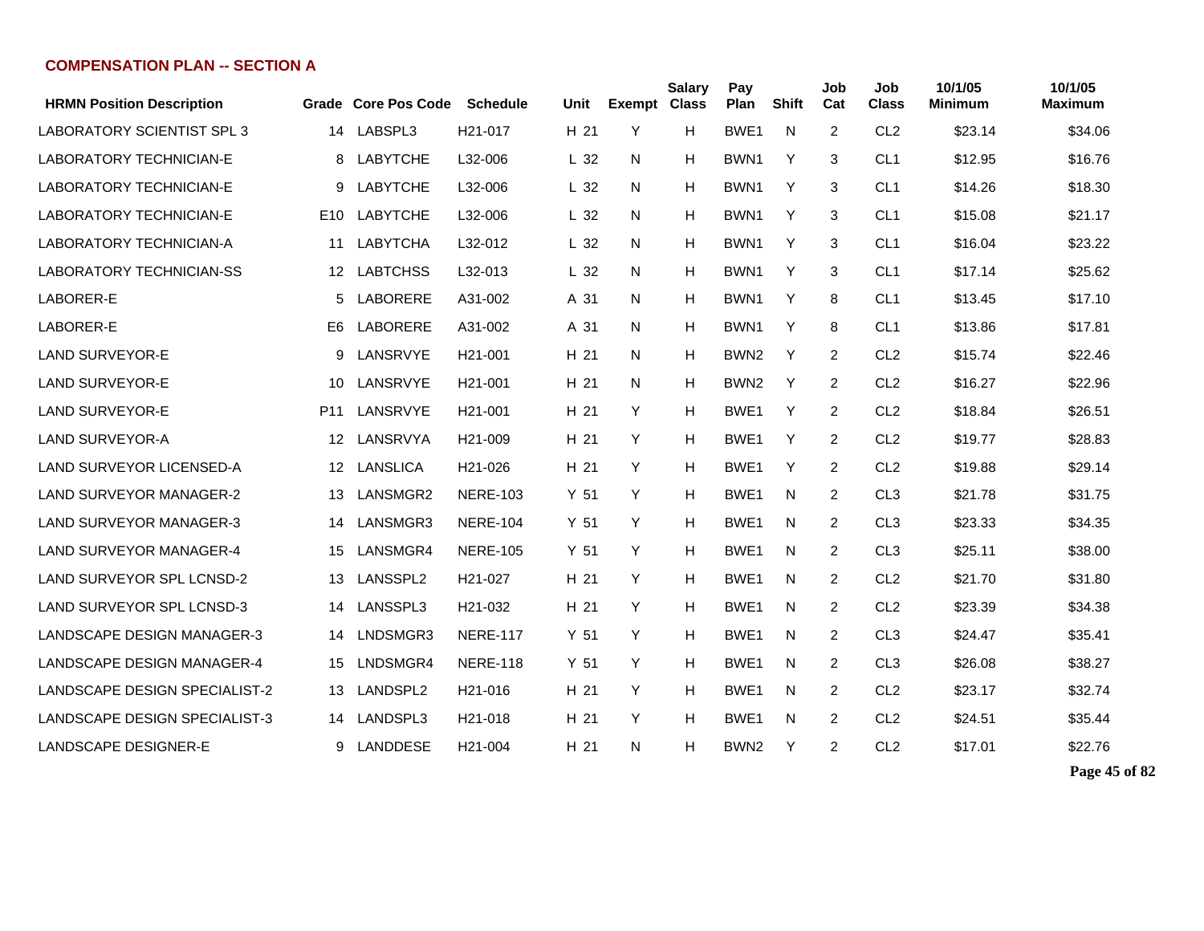## COMPENSATION PLAN -- SECTION A

| HRMN Position Description | Grade | Core Pos Code | Schedule | Unit | Exempt | Salary Class | Pay Plan | Shift | Job Cat | Job Class | 10/1/05 Minimum | 10/1/05 Maximum |
|---|---|---|---|---|---|---|---|---|---|---|---|---|
| LABORATORY SCIENTIST SPL 3 | 14 | LABSPL3 | H21-017 | H 21 | Y | H | BWE1 | N | 2 | CL2 | $23.14 | $34.06 |
| LABORATORY TECHNICIAN-E | 8 | LABYTCHE | L32-006 | L 32 | N | H | BWN1 | Y | 3 | CL1 | $12.95 | $16.76 |
| LABORATORY TECHNICIAN-E | 9 | LABYTCHE | L32-006 | L 32 | N | H | BWN1 | Y | 3 | CL1 | $14.26 | $18.30 |
| LABORATORY TECHNICIAN-E | E10 | LABYTCHE | L32-006 | L 32 | N | H | BWN1 | Y | 3 | CL1 | $15.08 | $21.17 |
| LABORATORY TECHNICIAN-A | 11 | LABYTCHA | L32-012 | L 32 | N | H | BWN1 | Y | 3 | CL1 | $16.04 | $23.22 |
| LABORATORY TECHNICIAN-SS | 12 | LABTCHSS | L32-013 | L 32 | N | H | BWN1 | Y | 3 | CL1 | $17.14 | $25.62 |
| LABORER-E | 5 | LABORERE | A31-002 | A 31 | N | H | BWN1 | Y | 8 | CL1 | $13.45 | $17.10 |
| LABORER-E | E6 | LABORERE | A31-002 | A 31 | N | H | BWN1 | Y | 8 | CL1 | $13.86 | $17.81 |
| LAND SURVEYOR-E | 9 | LANSRVYE | H21-001 | H 21 | N | H | BWN2 | Y | 2 | CL2 | $15.74 | $22.46 |
| LAND SURVEYOR-E | 10 | LANSRVYE | H21-001 | H 21 | N | H | BWN2 | Y | 2 | CL2 | $16.27 | $22.96 |
| LAND SURVEYOR-E | P11 | LANSRVYE | H21-001 | H 21 | Y | H | BWE1 | Y | 2 | CL2 | $18.84 | $26.51 |
| LAND SURVEYOR-A | 12 | LANSRVYA | H21-009 | H 21 | Y | H | BWE1 | Y | 2 | CL2 | $19.77 | $28.83 |
| LAND SURVEYOR LICENSED-A | 12 | LANSLICA | H21-026 | H 21 | Y | H | BWE1 | Y | 2 | CL2 | $19.88 | $29.14 |
| LAND SURVEYOR MANAGER-2 | 13 | LANSMGR2 | NERE-103 | Y 51 | Y | H | BWE1 | N | 2 | CL3 | $21.78 | $31.75 |
| LAND SURVEYOR MANAGER-3 | 14 | LANSMGR3 | NERE-104 | Y 51 | Y | H | BWE1 | N | 2 | CL3 | $23.33 | $34.35 |
| LAND SURVEYOR MANAGER-4 | 15 | LANSMGR4 | NERE-105 | Y 51 | Y | H | BWE1 | N | 2 | CL3 | $25.11 | $38.00 |
| LAND SURVEYOR SPL LCNSD-2 | 13 | LANSSPL2 | H21-027 | H 21 | Y | H | BWE1 | N | 2 | CL2 | $21.70 | $31.80 |
| LAND SURVEYOR SPL LCNSD-3 | 14 | LANSSPL3 | H21-032 | H 21 | Y | H | BWE1 | N | 2 | CL2 | $23.39 | $34.38 |
| LANDSCAPE DESIGN MANAGER-3 | 14 | LNDSMGR3 | NERE-117 | Y 51 | Y | H | BWE1 | N | 2 | CL3 | $24.47 | $35.41 |
| LANDSCAPE DESIGN MANAGER-4 | 15 | LNDSMGR4 | NERE-118 | Y 51 | Y | H | BWE1 | N | 2 | CL3 | $26.08 | $38.27 |
| LANDSCAPE DESIGN SPECIALIST-2 | 13 | LANDSPL2 | H21-016 | H 21 | Y | H | BWE1 | N | 2 | CL2 | $23.17 | $32.74 |
| LANDSCAPE DESIGN SPECIALIST-3 | 14 | LANDSPL3 | H21-018 | H 21 | Y | H | BWE1 | N | 2 | CL2 | $24.51 | $35.44 |
| LANDSCAPE DESIGNER-E | 9 | LANDDESE | H21-004 | H 21 | N | H | BWN2 | Y | 2 | CL2 | $17.01 | $22.76 |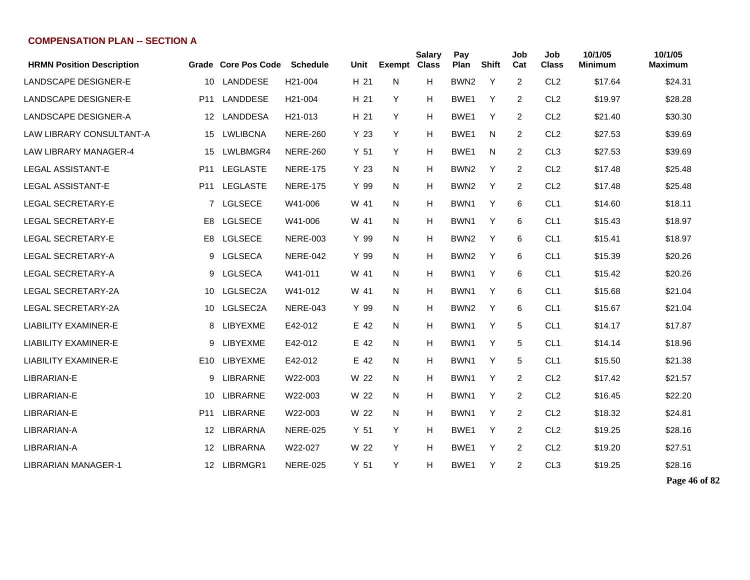## COMPENSATION PLAN -- SECTION A

| HRMN Position Description | Grade | Core Pos Code | Schedule | Unit | Exempt | Salary Class | Pay Plan | Shift | Job Cat | Job Class | 10/1/05 Minimum | 10/1/05 Maximum |
|---|---|---|---|---|---|---|---|---|---|---|---|---|
| LANDSCAPE DESIGNER-E | 10 | LANDDESE | H21-004 | H 21 | N | H | BWN2 | Y | 2 | CL2 | $17.64 | $24.31 |
| LANDSCAPE DESIGNER-E | P11 | LANDDESE | H21-004 | H 21 | Y | H | BWE1 | Y | 2 | CL2 | $19.97 | $28.28 |
| LANDSCAPE DESIGNER-A | 12 | LANDDESA | H21-013 | H 21 | Y | H | BWE1 | Y | 2 | CL2 | $21.40 | $30.30 |
| LAW LIBRARY CONSULTANT-A | 15 | LWLIBCNA | NERE-260 | Y 23 | Y | H | BWE1 | N | 2 | CL2 | $27.53 | $39.69 |
| LAW LIBRARY MANAGER-4 | 15 | LWLBMGR4 | NERE-260 | Y 51 | Y | H | BWE1 | N | 2 | CL3 | $27.53 | $39.69 |
| LEGAL ASSISTANT-E | P11 | LEGLASTE | NERE-175 | Y 23 | N | H | BWN2 | Y | 2 | CL2 | $17.48 | $25.48 |
| LEGAL ASSISTANT-E | P11 | LEGLASTE | NERE-175 | Y 99 | N | H | BWN2 | Y | 2 | CL2 | $17.48 | $25.48 |
| LEGAL SECRETARY-E | 7 | LGLSECE | W41-006 | W 41 | N | H | BWN1 | Y | 6 | CL1 | $14.60 | $18.11 |
| LEGAL SECRETARY-E | E8 | LGLSECE | W41-006 | W 41 | N | H | BWN1 | Y | 6 | CL1 | $15.43 | $18.97 |
| LEGAL SECRETARY-E | E8 | LGLSECE | NERE-003 | Y 99 | N | H | BWN2 | Y | 6 | CL1 | $15.41 | $18.97 |
| LEGAL SECRETARY-A | 9 | LGLSECA | NERE-042 | Y 99 | N | H | BWN2 | Y | 6 | CL1 | $15.39 | $20.26 |
| LEGAL SECRETARY-A | 9 | LGLSECA | W41-011 | W 41 | N | H | BWN1 | Y | 6 | CL1 | $15.42 | $20.26 |
| LEGAL SECRETARY-2A | 10 | LGLSEC2A | W41-012 | W 41 | N | H | BWN1 | Y | 6 | CL1 | $15.68 | $21.04 |
| LEGAL SECRETARY-2A | 10 | LGLSEC2A | NERE-043 | Y 99 | N | H | BWN2 | Y | 6 | CL1 | $15.67 | $21.04 |
| LIABILITY EXAMINER-E | 8 | LIBYEXME | E42-012 | E 42 | N | H | BWN1 | Y | 5 | CL1 | $14.17 | $17.87 |
| LIABILITY EXAMINER-E | 9 | LIBYEXME | E42-012 | E 42 | N | H | BWN1 | Y | 5 | CL1 | $14.14 | $18.96 |
| LIABILITY EXAMINER-E | E10 | LIBYEXME | E42-012 | E 42 | N | H | BWN1 | Y | 5 | CL1 | $15.50 | $21.38 |
| LIBRARIAN-E | 9 | LIBRARNE | W22-003 | W 22 | N | H | BWN1 | Y | 2 | CL2 | $17.42 | $21.57 |
| LIBRARIAN-E | 10 | LIBRARNE | W22-003 | W 22 | N | H | BWN1 | Y | 2 | CL2 | $16.45 | $22.20 |
| LIBRARIAN-E | P11 | LIBRARNE | W22-003 | W 22 | N | H | BWN1 | Y | 2 | CL2 | $18.32 | $24.81 |
| LIBRARIAN-A | 12 | LIBRARNA | NERE-025 | Y 51 | Y | H | BWE1 | Y | 2 | CL2 | $19.25 | $28.16 |
| LIBRARIAN-A | 12 | LIBRARNA | W22-027 | W 22 | Y | H | BWE1 | Y | 2 | CL2 | $19.20 | $27.51 |
| LIBRARIAN MANAGER-1 | 12 | LIBRMGR1 | NERE-025 | Y 51 | Y | H | BWE1 | Y | 2 | CL3 | $19.25 | $28.16 |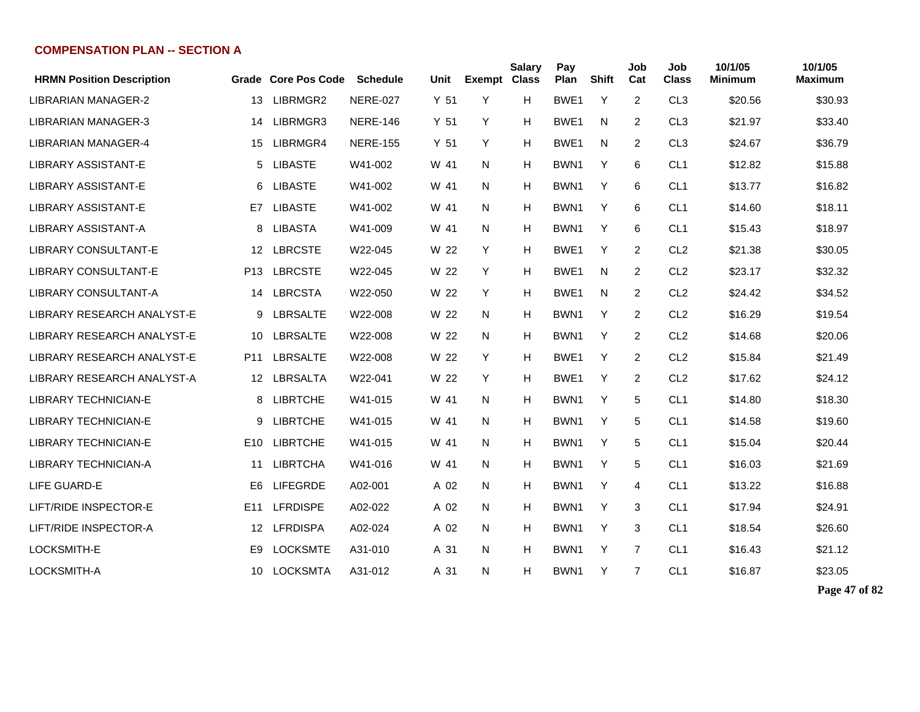## COMPENSATION PLAN -- SECTION A

| HRMN Position Description | Grade | Core Pos Code | Schedule | Unit | Exempt | Salary Class | Pay Plan | Shift | Job Cat | Job Class | 10/1/05 Minimum | 10/1/05 Maximum |
|---|---|---|---|---|---|---|---|---|---|---|---|---|
| LIBRARIAN MANAGER-2 | 13 | LIBRMGR2 | NERE-027 | Y 51 | Y | H | BWE1 | Y | 2 | CL3 | $20.56 | $30.93 |
| LIBRARIAN MANAGER-3 | 14 | LIBRMGR3 | NERE-146 | Y 51 | Y | H | BWE1 | N | 2 | CL3 | $21.97 | $33.40 |
| LIBRARIAN MANAGER-4 | 15 | LIBRMGR4 | NERE-155 | Y 51 | Y | H | BWE1 | N | 2 | CL3 | $24.67 | $36.79 |
| LIBRARY ASSISTANT-E | 5 | LIBASTE | W41-002 | W 41 | N | H | BWN1 | Y | 6 | CL1 | $12.82 | $15.88 |
| LIBRARY ASSISTANT-E | 6 | LIBASTE | W41-002 | W 41 | N | H | BWN1 | Y | 6 | CL1 | $13.77 | $16.82 |
| LIBRARY ASSISTANT-E | E7 | LIBASTE | W41-002 | W 41 | N | H | BWN1 | Y | 6 | CL1 | $14.60 | $18.11 |
| LIBRARY ASSISTANT-A | 8 | LIBASTA | W41-009 | W 41 | N | H | BWN1 | Y | 6 | CL1 | $15.43 | $18.97 |
| LIBRARY CONSULTANT-E | 12 | LBRCSTE | W22-045 | W 22 | Y | H | BWE1 | Y | 2 | CL2 | $21.38 | $30.05 |
| LIBRARY CONSULTANT-E | P13 | LBRCSTE | W22-045 | W 22 | Y | H | BWE1 | N | 2 | CL2 | $23.17 | $32.32 |
| LIBRARY CONSULTANT-A | 14 | LBRCSTA | W22-050 | W 22 | Y | H | BWE1 | N | 2 | CL2 | $24.42 | $34.52 |
| LIBRARY RESEARCH ANALYST-E | 9 | LBRSALTE | W22-008 | W 22 | N | H | BWN1 | Y | 2 | CL2 | $16.29 | $19.54 |
| LIBRARY RESEARCH ANALYST-E | 10 | LBRSALTE | W22-008 | W 22 | N | H | BWN1 | Y | 2 | CL2 | $14.68 | $20.06 |
| LIBRARY RESEARCH ANALYST-E | P11 | LBRSALTE | W22-008 | W 22 | Y | H | BWE1 | Y | 2 | CL2 | $15.84 | $21.49 |
| LIBRARY RESEARCH ANALYST-A | 12 | LBRSALTA | W22-041 | W 22 | Y | H | BWE1 | Y | 2 | CL2 | $17.62 | $24.12 |
| LIBRARY TECHNICIAN-E | 8 | LIBRTCHE | W41-015 | W 41 | N | H | BWN1 | Y | 5 | CL1 | $14.80 | $18.30 |
| LIBRARY TECHNICIAN-E | 9 | LIBRTCHE | W41-015 | W 41 | N | H | BWN1 | Y | 5 | CL1 | $14.58 | $19.60 |
| LIBRARY TECHNICIAN-E | E10 | LIBRTCHE | W41-015 | W 41 | N | H | BWN1 | Y | 5 | CL1 | $15.04 | $20.44 |
| LIBRARY TECHNICIAN-A | 11 | LIBRTCHA | W41-016 | W 41 | N | H | BWN1 | Y | 5 | CL1 | $16.03 | $21.69 |
| LIFE GUARD-E | E6 | LIFEGRDE | A02-001 | A 02 | N | H | BWN1 | Y | 4 | CL1 | $13.22 | $16.88 |
| LIFT/RIDE INSPECTOR-E | E11 | LFRDISPE | A02-022 | A 02 | N | H | BWN1 | Y | 3 | CL1 | $17.94 | $24.91 |
| LIFT/RIDE INSPECTOR-A | 12 | LFRDISPA | A02-024 | A 02 | N | H | BWN1 | Y | 3 | CL1 | $18.54 | $26.60 |
| LOCKSMITH-E | E9 | LOCKSMTE | A31-010 | A 31 | N | H | BWN1 | Y | 7 | CL1 | $16.43 | $21.12 |
| LOCKSMITH-A | 10 | LOCKSMTA | A31-012 | A 31 | N | H | BWN1 | Y | 7 | CL1 | $16.87 | $23.05 |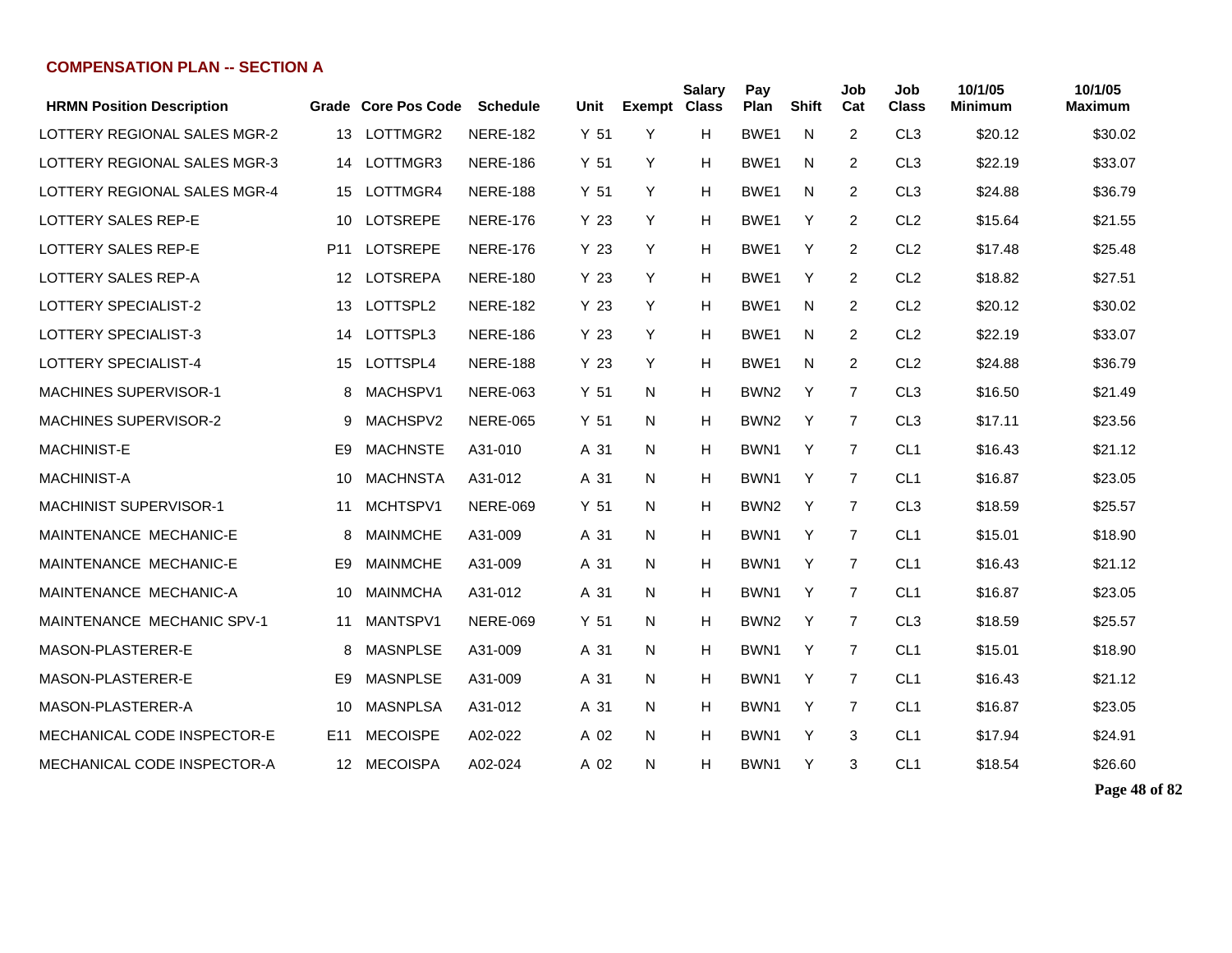## COMPENSATION PLAN -- SECTION A

| HRMN Position Description | Grade | Core Pos Code | Schedule | Unit | Exempt | Salary Class | Pay Plan | Shift | Job Cat | Job Class | 10/1/05 Minimum | 10/1/05 Maximum |
|---|---|---|---|---|---|---|---|---|---|---|---|---|
| LOTTERY REGIONAL SALES MGR-2 | 13 | LOTTMGR2 | NERE-182 | Y 51 | Y | H | BWE1 | N | 2 | CL3 | $20.12 | $30.02 |
| LOTTERY REGIONAL SALES MGR-3 | 14 | LOTTMGR3 | NERE-186 | Y 51 | Y | H | BWE1 | N | 2 | CL3 | $22.19 | $33.07 |
| LOTTERY REGIONAL SALES MGR-4 | 15 | LOTTMGR4 | NERE-188 | Y 51 | Y | H | BWE1 | N | 2 | CL3 | $24.88 | $36.79 |
| LOTTERY SALES REP-E | 10 | LOTSREPE | NERE-176 | Y 23 | Y | H | BWE1 | Y | 2 | CL2 | $15.64 | $21.55 |
| LOTTERY SALES REP-E | P11 | LOTSREPE | NERE-176 | Y 23 | Y | H | BWE1 | Y | 2 | CL2 | $17.48 | $25.48 |
| LOTTERY SALES REP-A | 12 | LOTSREPA | NERE-180 | Y 23 | Y | H | BWE1 | Y | 2 | CL2 | $18.82 | $27.51 |
| LOTTERY SPECIALIST-2 | 13 | LOTTSPL2 | NERE-182 | Y 23 | Y | H | BWE1 | N | 2 | CL2 | $20.12 | $30.02 |
| LOTTERY SPECIALIST-3 | 14 | LOTTSPL3 | NERE-186 | Y 23 | Y | H | BWE1 | N | 2 | CL2 | $22.19 | $33.07 |
| LOTTERY SPECIALIST-4 | 15 | LOTTSPL4 | NERE-188 | Y 23 | Y | H | BWE1 | N | 2 | CL2 | $24.88 | $36.79 |
| MACHINES SUPERVISOR-1 | 8 | MACHSPV1 | NERE-063 | Y 51 | N | H | BWN2 | Y | 7 | CL3 | $16.50 | $21.49 |
| MACHINES SUPERVISOR-2 | 9 | MACHSPV2 | NERE-065 | Y 51 | N | H | BWN2 | Y | 7 | CL3 | $17.11 | $23.56 |
| MACHINIST-E | E9 | MACHNSTE | A31-010 | A 31 | N | H | BWN1 | Y | 7 | CL1 | $16.43 | $21.12 |
| MACHINIST-A | 10 | MACHNSTA | A31-012 | A 31 | N | H | BWN1 | Y | 7 | CL1 | $16.87 | $23.05 |
| MACHINIST SUPERVISOR-1 | 11 | MCHTSPV1 | NERE-069 | Y 51 | N | H | BWN2 | Y | 7 | CL3 | $18.59 | $25.57 |
| MAINTENANCE MECHANIC-E | 8 | MAINMCHE | A31-009 | A 31 | N | H | BWN1 | Y | 7 | CL1 | $15.01 | $18.90 |
| MAINTENANCE MECHANIC-E | E9 | MAINMCHE | A31-009 | A 31 | N | H | BWN1 | Y | 7 | CL1 | $16.43 | $21.12 |
| MAINTENANCE MECHANIC-A | 10 | MAINMCHA | A31-012 | A 31 | N | H | BWN1 | Y | 7 | CL1 | $16.87 | $23.05 |
| MAINTENANCE MECHANIC SPV-1 | 11 | MANTSPV1 | NERE-069 | Y 51 | N | H | BWN2 | Y | 7 | CL3 | $18.59 | $25.57 |
| MASON-PLASTERER-E | 8 | MASNPLSE | A31-009 | A 31 | N | H | BWN1 | Y | 7 | CL1 | $15.01 | $18.90 |
| MASON-PLASTERER-E | E9 | MASNPLSE | A31-009 | A 31 | N | H | BWN1 | Y | 7 | CL1 | $16.43 | $21.12 |
| MASON-PLASTERER-A | 10 | MASNPLSA | A31-012 | A 31 | N | H | BWN1 | Y | 7 | CL1 | $16.87 | $23.05 |
| MECHANICAL CODE INSPECTOR-E | E11 | MECOISPE | A02-022 | A 02 | N | H | BWN1 | Y | 3 | CL1 | $17.94 | $24.91 |
| MECHANICAL CODE INSPECTOR-A | 12 | MECOISPA | A02-024 | A 02 | N | H | BWN1 | Y | 3 | CL1 | $18.54 | $26.60 |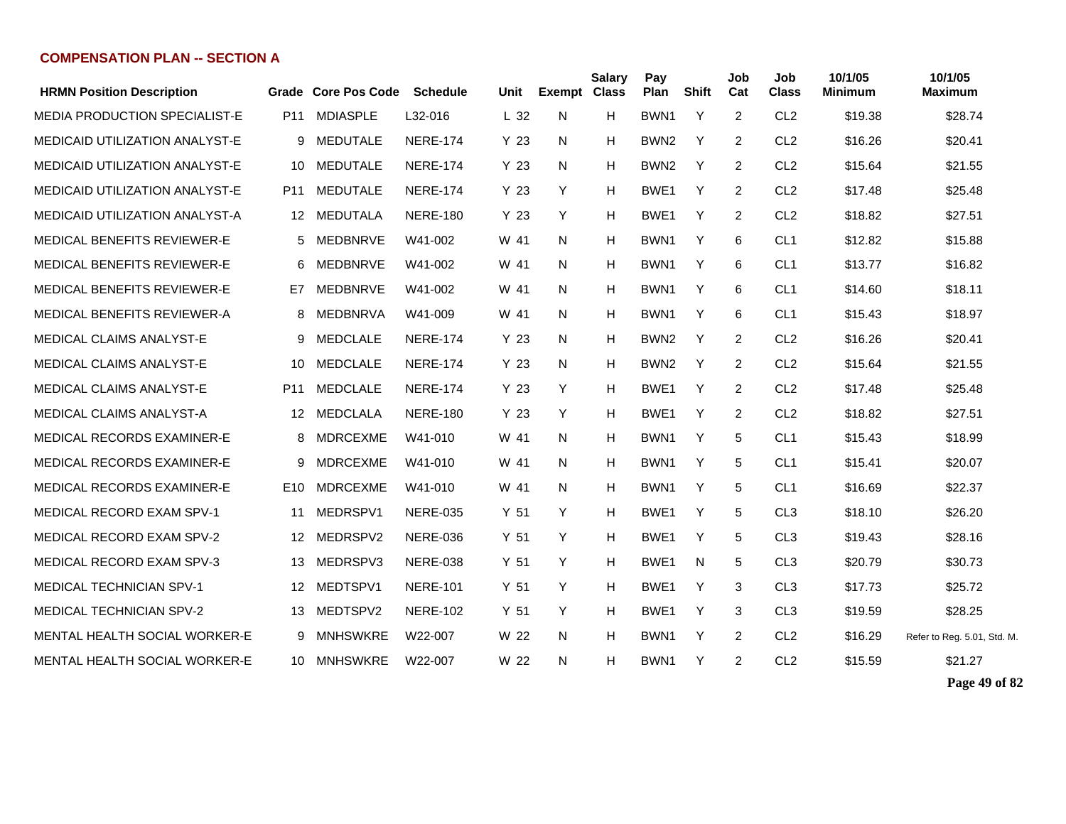## COMPENSATION PLAN -- SECTION A

| HRMN Position Description | Grade | Core Pos Code | Schedule | Unit | Exempt | Salary Class | Pay Plan | Shift | Job Cat | Job Class | 10/1/05 Minimum | 10/1/05 Maximum |
|---|---|---|---|---|---|---|---|---|---|---|---|---|
| MEDIA PRODUCTION SPECIALIST-E | P11 | MDIASPLE | L32-016 | L 32 | N | H | BWN1 | Y | 2 | CL2 | $19.38 | $28.74 |
| MEDICAID UTILIZATION ANALYST-E | 9 | MEDUTALE | NERE-174 | Y 23 | N | H | BWN2 | Y | 2 | CL2 | $16.26 | $20.41 |
| MEDICAID UTILIZATION ANALYST-E | 10 | MEDUTALE | NERE-174 | Y 23 | N | H | BWN2 | Y | 2 | CL2 | $15.64 | $21.55 |
| MEDICAID UTILIZATION ANALYST-E | P11 | MEDUTALE | NERE-174 | Y 23 | Y | H | BWE1 | Y | 2 | CL2 | $17.48 | $25.48 |
| MEDICAID UTILIZATION ANALYST-A | 12 | MEDUTALA | NERE-180 | Y 23 | Y | H | BWE1 | Y | 2 | CL2 | $18.82 | $27.51 |
| MEDICAL BENEFITS REVIEWER-E | 5 | MEDBNRVE | W41-002 | W 41 | N | H | BWN1 | Y | 6 | CL1 | $12.82 | $15.88 |
| MEDICAL BENEFITS REVIEWER-E | 6 | MEDBNRVE | W41-002 | W 41 | N | H | BWN1 | Y | 6 | CL1 | $13.77 | $16.82 |
| MEDICAL BENEFITS REVIEWER-E | E7 | MEDBNRVE | W41-002 | W 41 | N | H | BWN1 | Y | 6 | CL1 | $14.60 | $18.11 |
| MEDICAL BENEFITS REVIEWER-A | 8 | MEDBNRVA | W41-009 | W 41 | N | H | BWN1 | Y | 6 | CL1 | $15.43 | $18.97 |
| MEDICAL CLAIMS ANALYST-E | 9 | MEDCLALE | NERE-174 | Y 23 | N | H | BWN2 | Y | 2 | CL2 | $16.26 | $20.41 |
| MEDICAL CLAIMS ANALYST-E | 10 | MEDCLALE | NERE-174 | Y 23 | N | H | BWN2 | Y | 2 | CL2 | $15.64 | $21.55 |
| MEDICAL CLAIMS ANALYST-E | P11 | MEDCLALE | NERE-174 | Y 23 | Y | H | BWE1 | Y | 2 | CL2 | $17.48 | $25.48 |
| MEDICAL CLAIMS ANALYST-A | 12 | MEDCLALA | NERE-180 | Y 23 | Y | H | BWE1 | Y | 2 | CL2 | $18.82 | $27.51 |
| MEDICAL RECORDS EXAMINER-E | 8 | MDRCEXME | W41-010 | W 41 | N | H | BWN1 | Y | 5 | CL1 | $15.43 | $18.99 |
| MEDICAL RECORDS EXAMINER-E | 9 | MDRCEXME | W41-010 | W 41 | N | H | BWN1 | Y | 5 | CL1 | $15.41 | $20.07 |
| MEDICAL RECORDS EXAMINER-E | E10 | MDRCEXME | W41-010 | W 41 | N | H | BWN1 | Y | 5 | CL1 | $16.69 | $22.37 |
| MEDICAL RECORD EXAM SPV-1 | 11 | MEDRSPV1 | NERE-035 | Y 51 | Y | H | BWE1 | Y | 5 | CL3 | $18.10 | $26.20 |
| MEDICAL RECORD EXAM SPV-2 | 12 | MEDRSPV2 | NERE-036 | Y 51 | Y | H | BWE1 | Y | 5 | CL3 | $19.43 | $28.16 |
| MEDICAL RECORD EXAM SPV-3 | 13 | MEDRSPV3 | NERE-038 | Y 51 | Y | H | BWE1 | N | 5 | CL3 | $20.79 | $30.73 |
| MEDICAL TECHNICIAN SPV-1 | 12 | MEDTSPV1 | NERE-101 | Y 51 | Y | H | BWE1 | Y | 3 | CL3 | $17.73 | $25.72 |
| MEDICAL TECHNICIAN SPV-2 | 13 | MEDTSPV2 | NERE-102 | Y 51 | Y | H | BWE1 | Y | 3 | CL3 | $19.59 | $28.25 |
| MENTAL HEALTH SOCIAL WORKER-E | 9 | MNHSWKRE | W22-007 | W 22 | N | H | BWN1 | Y | 2 | CL2 | $16.29 | Refer to Reg. 5.01, Std. M. |
| MENTAL HEALTH SOCIAL WORKER-E | 10 | MNHSWKRE | W22-007 | W 22 | N | H | BWN1 | Y | 2 | CL2 | $15.59 | $21.27 |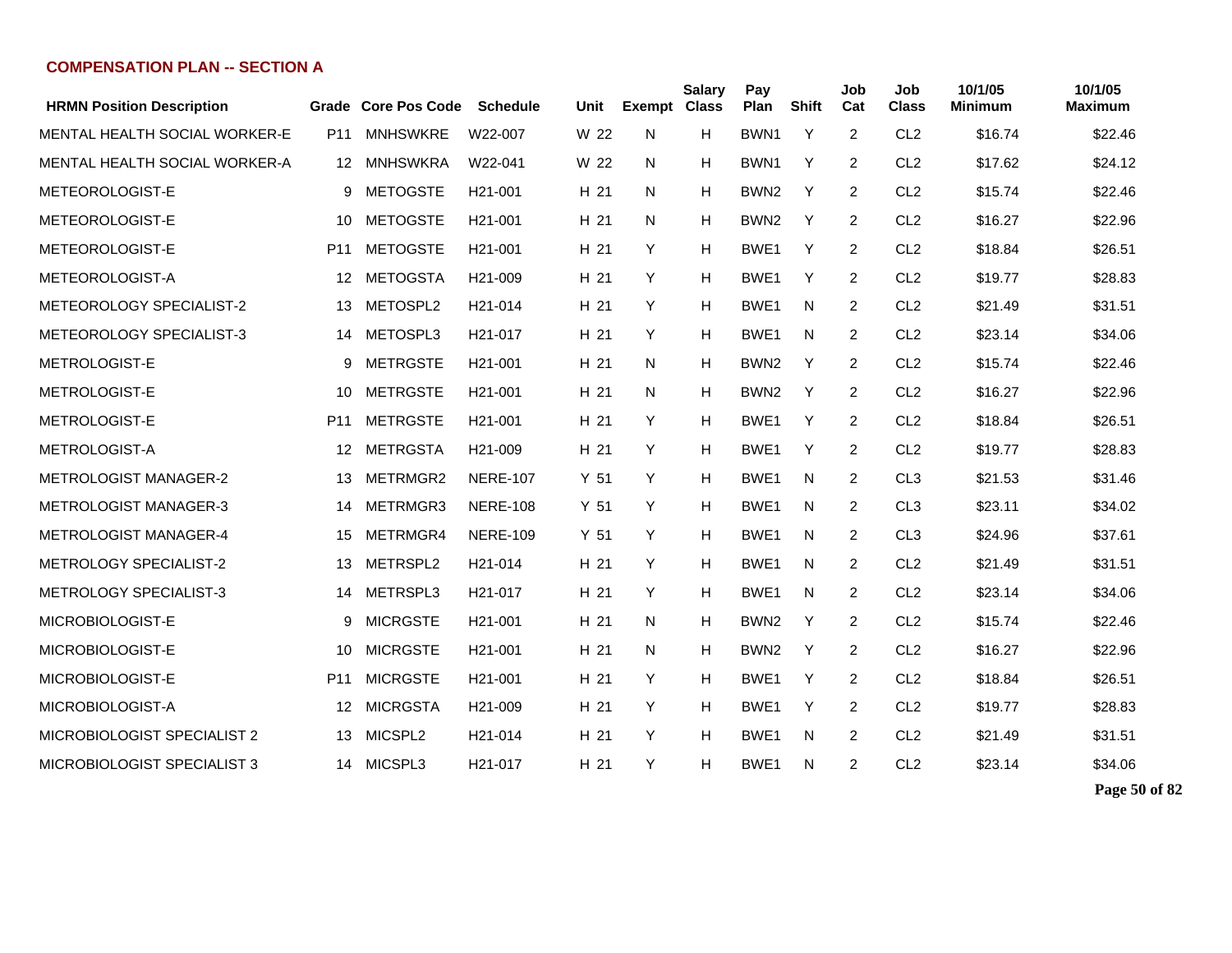**COMPENSATION PLAN -- SECTION A**

| HRMN Position Description | Grade | Core Pos Code | Schedule | Unit | Exempt | Salary Class | Pay Plan | Shift | Job Cat | Job Class | 10/1/05 Minimum | 10/1/05 Maximum |
|---|---|---|---|---|---|---|---|---|---|---|---|---|
| MENTAL HEALTH SOCIAL WORKER-E | P11 | MNHSWKRE | W22-007 | W 22 | N | H | BWN1 | Y | 2 | CL2 | $16.74 | $22.46 |
| MENTAL HEALTH SOCIAL WORKER-A | 12 | MNHSWKRA | W22-041 | W 22 | N | H | BWN1 | Y | 2 | CL2 | $17.62 | $24.12 |
| METEOROLOGIST-E | 9 | METOGSTE | H21-001 | H 21 | N | H | BWN2 | Y | 2 | CL2 | $15.74 | $22.46 |
| METEOROLOGIST-E | 10 | METOGSTE | H21-001 | H 21 | N | H | BWN2 | Y | 2 | CL2 | $16.27 | $22.96 |
| METEOROLOGIST-E | P11 | METOGSTE | H21-001 | H 21 | Y | H | BWE1 | Y | 2 | CL2 | $18.84 | $26.51 |
| METEOROLOGIST-A | 12 | METOGSTA | H21-009 | H 21 | Y | H | BWE1 | Y | 2 | CL2 | $19.77 | $28.83 |
| METEOROLOGY SPECIALIST-2 | 13 | METOSPL2 | H21-014 | H 21 | Y | H | BWE1 | N | 2 | CL2 | $21.49 | $31.51 |
| METEOROLOGY SPECIALIST-3 | 14 | METOSPL3 | H21-017 | H 21 | Y | H | BWE1 | N | 2 | CL2 | $23.14 | $34.06 |
| METROLOGIST-E | 9 | METRGSTE | H21-001 | H 21 | N | H | BWN2 | Y | 2 | CL2 | $15.74 | $22.46 |
| METROLOGIST-E | 10 | METRGSTE | H21-001 | H 21 | N | H | BWN2 | Y | 2 | CL2 | $16.27 | $22.96 |
| METROLOGIST-E | P11 | METRGSTE | H21-001 | H 21 | Y | H | BWE1 | Y | 2 | CL2 | $18.84 | $26.51 |
| METROLOGIST-A | 12 | METRGSTA | H21-009 | H 21 | Y | H | BWE1 | Y | 2 | CL2 | $19.77 | $28.83 |
| METROLOGIST MANAGER-2 | 13 | METRMGR2 | NERE-107 | Y 51 | Y | H | BWE1 | N | 2 | CL3 | $21.53 | $31.46 |
| METROLOGIST MANAGER-3 | 14 | METRMGR3 | NERE-108 | Y 51 | Y | H | BWE1 | N | 2 | CL3 | $23.11 | $34.02 |
| METROLOGIST MANAGER-4 | 15 | METRMGR4 | NERE-109 | Y 51 | Y | H | BWE1 | N | 2 | CL3 | $24.96 | $37.61 |
| METROLOGY SPECIALIST-2 | 13 | METRSPL2 | H21-014 | H 21 | Y | H | BWE1 | N | 2 | CL2 | $21.49 | $31.51 |
| METROLOGY SPECIALIST-3 | 14 | METRSPL3 | H21-017 | H 21 | Y | H | BWE1 | N | 2 | CL2 | $23.14 | $34.06 |
| MICROBIOLOGIST-E | 9 | MICRGSTE | H21-001 | H 21 | N | H | BWN2 | Y | 2 | CL2 | $15.74 | $22.46 |
| MICROBIOLOGIST-E | 10 | MICRGSTE | H21-001 | H 21 | N | H | BWN2 | Y | 2 | CL2 | $16.27 | $22.96 |
| MICROBIOLOGIST-E | P11 | MICRGSTE | H21-001 | H 21 | Y | H | BWE1 | Y | 2 | CL2 | $18.84 | $26.51 |
| MICROBIOLOGIST-A | 12 | MICRGSTA | H21-009 | H 21 | Y | H | BWE1 | Y | 2 | CL2 | $19.77 | $28.83 |
| MICROBIOLOGIST SPECIALIST 2 | 13 | MICSPL2 | H21-014 | H 21 | Y | H | BWE1 | N | 2 | CL2 | $21.49 | $31.51 |
| MICROBIOLOGIST SPECIALIST 3 | 14 | MICSPL3 | H21-017 | H 21 | Y | H | BWE1 | N | 2 | CL2 | $23.14 | $34.06 |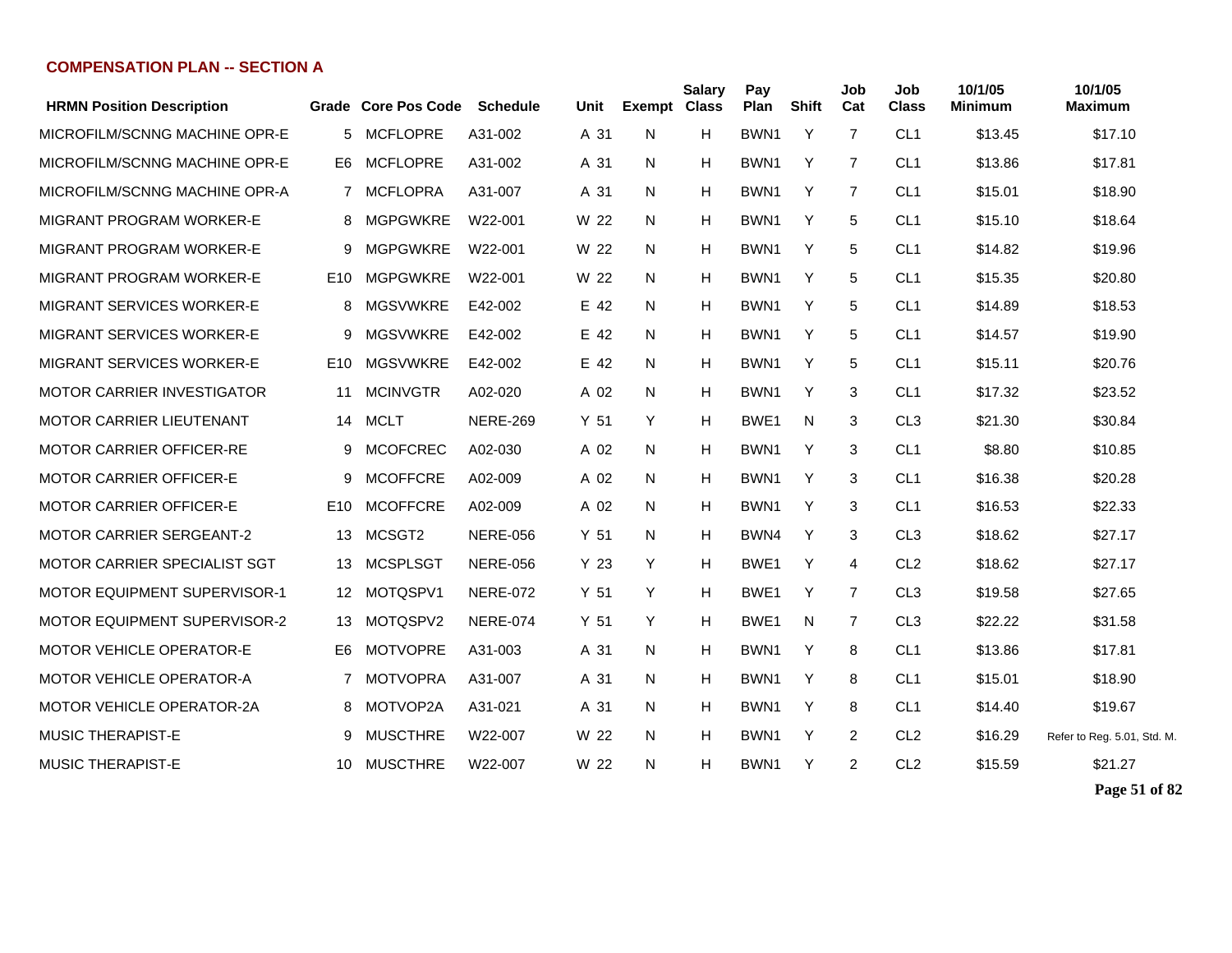## COMPENSATION PLAN -- SECTION A

| HRMN Position Description | Grade | Core Pos Code | Schedule | Unit | Exempt | Salary Class | Pay Plan | Shift | Job Cat | Job Class | 10/1/05 Minimum | 10/1/05 Maximum |
|---|---|---|---|---|---|---|---|---|---|---|---|---|
| MICROFILM/SCNNG MACHINE OPR-E | 5 | MCFLOPRE | A31-002 | A 31 | N | H | BWN1 | Y | 7 | CL1 | $13.45 | $17.10 |
| MICROFILM/SCNNG MACHINE OPR-E | E6 | MCFLOPRE | A31-002 | A 31 | N | H | BWN1 | Y | 7 | CL1 | $13.86 | $17.81 |
| MICROFILM/SCNNG MACHINE OPR-A | 7 | MCFLOPRA | A31-007 | A 31 | N | H | BWN1 | Y | 7 | CL1 | $15.01 | $18.90 |
| MIGRANT PROGRAM WORKER-E | 8 | MGPGWKRE | W22-001 | W 22 | N | H | BWN1 | Y | 5 | CL1 | $15.10 | $18.64 |
| MIGRANT PROGRAM WORKER-E | 9 | MGPGWKRE | W22-001 | W 22 | N | H | BWN1 | Y | 5 | CL1 | $14.82 | $19.96 |
| MIGRANT PROGRAM WORKER-E | E10 | MGPGWKRE | W22-001 | W 22 | N | H | BWN1 | Y | 5 | CL1 | $15.35 | $20.80 |
| MIGRANT SERVICES WORKER-E | 8 | MGSVWKRE | E42-002 | E 42 | N | H | BWN1 | Y | 5 | CL1 | $14.89 | $18.53 |
| MIGRANT SERVICES WORKER-E | 9 | MGSVWKRE | E42-002 | E 42 | N | H | BWN1 | Y | 5 | CL1 | $14.57 | $19.90 |
| MIGRANT SERVICES WORKER-E | E10 | MGSVWKRE | E42-002 | E 42 | N | H | BWN1 | Y | 5 | CL1 | $15.11 | $20.76 |
| MOTOR CARRIER INVESTIGATOR | 11 | MCINVGTR | A02-020 | A 02 | N | H | BWN1 | Y | 3 | CL1 | $17.32 | $23.52 |
| MOTOR CARRIER LIEUTENANT | 14 | MCLT | NERE-269 | Y 51 | Y | H | BWE1 | N | 3 | CL3 | $21.30 | $30.84 |
| MOTOR CARRIER OFFICER-RE | 9 | MCOFCREC | A02-030 | A 02 | N | H | BWN1 | Y | 3 | CL1 | $8.80 | $10.85 |
| MOTOR CARRIER OFFICER-E | 9 | MCOFFCRE | A02-009 | A 02 | N | H | BWN1 | Y | 3 | CL1 | $16.38 | $20.28 |
| MOTOR CARRIER OFFICER-E | E10 | MCOFFCRE | A02-009 | A 02 | N | H | BWN1 | Y | 3 | CL1 | $16.53 | $22.33 |
| MOTOR CARRIER SERGEANT-2 | 13 | MCSGT2 | NERE-056 | Y 51 | N | H | BWN4 | Y | 3 | CL3 | $18.62 | $27.17 |
| MOTOR CARRIER SPECIALIST SGT | 13 | MCSPLSGT | NERE-056 | Y 23 | Y | H | BWE1 | Y | 4 | CL2 | $18.62 | $27.17 |
| MOTOR EQUIPMENT SUPERVISOR-1 | 12 | MOTQSPV1 | NERE-072 | Y 51 | Y | H | BWE1 | Y | 7 | CL3 | $19.58 | $27.65 |
| MOTOR EQUIPMENT SUPERVISOR-2 | 13 | MOTQSPV2 | NERE-074 | Y 51 | Y | H | BWE1 | N | 7 | CL3 | $22.22 | $31.58 |
| MOTOR VEHICLE OPERATOR-E | E6 | MOTVOPRE | A31-003 | A 31 | N | H | BWN1 | Y | 8 | CL1 | $13.86 | $17.81 |
| MOTOR VEHICLE OPERATOR-A | 7 | MOTVOPRA | A31-007 | A 31 | N | H | BWN1 | Y | 8 | CL1 | $15.01 | $18.90 |
| MOTOR VEHICLE OPERATOR-2A | 8 | MOTVOP2A | A31-021 | A 31 | N | H | BWN1 | Y | 8 | CL1 | $14.40 | $19.67 |
| MUSIC THERAPIST-E | 9 | MUSCTHRE | W22-007 | W 22 | N | H | BWN1 | Y | 2 | CL2 | $16.29 | Refer to Reg. 5.01, Std. M. |
| MUSIC THERAPIST-E | 10 | MUSCTHRE | W22-007 | W 22 | N | H | BWN1 | Y | 2 | CL2 | $15.59 | $21.27 |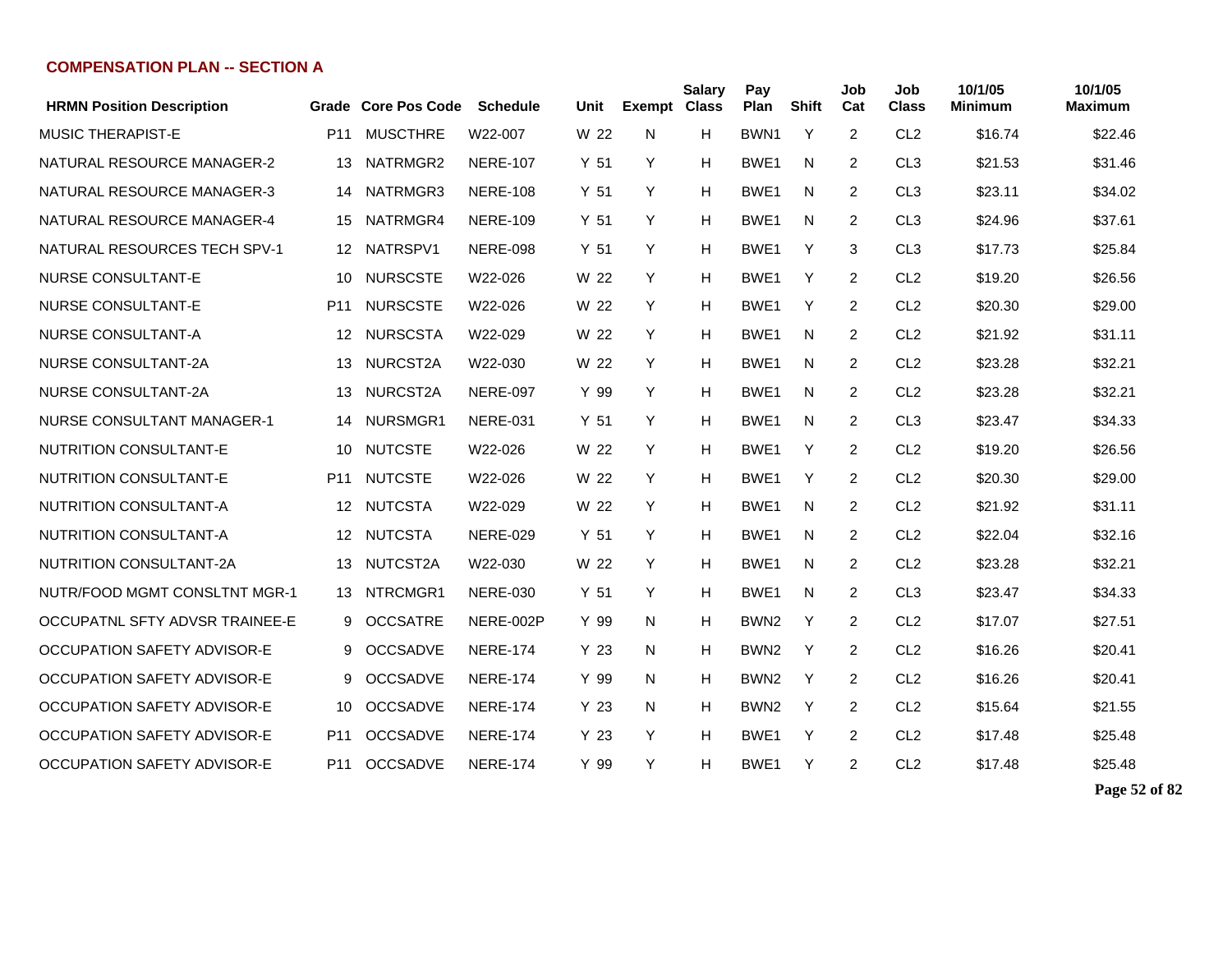## COMPENSATION PLAN -- SECTION A

| HRMN Position Description | Grade | Core Pos Code | Schedule | Unit | Exempt | Salary Class | Pay Plan | Shift | Job Cat | Job Class | 10/1/05 Minimum | 10/1/05 Maximum |
|---|---|---|---|---|---|---|---|---|---|---|---|---|
| MUSIC THERAPIST-E | P11 | MUSCTHRE | W22-007 | W 22 | N | H | BWN1 | Y | 2 | CL2 | $16.74 | $22.46 |
| NATURAL RESOURCE MANAGER-2 | 13 | NATRMGR2 | NERE-107 | Y 51 | Y | H | BWE1 | N | 2 | CL3 | $21.53 | $31.46 |
| NATURAL RESOURCE MANAGER-3 | 14 | NATRMGR3 | NERE-108 | Y 51 | Y | H | BWE1 | N | 2 | CL3 | $23.11 | $34.02 |
| NATURAL RESOURCE MANAGER-4 | 15 | NATRMGR4 | NERE-109 | Y 51 | Y | H | BWE1 | N | 2 | CL3 | $24.96 | $37.61 |
| NATURAL RESOURCES TECH SPV-1 | 12 | NATRSPV1 | NERE-098 | Y 51 | Y | H | BWE1 | Y | 3 | CL3 | $17.73 | $25.84 |
| NURSE CONSULTANT-E | 10 | NURSCSTE | W22-026 | W 22 | Y | H | BWE1 | Y | 2 | CL2 | $19.20 | $26.56 |
| NURSE CONSULTANT-E | P11 | NURSCSTE | W22-026 | W 22 | Y | H | BWE1 | Y | 2 | CL2 | $20.30 | $29.00 |
| NURSE CONSULTANT-A | 12 | NURSCSTA | W22-029 | W 22 | Y | H | BWE1 | N | 2 | CL2 | $21.92 | $31.11 |
| NURSE CONSULTANT-2A | 13 | NURCST2A | W22-030 | W 22 | Y | H | BWE1 | N | 2 | CL2 | $23.28 | $32.21 |
| NURSE CONSULTANT-2A | 13 | NURCST2A | NERE-097 | Y 99 | Y | H | BWE1 | N | 2 | CL2 | $23.28 | $32.21 |
| NURSE CONSULTANT MANAGER-1 | 14 | NURSMGR1 | NERE-031 | Y 51 | Y | H | BWE1 | N | 2 | CL3 | $23.47 | $34.33 |
| NUTRITION CONSULTANT-E | 10 | NUTCSTE | W22-026 | W 22 | Y | H | BWE1 | Y | 2 | CL2 | $19.20 | $26.56 |
| NUTRITION CONSULTANT-E | P11 | NUTCSTE | W22-026 | W 22 | Y | H | BWE1 | Y | 2 | CL2 | $20.30 | $29.00 |
| NUTRITION CONSULTANT-A | 12 | NUTCSTA | W22-029 | W 22 | Y | H | BWE1 | N | 2 | CL2 | $21.92 | $31.11 |
| NUTRITION CONSULTANT-A | 12 | NUTCSTA | NERE-029 | Y 51 | Y | H | BWE1 | N | 2 | CL2 | $22.04 | $32.16 |
| NUTRITION CONSULTANT-2A | 13 | NUTCST2A | W22-030 | W 22 | Y | H | BWE1 | N | 2 | CL2 | $23.28 | $32.21 |
| NUTR/FOOD MGMT CONSLTNT MGR-1 | 13 | NTRCMGR1 | NERE-030 | Y 51 | Y | H | BWE1 | N | 2 | CL3 | $23.47 | $34.33 |
| OCCUPATNL SFTY ADVSR TRAINEE-E | 9 | OCCSATRE | NERE-002P | Y 99 | N | H | BWN2 | Y | 2 | CL2 | $17.07 | $27.51 |
| OCCUPATION SAFETY ADVISOR-E | 9 | OCCSADVE | NERE-174 | Y 23 | N | H | BWN2 | Y | 2 | CL2 | $16.26 | $20.41 |
| OCCUPATION SAFETY ADVISOR-E | 9 | OCCSADVE | NERE-174 | Y 99 | N | H | BWN2 | Y | 2 | CL2 | $16.26 | $20.41 |
| OCCUPATION SAFETY ADVISOR-E | 10 | OCCSADVE | NERE-174 | Y 23 | N | H | BWN2 | Y | 2 | CL2 | $15.64 | $21.55 |
| OCCUPATION SAFETY ADVISOR-E | P11 | OCCSADVE | NERE-174 | Y 23 | Y | H | BWE1 | Y | 2 | CL2 | $17.48 | $25.48 |
| OCCUPATION SAFETY ADVISOR-E | P11 | OCCSADVE | NERE-174 | Y 99 | Y | H | BWE1 | Y | 2 | CL2 | $17.48 | $25.48 |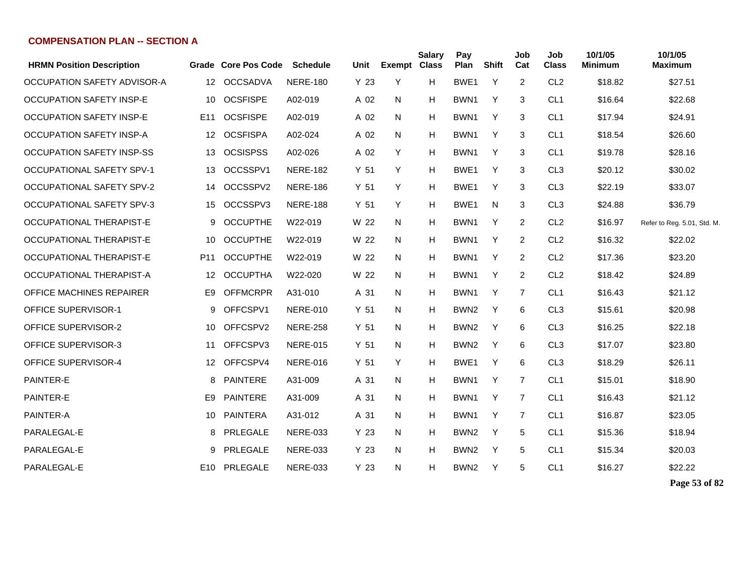## COMPENSATION PLAN -- SECTION A

| HRMN Position Description | Grade | Core Pos Code | Schedule | Unit | Exempt | Salary Class | Pay Plan | Shift | Job Cat | Job Class | 10/1/05 Minimum | 10/1/05 Maximum |
|---|---|---|---|---|---|---|---|---|---|---|---|---|
| OCCUPATION SAFETY ADVISOR-A | 12 | OCCSADVA | NERE-180 | Y 23 | Y | H | BWE1 | Y | 2 | CL2 | $18.82 | $27.51 |
| OCCUPATION SAFETY INSP-E | 10 | OCSFISPE | A02-019 | A 02 | N | H | BWN1 | Y | 3 | CL1 | $16.64 | $22.68 |
| OCCUPATION SAFETY INSP-E | E11 | OCSFISPE | A02-019 | A 02 | N | H | BWN1 | Y | 3 | CL1 | $17.94 | $24.91 |
| OCCUPATION SAFETY INSP-A | 12 | OCSFISPA | A02-024 | A 02 | N | H | BWN1 | Y | 3 | CL1 | $18.54 | $26.60 |
| OCCUPATION SAFETY INSP-SS | 13 | OCSISPSS | A02-026 | A 02 | Y | H | BWN1 | Y | 3 | CL1 | $19.78 | $28.16 |
| OCCUPATIONAL SAFETY SPV-1 | 13 | OCCSSPV1 | NERE-182 | Y 51 | Y | H | BWE1 | Y | 3 | CL3 | $20.12 | $30.02 |
| OCCUPATIONAL SAFETY SPV-2 | 14 | OCCSSPV2 | NERE-186 | Y 51 | Y | H | BWE1 | Y | 3 | CL3 | $22.19 | $33.07 |
| OCCUPATIONAL SAFETY SPV-3 | 15 | OCCSSPV3 | NERE-188 | Y 51 | Y | H | BWE1 | N | 3 | CL3 | $24.88 | $36.79 |
| OCCUPATIONAL THERAPIST-E | 9 | OCCUPTHE | W22-019 | W 22 | N | H | BWN1 | Y | 2 | CL2 | $16.97 | Refer to Reg. 5.01, Std. M. |
| OCCUPATIONAL THERAPIST-E | 10 | OCCUPTHE | W22-019 | W 22 | N | H | BWN1 | Y | 2 | CL2 | $16.32 | $22.02 |
| OCCUPATIONAL THERAPIST-E | P11 | OCCUPTHE | W22-019 | W 22 | N | H | BWN1 | Y | 2 | CL2 | $17.36 | $23.20 |
| OCCUPATIONAL THERAPIST-A | 12 | OCCUPTHA | W22-020 | W 22 | N | H | BWN1 | Y | 2 | CL2 | $18.42 | $24.89 |
| OFFICE MACHINES REPAIRER | E9 | OFFMCRPR | A31-010 | A 31 | N | H | BWN1 | Y | 7 | CL1 | $16.43 | $21.12 |
| OFFICE SUPERVISOR-1 | 9 | OFFCSPV1 | NERE-010 | Y 51 | N | H | BWN2 | Y | 6 | CL3 | $15.61 | $20.98 |
| OFFICE SUPERVISOR-2 | 10 | OFFCSPV2 | NERE-258 | Y 51 | N | H | BWN2 | Y | 6 | CL3 | $16.25 | $22.18 |
| OFFICE SUPERVISOR-3 | 11 | OFFCSPV3 | NERE-015 | Y 51 | N | H | BWN2 | Y | 6 | CL3 | $17.07 | $23.80 |
| OFFICE SUPERVISOR-4 | 12 | OFFCSPV4 | NERE-016 | Y 51 | Y | H | BWE1 | Y | 6 | CL3 | $18.29 | $26.11 |
| PAINTER-E | 8 | PAINTERE | A31-009 | A 31 | N | H | BWN1 | Y | 7 | CL1 | $15.01 | $18.90 |
| PAINTER-E | E9 | PAINTERE | A31-009 | A 31 | N | H | BWN1 | Y | 7 | CL1 | $16.43 | $21.12 |
| PAINTER-A | 10 | PAINTERA | A31-012 | A 31 | N | H | BWN1 | Y | 7 | CL1 | $16.87 | $23.05 |
| PARALEGAL-E | 8 | PRLEGALE | NERE-033 | Y 23 | N | H | BWN2 | Y | 5 | CL1 | $15.36 | $18.94 |
| PARALEGAL-E | 9 | PRLEGALE | NERE-033 | Y 23 | N | H | BWN2 | Y | 5 | CL1 | $15.34 | $20.03 |
| PARALEGAL-E | E10 | PRLEGALE | NERE-033 | Y 23 | N | H | BWN2 | Y | 5 | CL1 | $16.27 | $22.22 |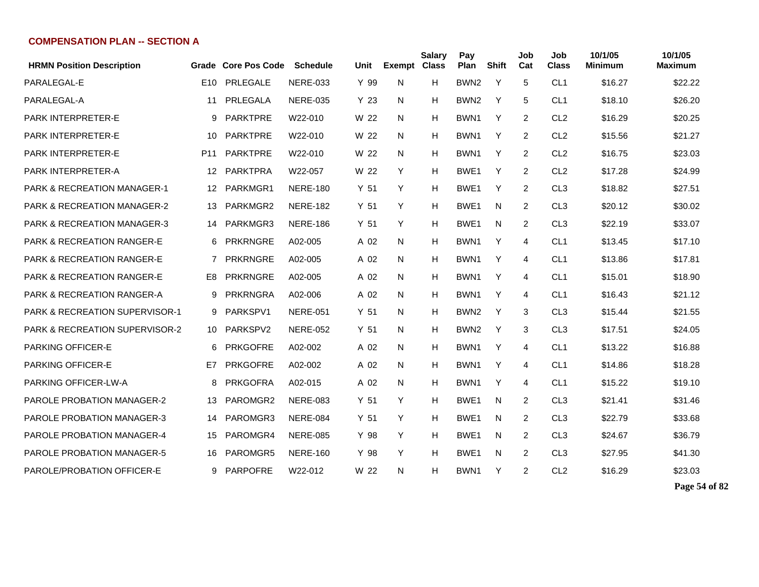## COMPENSATION PLAN -- SECTION A

| HRMN Position Description | Grade | Core Pos Code | Schedule | Unit | Exempt | Salary Class | Pay Plan | Shift | Job Cat | Job Class | 10/1/05 Minimum | 10/1/05 Maximum |
|---|---|---|---|---|---|---|---|---|---|---|---|---|
| PARALEGAL-E | E10 | PRLEGALE | NERE-033 | Y 99 | N | H | BWN2 | Y | 5 | CL1 | $16.27 | $22.22 |
| PARALEGAL-A | 11 | PRLEGALA | NERE-035 | Y 23 | N | H | BWN2 | Y | 5 | CL1 | $18.10 | $26.20 |
| PARK INTERPRETER-E | 9 | PARKTPRE | W22-010 | W 22 | N | H | BWN1 | Y | 2 | CL2 | $16.29 | $20.25 |
| PARK INTERPRETER-E | 10 | PARKTPRE | W22-010 | W 22 | N | H | BWN1 | Y | 2 | CL2 | $15.56 | $21.27 |
| PARK INTERPRETER-E | P11 | PARKTPRE | W22-010 | W 22 | N | H | BWN1 | Y | 2 | CL2 | $16.75 | $23.03 |
| PARK INTERPRETER-A | 12 | PARKTPRA | W22-057 | W 22 | Y | H | BWE1 | Y | 2 | CL2 | $17.28 | $24.99 |
| PARK & RECREATION MANAGER-1 | 12 | PARKMGR1 | NERE-180 | Y 51 | Y | H | BWE1 | Y | 2 | CL3 | $18.82 | $27.51 |
| PARK & RECREATION MANAGER-2 | 13 | PARKMGR2 | NERE-182 | Y 51 | Y | H | BWE1 | N | 2 | CL3 | $20.12 | $30.02 |
| PARK & RECREATION MANAGER-3 | 14 | PARKMGR3 | NERE-186 | Y 51 | Y | H | BWE1 | N | 2 | CL3 | $22.19 | $33.07 |
| PARK & RECREATION RANGER-E | 6 | PRKRNGRE | A02-005 | A 02 | N | H | BWN1 | Y | 4 | CL1 | $13.45 | $17.10 |
| PARK & RECREATION RANGER-E | 7 | PRKRNGRE | A02-005 | A 02 | N | H | BWN1 | Y | 4 | CL1 | $13.86 | $17.81 |
| PARK & RECREATION RANGER-E | E8 | PRKRNGRE | A02-005 | A 02 | N | H | BWN1 | Y | 4 | CL1 | $15.01 | $18.90 |
| PARK & RECREATION RANGER-A | 9 | PRKRNGRA | A02-006 | A 02 | N | H | BWN1 | Y | 4 | CL1 | $16.43 | $21.12 |
| PARK & RECREATION SUPERVISOR-1 | 9 | PARKSPV1 | NERE-051 | Y 51 | N | H | BWN2 | Y | 3 | CL3 | $15.44 | $21.55 |
| PARK & RECREATION SUPERVISOR-2 | 10 | PARKSPV2 | NERE-052 | Y 51 | N | H | BWN2 | Y | 3 | CL3 | $17.51 | $24.05 |
| PARKING OFFICER-E | 6 | PRKGOFRE | A02-002 | A 02 | N | H | BWN1 | Y | 4 | CL1 | $13.22 | $16.88 |
| PARKING OFFICER-E | E7 | PRKGOFRE | A02-002 | A 02 | N | H | BWN1 | Y | 4 | CL1 | $14.86 | $18.28 |
| PARKING OFFICER-LW-A | 8 | PRKGOFRA | A02-015 | A 02 | N | H | BWN1 | Y | 4 | CL1 | $15.22 | $19.10 |
| PAROLE PROBATION MANAGER-2 | 13 | PAROMGR2 | NERE-083 | Y 51 | Y | H | BWE1 | N | 2 | CL3 | $21.41 | $31.46 |
| PAROLE PROBATION MANAGER-3 | 14 | PAROMGR3 | NERE-084 | Y 51 | Y | H | BWE1 | N | 2 | CL3 | $22.79 | $33.68 |
| PAROLE PROBATION MANAGER-4 | 15 | PAROMGR4 | NERE-085 | Y 98 | Y | H | BWE1 | N | 2 | CL3 | $24.67 | $36.79 |
| PAROLE PROBATION MANAGER-5 | 16 | PAROMGR5 | NERE-160 | Y 98 | Y | H | BWE1 | N | 2 | CL3 | $27.95 | $41.30 |
| PAROLE/PROBATION OFFICER-E | 9 | PARPOFRE | W22-012 | W 22 | N | H | BWN1 | Y | 2 | CL2 | $16.29 | $23.03 |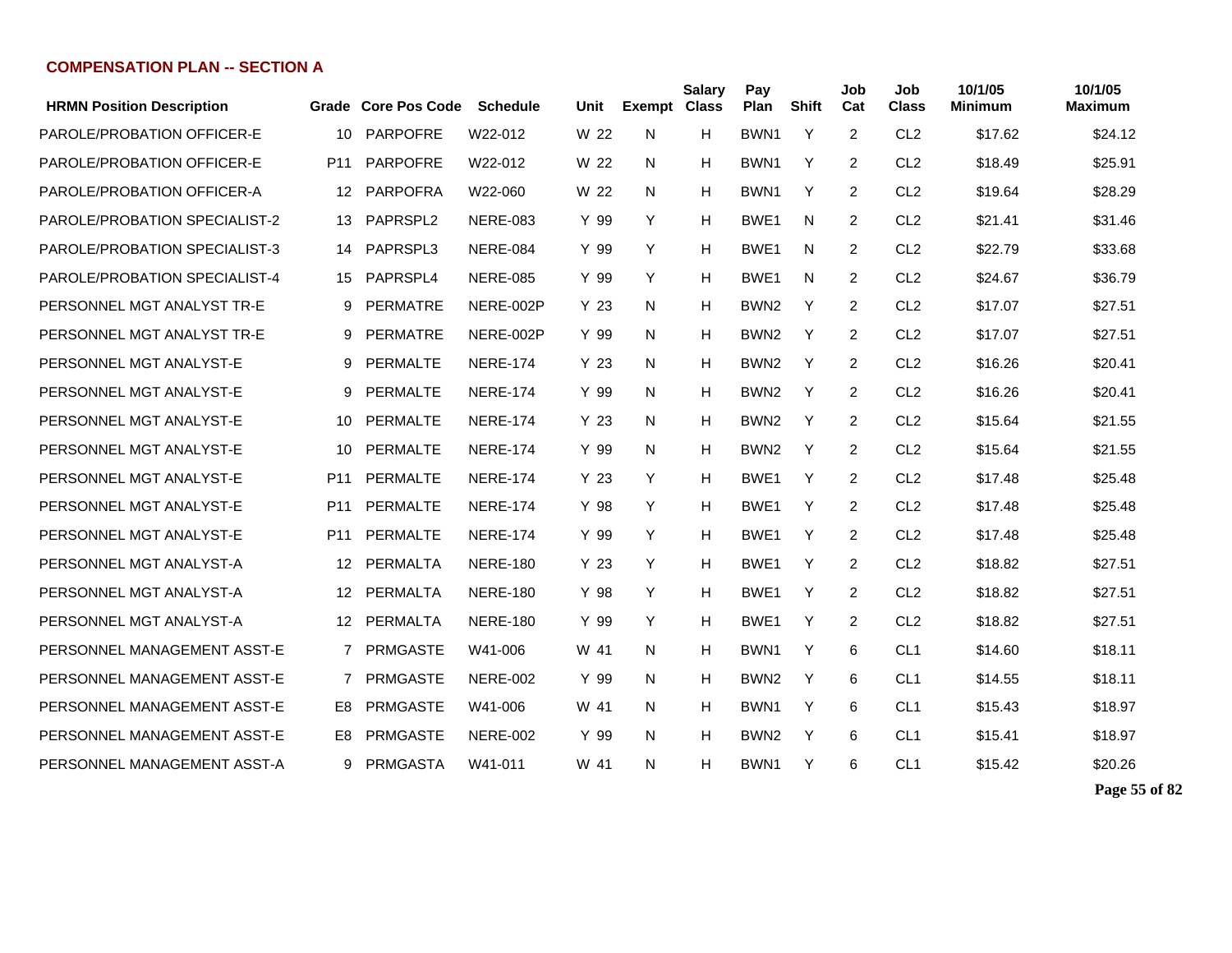## COMPENSATION PLAN -- SECTION A

| HRMN Position Description | Grade | Core Pos Code | Schedule | Unit | Exempt | Salary Class | Pay Plan | Shift | Job Cat | Job Class | 10/1/05 Minimum | 10/1/05 Maximum |
|---|---|---|---|---|---|---|---|---|---|---|---|---|
| PAROLE/PROBATION OFFICER-E | 10 | PARPOFRE | W22-012 | W 22 | N | H | BWN1 | Y | 2 | CL2 | $17.62 | $24.12 |
| PAROLE/PROBATION OFFICER-E | P11 | PARPOFRE | W22-012 | W 22 | N | H | BWN1 | Y | 2 | CL2 | $18.49 | $25.91 |
| PAROLE/PROBATION OFFICER-A | 12 | PARPOFRA | W22-060 | W 22 | N | H | BWN1 | Y | 2 | CL2 | $19.64 | $28.29 |
| PAROLE/PROBATION SPECIALIST-2 | 13 | PAPRSPL2 | NERE-083 | Y 99 | Y | H | BWE1 | N | 2 | CL2 | $21.41 | $31.46 |
| PAROLE/PROBATION SPECIALIST-3 | 14 | PAPRSPL3 | NERE-084 | Y 99 | Y | H | BWE1 | N | 2 | CL2 | $22.79 | $33.68 |
| PAROLE/PROBATION SPECIALIST-4 | 15 | PAPRSPL4 | NERE-085 | Y 99 | Y | H | BWE1 | N | 2 | CL2 | $24.67 | $36.79 |
| PERSONNEL MGT ANALYST TR-E | 9 | PERMATRE | NERE-002P | Y 23 | N | H | BWN2 | Y | 2 | CL2 | $17.07 | $27.51 |
| PERSONNEL MGT ANALYST TR-E | 9 | PERMATRE | NERE-002P | Y 99 | N | H | BWN2 | Y | 2 | CL2 | $17.07 | $27.51 |
| PERSONNEL MGT ANALYST-E | 9 | PERMALTE | NERE-174 | Y 23 | N | H | BWN2 | Y | 2 | CL2 | $16.26 | $20.41 |
| PERSONNEL MGT ANALYST-E | 9 | PERMALTE | NERE-174 | Y 99 | N | H | BWN2 | Y | 2 | CL2 | $16.26 | $20.41 |
| PERSONNEL MGT ANALYST-E | 10 | PERMALTE | NERE-174 | Y 23 | N | H | BWN2 | Y | 2 | CL2 | $15.64 | $21.55 |
| PERSONNEL MGT ANALYST-E | 10 | PERMALTE | NERE-174 | Y 99 | N | H | BWN2 | Y | 2 | CL2 | $15.64 | $21.55 |
| PERSONNEL MGT ANALYST-E | P11 | PERMALTE | NERE-174 | Y 23 | Y | H | BWE1 | Y | 2 | CL2 | $17.48 | $25.48 |
| PERSONNEL MGT ANALYST-E | P11 | PERMALTE | NERE-174 | Y 98 | Y | H | BWE1 | Y | 2 | CL2 | $17.48 | $25.48 |
| PERSONNEL MGT ANALYST-E | P11 | PERMALTE | NERE-174 | Y 99 | Y | H | BWE1 | Y | 2 | CL2 | $17.48 | $25.48 |
| PERSONNEL MGT ANALYST-A | 12 | PERMALTA | NERE-180 | Y 23 | Y | H | BWE1 | Y | 2 | CL2 | $18.82 | $27.51 |
| PERSONNEL MGT ANALYST-A | 12 | PERMALTA | NERE-180 | Y 98 | Y | H | BWE1 | Y | 2 | CL2 | $18.82 | $27.51 |
| PERSONNEL MGT ANALYST-A | 12 | PERMALTA | NERE-180 | Y 99 | Y | H | BWE1 | Y | 2 | CL2 | $18.82 | $27.51 |
| PERSONNEL MANAGEMENT ASST-E | 7 | PRMGASTE | W41-006 | W 41 | N | H | BWN1 | Y | 6 | CL1 | $14.60 | $18.11 |
| PERSONNEL MANAGEMENT ASST-E | 7 | PRMGASTE | NERE-002 | Y 99 | N | H | BWN2 | Y | 6 | CL1 | $14.55 | $18.11 |
| PERSONNEL MANAGEMENT ASST-E | E8 | PRMGASTE | W41-006 | W 41 | N | H | BWN1 | Y | 6 | CL1 | $15.43 | $18.97 |
| PERSONNEL MANAGEMENT ASST-E | E8 | PRMGASTE | NERE-002 | Y 99 | N | H | BWN2 | Y | 6 | CL1 | $15.41 | $18.97 |
| PERSONNEL MANAGEMENT ASST-A | 9 | PRMGASTA | W41-011 | W 41 | N | H | BWN1 | Y | 6 | CL1 | $15.42 | $20.26 |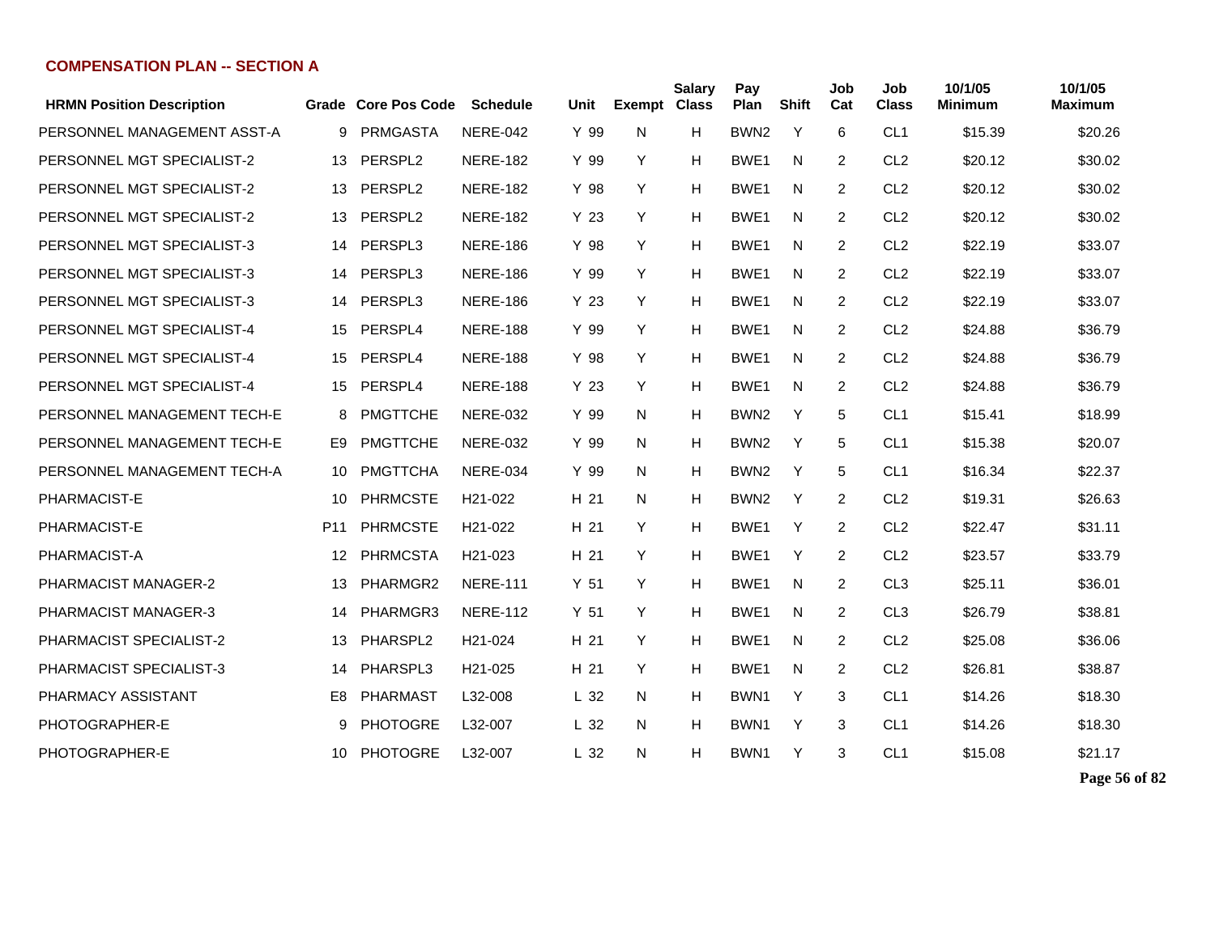## COMPENSATION PLAN -- SECTION A

| HRMN Position Description | Grade | Core Pos Code | Schedule | Unit | Exempt | Salary Class | Pay Plan | Shift | Job Cat | Job Class | 10/1/05 Minimum | 10/1/05 Maximum |
|---|---|---|---|---|---|---|---|---|---|---|---|---|
| PERSONNEL MANAGEMENT ASST-A | 9 | PRMGASTA | NERE-042 | Y 99 | N | H | BWN2 | Y | 6 | CL1 | $15.39 | $20.26 |
| PERSONNEL MGT SPECIALIST-2 | 13 | PERSPL2 | NERE-182 | Y 99 | Y | H | BWE1 | N | 2 | CL2 | $20.12 | $30.02 |
| PERSONNEL MGT SPECIALIST-2 | 13 | PERSPL2 | NERE-182 | Y 98 | Y | H | BWE1 | N | 2 | CL2 | $20.12 | $30.02 |
| PERSONNEL MGT SPECIALIST-2 | 13 | PERSPL2 | NERE-182 | Y 23 | Y | H | BWE1 | N | 2 | CL2 | $20.12 | $30.02 |
| PERSONNEL MGT SPECIALIST-3 | 14 | PERSPL3 | NERE-186 | Y 98 | Y | H | BWE1 | N | 2 | CL2 | $22.19 | $33.07 |
| PERSONNEL MGT SPECIALIST-3 | 14 | PERSPL3 | NERE-186 | Y 99 | Y | H | BWE1 | N | 2 | CL2 | $22.19 | $33.07 |
| PERSONNEL MGT SPECIALIST-3 | 14 | PERSPL3 | NERE-186 | Y 23 | Y | H | BWE1 | N | 2 | CL2 | $22.19 | $33.07 |
| PERSONNEL MGT SPECIALIST-4 | 15 | PERSPL4 | NERE-188 | Y 99 | Y | H | BWE1 | N | 2 | CL2 | $24.88 | $36.79 |
| PERSONNEL MGT SPECIALIST-4 | 15 | PERSPL4 | NERE-188 | Y 98 | Y | H | BWE1 | N | 2 | CL2 | $24.88 | $36.79 |
| PERSONNEL MGT SPECIALIST-4 | 15 | PERSPL4 | NERE-188 | Y 23 | Y | H | BWE1 | N | 2 | CL2 | $24.88 | $36.79 |
| PERSONNEL MANAGEMENT TECH-E | 8 | PMGTTCHE | NERE-032 | Y 99 | N | H | BWN2 | Y | 5 | CL1 | $15.41 | $18.99 |
| PERSONNEL MANAGEMENT TECH-E | E9 | PMGTTCHE | NERE-032 | Y 99 | N | H | BWN2 | Y | 5 | CL1 | $15.38 | $20.07 |
| PERSONNEL MANAGEMENT TECH-A | 10 | PMGTTCHA | NERE-034 | Y 99 | N | H | BWN2 | Y | 5 | CL1 | $16.34 | $22.37 |
| PHARMACIST-E | 10 | PHRMCSTE | H21-022 | H 21 | N | H | BWN2 | Y | 2 | CL2 | $19.31 | $26.63 |
| PHARMACIST-E | P11 | PHRMCSTE | H21-022 | H 21 | Y | H | BWE1 | Y | 2 | CL2 | $22.47 | $31.11 |
| PHARMACIST-A | 12 | PHRMCSTA | H21-023 | H 21 | Y | H | BWE1 | Y | 2 | CL2 | $23.57 | $33.79 |
| PHARMACIST MANAGER-2 | 13 | PHARMGR2 | NERE-111 | Y 51 | Y | H | BWE1 | N | 2 | CL3 | $25.11 | $36.01 |
| PHARMACIST MANAGER-3 | 14 | PHARMGR3 | NERE-112 | Y 51 | Y | H | BWE1 | N | 2 | CL3 | $26.79 | $38.81 |
| PHARMACIST SPECIALIST-2 | 13 | PHARSPL2 | H21-024 | H 21 | Y | H | BWE1 | N | 2 | CL2 | $25.08 | $36.06 |
| PHARMACIST SPECIALIST-3 | 14 | PHARSPL3 | H21-025 | H 21 | Y | H | BWE1 | N | 2 | CL2 | $26.81 | $38.87 |
| PHARMACY ASSISTANT | E8 | PHARMAST | L32-008 | L 32 | N | H | BWN1 | Y | 3 | CL1 | $14.26 | $18.30 |
| PHOTOGRAPHER-E | 9 | PHOTOGRE | L32-007 | L 32 | N | H | BWN1 | Y | 3 | CL1 | $14.26 | $18.30 |
| PHOTOGRAPHER-E | 10 | PHOTOGRE | L32-007 | L 32 | N | H | BWN1 | Y | 3 | CL1 | $15.08 | $21.17 |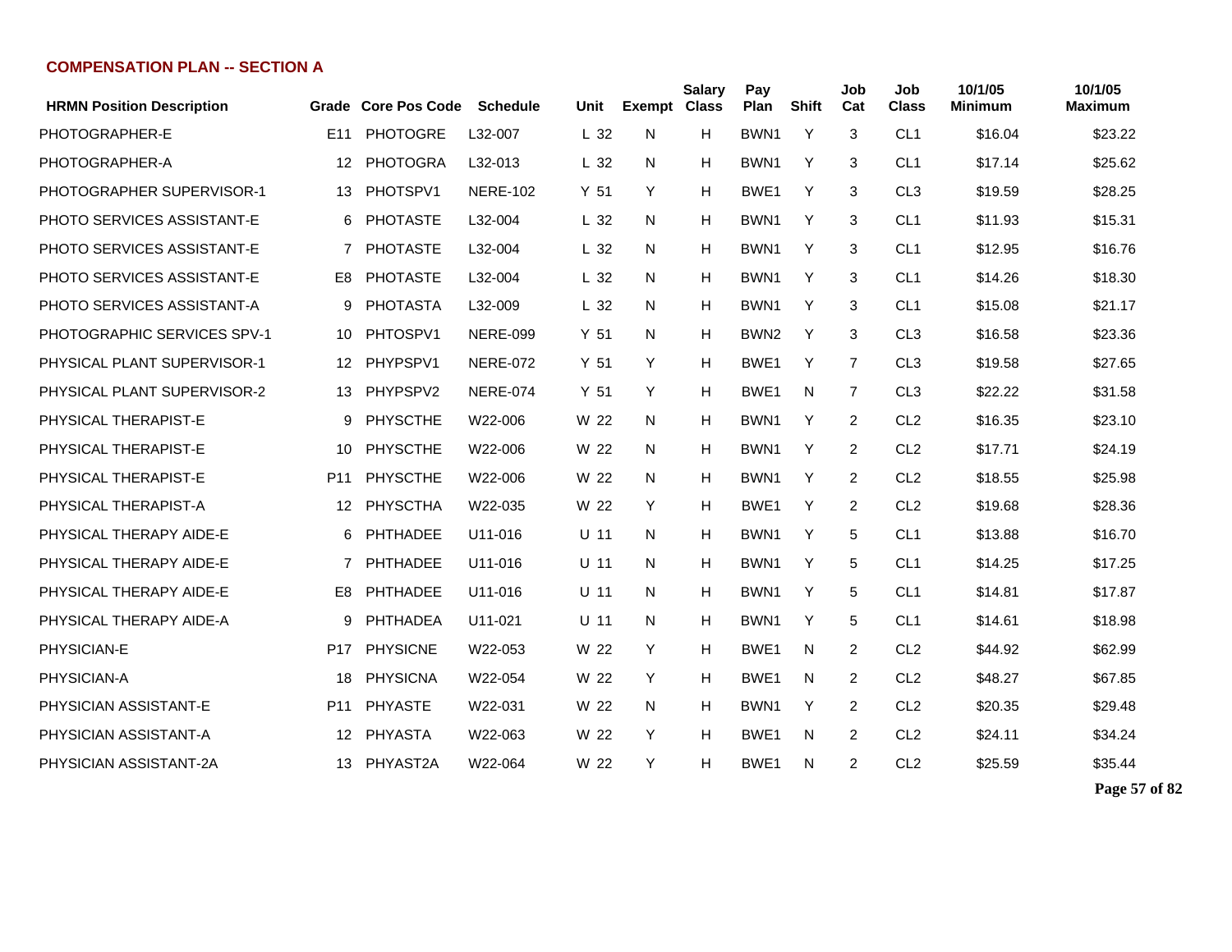## COMPENSATION PLAN -- SECTION A

| HRMN Position Description | Grade | Core Pos Code | Schedule | Unit | Exempt | Salary Class | Pay Plan | Shift | Job Cat | Job Class | 10/1/05 Minimum | 10/1/05 Maximum |
|---|---|---|---|---|---|---|---|---|---|---|---|---|
| PHOTOGRAPHER-E | E11 | PHOTOGRE | L32-007 | L 32 | N | H | BWN1 | Y | 3 | CL1 | $16.04 | $23.22 |
| PHOTOGRAPHER-A | 12 | PHOTOGRA | L32-013 | L 32 | N | H | BWN1 | Y | 3 | CL1 | $17.14 | $25.62 |
| PHOTOGRAPHER SUPERVISOR-1 | 13 | PHOTSPV1 | NERE-102 | Y 51 | Y | H | BWE1 | Y | 3 | CL3 | $19.59 | $28.25 |
| PHOTO SERVICES ASSISTANT-E | 6 | PHOTASTE | L32-004 | L 32 | N | H | BWN1 | Y | 3 | CL1 | $11.93 | $15.31 |
| PHOTO SERVICES ASSISTANT-E | 7 | PHOTASTE | L32-004 | L 32 | N | H | BWN1 | Y | 3 | CL1 | $12.95 | $16.76 |
| PHOTO SERVICES ASSISTANT-E | E8 | PHOTASTE | L32-004 | L 32 | N | H | BWN1 | Y | 3 | CL1 | $14.26 | $18.30 |
| PHOTO SERVICES ASSISTANT-A | 9 | PHOTASTA | L32-009 | L 32 | N | H | BWN1 | Y | 3 | CL1 | $15.08 | $21.17 |
| PHOTOGRAPHIC SERVICES SPV-1 | 10 | PHTOSPV1 | NERE-099 | Y 51 | N | H | BWN2 | Y | 3 | CL3 | $16.58 | $23.36 |
| PHYSICAL PLANT SUPERVISOR-1 | 12 | PHYPSPV1 | NERE-072 | Y 51 | Y | H | BWE1 | Y | 7 | CL3 | $19.58 | $27.65 |
| PHYSICAL PLANT SUPERVISOR-2 | 13 | PHYPSPV2 | NERE-074 | Y 51 | Y | H | BWE1 | N | 7 | CL3 | $22.22 | $31.58 |
| PHYSICAL THERAPIST-E | 9 | PHYSCTHE | W22-006 | W 22 | N | H | BWN1 | Y | 2 | CL2 | $16.35 | $23.10 |
| PHYSICAL THERAPIST-E | 10 | PHYSCTHE | W22-006 | W 22 | N | H | BWN1 | Y | 2 | CL2 | $17.71 | $24.19 |
| PHYSICAL THERAPIST-E | P11 | PHYSCTHE | W22-006 | W 22 | N | H | BWN1 | Y | 2 | CL2 | $18.55 | $25.98 |
| PHYSICAL THERAPIST-A | 12 | PHYSCTHA | W22-035 | W 22 | Y | H | BWE1 | Y | 2 | CL2 | $19.68 | $28.36 |
| PHYSICAL THERAPY AIDE-E | 6 | PHTHADEE | U11-016 | U 11 | N | H | BWN1 | Y | 5 | CL1 | $13.88 | $16.70 |
| PHYSICAL THERAPY AIDE-E | 7 | PHTHADEE | U11-016 | U 11 | N | H | BWN1 | Y | 5 | CL1 | $14.25 | $17.25 |
| PHYSICAL THERAPY AIDE-E | E8 | PHTHADEE | U11-016 | U 11 | N | H | BWN1 | Y | 5 | CL1 | $14.81 | $17.87 |
| PHYSICAL THERAPY AIDE-A | 9 | PHTHADEA | U11-021 | U 11 | N | H | BWN1 | Y | 5 | CL1 | $14.61 | $18.98 |
| PHYSICIAN-E | P17 | PHYSICNE | W22-053 | W 22 | Y | H | BWE1 | N | 2 | CL2 | $44.92 | $62.99 |
| PHYSICIAN-A | 18 | PHYSICNA | W22-054 | W 22 | Y | H | BWE1 | N | 2 | CL2 | $48.27 | $67.85 |
| PHYSICIAN ASSISTANT-E | P11 | PHYASTE | W22-031 | W 22 | N | H | BWN1 | Y | 2 | CL2 | $20.35 | $29.48 |
| PHYSICIAN ASSISTANT-A | 12 | PHYASTA | W22-063 | W 22 | Y | H | BWE1 | N | 2 | CL2 | $24.11 | $34.24 |
| PHYSICIAN ASSISTANT-2A | 13 | PHYAST2A | W22-064 | W 22 | Y | H | BWE1 | N | 2 | CL2 | $25.59 | $35.44 |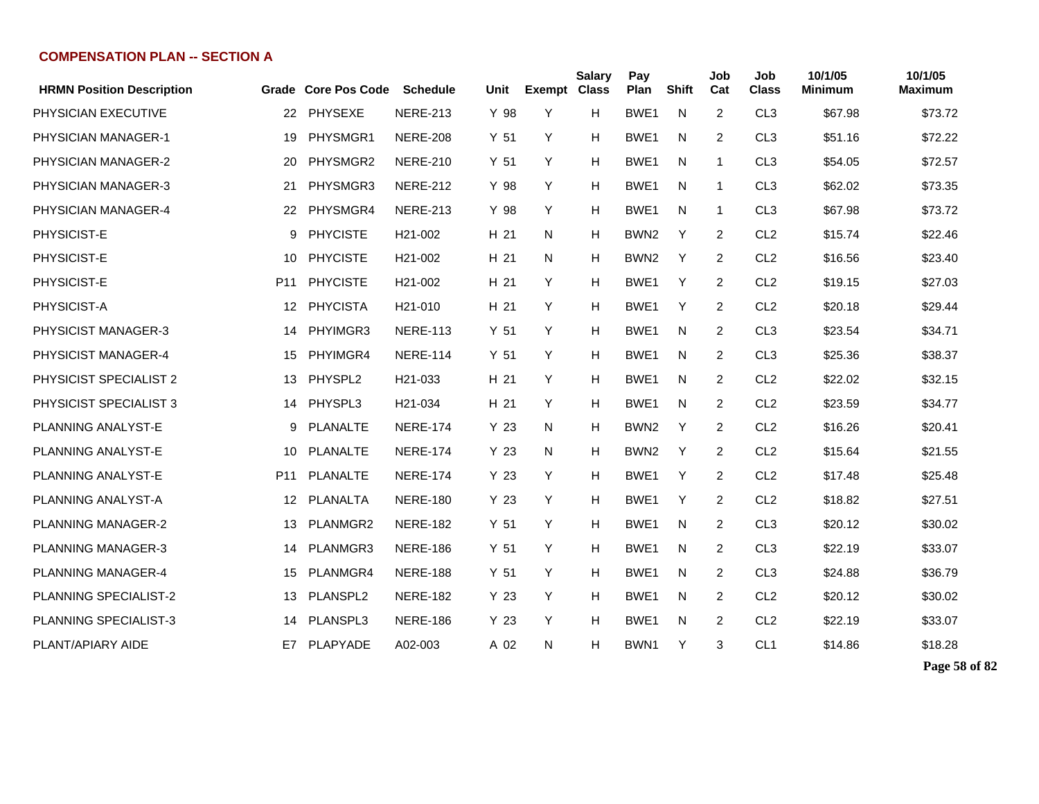## COMPENSATION PLAN -- SECTION A

| HRMN Position Description | Grade | Core Pos Code | Schedule | Unit | Exempt | Salary Class | Pay Plan | Shift | Job Cat | Job Class | 10/1/05 Minimum | 10/1/05 Maximum |
|---|---|---|---|---|---|---|---|---|---|---|---|---|
| PHYSICIAN EXECUTIVE | 22 | PHYSEXE | NERE-213 | Y 98 | Y | H | BWE1 | N | 2 | CL3 | $67.98 | $73.72 |
| PHYSICIAN MANAGER-1 | 19 | PHYSMGR1 | NERE-208 | Y 51 | Y | H | BWE1 | N | 2 | CL3 | $51.16 | $72.22 |
| PHYSICIAN MANAGER-2 | 20 | PHYSMGR2 | NERE-210 | Y 51 | Y | H | BWE1 | N | 1 | CL3 | $54.05 | $72.57 |
| PHYSICIAN MANAGER-3 | 21 | PHYSMGR3 | NERE-212 | Y 98 | Y | H | BWE1 | N | 1 | CL3 | $62.02 | $73.35 |
| PHYSICIAN MANAGER-4 | 22 | PHYSMGR4 | NERE-213 | Y 98 | Y | H | BWE1 | N | 1 | CL3 | $67.98 | $73.72 |
| PHYSICIST-E | 9 | PHYCISTE | H21-002 | H 21 | N | H | BWN2 | Y | 2 | CL2 | $15.74 | $22.46 |
| PHYSICIST-E | 10 | PHYCISTE | H21-002 | H 21 | N | H | BWN2 | Y | 2 | CL2 | $16.56 | $23.40 |
| PHYSICIST-E | P11 | PHYCISTE | H21-002 | H 21 | Y | H | BWE1 | Y | 2 | CL2 | $19.15 | $27.03 |
| PHYSICIST-A | 12 | PHYCISTA | H21-010 | H 21 | Y | H | BWE1 | Y | 2 | CL2 | $20.18 | $29.44 |
| PHYSICIST MANAGER-3 | 14 | PHYIMGR3 | NERE-113 | Y 51 | Y | H | BWE1 | N | 2 | CL3 | $23.54 | $34.71 |
| PHYSICIST MANAGER-4 | 15 | PHYIMGR4 | NERE-114 | Y 51 | Y | H | BWE1 | N | 2 | CL3 | $25.36 | $38.37 |
| PHYSICIST SPECIALIST 2 | 13 | PHYSPL2 | H21-033 | H 21 | Y | H | BWE1 | N | 2 | CL2 | $22.02 | $32.15 |
| PHYSICIST SPECIALIST 3 | 14 | PHYSPL3 | H21-034 | H 21 | Y | H | BWE1 | N | 2 | CL2 | $23.59 | $34.77 |
| PLANNING ANALYST-E | 9 | PLANALTE | NERE-174 | Y 23 | N | H | BWN2 | Y | 2 | CL2 | $16.26 | $20.41 |
| PLANNING ANALYST-E | 10 | PLANALTE | NERE-174 | Y 23 | N | H | BWN2 | Y | 2 | CL2 | $15.64 | $21.55 |
| PLANNING ANALYST-E | P11 | PLANALTE | NERE-174 | Y 23 | Y | H | BWE1 | Y | 2 | CL2 | $17.48 | $25.48 |
| PLANNING ANALYST-A | 12 | PLANALTA | NERE-180 | Y 23 | Y | H | BWE1 | Y | 2 | CL2 | $18.82 | $27.51 |
| PLANNING MANAGER-2 | 13 | PLANMGR2 | NERE-182 | Y 51 | Y | H | BWE1 | N | 2 | CL3 | $20.12 | $30.02 |
| PLANNING MANAGER-3 | 14 | PLANMGR3 | NERE-186 | Y 51 | Y | H | BWE1 | N | 2 | CL3 | $22.19 | $33.07 |
| PLANNING MANAGER-4 | 15 | PLANMGR4 | NERE-188 | Y 51 | Y | H | BWE1 | N | 2 | CL3 | $24.88 | $36.79 |
| PLANNING SPECIALIST-2 | 13 | PLANSPL2 | NERE-182 | Y 23 | Y | H | BWE1 | N | 2 | CL2 | $20.12 | $30.02 |
| PLANNING SPECIALIST-3 | 14 | PLANSPL3 | NERE-186 | Y 23 | Y | H | BWE1 | N | 2 | CL2 | $22.19 | $33.07 |
| PLANT/APIARY AIDE | E7 | PLAPYADE | A02-003 | A 02 | N | H | BWN1 | Y | 3 | CL1 | $14.86 | $18.28 |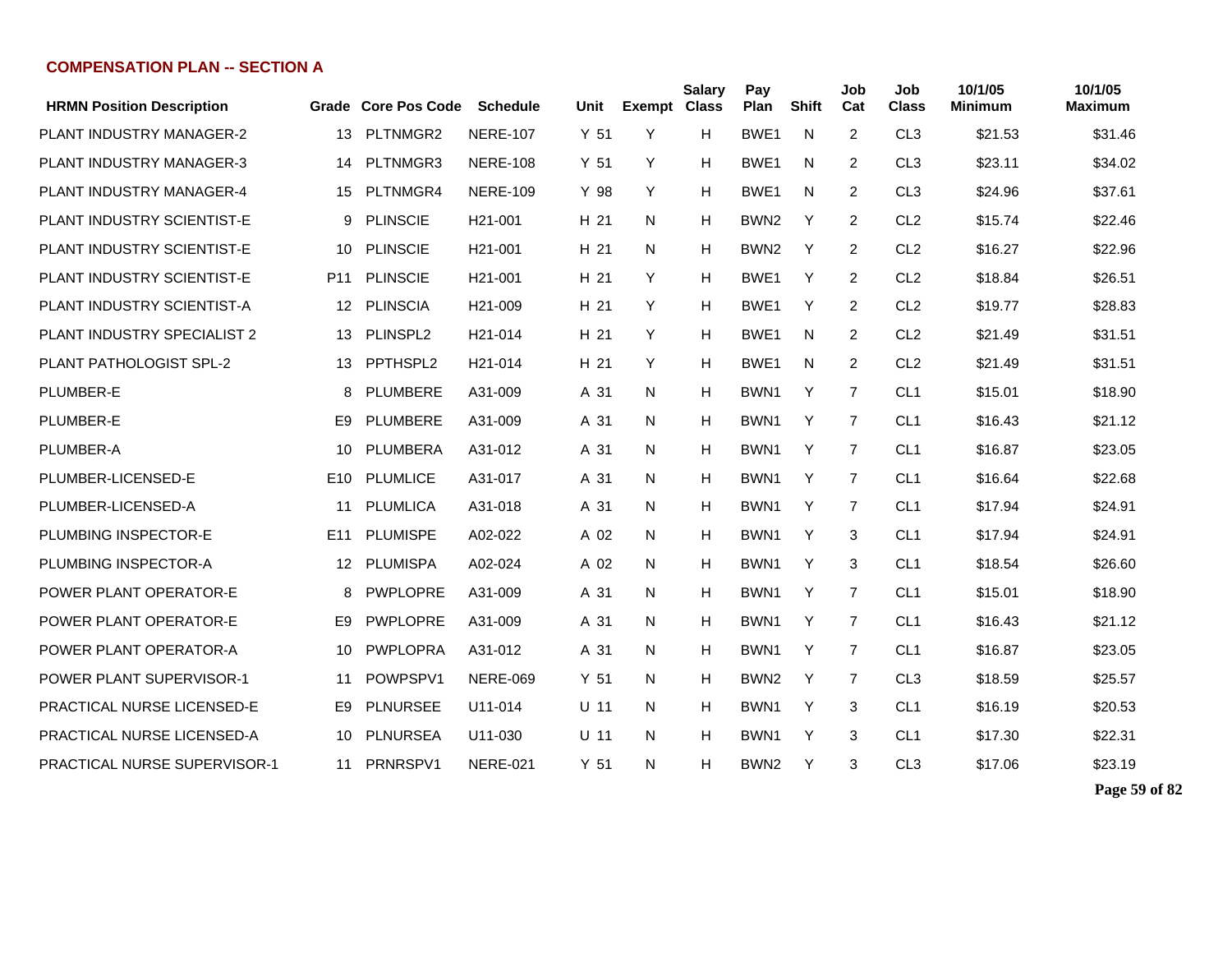## COMPENSATION PLAN -- SECTION A

| HRMN Position Description | Grade | Core Pos Code | Schedule | Unit | Exempt | Salary Class | Pay Plan | Shift | Job Cat | Job Class | 10/1/05 Minimum | 10/1/05 Maximum |
|---|---|---|---|---|---|---|---|---|---|---|---|---|
| PLANT INDUSTRY MANAGER-2 | 13 | PLTNMGR2 | NERE-107 | Y 51 | Y | H | BWE1 | N | 2 | CL3 | $21.53 | $31.46 |
| PLANT INDUSTRY MANAGER-3 | 14 | PLTNMGR3 | NERE-108 | Y 51 | Y | H | BWE1 | N | 2 | CL3 | $23.11 | $34.02 |
| PLANT INDUSTRY MANAGER-4 | 15 | PLTNMGR4 | NERE-109 | Y 98 | Y | H | BWE1 | N | 2 | CL3 | $24.96 | $37.61 |
| PLANT INDUSTRY SCIENTIST-E | 9 | PLINSCIE | H21-001 | H 21 | N | H | BWN2 | Y | 2 | CL2 | $15.74 | $22.46 |
| PLANT INDUSTRY SCIENTIST-E | 10 | PLINSCIE | H21-001 | H 21 | N | H | BWN2 | Y | 2 | CL2 | $16.27 | $22.96 |
| PLANT INDUSTRY SCIENTIST-E | P11 | PLINSCIE | H21-001 | H 21 | Y | H | BWE1 | Y | 2 | CL2 | $18.84 | $26.51 |
| PLANT INDUSTRY SCIENTIST-A | 12 | PLINSCIA | H21-009 | H 21 | Y | H | BWE1 | Y | 2 | CL2 | $19.77 | $28.83 |
| PLANT INDUSTRY SPECIALIST 2 | 13 | PLINSPL2 | H21-014 | H 21 | Y | H | BWE1 | N | 2 | CL2 | $21.49 | $31.51 |
| PLANT PATHOLOGIST SPL-2 | 13 | PPTHSPL2 | H21-014 | H 21 | Y | H | BWE1 | N | 2 | CL2 | $21.49 | $31.51 |
| PLUMBER-E | 8 | PLUMBERE | A31-009 | A 31 | N | H | BWN1 | Y | 7 | CL1 | $15.01 | $18.90 |
| PLUMBER-E | E9 | PLUMBERE | A31-009 | A 31 | N | H | BWN1 | Y | 7 | CL1 | $16.43 | $21.12 |
| PLUMBER-A | 10 | PLUMBERA | A31-012 | A 31 | N | H | BWN1 | Y | 7 | CL1 | $16.87 | $23.05 |
| PLUMBER-LICENSED-E | E10 | PLUMLICE | A31-017 | A 31 | N | H | BWN1 | Y | 7 | CL1 | $16.64 | $22.68 |
| PLUMBER-LICENSED-A | 11 | PLUMLICA | A31-018 | A 31 | N | H | BWN1 | Y | 7 | CL1 | $17.94 | $24.91 |
| PLUMBING INSPECTOR-E | E11 | PLUMISPE | A02-022 | A 02 | N | H | BWN1 | Y | 3 | CL1 | $17.94 | $24.91 |
| PLUMBING INSPECTOR-A | 12 | PLUMISPA | A02-024 | A 02 | N | H | BWN1 | Y | 3 | CL1 | $18.54 | $26.60 |
| POWER PLANT OPERATOR-E | 8 | PWPLOPRE | A31-009 | A 31 | N | H | BWN1 | Y | 7 | CL1 | $15.01 | $18.90 |
| POWER PLANT OPERATOR-E | E9 | PWPLOPRE | A31-009 | A 31 | N | H | BWN1 | Y | 7 | CL1 | $16.43 | $21.12 |
| POWER PLANT OPERATOR-A | 10 | PWPLOPRA | A31-012 | A 31 | N | H | BWN1 | Y | 7 | CL1 | $16.87 | $23.05 |
| POWER PLANT SUPERVISOR-1 | 11 | POWPSPV1 | NERE-069 | Y 51 | N | H | BWN2 | Y | 7 | CL3 | $18.59 | $25.57 |
| PRACTICAL NURSE LICENSED-E | E9 | PLNURSEE | U11-014 | U 11 | N | H | BWN1 | Y | 3 | CL1 | $16.19 | $20.53 |
| PRACTICAL NURSE LICENSED-A | 10 | PLNURSEA | U11-030 | U 11 | N | H | BWN1 | Y | 3 | CL1 | $17.30 | $22.31 |
| PRACTICAL NURSE SUPERVISOR-1 | 11 | PRNRSPV1 | NERE-021 | Y 51 | N | H | BWN2 | Y | 3 | CL3 | $17.06 | $23.19 |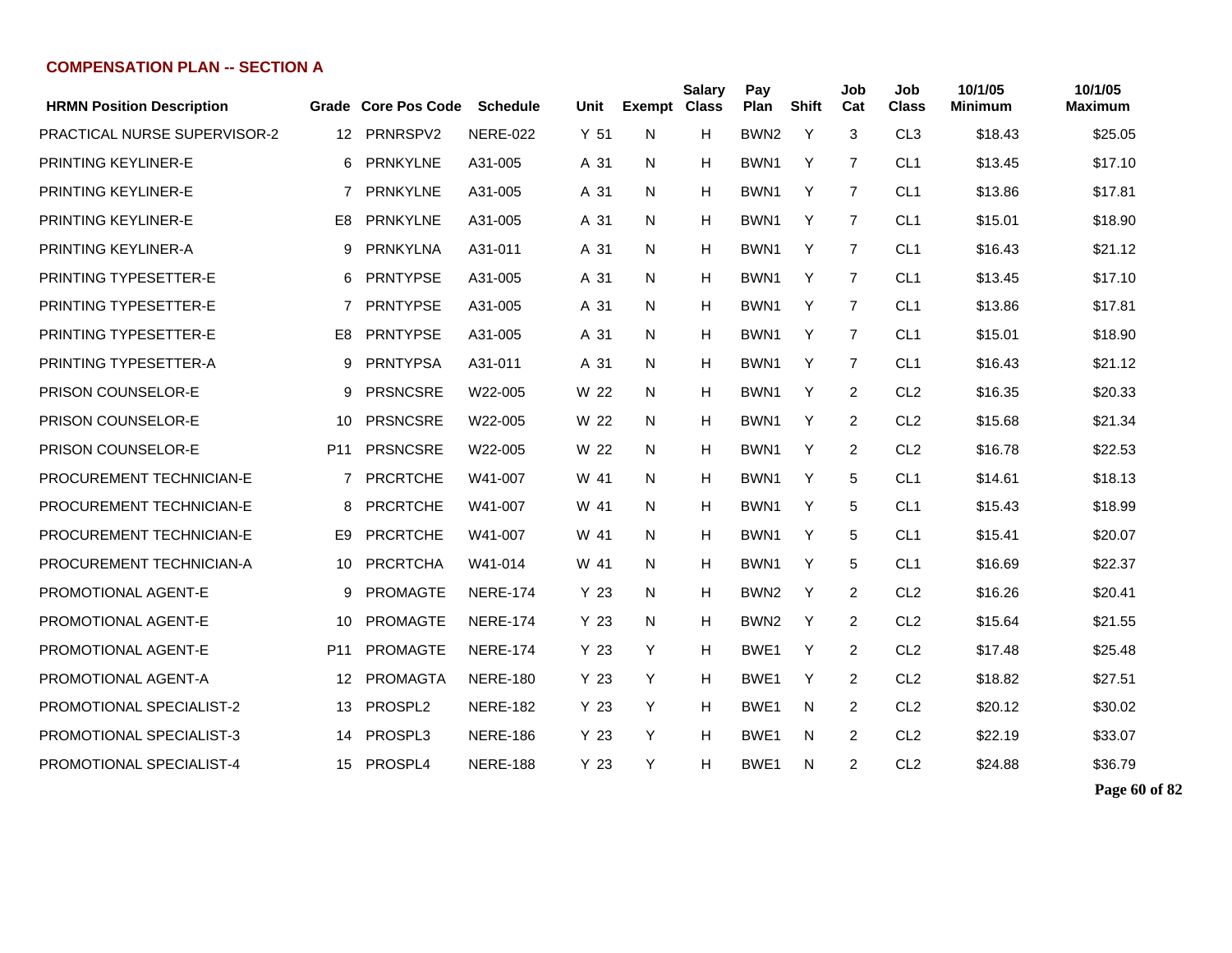## COMPENSATION PLAN -- SECTION A

| HRMN Position Description | Grade | Core Pos Code | Schedule | Unit | Exempt | Salary Class | Pay Plan | Shift | Job Cat | Job Class | 10/1/05 Minimum | 10/1/05 Maximum |
|---|---|---|---|---|---|---|---|---|---|---|---|---|
| PRACTICAL NURSE SUPERVISOR-2 | 12 | PRNRSPV2 | NERE-022 | Y 51 | N | H | BWN2 | Y | 3 | CL3 | $18.43 | $25.05 |
| PRINTING KEYLINER-E | 6 | PRNKYLNE | A31-005 | A 31 | N | H | BWN1 | Y | 7 | CL1 | $13.45 | $17.10 |
| PRINTING KEYLINER-E | 7 | PRNKYLNE | A31-005 | A 31 | N | H | BWN1 | Y | 7 | CL1 | $13.86 | $17.81 |
| PRINTING KEYLINER-E | E8 | PRNKYLNE | A31-005 | A 31 | N | H | BWN1 | Y | 7 | CL1 | $15.01 | $18.90 |
| PRINTING KEYLINER-A | 9 | PRNKYLNA | A31-011 | A 31 | N | H | BWN1 | Y | 7 | CL1 | $16.43 | $21.12 |
| PRINTING TYPESETTER-E | 6 | PRNTYPSE | A31-005 | A 31 | N | H | BWN1 | Y | 7 | CL1 | $13.45 | $17.10 |
| PRINTING TYPESETTER-E | 7 | PRNTYPSE | A31-005 | A 31 | N | H | BWN1 | Y | 7 | CL1 | $13.86 | $17.81 |
| PRINTING TYPESETTER-E | E8 | PRNTYPSE | A31-005 | A 31 | N | H | BWN1 | Y | 7 | CL1 | $15.01 | $18.90 |
| PRINTING TYPESETTER-A | 9 | PRNTYPSA | A31-011 | A 31 | N | H | BWN1 | Y | 7 | CL1 | $16.43 | $21.12 |
| PRISON COUNSELOR-E | 9 | PRSNCSRE | W22-005 | W 22 | N | H | BWN1 | Y | 2 | CL2 | $16.35 | $20.33 |
| PRISON COUNSELOR-E | 10 | PRSNCSRE | W22-005 | W 22 | N | H | BWN1 | Y | 2 | CL2 | $15.68 | $21.34 |
| PRISON COUNSELOR-E | P11 | PRSNCSRE | W22-005 | W 22 | N | H | BWN1 | Y | 2 | CL2 | $16.78 | $22.53 |
| PROCUREMENT TECHNICIAN-E | 7 | PRCRTCHE | W41-007 | W 41 | N | H | BWN1 | Y | 5 | CL1 | $14.61 | $18.13 |
| PROCUREMENT TECHNICIAN-E | 8 | PRCRTCHE | W41-007 | W 41 | N | H | BWN1 | Y | 5 | CL1 | $15.43 | $18.99 |
| PROCUREMENT TECHNICIAN-E | E9 | PRCRTCHE | W41-007 | W 41 | N | H | BWN1 | Y | 5 | CL1 | $15.41 | $20.07 |
| PROCUREMENT TECHNICIAN-A | 10 | PRCRTCHA | W41-014 | W 41 | N | H | BWN1 | Y | 5 | CL1 | $16.69 | $22.37 |
| PROMOTIONAL AGENT-E | 9 | PROMAGTE | NERE-174 | Y 23 | N | H | BWN2 | Y | 2 | CL2 | $16.26 | $20.41 |
| PROMOTIONAL AGENT-E | 10 | PROMAGTE | NERE-174 | Y 23 | N | H | BWN2 | Y | 2 | CL2 | $15.64 | $21.55 |
| PROMOTIONAL AGENT-E | P11 | PROMAGTE | NERE-174 | Y 23 | Y | H | BWE1 | Y | 2 | CL2 | $17.48 | $25.48 |
| PROMOTIONAL AGENT-A | 12 | PROMAGTA | NERE-180 | Y 23 | Y | H | BWE1 | Y | 2 | CL2 | $18.82 | $27.51 |
| PROMOTIONAL SPECIALIST-2 | 13 | PROSPL2 | NERE-182 | Y 23 | Y | H | BWE1 | N | 2 | CL2 | $20.12 | $30.02 |
| PROMOTIONAL SPECIALIST-3 | 14 | PROSPL3 | NERE-186 | Y 23 | Y | H | BWE1 | N | 2 | CL2 | $22.19 | $33.07 |
| PROMOTIONAL SPECIALIST-4 | 15 | PROSPL4 | NERE-188 | Y 23 | Y | H | BWE1 | N | 2 | CL2 | $24.88 | $36.79 |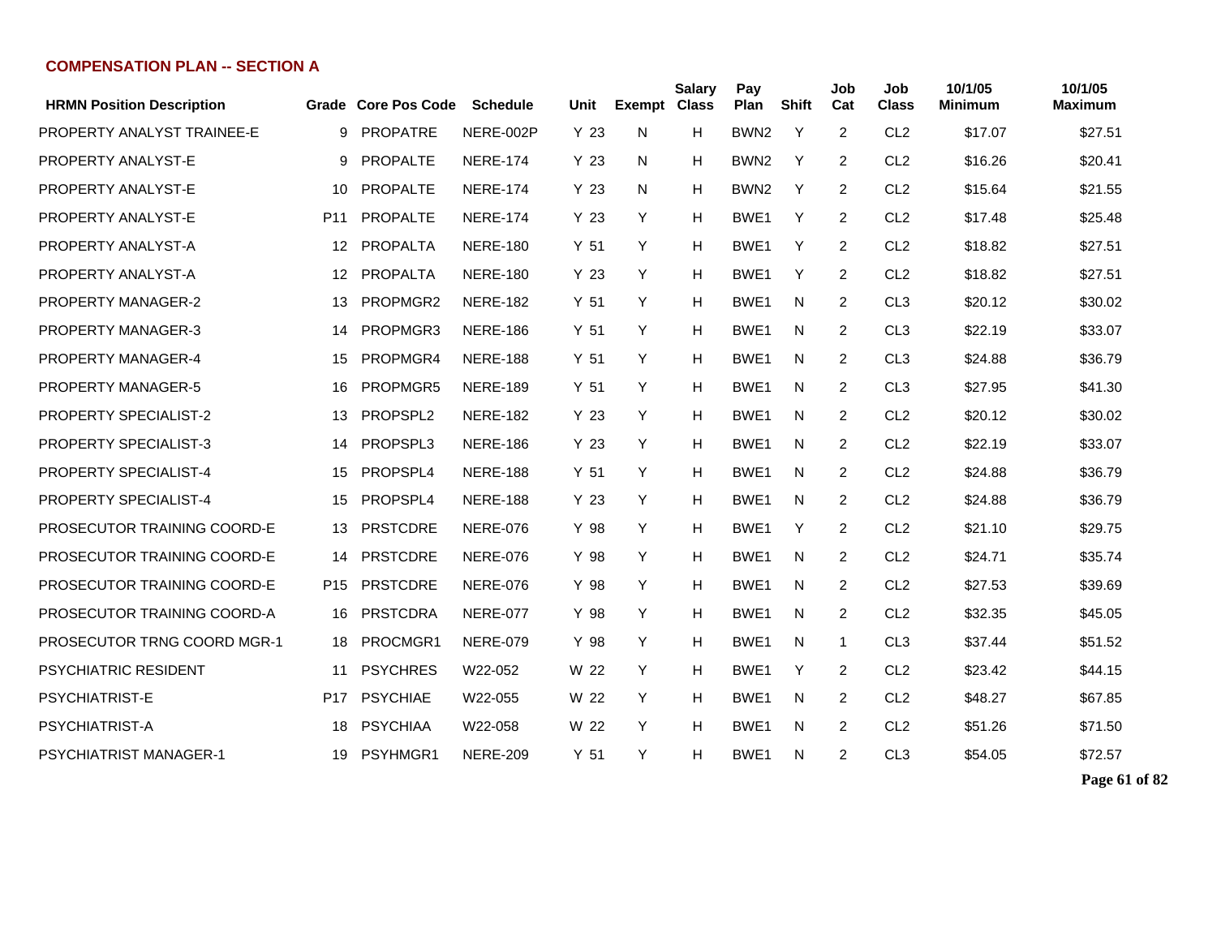## COMPENSATION PLAN -- SECTION A

| HRMN Position Description | Grade | Core Pos Code | Schedule | Unit | Exempt | Salary Class | Pay Plan | Shift | Job Cat | Job Class | 10/1/05 Minimum | 10/1/05 Maximum |
|---|---|---|---|---|---|---|---|---|---|---|---|---|
| PROPERTY ANALYST TRAINEE-E | 9 | PROPATRE | NERE-002P | Y 23 | N | H | BWN2 | Y | 2 | CL2 | $17.07 | $27.51 |
| PROPERTY ANALYST-E | 9 | PROPALTE | NERE-174 | Y 23 | N | H | BWN2 | Y | 2 | CL2 | $16.26 | $20.41 |
| PROPERTY ANALYST-E | 10 | PROPALTE | NERE-174 | Y 23 | N | H | BWN2 | Y | 2 | CL2 | $15.64 | $21.55 |
| PROPERTY ANALYST-E | P11 | PROPALTE | NERE-174 | Y 23 | Y | H | BWE1 | Y | 2 | CL2 | $17.48 | $25.48 |
| PROPERTY ANALYST-A | 12 | PROPALTA | NERE-180 | Y 51 | Y | H | BWE1 | Y | 2 | CL2 | $18.82 | $27.51 |
| PROPERTY ANALYST-A | 12 | PROPALTA | NERE-180 | Y 23 | Y | H | BWE1 | Y | 2 | CL2 | $18.82 | $27.51 |
| PROPERTY MANAGER-2 | 13 | PROPMGR2 | NERE-182 | Y 51 | Y | H | BWE1 | N | 2 | CL3 | $20.12 | $30.02 |
| PROPERTY MANAGER-3 | 14 | PROPMGR3 | NERE-186 | Y 51 | Y | H | BWE1 | N | 2 | CL3 | $22.19 | $33.07 |
| PROPERTY MANAGER-4 | 15 | PROPMGR4 | NERE-188 | Y 51 | Y | H | BWE1 | N | 2 | CL3 | $24.88 | $36.79 |
| PROPERTY MANAGER-5 | 16 | PROPMGR5 | NERE-189 | Y 51 | Y | H | BWE1 | N | 2 | CL3 | $27.95 | $41.30 |
| PROPERTY SPECIALIST-2 | 13 | PROPSPL2 | NERE-182 | Y 23 | Y | H | BWE1 | N | 2 | CL2 | $20.12 | $30.02 |
| PROPERTY SPECIALIST-3 | 14 | PROPSPL3 | NERE-186 | Y 23 | Y | H | BWE1 | N | 2 | CL2 | $22.19 | $33.07 |
| PROPERTY SPECIALIST-4 | 15 | PROPSPL4 | NERE-188 | Y 51 | Y | H | BWE1 | N | 2 | CL2 | $24.88 | $36.79 |
| PROPERTY SPECIALIST-4 | 15 | PROPSPL4 | NERE-188 | Y 23 | Y | H | BWE1 | N | 2 | CL2 | $24.88 | $36.79 |
| PROSECUTOR TRAINING COORD-E | 13 | PRSTCDRE | NERE-076 | Y 98 | Y | H | BWE1 | Y | 2 | CL2 | $21.10 | $29.75 |
| PROSECUTOR TRAINING COORD-E | 14 | PRSTCDRE | NERE-076 | Y 98 | Y | H | BWE1 | N | 2 | CL2 | $24.71 | $35.74 |
| PROSECUTOR TRAINING COORD-E | P15 | PRSTCDRE | NERE-076 | Y 98 | Y | H | BWE1 | N | 2 | CL2 | $27.53 | $39.69 |
| PROSECUTOR TRAINING COORD-A | 16 | PRSTCDRA | NERE-077 | Y 98 | Y | H | BWE1 | N | 2 | CL2 | $32.35 | $45.05 |
| PROSECUTOR TRNG COORD MGR-1 | 18 | PROCMGR1 | NERE-079 | Y 98 | Y | H | BWE1 | N | 1 | CL3 | $37.44 | $51.52 |
| PSYCHIATRIC RESIDENT | 11 | PSYCHRES | W22-052 | W 22 | Y | H | BWE1 | Y | 2 | CL2 | $23.42 | $44.15 |
| PSYCHIATRIST-E | P17 | PSYCHIAE | W22-055 | W 22 | Y | H | BWE1 | N | 2 | CL2 | $48.27 | $67.85 |
| PSYCHIATRIST-A | 18 | PSYCHIAA | W22-058 | W 22 | Y | H | BWE1 | N | 2 | CL2 | $51.26 | $71.50 |
| PSYCHIATRIST MANAGER-1 | 19 | PSYHMGR1 | NERE-209 | Y 51 | Y | H | BWE1 | N | 2 | CL3 | $54.05 | $72.57 |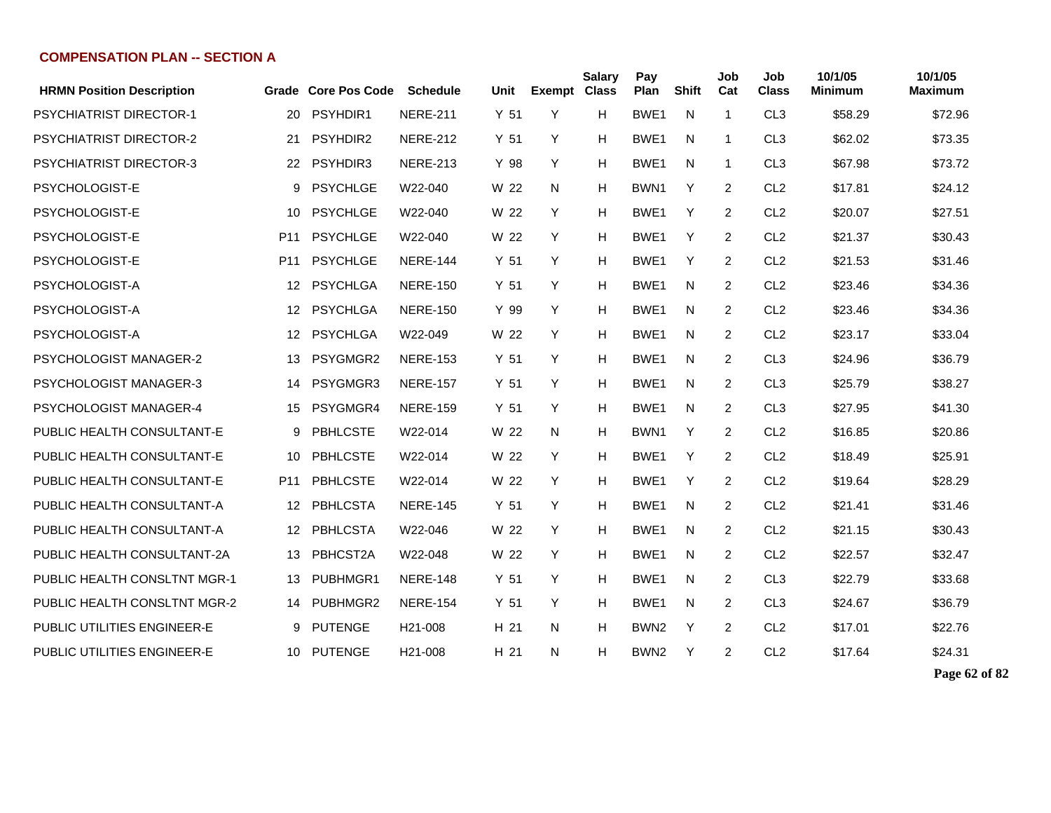## COMPENSATION PLAN -- SECTION A

| HRMN Position Description | Grade | Core Pos Code | Schedule | Unit | Exempt | Salary Class | Pay Plan | Shift | Job Cat | Job Class | 10/1/05 Minimum | 10/1/05 Maximum |
|---|---|---|---|---|---|---|---|---|---|---|---|---|
| PSYCHIATRIST DIRECTOR-1 | 20 | PSYHDIR1 | NERE-211 | Y 51 | Y | H | BWE1 | N | 1 | CL3 | $58.29 | $72.96 |
| PSYCHIATRIST DIRECTOR-2 | 21 | PSYHDIR2 | NERE-212 | Y 51 | Y | H | BWE1 | N | 1 | CL3 | $62.02 | $73.35 |
| PSYCHIATRIST DIRECTOR-3 | 22 | PSYHDIR3 | NERE-213 | Y 98 | Y | H | BWE1 | N | 1 | CL3 | $67.98 | $73.72 |
| PSYCHOLOGIST-E | 9 | PSYCHLGE | W22-040 | W 22 | N | H | BWN1 | Y | 2 | CL2 | $17.81 | $24.12 |
| PSYCHOLOGIST-E | 10 | PSYCHLGE | W22-040 | W 22 | Y | H | BWE1 | Y | 2 | CL2 | $20.07 | $27.51 |
| PSYCHOLOGIST-E | P11 | PSYCHLGE | W22-040 | W 22 | Y | H | BWE1 | Y | 2 | CL2 | $21.37 | $30.43 |
| PSYCHOLOGIST-E | P11 | PSYCHLGE | NERE-144 | Y 51 | Y | H | BWE1 | Y | 2 | CL2 | $21.53 | $31.46 |
| PSYCHOLOGIST-A | 12 | PSYCHLGA | NERE-150 | Y 51 | Y | H | BWE1 | N | 2 | CL2 | $23.46 | $34.36 |
| PSYCHOLOGIST-A | 12 | PSYCHLGA | NERE-150 | Y 99 | Y | H | BWE1 | N | 2 | CL2 | $23.46 | $34.36 |
| PSYCHOLOGIST-A | 12 | PSYCHLGA | W22-049 | W 22 | Y | H | BWE1 | N | 2 | CL2 | $23.17 | $33.04 |
| PSYCHOLOGIST MANAGER-2 | 13 | PSYGMGR2 | NERE-153 | Y 51 | Y | H | BWE1 | N | 2 | CL3 | $24.96 | $36.79 |
| PSYCHOLOGIST MANAGER-3 | 14 | PSYGMGR3 | NERE-157 | Y 51 | Y | H | BWE1 | N | 2 | CL3 | $25.79 | $38.27 |
| PSYCHOLOGIST MANAGER-4 | 15 | PSYGMGR4 | NERE-159 | Y 51 | Y | H | BWE1 | N | 2 | CL3 | $27.95 | $41.30 |
| PUBLIC HEALTH CONSULTANT-E | 9 | PBHLCSTE | W22-014 | W 22 | N | H | BWN1 | Y | 2 | CL2 | $16.85 | $20.86 |
| PUBLIC HEALTH CONSULTANT-E | 10 | PBHLCSTE | W22-014 | W 22 | Y | H | BWE1 | Y | 2 | CL2 | $18.49 | $25.91 |
| PUBLIC HEALTH CONSULTANT-E | P11 | PBHLCSTE | W22-014 | W 22 | Y | H | BWE1 | Y | 2 | CL2 | $19.64 | $28.29 |
| PUBLIC HEALTH CONSULTANT-A | 12 | PBHLCSTA | NERE-145 | Y 51 | Y | H | BWE1 | N | 2 | CL2 | $21.41 | $31.46 |
| PUBLIC HEALTH CONSULTANT-A | 12 | PBHLCSTA | W22-046 | W 22 | Y | H | BWE1 | N | 2 | CL2 | $21.15 | $30.43 |
| PUBLIC HEALTH CONSULTANT-2A | 13 | PBHCST2A | W22-048 | W 22 | Y | H | BWE1 | N | 2 | CL2 | $22.57 | $32.47 |
| PUBLIC HEALTH CONSLTNT MGR-1 | 13 | PUBHMGR1 | NERE-148 | Y 51 | Y | H | BWE1 | N | 2 | CL3 | $22.79 | $33.68 |
| PUBLIC HEALTH CONSLTNT MGR-2 | 14 | PUBHMGR2 | NERE-154 | Y 51 | Y | H | BWE1 | N | 2 | CL3 | $24.67 | $36.79 |
| PUBLIC UTILITIES ENGINEER-E | 9 | PUTENGE | H21-008 | H 21 | N | H | BWN2 | Y | 2 | CL2 | $17.01 | $22.76 |
| PUBLIC UTILITIES ENGINEER-E | 10 | PUTENGE | H21-008 | H 21 | N | H | BWN2 | Y | 2 | CL2 | $17.64 | $24.31 |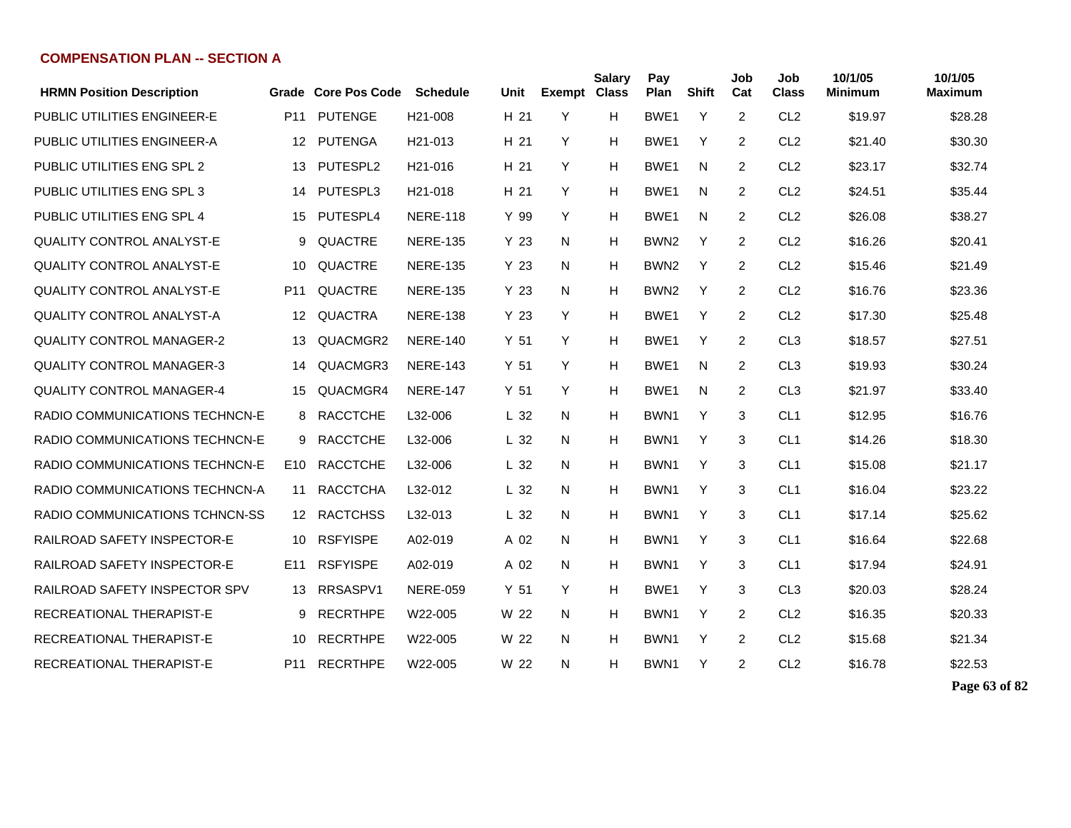## COMPENSATION PLAN -- SECTION A

| HRMN Position Description | Grade | Core Pos Code | Schedule | Unit | Exempt | Salary Class | Pay Plan | Shift | Job Cat | Job Class | 10/1/05 Minimum | 10/1/05 Maximum |
|---|---|---|---|---|---|---|---|---|---|---|---|---|
| PUBLIC UTILITIES ENGINEER-E | P11 | PUTENGE | H21-008 | H 21 | Y | H | BWE1 | Y | 2 | CL2 | $19.97 | $28.28 |
| PUBLIC UTILITIES ENGINEER-A | 12 | PUTENGA | H21-013 | H 21 | Y | H | BWE1 | Y | 2 | CL2 | $21.40 | $30.30 |
| PUBLIC UTILITIES ENG SPL 2 | 13 | PUTESPL2 | H21-016 | H 21 | Y | H | BWE1 | N | 2 | CL2 | $23.17 | $32.74 |
| PUBLIC UTILITIES ENG SPL 3 | 14 | PUTESPL3 | H21-018 | H 21 | Y | H | BWE1 | N | 2 | CL2 | $24.51 | $35.44 |
| PUBLIC UTILITIES ENG SPL 4 | 15 | PUTESPL4 | NERE-118 | Y 99 | Y | H | BWE1 | N | 2 | CL2 | $26.08 | $38.27 |
| QUALITY CONTROL ANALYST-E | 9 | QUACTRE | NERE-135 | Y 23 | N | H | BWN2 | Y | 2 | CL2 | $16.26 | $20.41 |
| QUALITY CONTROL ANALYST-E | 10 | QUACTRE | NERE-135 | Y 23 | N | H | BWN2 | Y | 2 | CL2 | $15.46 | $21.49 |
| QUALITY CONTROL ANALYST-E | P11 | QUACTRE | NERE-135 | Y 23 | N | H | BWN2 | Y | 2 | CL2 | $16.76 | $23.36 |
| QUALITY CONTROL ANALYST-A | 12 | QUACTRA | NERE-138 | Y 23 | Y | H | BWE1 | Y | 2 | CL2 | $17.30 | $25.48 |
| QUALITY CONTROL MANAGER-2 | 13 | QUACMGR2 | NERE-140 | Y 51 | Y | H | BWE1 | Y | 2 | CL3 | $18.57 | $27.51 |
| QUALITY CONTROL MANAGER-3 | 14 | QUACMGR3 | NERE-143 | Y 51 | Y | H | BWE1 | N | 2 | CL3 | $19.93 | $30.24 |
| QUALITY CONTROL MANAGER-4 | 15 | QUACMGR4 | NERE-147 | Y 51 | Y | H | BWE1 | N | 2 | CL3 | $21.97 | $33.40 |
| RADIO COMMUNICATIONS TECHNCN-E | 8 | RACCTCHE | L32-006 | L 32 | N | H | BWN1 | Y | 3 | CL1 | $12.95 | $16.76 |
| RADIO COMMUNICATIONS TECHNCN-E | 9 | RACCTCHE | L32-006 | L 32 | N | H | BWN1 | Y | 3 | CL1 | $14.26 | $18.30 |
| RADIO COMMUNICATIONS TECHNCN-E | E10 | RACCTCHE | L32-006 | L 32 | N | H | BWN1 | Y | 3 | CL1 | $15.08 | $21.17 |
| RADIO COMMUNICATIONS TECHNCN-A | 11 | RACCTCHA | L32-012 | L 32 | N | H | BWN1 | Y | 3 | CL1 | $16.04 | $23.22 |
| RADIO COMMUNICATIONS TCHNCN-SS | 12 | RACTCHSS | L32-013 | L 32 | N | H | BWN1 | Y | 3 | CL1 | $17.14 | $25.62 |
| RAILROAD SAFETY INSPECTOR-E | 10 | RSFYISPE | A02-019 | A 02 | N | H | BWN1 | Y | 3 | CL1 | $16.64 | $22.68 |
| RAILROAD SAFETY INSPECTOR-E | E11 | RSFYISPE | A02-019 | A 02 | N | H | BWN1 | Y | 3 | CL1 | $17.94 | $24.91 |
| RAILROAD SAFETY INSPECTOR SPV | 13 | RRSASPV1 | NERE-059 | Y 51 | Y | H | BWE1 | Y | 3 | CL3 | $20.03 | $28.24 |
| RECREATIONAL THERAPIST-E | 9 | RECRTHPE | W22-005 | W 22 | N | H | BWN1 | Y | 2 | CL2 | $16.35 | $20.33 |
| RECREATIONAL THERAPIST-E | 10 | RECRTHPE | W22-005 | W 22 | N | H | BWN1 | Y | 2 | CL2 | $15.68 | $21.34 |
| RECREATIONAL THERAPIST-E | P11 | RECRTHPE | W22-005 | W 22 | N | H | BWN1 | Y | 2 | CL2 | $16.78 | $22.53 |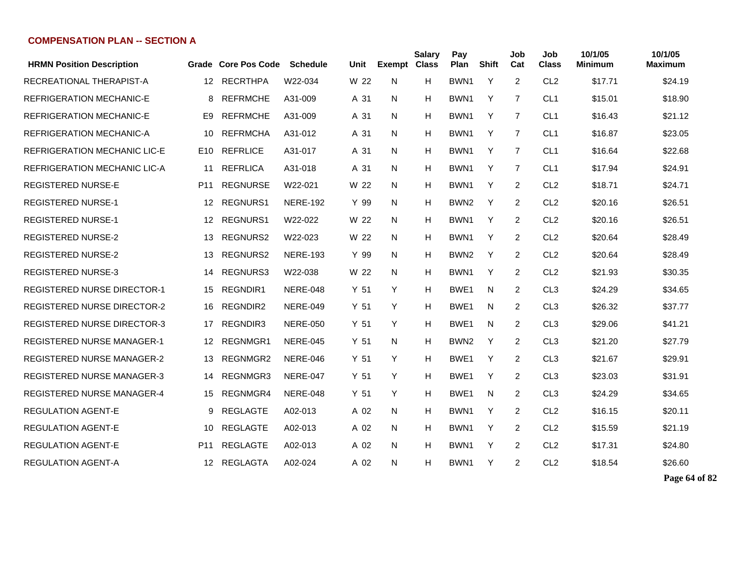## COMPENSATION PLAN -- SECTION A

| HRMN Position Description | Grade | Core Pos Code | Schedule | Unit | Exempt | Salary Class | Pay Plan | Shift | Job Cat | Job Class | 10/1/05 Minimum | 10/1/05 Maximum |
|---|---|---|---|---|---|---|---|---|---|---|---|---|
| RECREATIONAL THERAPIST-A | 12 | RECRTHPA | W22-034 | W 22 | N | H | BWN1 | Y | 2 | CL2 | $17.71 | $24.19 |
| REFRIGERATION MECHANIC-E | 8 | REFRMCHE | A31-009 | A 31 | N | H | BWN1 | Y | 7 | CL1 | $15.01 | $18.90 |
| REFRIGERATION MECHANIC-E | E9 | REFRMCHE | A31-009 | A 31 | N | H | BWN1 | Y | 7 | CL1 | $16.43 | $21.12 |
| REFRIGERATION MECHANIC-A | 10 | REFRMCHA | A31-012 | A 31 | N | H | BWN1 | Y | 7 | CL1 | $16.87 | $23.05 |
| REFRIGERATION MECHANIC LIC-E | E10 | REFRLICE | A31-017 | A 31 | N | H | BWN1 | Y | 7 | CL1 | $16.64 | $22.68 |
| REFRIGERATION MECHANIC LIC-A | 11 | REFRLICA | A31-018 | A 31 | N | H | BWN1 | Y | 7 | CL1 | $17.94 | $24.91 |
| REGISTERED NURSE-E | P11 | REGNURSE | W22-021 | W 22 | N | H | BWN1 | Y | 2 | CL2 | $18.71 | $24.71 |
| REGISTERED NURSE-1 | 12 | REGNURS1 | NERE-192 | Y 99 | N | H | BWN2 | Y | 2 | CL2 | $20.16 | $26.51 |
| REGISTERED NURSE-1 | 12 | REGNURS1 | W22-022 | W 22 | N | H | BWN1 | Y | 2 | CL2 | $20.16 | $26.51 |
| REGISTERED NURSE-2 | 13 | REGNURS2 | W22-023 | W 22 | N | H | BWN1 | Y | 2 | CL2 | $20.64 | $28.49 |
| REGISTERED NURSE-2 | 13 | REGNURS2 | NERE-193 | Y 99 | N | H | BWN2 | Y | 2 | CL2 | $20.64 | $28.49 |
| REGISTERED NURSE-3 | 14 | REGNURS3 | W22-038 | W 22 | N | H | BWN1 | Y | 2 | CL2 | $21.93 | $30.35 |
| REGISTERED NURSE DIRECTOR-1 | 15 | REGNDIR1 | NERE-048 | Y 51 | Y | H | BWE1 | N | 2 | CL3 | $24.29 | $34.65 |
| REGISTERED NURSE DIRECTOR-2 | 16 | REGNDIR2 | NERE-049 | Y 51 | Y | H | BWE1 | N | 2 | CL3 | $26.32 | $37.77 |
| REGISTERED NURSE DIRECTOR-3 | 17 | REGNDIR3 | NERE-050 | Y 51 | Y | H | BWE1 | N | 2 | CL3 | $29.06 | $41.21 |
| REGISTERED NURSE MANAGER-1 | 12 | REGNMGR1 | NERE-045 | Y 51 | N | H | BWN2 | Y | 2 | CL3 | $21.20 | $27.79 |
| REGISTERED NURSE MANAGER-2 | 13 | REGNMGR2 | NERE-046 | Y 51 | Y | H | BWE1 | Y | 2 | CL3 | $21.67 | $29.91 |
| REGISTERED NURSE MANAGER-3 | 14 | REGNMGR3 | NERE-047 | Y 51 | Y | H | BWE1 | Y | 2 | CL3 | $23.03 | $31.91 |
| REGISTERED NURSE MANAGER-4 | 15 | REGNMGR4 | NERE-048 | Y 51 | Y | H | BWE1 | N | 2 | CL3 | $24.29 | $34.65 |
| REGULATION AGENT-E | 9 | REGLAGTE | A02-013 | A 02 | N | H | BWN1 | Y | 2 | CL2 | $16.15 | $20.11 |
| REGULATION AGENT-E | 10 | REGLAGTE | A02-013 | A 02 | N | H | BWN1 | Y | 2 | CL2 | $15.59 | $21.19 |
| REGULATION AGENT-E | P11 | REGLAGTE | A02-013 | A 02 | N | H | BWN1 | Y | 2 | CL2 | $17.31 | $24.80 |
| REGULATION AGENT-A | 12 | REGLAGTA | A02-024 | A 02 | N | H | BWN1 | Y | 2 | CL2 | $18.54 | $26.60 |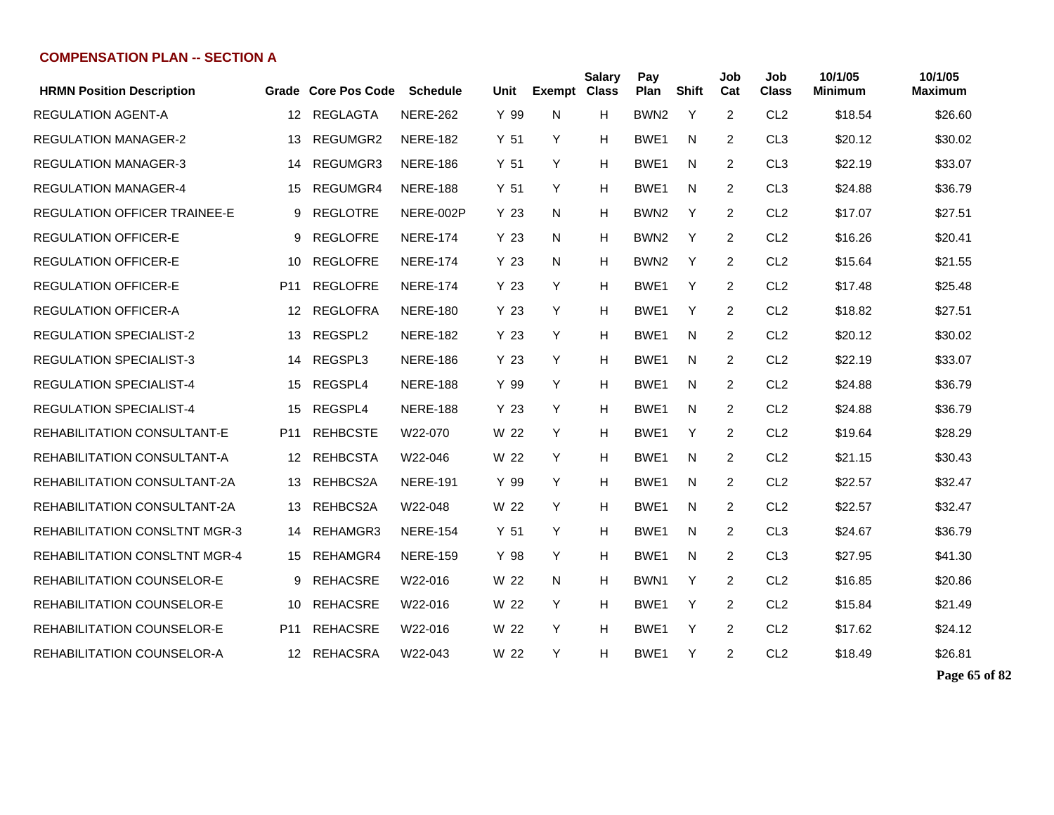## COMPENSATION PLAN -- SECTION A

| HRMN Position Description | Grade | Core Pos Code | Schedule | Unit | Exempt | Salary Class | Pay Plan | Shift | Job Cat | Job Class | 10/1/05 Minimum | 10/1/05 Maximum |
|---|---|---|---|---|---|---|---|---|---|---|---|---|
| REGULATION AGENT-A | 12 | REGLAGTA | NERE-262 | Y 99 | N | H | BWN2 | Y | 2 | CL2 | $18.54 | $26.60 |
| REGULATION MANAGER-2 | 13 | REGUMGR2 | NERE-182 | Y 51 | Y | H | BWE1 | N | 2 | CL3 | $20.12 | $30.02 |
| REGULATION MANAGER-3 | 14 | REGUMGR3 | NERE-186 | Y 51 | Y | H | BWE1 | N | 2 | CL3 | $22.19 | $33.07 |
| REGULATION MANAGER-4 | 15 | REGUMGR4 | NERE-188 | Y 51 | Y | H | BWE1 | N | 2 | CL3 | $24.88 | $36.79 |
| REGULATION OFFICER TRAINEE-E | 9 | REGLOTRE | NERE-002P | Y 23 | N | H | BWN2 | Y | 2 | CL2 | $17.07 | $27.51 |
| REGULATION OFFICER-E | 9 | REGLOFRE | NERE-174 | Y 23 | N | H | BWN2 | Y | 2 | CL2 | $16.26 | $20.41 |
| REGULATION OFFICER-E | 10 | REGLOFRE | NERE-174 | Y 23 | N | H | BWN2 | Y | 2 | CL2 | $15.64 | $21.55 |
| REGULATION OFFICER-E | P11 | REGLOFRE | NERE-174 | Y 23 | Y | H | BWE1 | Y | 2 | CL2 | $17.48 | $25.48 |
| REGULATION OFFICER-A | 12 | REGLOFRA | NERE-180 | Y 23 | Y | H | BWE1 | Y | 2 | CL2 | $18.82 | $27.51 |
| REGULATION SPECIALIST-2 | 13 | REGSPL2 | NERE-182 | Y 23 | Y | H | BWE1 | N | 2 | CL2 | $20.12 | $30.02 |
| REGULATION SPECIALIST-3 | 14 | REGSPL3 | NERE-186 | Y 23 | Y | H | BWE1 | N | 2 | CL2 | $22.19 | $33.07 |
| REGULATION SPECIALIST-4 | 15 | REGSPL4 | NERE-188 | Y 99 | Y | H | BWE1 | N | 2 | CL2 | $24.88 | $36.79 |
| REGULATION SPECIALIST-4 | 15 | REGSPL4 | NERE-188 | Y 23 | Y | H | BWE1 | N | 2 | CL2 | $24.88 | $36.79 |
| REHABILITATION CONSULTANT-E | P11 | REHBCSTE | W22-070 | W 22 | Y | H | BWE1 | Y | 2 | CL2 | $19.64 | $28.29 |
| REHABILITATION CONSULTANT-A | 12 | REHBCSTA | W22-046 | W 22 | Y | H | BWE1 | N | 2 | CL2 | $21.15 | $30.43 |
| REHABILITATION CONSULTANT-2A | 13 | REHBCS2A | NERE-191 | Y 99 | Y | H | BWE1 | N | 2 | CL2 | $22.57 | $32.47 |
| REHABILITATION CONSULTANT-2A | 13 | REHBCS2A | W22-048 | W 22 | Y | H | BWE1 | N | 2 | CL2 | $22.57 | $32.47 |
| REHABILITATION CONSLTNT MGR-3 | 14 | REHAMGR3 | NERE-154 | Y 51 | Y | H | BWE1 | N | 2 | CL3 | $24.67 | $36.79 |
| REHABILITATION CONSLTNT MGR-4 | 15 | REHAMGR4 | NERE-159 | Y 98 | Y | H | BWE1 | N | 2 | CL3 | $27.95 | $41.30 |
| REHABILITATION COUNSELOR-E | 9 | REHACSRE | W22-016 | W 22 | N | H | BWN1 | Y | 2 | CL2 | $16.85 | $20.86 |
| REHABILITATION COUNSELOR-E | 10 | REHACSRE | W22-016 | W 22 | Y | H | BWE1 | Y | 2 | CL2 | $15.84 | $21.49 |
| REHABILITATION COUNSELOR-E | P11 | REHACSRE | W22-016 | W 22 | Y | H | BWE1 | Y | 2 | CL2 | $17.62 | $24.12 |
| REHABILITATION COUNSELOR-A | 12 | REHACSRA | W22-043 | W 22 | Y | H | BWE1 | Y | 2 | CL2 | $18.49 | $26.81 |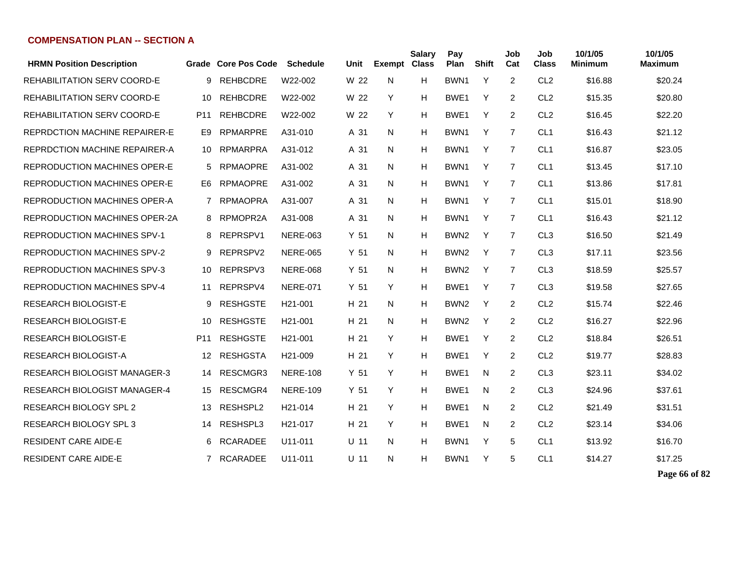## COMPENSATION PLAN -- SECTION A

| HRMN Position Description | Grade | Core Pos Code | Schedule | Unit | Exempt | Salary Class | Pay Plan | Shift | Job Cat | Job Class | 10/1/05 Minimum | 10/1/05 Maximum |
|---|---|---|---|---|---|---|---|---|---|---|---|---|
| REHABILITATION SERV COORD-E | 9 | REHBCDRE | W22-002 | W 22 | N | H | BWN1 | Y | 2 | CL2 | $16.88 | $20.24 |
| REHABILITATION SERV COORD-E | 10 | REHBCDRE | W22-002 | W 22 | Y | H | BWE1 | Y | 2 | CL2 | $15.35 | $20.80 |
| REHABILITATION SERV COORD-E | P11 | REHBCDRE | W22-002 | W 22 | Y | H | BWE1 | Y | 2 | CL2 | $16.45 | $22.20 |
| REPRDCTION MACHINE REPAIRER-E | E9 | RPMARPRE | A31-010 | A 31 | N | H | BWN1 | Y | 7 | CL1 | $16.43 | $21.12 |
| REPRDCTION MACHINE REPAIRER-A | 10 | RPMARPRA | A31-012 | A 31 | N | H | BWN1 | Y | 7 | CL1 | $16.87 | $23.05 |
| REPRODUCTION MACHINES OPER-E | 5 | RPMAOPRE | A31-002 | A 31 | N | H | BWN1 | Y | 7 | CL1 | $13.45 | $17.10 |
| REPRODUCTION MACHINES OPER-E | E6 | RPMAOPRE | A31-002 | A 31 | N | H | BWN1 | Y | 7 | CL1 | $13.86 | $17.81 |
| REPRODUCTION MACHINES OPER-A | 7 | RPMAOPRA | A31-007 | A 31 | N | H | BWN1 | Y | 7 | CL1 | $15.01 | $18.90 |
| REPRODUCTION MACHINES OPER-2A | 8 | RPMOPR2A | A31-008 | A 31 | N | H | BWN1 | Y | 7 | CL1 | $16.43 | $21.12 |
| REPRODUCTION MACHINES SPV-1 | 8 | REPRSPV1 | NERE-063 | Y 51 | N | H | BWN2 | Y | 7 | CL3 | $16.50 | $21.49 |
| REPRODUCTION MACHINES SPV-2 | 9 | REPRSPV2 | NERE-065 | Y 51 | N | H | BWN2 | Y | 7 | CL3 | $17.11 | $23.56 |
| REPRODUCTION MACHINES SPV-3 | 10 | REPRSPV3 | NERE-068 | Y 51 | N | H | BWN2 | Y | 7 | CL3 | $18.59 | $25.57 |
| REPRODUCTION MACHINES SPV-4 | 11 | REPRSPV4 | NERE-071 | Y 51 | Y | H | BWE1 | Y | 7 | CL3 | $19.58 | $27.65 |
| RESEARCH BIOLOGIST-E | 9 | RESHGSTE | H21-001 | H 21 | N | H | BWN2 | Y | 2 | CL2 | $15.74 | $22.46 |
| RESEARCH BIOLOGIST-E | 10 | RESHGSTE | H21-001 | H 21 | N | H | BWN2 | Y | 2 | CL2 | $16.27 | $22.96 |
| RESEARCH BIOLOGIST-E | P11 | RESHGSTE | H21-001 | H 21 | Y | H | BWE1 | Y | 2 | CL2 | $18.84 | $26.51 |
| RESEARCH BIOLOGIST-A | 12 | RESHGSTA | H21-009 | H 21 | Y | H | BWE1 | Y | 2 | CL2 | $19.77 | $28.83 |
| RESEARCH BIOLOGIST MANAGER-3 | 14 | RESCMGR3 | NERE-108 | Y 51 | Y | H | BWE1 | N | 2 | CL3 | $23.11 | $34.02 |
| RESEARCH BIOLOGIST MANAGER-4 | 15 | RESCMGR4 | NERE-109 | Y 51 | Y | H | BWE1 | N | 2 | CL3 | $24.96 | $37.61 |
| RESEARCH BIOLOGY SPL 2 | 13 | RESHSPL2 | H21-014 | H 21 | Y | H | BWE1 | N | 2 | CL2 | $21.49 | $31.51 |
| RESEARCH BIOLOGY SPL 3 | 14 | RESHSPL3 | H21-017 | H 21 | Y | H | BWE1 | N | 2 | CL2 | $23.14 | $34.06 |
| RESIDENT CARE AIDE-E | 6 | RCARADEE | U11-011 | U 11 | N | H | BWN1 | Y | 5 | CL1 | $13.92 | $16.70 |
| RESIDENT CARE AIDE-E | 7 | RCARADEE | U11-011 | U 11 | N | H | BWN1 | Y | 5 | CL1 | $14.27 | $17.25 |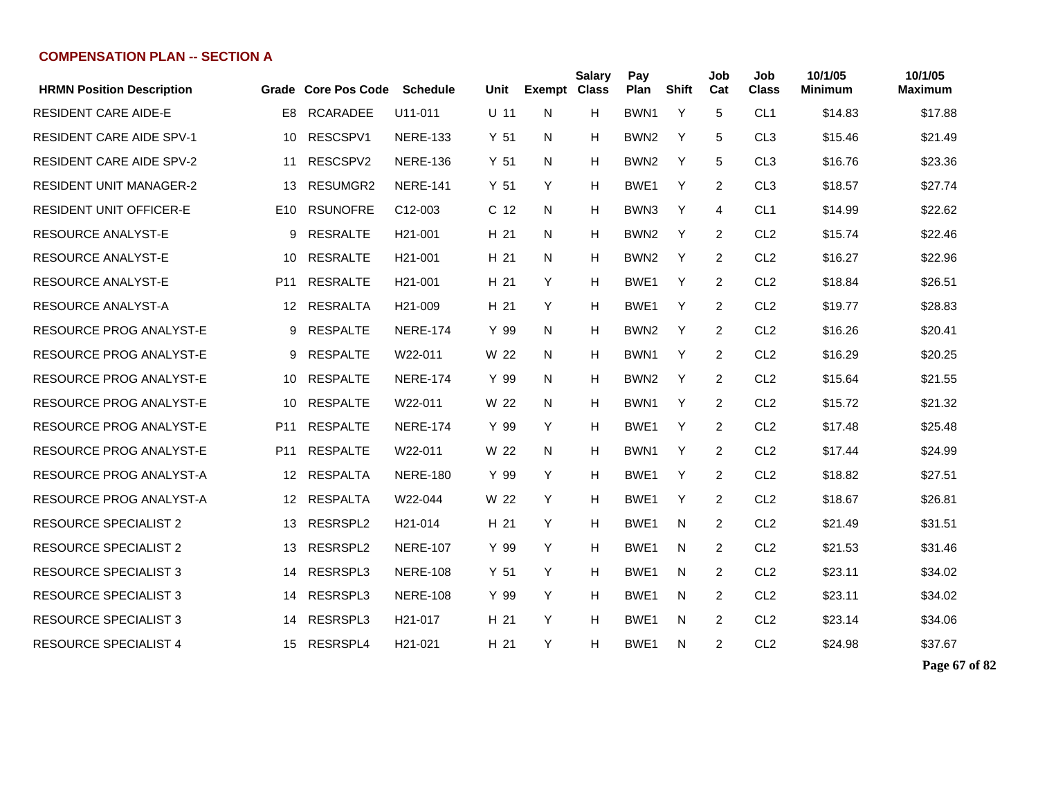## COMPENSATION PLAN -- SECTION A

| HRMN Position Description | Grade | Core Pos Code | Schedule | Unit | Exempt | Salary Class | Pay Plan | Shift | Job Cat | Job Class | 10/1/05 Minimum | 10/1/05 Maximum |
|---|---|---|---|---|---|---|---|---|---|---|---|---|
| RESIDENT CARE AIDE-E | E8 | RCARADEE | U11-011 | U 11 | N | H | BWN1 | Y | 5 | CL1 | $14.83 | $17.88 |
| RESIDENT CARE AIDE SPV-1 | 10 | RESCSPV1 | NERE-133 | Y 51 | N | H | BWN2 | Y | 5 | CL3 | $15.46 | $21.49 |
| RESIDENT CARE AIDE SPV-2 | 11 | RESCSPV2 | NERE-136 | Y 51 | N | H | BWN2 | Y | 5 | CL3 | $16.76 | $23.36 |
| RESIDENT UNIT MANAGER-2 | 13 | RESUMGR2 | NERE-141 | Y 51 | Y | H | BWE1 | Y | 2 | CL3 | $18.57 | $27.74 |
| RESIDENT UNIT OFFICER-E | E10 | RSUNOFRE | C12-003 | C 12 | N | H | BWN3 | Y | 4 | CL1 | $14.99 | $22.62 |
| RESOURCE ANALYST-E | 9 | RESRALTE | H21-001 | H 21 | N | H | BWN2 | Y | 2 | CL2 | $15.74 | $22.46 |
| RESOURCE ANALYST-E | 10 | RESRALTE | H21-001 | H 21 | N | H | BWN2 | Y | 2 | CL2 | $16.27 | $22.96 |
| RESOURCE ANALYST-E | P11 | RESRALTE | H21-001 | H 21 | Y | H | BWE1 | Y | 2 | CL2 | $18.84 | $26.51 |
| RESOURCE ANALYST-A | 12 | RESRALTA | H21-009 | H 21 | Y | H | BWE1 | Y | 2 | CL2 | $19.77 | $28.83 |
| RESOURCE PROG ANALYST-E | 9 | RESPALTE | NERE-174 | Y 99 | N | H | BWN2 | Y | 2 | CL2 | $16.26 | $20.41 |
| RESOURCE PROG ANALYST-E | 9 | RESPALTE | W22-011 | W 22 | N | H | BWN1 | Y | 2 | CL2 | $16.29 | $20.25 |
| RESOURCE PROG ANALYST-E | 10 | RESPALTE | NERE-174 | Y 99 | N | H | BWN2 | Y | 2 | CL2 | $15.64 | $21.55 |
| RESOURCE PROG ANALYST-E | 10 | RESPALTE | W22-011 | W 22 | N | H | BWN1 | Y | 2 | CL2 | $15.72 | $21.32 |
| RESOURCE PROG ANALYST-E | P11 | RESPALTE | NERE-174 | Y 99 | Y | H | BWE1 | Y | 2 | CL2 | $17.48 | $25.48 |
| RESOURCE PROG ANALYST-E | P11 | RESPALTE | W22-011 | W 22 | N | H | BWN1 | Y | 2 | CL2 | $17.44 | $24.99 |
| RESOURCE PROG ANALYST-A | 12 | RESPALTA | NERE-180 | Y 99 | Y | H | BWE1 | Y | 2 | CL2 | $18.82 | $27.51 |
| RESOURCE PROG ANALYST-A | 12 | RESPALTA | W22-044 | W 22 | Y | H | BWE1 | Y | 2 | CL2 | $18.67 | $26.81 |
| RESOURCE SPECIALIST 2 | 13 | RESRSPL2 | H21-014 | H 21 | Y | H | BWE1 | N | 2 | CL2 | $21.49 | $31.51 |
| RESOURCE SPECIALIST 2 | 13 | RESRSPL2 | NERE-107 | Y 99 | Y | H | BWE1 | N | 2 | CL2 | $21.53 | $31.46 |
| RESOURCE SPECIALIST 3 | 14 | RESRSPL3 | NERE-108 | Y 51 | Y | H | BWE1 | N | 2 | CL2 | $23.11 | $34.02 |
| RESOURCE SPECIALIST 3 | 14 | RESRSPL3 | NERE-108 | Y 99 | Y | H | BWE1 | N | 2 | CL2 | $23.11 | $34.02 |
| RESOURCE SPECIALIST 3 | 14 | RESRSPL3 | H21-017 | H 21 | Y | H | BWE1 | N | 2 | CL2 | $23.14 | $34.06 |
| RESOURCE SPECIALIST 4 | 15 | RESRSPL4 | H21-021 | H 21 | Y | H | BWE1 | N | 2 | CL2 | $24.98 | $37.67 |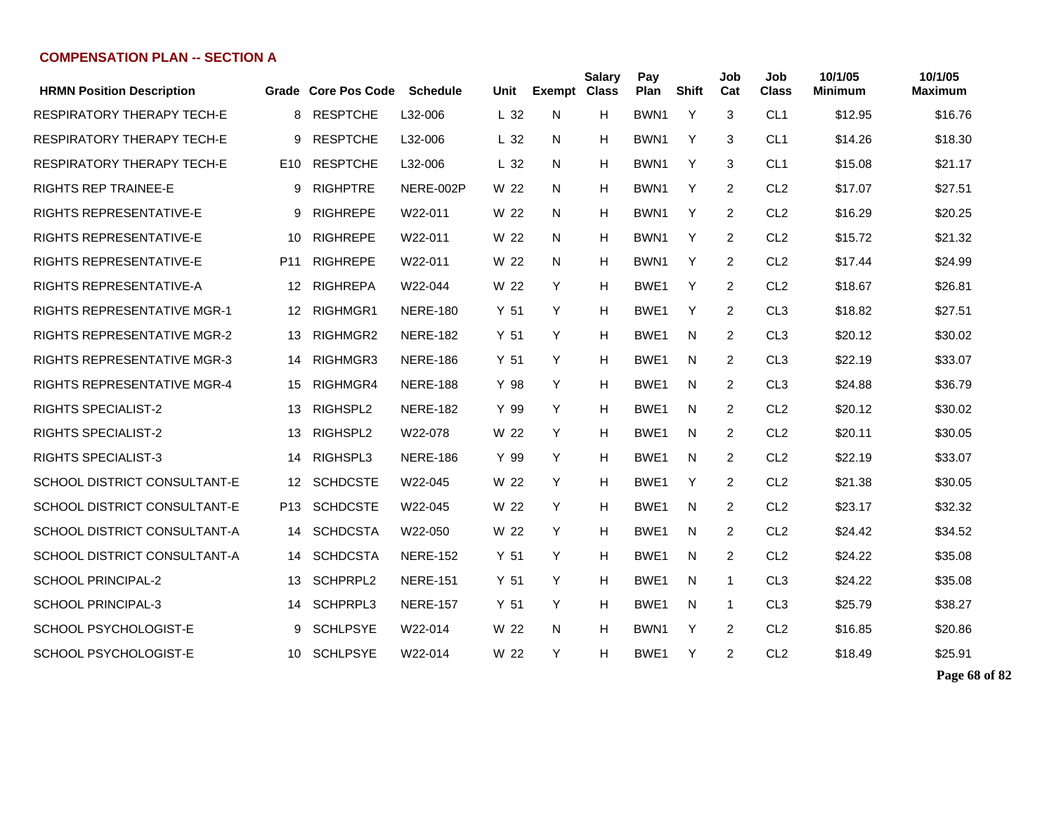## COMPENSATION PLAN -- SECTION A

| HRMN Position Description | Grade | Core Pos Code | Schedule | Unit | Exempt | Salary Class | Pay Plan | Shift | Job Cat | Job Class | 10/1/05 Minimum | 10/1/05 Maximum |
|---|---|---|---|---|---|---|---|---|---|---|---|---|
| RESPIRATORY THERAPY TECH-E | 8 | RESPTCHE | L32-006 | L 32 | N | H | BWN1 | Y | 3 | CL1 | $12.95 | $16.76 |
| RESPIRATORY THERAPY TECH-E | 9 | RESPTCHE | L32-006 | L 32 | N | H | BWN1 | Y | 3 | CL1 | $14.26 | $18.30 |
| RESPIRATORY THERAPY TECH-E | E10 | RESPTCHE | L32-006 | L 32 | N | H | BWN1 | Y | 3 | CL1 | $15.08 | $21.17 |
| RIGHTS REP TRAINEE-E | 9 | RIGHPTRE | NERE-002P | W 22 | N | H | BWN1 | Y | 2 | CL2 | $17.07 | $27.51 |
| RIGHTS REPRESENTATIVE-E | 9 | RIGHREPE | W22-011 | W 22 | N | H | BWN1 | Y | 2 | CL2 | $16.29 | $20.25 |
| RIGHTS REPRESENTATIVE-E | 10 | RIGHREPE | W22-011 | W 22 | N | H | BWN1 | Y | 2 | CL2 | $15.72 | $21.32 |
| RIGHTS REPRESENTATIVE-E | P11 | RIGHREPE | W22-011 | W 22 | N | H | BWN1 | Y | 2 | CL2 | $17.44 | $24.99 |
| RIGHTS REPRESENTATIVE-A | 12 | RIGHREPA | W22-044 | W 22 | Y | H | BWE1 | Y | 2 | CL2 | $18.67 | $26.81 |
| RIGHTS REPRESENTATIVE MGR-1 | 12 | RIGHMGR1 | NERE-180 | Y 51 | Y | H | BWE1 | Y | 2 | CL3 | $18.82 | $27.51 |
| RIGHTS REPRESENTATIVE MGR-2 | 13 | RIGHMGR2 | NERE-182 | Y 51 | Y | H | BWE1 | N | 2 | CL3 | $20.12 | $30.02 |
| RIGHTS REPRESENTATIVE MGR-3 | 14 | RIGHMGR3 | NERE-186 | Y 51 | Y | H | BWE1 | N | 2 | CL3 | $22.19 | $33.07 |
| RIGHTS REPRESENTATIVE MGR-4 | 15 | RIGHMGR4 | NERE-188 | Y 98 | Y | H | BWE1 | N | 2 | CL3 | $24.88 | $36.79 |
| RIGHTS SPECIALIST-2 | 13 | RIGHSPL2 | NERE-182 | Y 99 | Y | H | BWE1 | N | 2 | CL2 | $20.12 | $30.02 |
| RIGHTS SPECIALIST-2 | 13 | RIGHSPL2 | W22-078 | W 22 | Y | H | BWE1 | N | 2 | CL2 | $20.11 | $30.05 |
| RIGHTS SPECIALIST-3 | 14 | RIGHSPL3 | NERE-186 | Y 99 | Y | H | BWE1 | N | 2 | CL2 | $22.19 | $33.07 |
| SCHOOL DISTRICT CONSULTANT-E | 12 | SCHDCSTE | W22-045 | W 22 | Y | H | BWE1 | Y | 2 | CL2 | $21.38 | $30.05 |
| SCHOOL DISTRICT CONSULTANT-E | P13 | SCHDCSTE | W22-045 | W 22 | Y | H | BWE1 | N | 2 | CL2 | $23.17 | $32.32 |
| SCHOOL DISTRICT CONSULTANT-A | 14 | SCHDCSTA | W22-050 | W 22 | Y | H | BWE1 | N | 2 | CL2 | $24.42 | $34.52 |
| SCHOOL DISTRICT CONSULTANT-A | 14 | SCHDCSTA | NERE-152 | Y 51 | Y | H | BWE1 | N | 2 | CL2 | $24.22 | $35.08 |
| SCHOOL PRINCIPAL-2 | 13 | SCHPRPL2 | NERE-151 | Y 51 | Y | H | BWE1 | N | 1 | CL3 | $24.22 | $35.08 |
| SCHOOL PRINCIPAL-3 | 14 | SCHPRPL3 | NERE-157 | Y 51 | Y | H | BWE1 | N | 1 | CL3 | $25.79 | $38.27 |
| SCHOOL PSYCHOLOGIST-E | 9 | SCHLPSYE | W22-014 | W 22 | N | H | BWN1 | Y | 2 | CL2 | $16.85 | $20.86 |
| SCHOOL PSYCHOLOGIST-E | 10 | SCHLPSYE | W22-014 | W 22 | Y | H | BWE1 | Y | 2 | CL2 | $18.49 | $25.91 |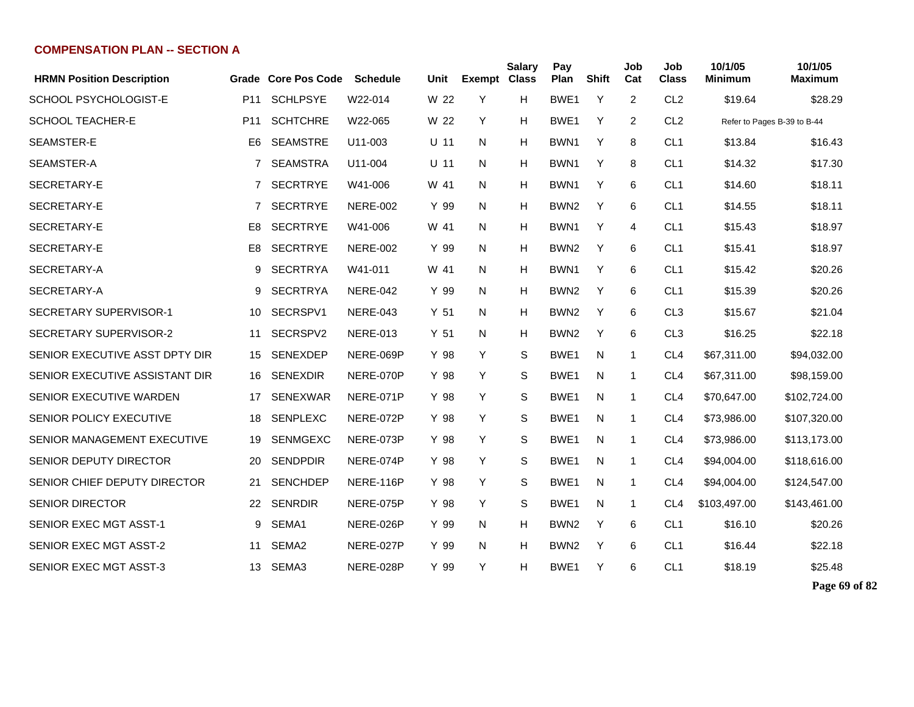## COMPENSATION PLAN -- SECTION A

| HRMN Position Description | Grade | Core Pos Code | Schedule | Unit | Exempt | Salary Class | Pay Plan | Shift | Job Cat | Job Class | 10/1/05 Minimum | 10/1/05 Maximum |
|---|---|---|---|---|---|---|---|---|---|---|---|---|
| SCHOOL PSYCHOLOGIST-E | P11 | SCHLPSYE | W22-014 | W 22 | Y | H | BWE1 | Y | 2 | CL2 | $19.64 | $28.29 |
| SCHOOL TEACHER-E | P11 | SCHTCHRE | W22-065 | W 22 | Y | H | BWE1 | Y | 2 | CL2 | Refer to Pages B-39 to B-44 | |
| SEAMSTER-E | E6 | SEAMSTRE | U11-003 | U 11 | N | H | BWN1 | Y | 8 | CL1 | $13.84 | $16.43 |
| SEAMSTER-A | 7 | SEAMSTRA | U11-004 | U 11 | N | H | BWN1 | Y | 8 | CL1 | $14.32 | $17.30 |
| SECRETARY-E | 7 | SECRTRYE | W41-006 | W 41 | N | H | BWN1 | Y | 6 | CL1 | $14.60 | $18.11 |
| SECRETARY-E | 7 | SECRTRYE | NERE-002 | Y 99 | N | H | BWN2 | Y | 6 | CL1 | $14.55 | $18.11 |
| SECRETARY-E | E8 | SECRTRYE | W41-006 | W 41 | N | H | BWN1 | Y | 4 | CL1 | $15.43 | $18.97 |
| SECRETARY-E | E8 | SECRTRYE | NERE-002 | Y 99 | N | H | BWN2 | Y | 6 | CL1 | $15.41 | $18.97 |
| SECRETARY-A | 9 | SECRTRYA | W41-011 | W 41 | N | H | BWN1 | Y | 6 | CL1 | $15.42 | $20.26 |
| SECRETARY-A | 9 | SECRTRYA | NERE-042 | Y 99 | N | H | BWN2 | Y | 6 | CL1 | $15.39 | $20.26 |
| SECRETARY SUPERVISOR-1 | 10 | SECRSPV1 | NERE-043 | Y 51 | N | H | BWN2 | Y | 6 | CL3 | $15.67 | $21.04 |
| SECRETARY SUPERVISOR-2 | 11 | SECRSPV2 | NERE-013 | Y 51 | N | H | BWN2 | Y | 6 | CL3 | $16.25 | $22.18 |
| SENIOR EXECUTIVE ASST DPTY DIR | 15 | SENEXDEP | NERE-069P | Y 98 | Y | S | BWE1 | N | 1 | CL4 | $67,311.00 | $94,032.00 |
| SENIOR EXECUTIVE ASSISTANT DIR | 16 | SENEXDIR | NERE-070P | Y 98 | Y | S | BWE1 | N | 1 | CL4 | $67,311.00 | $98,159.00 |
| SENIOR EXECUTIVE WARDEN | 17 | SENEXWAR | NERE-071P | Y 98 | Y | S | BWE1 | N | 1 | CL4 | $70,647.00 | $102,724.00 |
| SENIOR POLICY EXECUTIVE | 18 | SENPLEXC | NERE-072P | Y 98 | Y | S | BWE1 | N | 1 | CL4 | $73,986.00 | $107,320.00 |
| SENIOR MANAGEMENT EXECUTIVE | 19 | SENMGEXC | NERE-073P | Y 98 | Y | S | BWE1 | N | 1 | CL4 | $73,986.00 | $113,173.00 |
| SENIOR DEPUTY DIRECTOR | 20 | SENDPDIR | NERE-074P | Y 98 | Y | S | BWE1 | N | 1 | CL4 | $94,004.00 | $118,616.00 |
| SENIOR CHIEF DEPUTY DIRECTOR | 21 | SENCHDEP | NERE-116P | Y 98 | Y | S | BWE1 | N | 1 | CL4 | $94,004.00 | $124,547.00 |
| SENIOR DIRECTOR | 22 | SENRDIR | NERE-075P | Y 98 | Y | S | BWE1 | N | 1 | CL4 | $103,497.00 | $143,461.00 |
| SENIOR EXEC MGT ASST-1 | 9 | SEMA1 | NERE-026P | Y 99 | N | H | BWN2 | Y | 6 | CL1 | $16.10 | $20.26 |
| SENIOR EXEC MGT ASST-2 | 11 | SEMA2 | NERE-027P | Y 99 | N | H | BWN2 | Y | 6 | CL1 | $16.44 | $22.18 |
| SENIOR EXEC MGT ASST-3 | 13 | SEMA3 | NERE-028P | Y 99 | Y | H | BWE1 | Y | 6 | CL1 | $18.19 | $25.48 |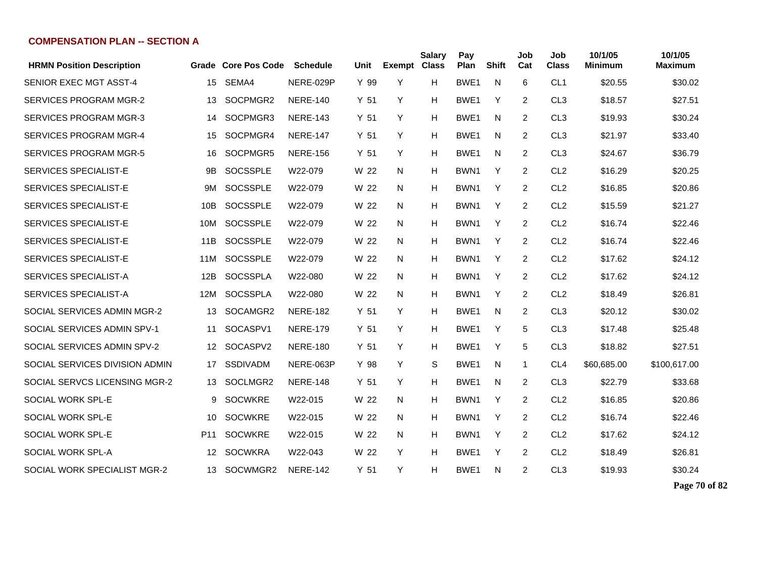## COMPENSATION PLAN -- SECTION A

| HRMN Position Description | Grade | Core Pos Code | Schedule | Unit | Exempt | Salary Class | Pay Plan | Shift | Job Cat | Job Class | 10/1/05 Minimum | 10/1/05 Maximum |
|---|---|---|---|---|---|---|---|---|---|---|---|---|
| SENIOR EXEC MGT ASST-4 | 15 | SEMA4 | NERE-029P | Y 99 | Y | H | BWE1 | N | 6 | CL1 | $20.55 | $30.02 |
| SERVICES PROGRAM MGR-2 | 13 | SOCPMGR2 | NERE-140 | Y 51 | Y | H | BWE1 | Y | 2 | CL3 | $18.57 | $27.51 |
| SERVICES PROGRAM MGR-3 | 14 | SOCPMGR3 | NERE-143 | Y 51 | Y | H | BWE1 | N | 2 | CL3 | $19.93 | $30.24 |
| SERVICES PROGRAM MGR-4 | 15 | SOCPMGR4 | NERE-147 | Y 51 | Y | H | BWE1 | N | 2 | CL3 | $21.97 | $33.40 |
| SERVICES PROGRAM MGR-5 | 16 | SOCPMGR5 | NERE-156 | Y 51 | Y | H | BWE1 | N | 2 | CL3 | $24.67 | $36.79 |
| SERVICES SPECIALIST-E | 9B | SOCSSPLE | W22-079 | W 22 | N | H | BWN1 | Y | 2 | CL2 | $16.29 | $20.25 |
| SERVICES SPECIALIST-E | 9M | SOCSSPLE | W22-079 | W 22 | N | H | BWN1 | Y | 2 | CL2 | $16.85 | $20.86 |
| SERVICES SPECIALIST-E | 10B | SOCSSPLE | W22-079 | W 22 | N | H | BWN1 | Y | 2 | CL2 | $15.59 | $21.27 |
| SERVICES SPECIALIST-E | 10M | SOCSSPLE | W22-079 | W 22 | N | H | BWN1 | Y | 2 | CL2 | $16.74 | $22.46 |
| SERVICES SPECIALIST-E | 11B | SOCSSPLE | W22-079 | W 22 | N | H | BWN1 | Y | 2 | CL2 | $16.74 | $22.46 |
| SERVICES SPECIALIST-E | 11M | SOCSSPLE | W22-079 | W 22 | N | H | BWN1 | Y | 2 | CL2 | $17.62 | $24.12 |
| SERVICES SPECIALIST-A | 12B | SOCSSPLA | W22-080 | W 22 | N | H | BWN1 | Y | 2 | CL2 | $17.62 | $24.12 |
| SERVICES SPECIALIST-A | 12M | SOCSSPLA | W22-080 | W 22 | N | H | BWN1 | Y | 2 | CL2 | $18.49 | $26.81 |
| SOCIAL SERVICES ADMIN MGR-2 | 13 | SOCAMGR2 | NERE-182 | Y 51 | Y | H | BWE1 | N | 2 | CL3 | $20.12 | $30.02 |
| SOCIAL SERVICES ADMIN SPV-1 | 11 | SOCASPV1 | NERE-179 | Y 51 | Y | H | BWE1 | Y | 5 | CL3 | $17.48 | $25.48 |
| SOCIAL SERVICES ADMIN SPV-2 | 12 | SOCASPV2 | NERE-180 | Y 51 | Y | H | BWE1 | Y | 5 | CL3 | $18.82 | $27.51 |
| SOCIAL SERVICES DIVISION ADMIN | 17 | SSDIVADM | NERE-063P | Y 98 | Y | S | BWE1 | N | 1 | CL4 | $60,685.00 | $100,617.00 |
| SOCIAL SERVCS LICENSING MGR-2 | 13 | SOCLMGR2 | NERE-148 | Y 51 | Y | H | BWE1 | N | 2 | CL3 | $22.79 | $33.68 |
| SOCIAL WORK SPL-E | 9 | SOCWKRE | W22-015 | W 22 | N | H | BWN1 | Y | 2 | CL2 | $16.85 | $20.86 |
| SOCIAL WORK SPL-E | 10 | SOCWKRE | W22-015 | W 22 | N | H | BWN1 | Y | 2 | CL2 | $16.74 | $22.46 |
| SOCIAL WORK SPL-E | P11 | SOCWKRE | W22-015 | W 22 | N | H | BWN1 | Y | 2 | CL2 | $17.62 | $24.12 |
| SOCIAL WORK SPL-A | 12 | SOCWKRA | W22-043 | W 22 | Y | H | BWE1 | Y | 2 | CL2 | $18.49 | $26.81 |
| SOCIAL WORK SPECIALIST MGR-2 | 13 | SOCWMGR2 | NERE-142 | Y 51 | Y | H | BWE1 | N | 2 | CL3 | $19.93 | $30.24 |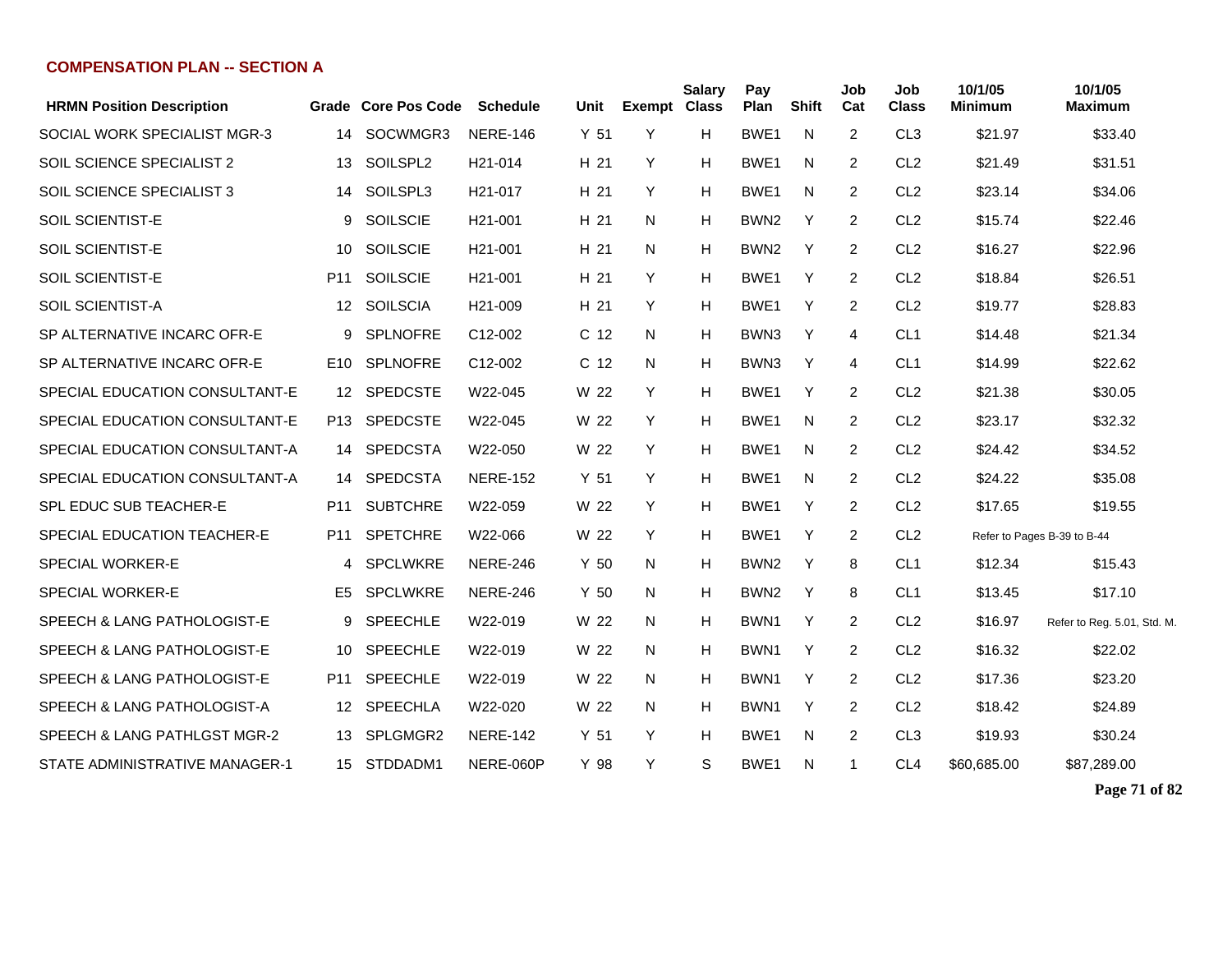## COMPENSATION PLAN -- SECTION A

| HRMN Position Description | Grade | Core Pos Code | Schedule | Unit | Exempt | Salary Class | Pay Plan | Shift | Job Cat | Job Class | 10/1/05 Minimum | 10/1/05 Maximum |
|---|---|---|---|---|---|---|---|---|---|---|---|---|
| SOCIAL WORK SPECIALIST MGR-3 | 14 | SOCWMGR3 | NERE-146 | Y 51 | Y | H | BWE1 | N | 2 | CL3 | $21.97 | $33.40 |
| SOIL SCIENCE SPECIALIST 2 | 13 | SOILSPL2 | H21-014 | H 21 | Y | H | BWE1 | N | 2 | CL2 | $21.49 | $31.51 |
| SOIL SCIENCE SPECIALIST 3 | 14 | SOILSPL3 | H21-017 | H 21 | Y | H | BWE1 | N | 2 | CL2 | $23.14 | $34.06 |
| SOIL SCIENTIST-E | 9 | SOILSCIE | H21-001 | H 21 | N | H | BWN2 | Y | 2 | CL2 | $15.74 | $22.46 |
| SOIL SCIENTIST-E | 10 | SOILSCIE | H21-001 | H 21 | N | H | BWN2 | Y | 2 | CL2 | $16.27 | $22.96 |
| SOIL SCIENTIST-E | P11 | SOILSCIE | H21-001 | H 21 | Y | H | BWE1 | Y | 2 | CL2 | $18.84 | $26.51 |
| SOIL SCIENTIST-A | 12 | SOILSCIA | H21-009 | H 21 | Y | H | BWE1 | Y | 2 | CL2 | $19.77 | $28.83 |
| SP ALTERNATIVE INCARC OFR-E | 9 | SPLNOFRE | C12-002 | C 12 | N | H | BWN3 | Y | 4 | CL1 | $14.48 | $21.34 |
| SP ALTERNATIVE INCARC OFR-E | E10 | SPLNOFRE | C12-002 | C 12 | N | H | BWN3 | Y | 4 | CL1 | $14.99 | $22.62 |
| SPECIAL EDUCATION CONSULTANT-E | 12 | SPEDCSTE | W22-045 | W 22 | Y | H | BWE1 | Y | 2 | CL2 | $21.38 | $30.05 |
| SPECIAL EDUCATION CONSULTANT-E | P13 | SPEDCSTE | W22-045 | W 22 | Y | H | BWE1 | N | 2 | CL2 | $23.17 | $32.32 |
| SPECIAL EDUCATION CONSULTANT-A | 14 | SPEDCSTA | W22-050 | W 22 | Y | H | BWE1 | N | 2 | CL2 | $24.42 | $34.52 |
| SPECIAL EDUCATION CONSULTANT-A | 14 | SPEDCSTA | NERE-152 | Y 51 | Y | H | BWE1 | N | 2 | CL2 | $24.22 | $35.08 |
| SPL EDUC SUB TEACHER-E | P11 | SUBTCHRE | W22-059 | W 22 | Y | H | BWE1 | Y | 2 | CL2 | $17.65 | $19.55 |
| SPECIAL EDUCATION TEACHER-E | P11 | SPETCHRE | W22-066 | W 22 | Y | H | BWE1 | Y | 2 | CL2 | Refer to Pages B-39 to B-44 | |
| SPECIAL WORKER-E | 4 | SPCLWKRE | NERE-246 | Y 50 | N | H | BWN2 | Y | 8 | CL1 | $12.34 | $15.43 |
| SPECIAL WORKER-E | E5 | SPCLWKRE | NERE-246 | Y 50 | N | H | BWN2 | Y | 8 | CL1 | $13.45 | $17.10 |
| SPEECH & LANG PATHOLOGIST-E | 9 | SPEECHLE | W22-019 | W 22 | N | H | BWN1 | Y | 2 | CL2 | $16.97 | Refer to Reg. 5.01, Std. M. |
| SPEECH & LANG PATHOLOGIST-E | 10 | SPEECHLE | W22-019 | W 22 | N | H | BWN1 | Y | 2 | CL2 | $16.32 | $22.02 |
| SPEECH & LANG PATHOLOGIST-E | P11 | SPEECHLE | W22-019 | W 22 | N | H | BWN1 | Y | 2 | CL2 | $17.36 | $23.20 |
| SPEECH & LANG PATHOLOGIST-A | 12 | SPEECHLA | W22-020 | W 22 | N | H | BWN1 | Y | 2 | CL2 | $18.42 | $24.89 |
| SPEECH & LANG PATHLGST MGR-2 | 13 | SPLGMGR2 | NERE-142 | Y 51 | Y | H | BWE1 | N | 2 | CL3 | $19.93 | $30.24 |
| STATE ADMINISTRATIVE MANAGER-1 | 15 | STDDADM1 | NERE-060P | Y 98 | Y | S | BWE1 | N | 1 | CL4 | $60,685.00 | $87,289.00 |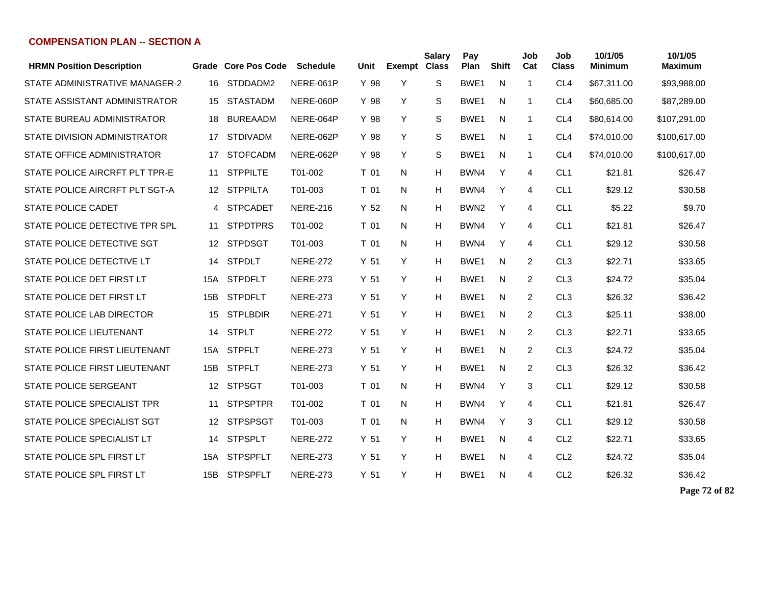## COMPENSATION PLAN -- SECTION A

| HRMN Position Description | Grade | Core Pos Code | Schedule | Unit | Exempt | Salary Class | Pay Plan | Shift | Job Cat | Job Class | 10/1/05 Minimum | 10/1/05 Maximum |
|---|---|---|---|---|---|---|---|---|---|---|---|---|
| STATE ADMINISTRATIVE MANAGER-2 | 16 | STDDADM2 | NERE-061P | Y 98 | Y | S | BWE1 | N | 1 | CL4 | $67,311.00 | $93,988.00 |
| STATE ASSISTANT ADMINISTRATOR | 15 | STASTADM | NERE-060P | Y 98 | Y | S | BWE1 | N | 1 | CL4 | $60,685.00 | $87,289.00 |
| STATE BUREAU ADMINISTRATOR | 18 | BUREAADM | NERE-064P | Y 98 | Y | S | BWE1 | N | 1 | CL4 | $80,614.00 | $107,291.00 |
| STATE DIVISION ADMINISTRATOR | 17 | STDIVADM | NERE-062P | Y 98 | Y | S | BWE1 | N | 1 | CL4 | $74,010.00 | $100,617.00 |
| STATE OFFICE ADMINISTRATOR | 17 | STOFCADM | NERE-062P | Y 98 | Y | S | BWE1 | N | 1 | CL4 | $74,010.00 | $100,617.00 |
| STATE POLICE AIRCRFT PLT TPR-E | 11 | STPPILTE | T01-002 | T 01 | N | H | BWN4 | Y | 4 | CL1 | $21.81 | $26.47 |
| STATE POLICE AIRCRFT PLT SGT-A | 12 | STPPILTA | T01-003 | T 01 | N | H | BWN4 | Y | 4 | CL1 | $29.12 | $30.58 |
| STATE POLICE CADET | 4 | STPCADET | NERE-216 | Y 52 | N | H | BWN2 | Y | 4 | CL1 | $5.22 | $9.70 |
| STATE POLICE DETECTIVE TPR SPL | 11 | STPDTPRS | T01-002 | T 01 | N | H | BWN4 | Y | 4 | CL1 | $21.81 | $26.47 |
| STATE POLICE DETECTIVE SGT | 12 | STPDSGT | T01-003 | T 01 | N | H | BWN4 | Y | 4 | CL1 | $29.12 | $30.58 |
| STATE POLICE DETECTIVE LT | 14 | STPDLT | NERE-272 | Y 51 | Y | H | BWE1 | N | 2 | CL3 | $22.71 | $33.65 |
| STATE POLICE DET FIRST LT | 15A | STPDFLT | NERE-273 | Y 51 | Y | H | BWE1 | N | 2 | CL3 | $24.72 | $35.04 |
| STATE POLICE DET FIRST LT | 15B | STPDFLT | NERE-273 | Y 51 | Y | H | BWE1 | N | 2 | CL3 | $26.32 | $36.42 |
| STATE POLICE LAB DIRECTOR | 15 | STPLBDIR | NERE-271 | Y 51 | Y | H | BWE1 | N | 2 | CL3 | $25.11 | $38.00 |
| STATE POLICE LIEUTENANT | 14 | STPLT | NERE-272 | Y 51 | Y | H | BWE1 | N | 2 | CL3 | $22.71 | $33.65 |
| STATE POLICE FIRST LIEUTENANT | 15A | STPFLT | NERE-273 | Y 51 | Y | H | BWE1 | N | 2 | CL3 | $24.72 | $35.04 |
| STATE POLICE FIRST LIEUTENANT | 15B | STPFLT | NERE-273 | Y 51 | Y | H | BWE1 | N | 2 | CL3 | $26.32 | $36.42 |
| STATE POLICE SERGEANT | 12 | STPSGT | T01-003 | T 01 | N | H | BWN4 | Y | 3 | CL1 | $29.12 | $30.58 |
| STATE POLICE SPECIALIST TPR | 11 | STPSPTPR | T01-002 | T 01 | N | H | BWN4 | Y | 4 | CL1 | $21.81 | $26.47 |
| STATE POLICE SPECIALIST SGT | 12 | STPSPSGT | T01-003 | T 01 | N | H | BWN4 | Y | 3 | CL1 | $29.12 | $30.58 |
| STATE POLICE SPECIALIST LT | 14 | STPSPLT | NERE-272 | Y 51 | Y | H | BWE1 | N | 4 | CL2 | $22.71 | $33.65 |
| STATE POLICE SPL FIRST LT | 15A | STPSPFLT | NERE-273 | Y 51 | Y | H | BWE1 | N | 4 | CL2 | $24.72 | $35.04 |
| STATE POLICE SPL FIRST LT | 15B | STPSPFLT | NERE-273 | Y 51 | Y | H | BWE1 | N | 4 | CL2 | $26.32 | $36.42 |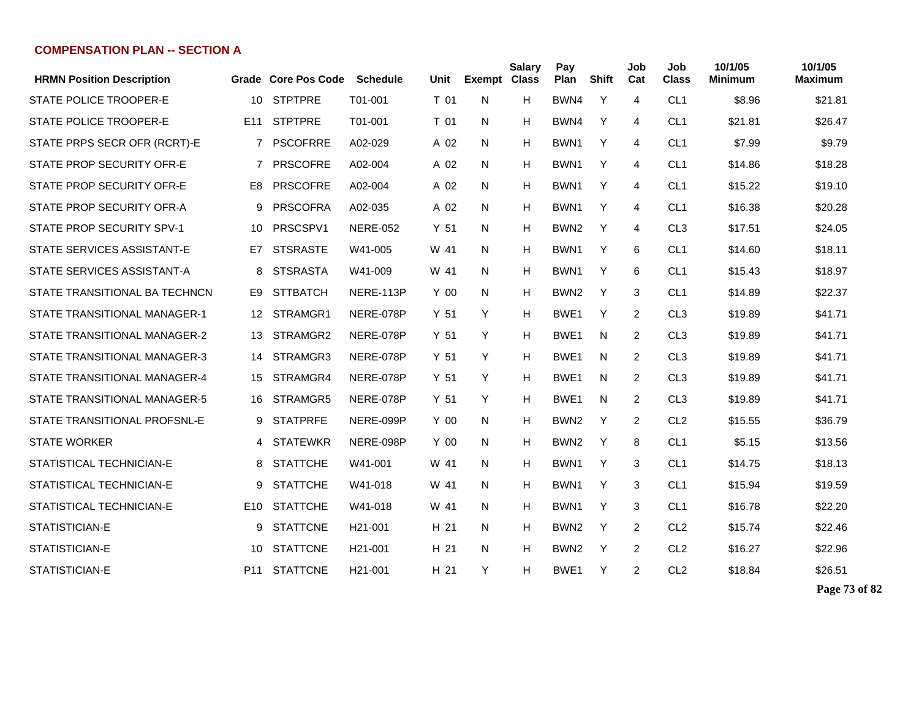## COMPENSATION PLAN -- SECTION A

| HRMN Position Description | Grade | Core Pos Code | Schedule | Unit | Exempt | Salary Class | Pay Plan | Shift | Job Cat | Job Class | 10/1/05 Minimum | 10/1/05 Maximum |
|---|---|---|---|---|---|---|---|---|---|---|---|---|
| STATE POLICE TROOPER-E | 10 | STPTPRE | T01-001 | T 01 | N | H | BWN4 | Y | 4 | CL1 | $8.96 | $21.81 |
| STATE POLICE TROOPER-E | E11 | STPTPRE | T01-001 | T 01 | N | H | BWN4 | Y | 4 | CL1 | $21.81 | $26.47 |
| STATE PRPS SECR OFR (RCRT)-E | 7 | PSCOFRRE | A02-029 | A 02 | N | H | BWN1 | Y | 4 | CL1 | $7.99 | $9.79 |
| STATE PROP SECURITY OFR-E | 7 | PRSCOFRE | A02-004 | A 02 | N | H | BWN1 | Y | 4 | CL1 | $14.86 | $18.28 |
| STATE PROP SECURITY OFR-E | E8 | PRSCOFRE | A02-004 | A 02 | N | H | BWN1 | Y | 4 | CL1 | $15.22 | $19.10 |
| STATE PROP SECURITY OFR-A | 9 | PRSCOFRA | A02-035 | A 02 | N | H | BWN1 | Y | 4 | CL1 | $16.38 | $20.28 |
| STATE PROP SECURITY SPV-1 | 10 | PRSCSPV1 | NERE-052 | Y 51 | N | H | BWN2 | Y | 4 | CL3 | $17.51 | $24.05 |
| STATE SERVICES ASSISTANT-E | E7 | STSRASTE | W41-005 | W 41 | N | H | BWN1 | Y | 6 | CL1 | $14.60 | $18.11 |
| STATE SERVICES ASSISTANT-A | 8 | STSRASTA | W41-009 | W 41 | N | H | BWN1 | Y | 6 | CL1 | $15.43 | $18.97 |
| STATE TRANSITIONAL BA TECHNCN | E9 | STTBATCH | NERE-113P | Y 00 | N | H | BWN2 | Y | 3 | CL1 | $14.89 | $22.37 |
| STATE TRANSITIONAL MANAGER-1 | 12 | STRAMGR1 | NERE-078P | Y 51 | Y | H | BWE1 | Y | 2 | CL3 | $19.89 | $41.71 |
| STATE TRANSITIONAL MANAGER-2 | 13 | STRAMGR2 | NERE-078P | Y 51 | Y | H | BWE1 | N | 2 | CL3 | $19.89 | $41.71 |
| STATE TRANSITIONAL MANAGER-3 | 14 | STRAMGR3 | NERE-078P | Y 51 | Y | H | BWE1 | N | 2 | CL3 | $19.89 | $41.71 |
| STATE TRANSITIONAL MANAGER-4 | 15 | STRAMGR4 | NERE-078P | Y 51 | Y | H | BWE1 | N | 2 | CL3 | $19.89 | $41.71 |
| STATE TRANSITIONAL MANAGER-5 | 16 | STRAMGR5 | NERE-078P | Y 51 | Y | H | BWE1 | N | 2 | CL3 | $19.89 | $41.71 |
| STATE TRANSITIONAL PROFSNL-E | 9 | STATPRFE | NERE-099P | Y 00 | N | H | BWN2 | Y | 2 | CL2 | $15.55 | $36.79 |
| STATE WORKER | 4 | STATEWKR | NERE-098P | Y 00 | N | H | BWN2 | Y | 8 | CL1 | $5.15 | $13.56 |
| STATISTICAL TECHNICIAN-E | 8 | STATTCHE | W41-001 | W 41 | N | H | BWN1 | Y | 3 | CL1 | $14.75 | $18.13 |
| STATISTICAL TECHNICIAN-E | 9 | STATTCHE | W41-018 | W 41 | N | H | BWN1 | Y | 3 | CL1 | $15.94 | $19.59 |
| STATISTICAL TECHNICIAN-E | E10 | STATTCHE | W41-018 | W 41 | N | H | BWN1 | Y | 3 | CL1 | $16.78 | $22.20 |
| STATISTICIAN-E | 9 | STATTCNE | H21-001 | H 21 | N | H | BWN2 | Y | 2 | CL2 | $15.74 | $22.46 |
| STATISTICIAN-E | 10 | STATTCNE | H21-001 | H 21 | N | H | BWN2 | Y | 2 | CL2 | $16.27 | $22.96 |
| STATISTICIAN-E | P11 | STATTCNE | H21-001 | H 21 | Y | H | BWE1 | Y | 2 | CL2 | $18.84 | $26.51 |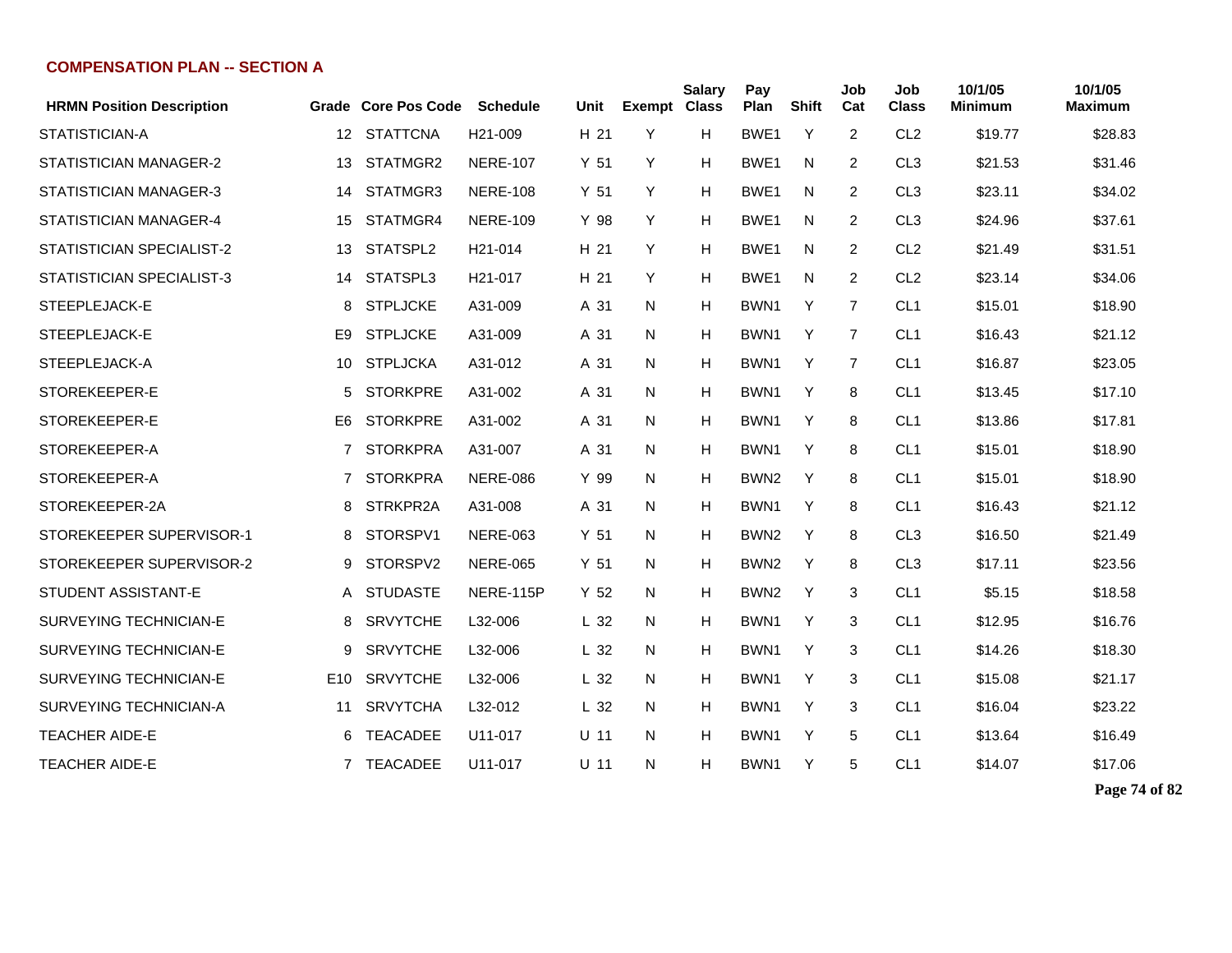## COMPENSATION PLAN -- SECTION A

| HRMN Position Description | Grade | Core Pos Code | Schedule | Unit | Exempt | Salary Class | Pay Plan | Shift | Job Cat | Job Class | 10/1/05 Minimum | 10/1/05 Maximum |
|---|---|---|---|---|---|---|---|---|---|---|---|---|
| STATISTICIAN-A | 12 | STATTCNA | H21-009 | H 21 | Y | H | BWE1 | Y | 2 | CL2 | $19.77 | $28.83 |
| STATISTICIAN MANAGER-2 | 13 | STATMGR2 | NERE-107 | Y 51 | Y | H | BWE1 | N | 2 | CL3 | $21.53 | $31.46 |
| STATISTICIAN MANAGER-3 | 14 | STATMGR3 | NERE-108 | Y 51 | Y | H | BWE1 | N | 2 | CL3 | $23.11 | $34.02 |
| STATISTICIAN MANAGER-4 | 15 | STATMGR4 | NERE-109 | Y 98 | Y | H | BWE1 | N | 2 | CL3 | $24.96 | $37.61 |
| STATISTICIAN SPECIALIST-2 | 13 | STATSPL2 | H21-014 | H 21 | Y | H | BWE1 | N | 2 | CL2 | $21.49 | $31.51 |
| STATISTICIAN SPECIALIST-3 | 14 | STATSPL3 | H21-017 | H 21 | Y | H | BWE1 | N | 2 | CL2 | $23.14 | $34.06 |
| STEEPLEJACK-E | 8 | STPLJCKE | A31-009 | A 31 | N | H | BWN1 | Y | 7 | CL1 | $15.01 | $18.90 |
| STEEPLEJACK-E | E9 | STPLJCKE | A31-009 | A 31 | N | H | BWN1 | Y | 7 | CL1 | $16.43 | $21.12 |
| STEEPLEJACK-A | 10 | STPLJCKA | A31-012 | A 31 | N | H | BWN1 | Y | 7 | CL1 | $16.87 | $23.05 |
| STOREKEEPER-E | 5 | STORKPRE | A31-002 | A 31 | N | H | BWN1 | Y | 8 | CL1 | $13.45 | $17.10 |
| STOREKEEPER-E | E6 | STORKPRE | A31-002 | A 31 | N | H | BWN1 | Y | 8 | CL1 | $13.86 | $17.81 |
| STOREKEEPER-A | 7 | STORKPRA | A31-007 | A 31 | N | H | BWN1 | Y | 8 | CL1 | $15.01 | $18.90 |
| STOREKEEPER-A | 7 | STORKPRA | NERE-086 | Y 99 | N | H | BWN2 | Y | 8 | CL1 | $15.01 | $18.90 |
| STOREKEEPER-2A | 8 | STRKPR2A | A31-008 | A 31 | N | H | BWN1 | Y | 8 | CL1 | $16.43 | $21.12 |
| STOREKEEPER SUPERVISOR-1 | 8 | STORSPV1 | NERE-063 | Y 51 | N | H | BWN2 | Y | 8 | CL3 | $16.50 | $21.49 |
| STOREKEEPER SUPERVISOR-2 | 9 | STORSPV2 | NERE-065 | Y 51 | N | H | BWN2 | Y | 8 | CL3 | $17.11 | $23.56 |
| STUDENT ASSISTANT-E | A | STUDASTE | NERE-115P | Y 52 | N | H | BWN2 | Y | 3 | CL1 | $5.15 | $18.58 |
| SURVEYING TECHNICIAN-E | 8 | SRVYTCHE | L32-006 | L 32 | N | H | BWN1 | Y | 3 | CL1 | $12.95 | $16.76 |
| SURVEYING TECHNICIAN-E | 9 | SRVYTCHE | L32-006 | L 32 | N | H | BWN1 | Y | 3 | CL1 | $14.26 | $18.30 |
| SURVEYING TECHNICIAN-E | E10 | SRVYTCHE | L32-006 | L 32 | N | H | BWN1 | Y | 3 | CL1 | $15.08 | $21.17 |
| SURVEYING TECHNICIAN-A | 11 | SRVYTCHA | L32-012 | L 32 | N | H | BWN1 | Y | 3 | CL1 | $16.04 | $23.22 |
| TEACHER AIDE-E | 6 | TEACADEE | U11-017 | U 11 | N | H | BWN1 | Y | 5 | CL1 | $13.64 | $16.49 |
| TEACHER AIDE-E | 7 | TEACADEE | U11-017 | U 11 | N | H | BWN1 | Y | 5 | CL1 | $14.07 | $17.06 |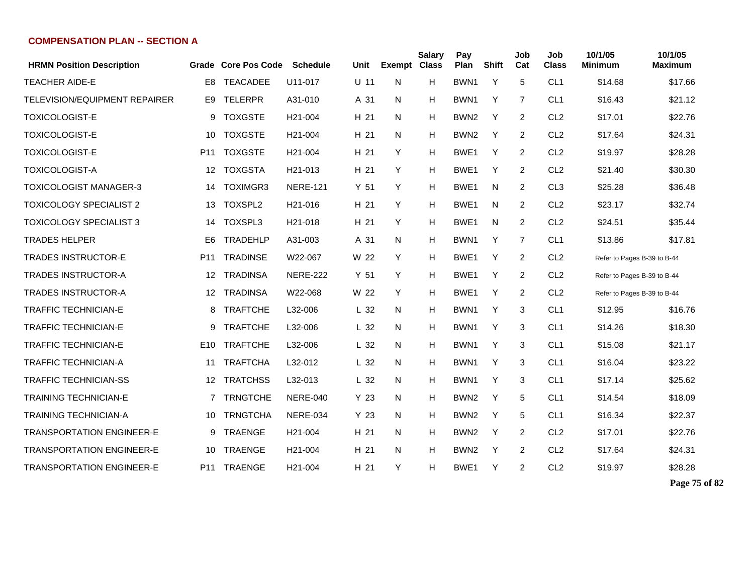## COMPENSATION PLAN -- SECTION A

| HRMN Position Description | Grade | Core Pos Code | Schedule | Unit | Exempt | Salary Class | Pay Plan | Shift | Job Cat | Job Class | 10/1/05 Minimum | 10/1/05 Maximum |
|---|---|---|---|---|---|---|---|---|---|---|---|---|
| TEACHER AIDE-E | E8 | TEACADEE | U11-017 | U 11 | N | H | BWN1 | Y | 5 | CL1 | $14.68 | $17.66 |
| TELEVISION/EQUIPMENT REPAIRER | E9 | TELERPR | A31-010 | A 31 | N | H | BWN1 | Y | 7 | CL1 | $16.43 | $21.12 |
| TOXICOLOGIST-E | 9 | TOXGSTE | H21-004 | H 21 | N | H | BWN2 | Y | 2 | CL2 | $17.01 | $22.76 |
| TOXICOLOGIST-E | 10 | TOXGSTE | H21-004 | H 21 | N | H | BWN2 | Y | 2 | CL2 | $17.64 | $24.31 |
| TOXICOLOGIST-E | P11 | TOXGSTE | H21-004 | H 21 | Y | H | BWE1 | Y | 2 | CL2 | $19.97 | $28.28 |
| TOXICOLOGIST-A | 12 | TOXGSTA | H21-013 | H 21 | Y | H | BWE1 | Y | 2 | CL2 | $21.40 | $30.30 |
| TOXICOLOGIST MANAGER-3 | 14 | TOXIMGR3 | NERE-121 | Y 51 | Y | H | BWE1 | N | 2 | CL3 | $25.28 | $36.48 |
| TOXICOLOGY SPECIALIST 2 | 13 | TOXSPL2 | H21-016 | H 21 | Y | H | BWE1 | N | 2 | CL2 | $23.17 | $32.74 |
| TOXICOLOGY SPECIALIST 3 | 14 | TOXSPL3 | H21-018 | H 21 | Y | H | BWE1 | N | 2 | CL2 | $24.51 | $35.44 |
| TRADES HELPER | E6 | TRADEHLP | A31-003 | A 31 | N | H | BWN1 | Y | 7 | CL1 | $13.86 | $17.81 |
| TRADES INSTRUCTOR-E | P11 | TRADINSE | W22-067 | W 22 | Y | H | BWE1 | Y | 2 | CL2 | Refer to Pages B-39 to B-44 | |
| TRADES INSTRUCTOR-A | 12 | TRADINSA | NERE-222 | Y 51 | Y | H | BWE1 | Y | 2 | CL2 | Refer to Pages B-39 to B-44 | |
| TRADES INSTRUCTOR-A | 12 | TRADINSA | W22-068 | W 22 | Y | H | BWE1 | Y | 2 | CL2 | Refer to Pages B-39 to B-44 | |
| TRAFFIC TECHNICIAN-E | 8 | TRAFTCHE | L32-006 | L 32 | N | H | BWN1 | Y | 3 | CL1 | $12.95 | $16.76 |
| TRAFFIC TECHNICIAN-E | 9 | TRAFTCHE | L32-006 | L 32 | N | H | BWN1 | Y | 3 | CL1 | $14.26 | $18.30 |
| TRAFFIC TECHNICIAN-E | E10 | TRAFTCHE | L32-006 | L 32 | N | H | BWN1 | Y | 3 | CL1 | $15.08 | $21.17 |
| TRAFFIC TECHNICIAN-A | 11 | TRAFTCHA | L32-012 | L 32 | N | H | BWN1 | Y | 3 | CL1 | $16.04 | $23.22 |
| TRAFFIC TECHNICIAN-SS | 12 | TRATCHSS | L32-013 | L 32 | N | H | BWN1 | Y | 3 | CL1 | $17.14 | $25.62 |
| TRAINING TECHNICIAN-E | 7 | TRNGTCHE | NERE-040 | Y 23 | N | H | BWN2 | Y | 5 | CL1 | $14.54 | $18.09 |
| TRAINING TECHNICIAN-A | 10 | TRNGTCHA | NERE-034 | Y 23 | N | H | BWN2 | Y | 5 | CL1 | $16.34 | $22.37 |
| TRANSPORTATION ENGINEER-E | 9 | TRAENGE | H21-004 | H 21 | N | H | BWN2 | Y | 2 | CL2 | $17.01 | $22.76 |
| TRANSPORTATION ENGINEER-E | 10 | TRAENGE | H21-004 | H 21 | N | H | BWN2 | Y | 2 | CL2 | $17.64 | $24.31 |
| TRANSPORTATION ENGINEER-E | P11 | TRAENGE | H21-004 | H 21 | Y | H | BWE1 | Y | 2 | CL2 | $19.97 | $28.28 |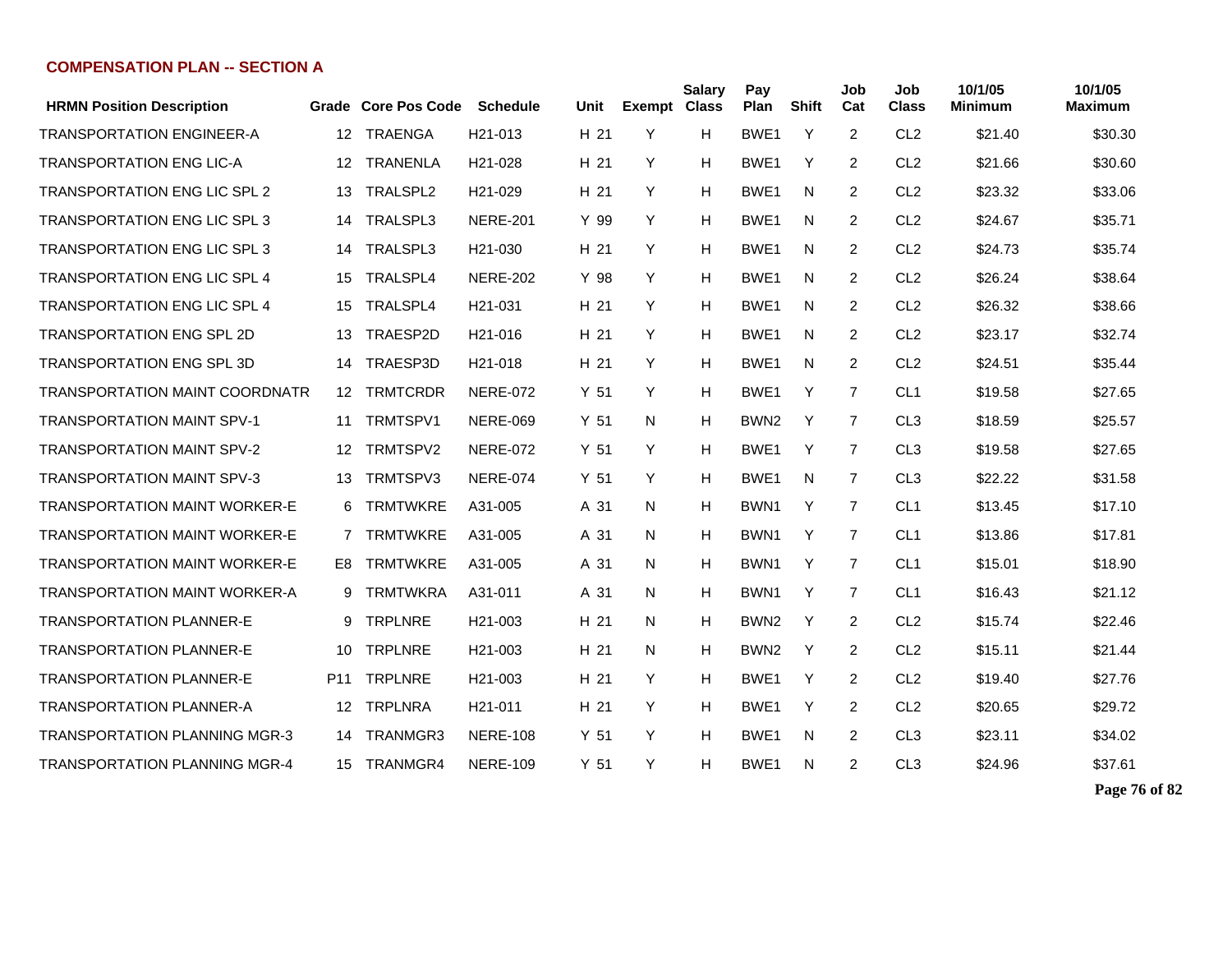## COMPENSATION PLAN -- SECTION A

| HRMN Position Description | Grade | Core Pos Code | Schedule | Unit | Exempt | Salary Class | Pay Plan | Shift | Job Cat | Job Class | 10/1/05 Minimum | 10/1/05 Maximum |
|---|---|---|---|---|---|---|---|---|---|---|---|---|
| TRANSPORTATION ENGINEER-A | 12 | TRAENGA | H21-013 | H 21 | Y | H | BWE1 | Y | 2 | CL2 | $21.40 | $30.30 |
| TRANSPORTATION ENG LIC-A | 12 | TRANENLA | H21-028 | H 21 | Y | H | BWE1 | Y | 2 | CL2 | $21.66 | $30.60 |
| TRANSPORTATION ENG LIC SPL 2 | 13 | TRALSPL2 | H21-029 | H 21 | Y | H | BWE1 | N | 2 | CL2 | $23.32 | $33.06 |
| TRANSPORTATION ENG LIC SPL 3 | 14 | TRALSPL3 | NERE-201 | Y 99 | Y | H | BWE1 | N | 2 | CL2 | $24.67 | $35.71 |
| TRANSPORTATION ENG LIC SPL 3 | 14 | TRALSPL3 | H21-030 | H 21 | Y | H | BWE1 | N | 2 | CL2 | $24.73 | $35.74 |
| TRANSPORTATION ENG LIC SPL 4 | 15 | TRALSPL4 | NERE-202 | Y 98 | Y | H | BWE1 | N | 2 | CL2 | $26.24 | $38.64 |
| TRANSPORTATION ENG LIC SPL 4 | 15 | TRALSPL4 | H21-031 | H 21 | Y | H | BWE1 | N | 2 | CL2 | $26.32 | $38.66 |
| TRANSPORTATION ENG SPL 2D | 13 | TRAESP2D | H21-016 | H 21 | Y | H | BWE1 | N | 2 | CL2 | $23.17 | $32.74 |
| TRANSPORTATION ENG SPL 3D | 14 | TRAESP3D | H21-018 | H 21 | Y | H | BWE1 | N | 2 | CL2 | $24.51 | $35.44 |
| TRANSPORTATION MAINT COORDNATR | 12 | TRMTCRDR | NERE-072 | Y 51 | Y | H | BWE1 | Y | 7 | CL1 | $19.58 | $27.65 |
| TRANSPORTATION MAINT SPV-1 | 11 | TRMTSPV1 | NERE-069 | Y 51 | N | H | BWN2 | Y | 7 | CL3 | $18.59 | $25.57 |
| TRANSPORTATION MAINT SPV-2 | 12 | TRMTSPV2 | NERE-072 | Y 51 | Y | H | BWE1 | Y | 7 | CL3 | $19.58 | $27.65 |
| TRANSPORTATION MAINT SPV-3 | 13 | TRMTSPV3 | NERE-074 | Y 51 | Y | H | BWE1 | N | 7 | CL3 | $22.22 | $31.58 |
| TRANSPORTATION MAINT WORKER-E | 6 | TRMTWKRE | A31-005 | A 31 | N | H | BWN1 | Y | 7 | CL1 | $13.45 | $17.10 |
| TRANSPORTATION MAINT WORKER-E | 7 | TRMTWKRE | A31-005 | A 31 | N | H | BWN1 | Y | 7 | CL1 | $13.86 | $17.81 |
| TRANSPORTATION MAINT WORKER-E | E8 | TRMTWKRE | A31-005 | A 31 | N | H | BWN1 | Y | 7 | CL1 | $15.01 | $18.90 |
| TRANSPORTATION MAINT WORKER-A | 9 | TRMTWKRA | A31-011 | A 31 | N | H | BWN1 | Y | 7 | CL1 | $16.43 | $21.12 |
| TRANSPORTATION PLANNER-E | 9 | TRPLNRE | H21-003 | H 21 | N | H | BWN2 | Y | 2 | CL2 | $15.74 | $22.46 |
| TRANSPORTATION PLANNER-E | 10 | TRPLNRE | H21-003 | H 21 | N | H | BWN2 | Y | 2 | CL2 | $15.11 | $21.44 |
| TRANSPORTATION PLANNER-E | P11 | TRPLNRE | H21-003 | H 21 | Y | H | BWE1 | Y | 2 | CL2 | $19.40 | $27.76 |
| TRANSPORTATION PLANNER-A | 12 | TRPLNRA | H21-011 | H 21 | Y | H | BWE1 | Y | 2 | CL2 | $20.65 | $29.72 |
| TRANSPORTATION PLANNING MGR-3 | 14 | TRANMGR3 | NERE-108 | Y 51 | Y | H | BWE1 | N | 2 | CL3 | $23.11 | $34.02 |
| TRANSPORTATION PLANNING MGR-4 | 15 | TRANMGR4 | NERE-109 | Y 51 | Y | H | BWE1 | N | 2 | CL3 | $24.96 | $37.61 |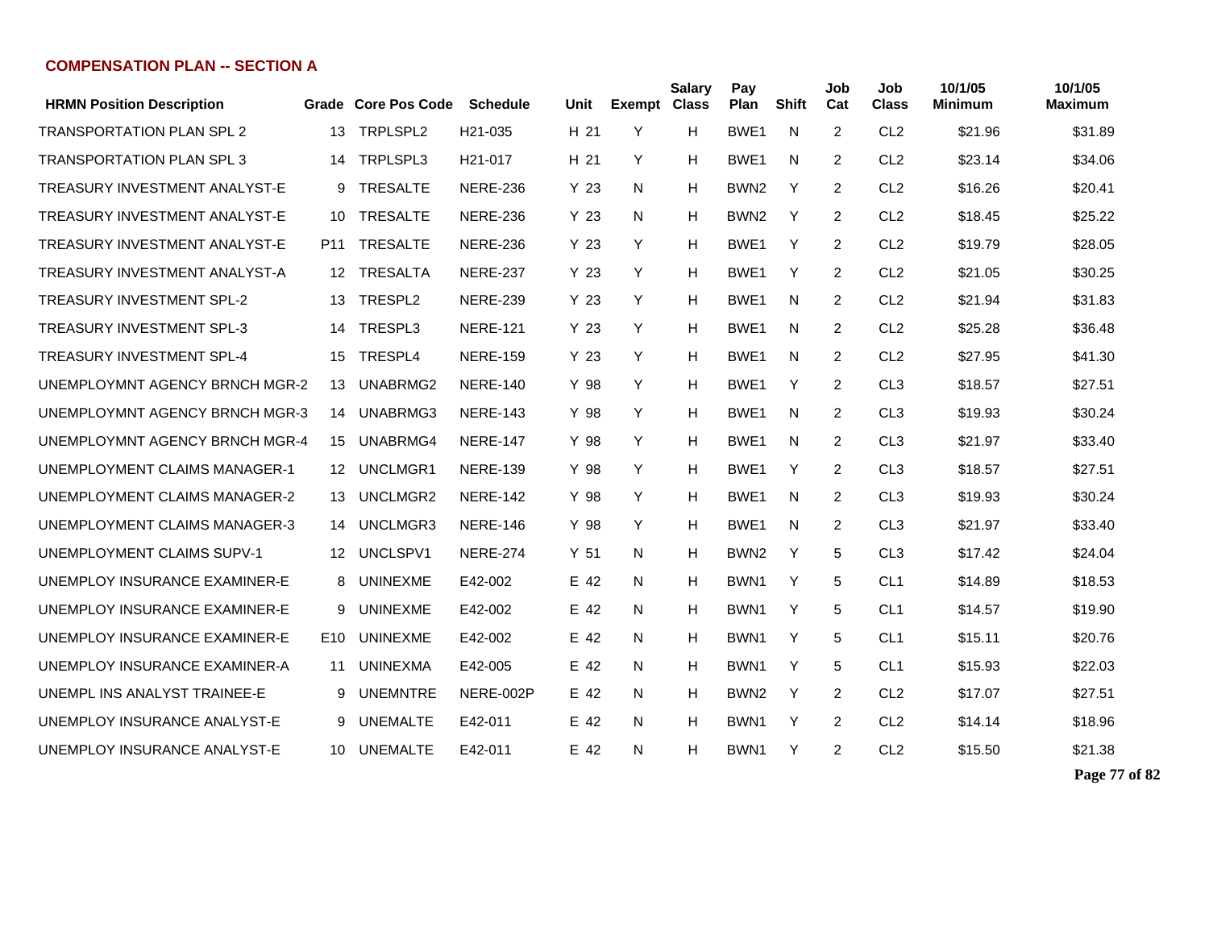## COMPENSATION PLAN -- SECTION A

| HRMN Position Description | Grade | Core Pos Code | Schedule | Unit | Exempt | Salary Class | Pay Plan | Shift | Job Cat | Job Class | 10/1/05 Minimum | 10/1/05 Maximum |
|---|---|---|---|---|---|---|---|---|---|---|---|---|
| TRANSPORTATION PLAN SPL 2 | 13 | TRPLSPL2 | H21-035 | H 21 | Y | H | BWE1 | N | 2 | CL2 | $21.96 | $31.89 |
| TRANSPORTATION PLAN SPL 3 | 14 | TRPLSPL3 | H21-017 | H 21 | Y | H | BWE1 | N | 2 | CL2 | $23.14 | $34.06 |
| TREASURY INVESTMENT ANALYST-E | 9 | TRESALTE | NERE-236 | Y 23 | N | H | BWN2 | Y | 2 | CL2 | $16.26 | $20.41 |
| TREASURY INVESTMENT ANALYST-E | 10 | TRESALTE | NERE-236 | Y 23 | N | H | BWN2 | Y | 2 | CL2 | $18.45 | $25.22 |
| TREASURY INVESTMENT ANALYST-E | P11 | TRESALTE | NERE-236 | Y 23 | Y | H | BWE1 | Y | 2 | CL2 | $19.79 | $28.05 |
| TREASURY INVESTMENT ANALYST-A | 12 | TRESALTA | NERE-237 | Y 23 | Y | H | BWE1 | Y | 2 | CL2 | $21.05 | $30.25 |
| TREASURY INVESTMENT SPL-2 | 13 | TRESPL2 | NERE-239 | Y 23 | Y | H | BWE1 | N | 2 | CL2 | $21.94 | $31.83 |
| TREASURY INVESTMENT SPL-3 | 14 | TRESPL3 | NERE-121 | Y 23 | Y | H | BWE1 | N | 2 | CL2 | $25.28 | $36.48 |
| TREASURY INVESTMENT SPL-4 | 15 | TRESPL4 | NERE-159 | Y 23 | Y | H | BWE1 | N | 2 | CL2 | $27.95 | $41.30 |
| UNEMPLOYMNT AGENCY BRNCH MGR-2 | 13 | UNABRMG2 | NERE-140 | Y 98 | Y | H | BWE1 | Y | 2 | CL3 | $18.57 | $27.51 |
| UNEMPLOYMNT AGENCY BRNCH MGR-3 | 14 | UNABRMG3 | NERE-143 | Y 98 | Y | H | BWE1 | N | 2 | CL3 | $19.93 | $30.24 |
| UNEMPLOYMNT AGENCY BRNCH MGR-4 | 15 | UNABRMG4 | NERE-147 | Y 98 | Y | H | BWE1 | N | 2 | CL3 | $21.97 | $33.40 |
| UNEMPLOYMENT CLAIMS MANAGER-1 | 12 | UNCLMGR1 | NERE-139 | Y 98 | Y | H | BWE1 | Y | 2 | CL3 | $18.57 | $27.51 |
| UNEMPLOYMENT CLAIMS MANAGER-2 | 13 | UNCLMGR2 | NERE-142 | Y 98 | Y | H | BWE1 | N | 2 | CL3 | $19.93 | $30.24 |
| UNEMPLOYMENT CLAIMS MANAGER-3 | 14 | UNCLMGR3 | NERE-146 | Y 98 | Y | H | BWE1 | N | 2 | CL3 | $21.97 | $33.40 |
| UNEMPLOYMENT CLAIMS SUPV-1 | 12 | UNCLSPV1 | NERE-274 | Y 51 | N | H | BWN2 | Y | 5 | CL3 | $17.42 | $24.04 |
| UNEMPLOY INSURANCE EXAMINER-E | 8 | UNINEXME | E42-002 | E 42 | N | H | BWN1 | Y | 5 | CL1 | $14.89 | $18.53 |
| UNEMPLOY INSURANCE EXAMINER-E | 9 | UNINEXME | E42-002 | E 42 | N | H | BWN1 | Y | 5 | CL1 | $14.57 | $19.90 |
| UNEMPLOY INSURANCE EXAMINER-E | E10 | UNINEXME | E42-002 | E 42 | N | H | BWN1 | Y | 5 | CL1 | $15.11 | $20.76 |
| UNEMPLOY INSURANCE EXAMINER-A | 11 | UNINEXMA | E42-005 | E 42 | N | H | BWN1 | Y | 5 | CL1 | $15.93 | $22.03 |
| UNEMPL INS ANALYST TRAINEE-E | 9 | UNEMNTRE | NERE-002P | E 42 | N | H | BWN2 | Y | 2 | CL2 | $17.07 | $27.51 |
| UNEMPLOY INSURANCE ANALYST-E | 9 | UNEMALTE | E42-011 | E 42 | N | H | BWN1 | Y | 2 | CL2 | $14.14 | $18.96 |
| UNEMPLOY INSURANCE ANALYST-E | 10 | UNEMALTE | E42-011 | E 42 | N | H | BWN1 | Y | 2 | CL2 | $15.50 | $21.38 |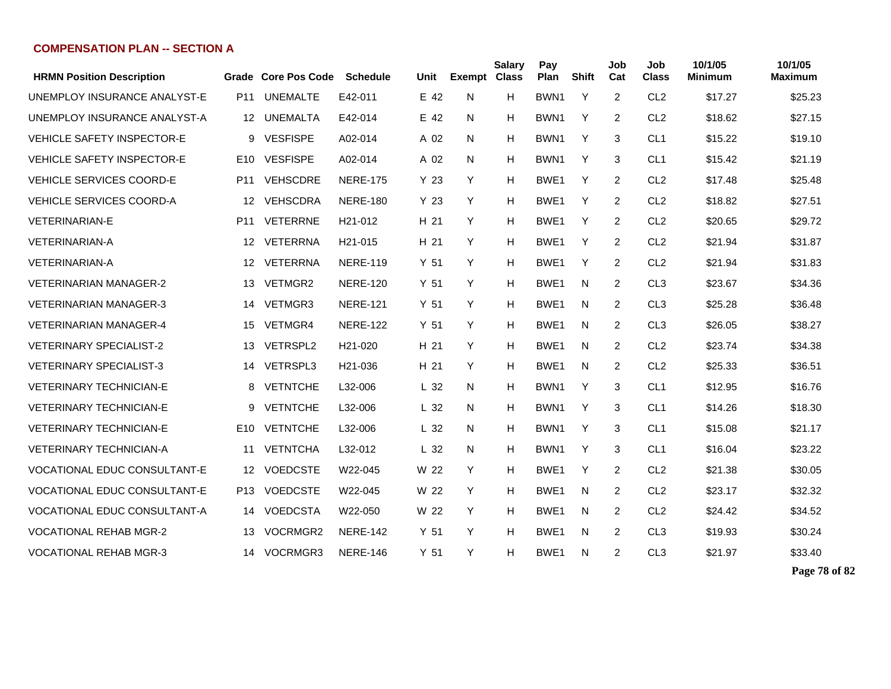## COMPENSATION PLAN -- SECTION A

| HRMN Position Description | Grade | Core Pos Code | Schedule | Unit | Exempt | Salary Class | Pay Plan | Shift | Job Cat | Job Class | 10/1/05 Minimum | 10/1/05 Maximum |
|---|---|---|---|---|---|---|---|---|---|---|---|---|
| UNEMPLOY INSURANCE ANALYST-E | P11 | UNEMALTE | E42-011 | E 42 | N | H | BWN1 | Y | 2 | CL2 | $17.27 | $25.23 |
| UNEMPLOY INSURANCE ANALYST-A | 12 | UNEMALTA | E42-014 | E 42 | N | H | BWN1 | Y | 2 | CL2 | $18.62 | $27.15 |
| VEHICLE SAFETY INSPECTOR-E | 9 | VESFISPE | A02-014 | A 02 | N | H | BWN1 | Y | 3 | CL1 | $15.22 | $19.10 |
| VEHICLE SAFETY INSPECTOR-E | E10 | VESFISPE | A02-014 | A 02 | N | H | BWN1 | Y | 3 | CL1 | $15.42 | $21.19 |
| VEHICLE SERVICES COORD-E | P11 | VEHSCDRE | NERE-175 | Y 23 | Y | H | BWE1 | Y | 2 | CL2 | $17.48 | $25.48 |
| VEHICLE SERVICES COORD-A | 12 | VEHSCDRA | NERE-180 | Y 23 | Y | H | BWE1 | Y | 2 | CL2 | $18.82 | $27.51 |
| VETERINARIAN-E | P11 | VETERRNE | H21-012 | H 21 | Y | H | BWE1 | Y | 2 | CL2 | $20.65 | $29.72 |
| VETERINARIAN-A | 12 | VETERRNA | H21-015 | H 21 | Y | H | BWE1 | Y | 2 | CL2 | $21.94 | $31.87 |
| VETERINARIAN-A | 12 | VETERRNA | NERE-119 | Y 51 | Y | H | BWE1 | Y | 2 | CL2 | $21.94 | $31.83 |
| VETERINARIAN MANAGER-2 | 13 | VETMGR2 | NERE-120 | Y 51 | Y | H | BWE1 | N | 2 | CL3 | $23.67 | $34.36 |
| VETERINARIAN MANAGER-3 | 14 | VETMGR3 | NERE-121 | Y 51 | Y | H | BWE1 | N | 2 | CL3 | $25.28 | $36.48 |
| VETERINARIAN MANAGER-4 | 15 | VETMGR4 | NERE-122 | Y 51 | Y | H | BWE1 | N | 2 | CL3 | $26.05 | $38.27 |
| VETERINARY SPECIALIST-2 | 13 | VETRSPL2 | H21-020 | H 21 | Y | H | BWE1 | N | 2 | CL2 | $23.74 | $34.38 |
| VETERINARY SPECIALIST-3 | 14 | VETRSPL3 | H21-036 | H 21 | Y | H | BWE1 | N | 2 | CL2 | $25.33 | $36.51 |
| VETERINARY TECHNICIAN-E | 8 | VETNTCHE | L32-006 | L 32 | N | H | BWN1 | Y | 3 | CL1 | $12.95 | $16.76 |
| VETERINARY TECHNICIAN-E | 9 | VETNTCHE | L32-006 | L 32 | N | H | BWN1 | Y | 3 | CL1 | $14.26 | $18.30 |
| VETERINARY TECHNICIAN-E | E10 | VETNTCHE | L32-006 | L 32 | N | H | BWN1 | Y | 3 | CL1 | $15.08 | $21.17 |
| VETERINARY TECHNICIAN-A | 11 | VETNTCHA | L32-012 | L 32 | N | H | BWN1 | Y | 3 | CL1 | $16.04 | $23.22 |
| VOCATIONAL EDUC CONSULTANT-E | 12 | VOEDCSTE | W22-045 | W 22 | Y | H | BWE1 | Y | 2 | CL2 | $21.38 | $30.05 |
| VOCATIONAL EDUC CONSULTANT-E | P13 | VOEDCSTE | W22-045 | W 22 | Y | H | BWE1 | N | 2 | CL2 | $23.17 | $32.32 |
| VOCATIONAL EDUC CONSULTANT-A | 14 | VOEDCSTA | W22-050 | W 22 | Y | H | BWE1 | N | 2 | CL2 | $24.42 | $34.52 |
| VOCATIONAL REHAB MGR-2 | 13 | VOCRMGR2 | NERE-142 | Y 51 | Y | H | BWE1 | N | 2 | CL3 | $19.93 | $30.24 |
| VOCATIONAL REHAB MGR-3 | 14 | VOCRMGR3 | NERE-146 | Y 51 | Y | H | BWE1 | N | 2 | CL3 | $21.97 | $33.40 |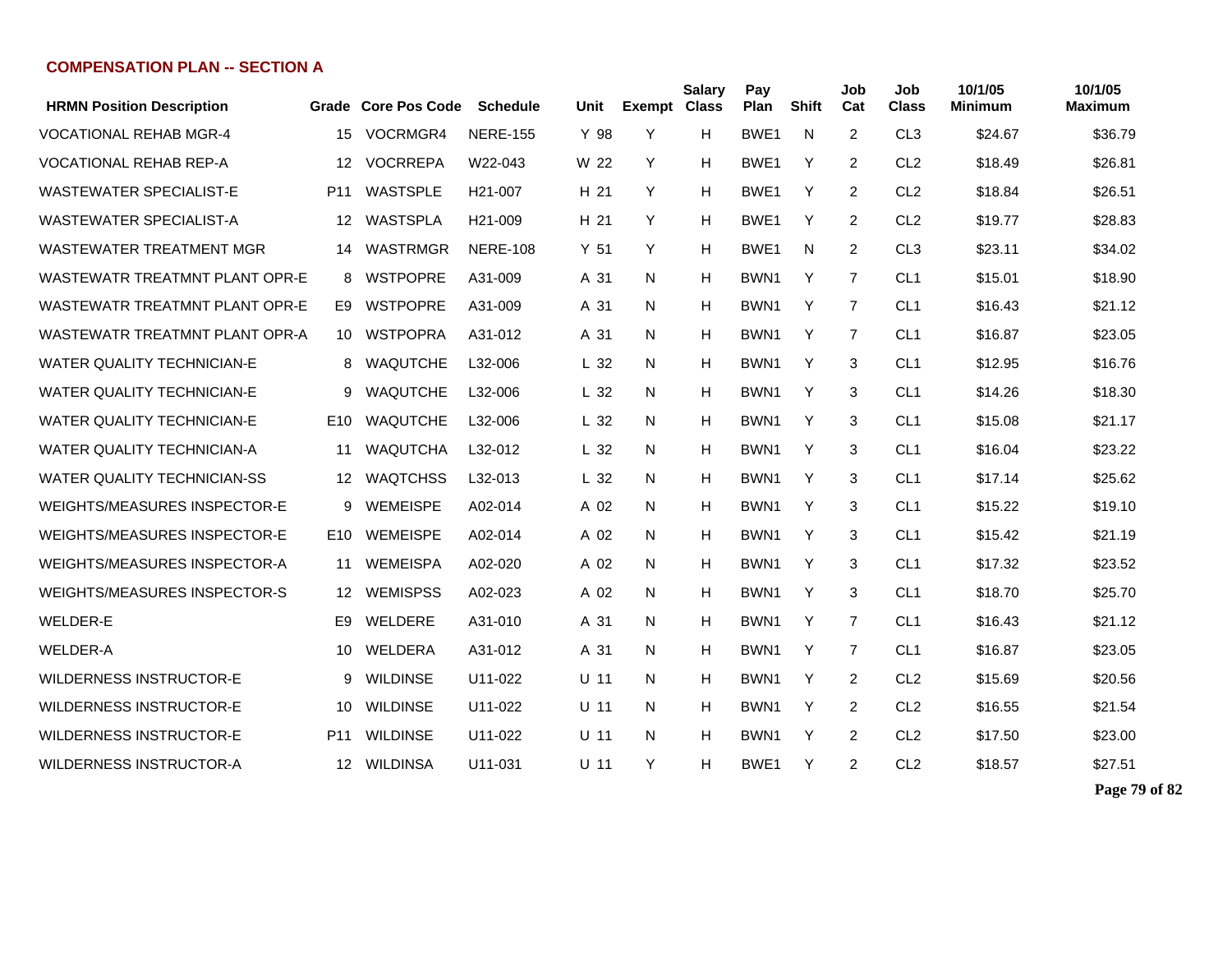## COMPENSATION PLAN -- SECTION A

| HRMN Position Description | Grade | Core Pos Code | Schedule | Unit | Exempt | Salary Class | Pay Plan | Shift | Job Cat | Job Class | 10/1/05 Minimum | 10/1/05 Maximum |
|---|---|---|---|---|---|---|---|---|---|---|---|---|
| VOCATIONAL REHAB MGR-4 | 15 | VOCRMGR4 | NERE-155 | Y 98 | Y | H | BWE1 | N | 2 | CL3 | $24.67 | $36.79 |
| VOCATIONAL REHAB REP-A | 12 | VOCREPA | W22-043 | W 22 | Y | H | BWE1 | Y | 2 | CL2 | $18.49 | $26.81 |
| WASTEWATER SPECIALIST-E | P11 | WASTSPLE | H21-007 | H 21 | Y | H | BWE1 | Y | 2 | CL2 | $18.84 | $26.51 |
| WASTEWATER SPECIALIST-A | 12 | WASTSPLA | H21-009 | H 21 | Y | H | BWE1 | Y | 2 | CL2 | $19.77 | $28.83 |
| WASTEWATER TREATMENT MGR | 14 | WASTRMGR | NERE-108 | Y 51 | Y | H | BWE1 | N | 2 | CL3 | $23.11 | $34.02 |
| WASTEWATR TREATMNT PLANT OPR-E | 8 | WSTPOPRE | A31-009 | A 31 | N | H | BWN1 | Y | 7 | CL1 | $15.01 | $18.90 |
| WASTEWATR TREATMNT PLANT OPR-E | E9 | WSTPOPRE | A31-009 | A 31 | N | H | BWN1 | Y | 7 | CL1 | $16.43 | $21.12 |
| WASTEWATR TREATMNT PLANT OPR-A | 10 | WSTPOPRA | A31-012 | A 31 | N | H | BWN1 | Y | 7 | CL1 | $16.87 | $23.05 |
| WATER QUALITY TECHNICIAN-E | 8 | WAQUTCHE | L32-006 | L 32 | N | H | BWN1 | Y | 3 | CL1 | $12.95 | $16.76 |
| WATER QUALITY TECHNICIAN-E | 9 | WAQUTCHE | L32-006 | L 32 | N | H | BWN1 | Y | 3 | CL1 | $14.26 | $18.30 |
| WATER QUALITY TECHNICIAN-E | E10 | WAQUTCHE | L32-006 | L 32 | N | H | BWN1 | Y | 3 | CL1 | $15.08 | $21.17 |
| WATER QUALITY TECHNICIAN-A | 11 | WAQUTCHA | L32-012 | L 32 | N | H | BWN1 | Y | 3 | CL1 | $16.04 | $23.22 |
| WATER QUALITY TECHNICIAN-SS | 12 | WAQTCHSS | L32-013 | L 32 | N | H | BWN1 | Y | 3 | CL1 | $17.14 | $25.62 |
| WEIGHTS/MEASURES INSPECTOR-E | 9 | WEMEISPE | A02-014 | A 02 | N | H | BWN1 | Y | 3 | CL1 | $15.22 | $19.10 |
| WEIGHTS/MEASURES INSPECTOR-E | E10 | WEMEISPE | A02-014 | A 02 | N | H | BWN1 | Y | 3 | CL1 | $15.42 | $21.19 |
| WEIGHTS/MEASURES INSPECTOR-A | 11 | WEMEISPA | A02-020 | A 02 | N | H | BWN1 | Y | 3 | CL1 | $17.32 | $23.52 |
| WEIGHTS/MEASURES INSPECTOR-S | 12 | WEMISPSS | A02-023 | A 02 | N | H | BWN1 | Y | 3 | CL1 | $18.70 | $25.70 |
| WELDER-E | E9 | WELDERE | A31-010 | A 31 | N | H | BWN1 | Y | 7 | CL1 | $16.43 | $21.12 |
| WELDER-A | 10 | WELDERA | A31-012 | A 31 | N | H | BWN1 | Y | 7 | CL1 | $16.87 | $23.05 |
| WILDERNESS INSTRUCTOR-E | 9 | WILDINSE | U11-022 | U 11 | N | H | BWN1 | Y | 2 | CL2 | $15.69 | $20.56 |
| WILDERNESS INSTRUCTOR-E | 10 | WILDINSE | U11-022 | U 11 | N | H | BWN1 | Y | 2 | CL2 | $16.55 | $21.54 |
| WILDERNESS INSTRUCTOR-E | P11 | WILDINSE | U11-022 | U 11 | N | H | BWN1 | Y | 2 | CL2 | $17.50 | $23.00 |
| WILDERNESS INSTRUCTOR-A | 12 | WILDINSA | U11-031 | U 11 | Y | H | BWE1 | Y | 2 | CL2 | $18.57 | $27.51 |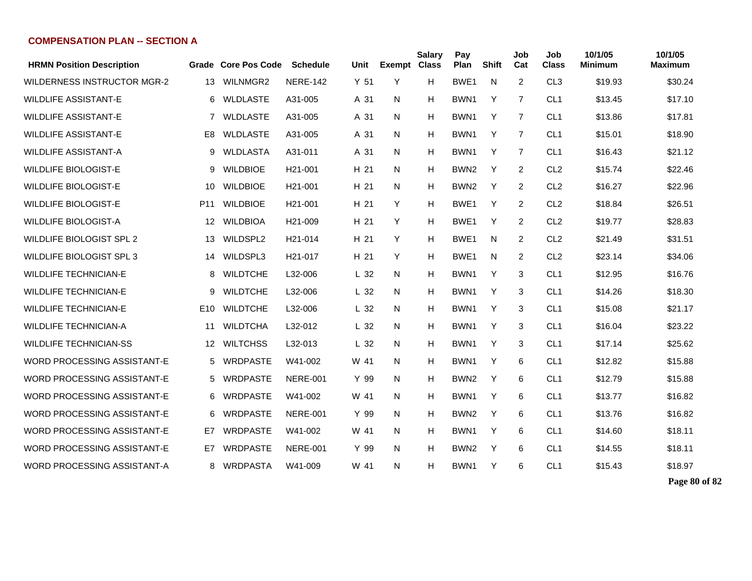## COMPENSATION PLAN -- SECTION A

| HRMN Position Description | Grade | Core Pos Code | Schedule | Unit | Exempt | Salary Class | Pay Plan | Shift | Job Cat | Job Class | 10/1/05 Minimum | 10/1/05 Maximum |
|---|---|---|---|---|---|---|---|---|---|---|---|---|
| WILDERNESS INSTRUCTOR MGR-2 | 13 | WILNMGR2 | NERE-142 | Y 51 | Y | H | BWE1 | N | 2 | CL3 | $19.93 | $30.24 |
| WILDLIFE ASSISTANT-E | 6 | WLDLASTE | A31-005 | A 31 | N | H | BWN1 | Y | 7 | CL1 | $13.45 | $17.10 |
| WILDLIFE ASSISTANT-E | 7 | WLDLASTE | A31-005 | A 31 | N | H | BWN1 | Y | 7 | CL1 | $13.86 | $17.81 |
| WILDLIFE ASSISTANT-E | E8 | WLDLASTE | A31-005 | A 31 | N | H | BWN1 | Y | 7 | CL1 | $15.01 | $18.90 |
| WILDLIFE ASSISTANT-A | 9 | WLDLASTA | A31-011 | A 31 | N | H | BWN1 | Y | 7 | CL1 | $16.43 | $21.12 |
| WILDLIFE BIOLOGIST-E | 9 | WILDBIOE | H21-001 | H 21 | N | H | BWN2 | Y | 2 | CL2 | $15.74 | $22.46 |
| WILDLIFE BIOLOGIST-E | 10 | WILDBIOE | H21-001 | H 21 | N | H | BWN2 | Y | 2 | CL2 | $16.27 | $22.96 |
| WILDLIFE BIOLOGIST-E | P11 | WILDBIOE | H21-001 | H 21 | Y | H | BWE1 | Y | 2 | CL2 | $18.84 | $26.51 |
| WILDLIFE BIOLOGIST-A | 12 | WILDBIOA | H21-009 | H 21 | Y | H | BWE1 | Y | 2 | CL2 | $19.77 | $28.83 |
| WILDLIFE BIOLOGIST SPL 2 | 13 | WILDSPL2 | H21-014 | H 21 | Y | H | BWE1 | N | 2 | CL2 | $21.49 | $31.51 |
| WILDLIFE BIOLOGIST SPL 3 | 14 | WILDSPL3 | H21-017 | H 21 | Y | H | BWE1 | N | 2 | CL2 | $23.14 | $34.06 |
| WILDLIFE TECHNICIAN-E | 8 | WILDTCHE | L32-006 | L 32 | N | H | BWN1 | Y | 3 | CL1 | $12.95 | $16.76 |
| WILDLIFE TECHNICIAN-E | 9 | WILDTCHE | L32-006 | L 32 | N | H | BWN1 | Y | 3 | CL1 | $14.26 | $18.30 |
| WILDLIFE TECHNICIAN-E | E10 | WILDTCHE | L32-006 | L 32 | N | H | BWN1 | Y | 3 | CL1 | $15.08 | $21.17 |
| WILDLIFE TECHNICIAN-A | 11 | WILDTCHA | L32-012 | L 32 | N | H | BWN1 | Y | 3 | CL1 | $16.04 | $23.22 |
| WILDLIFE TECHNICIAN-SS | 12 | WILTCHSS | L32-013 | L 32 | N | H | BWN1 | Y | 3 | CL1 | $17.14 | $25.62 |
| WORD PROCESSING ASSISTANT-E | 5 | WRDPASTE | W41-002 | W 41 | N | H | BWN1 | Y | 6 | CL1 | $12.82 | $15.88 |
| WORD PROCESSING ASSISTANT-E | 5 | WRDPASTE | NERE-001 | Y 99 | N | H | BWN2 | Y | 6 | CL1 | $12.79 | $15.88 |
| WORD PROCESSING ASSISTANT-E | 6 | WRDPASTE | W41-002 | W 41 | N | H | BWN1 | Y | 6 | CL1 | $13.77 | $16.82 |
| WORD PROCESSING ASSISTANT-E | 6 | WRDPASTE | NERE-001 | Y 99 | N | H | BWN2 | Y | 6 | CL1 | $13.76 | $16.82 |
| WORD PROCESSING ASSISTANT-E | E7 | WRDPASTE | W41-002 | W 41 | N | H | BWN1 | Y | 6 | CL1 | $14.60 | $18.11 |
| WORD PROCESSING ASSISTANT-E | E7 | WRDPASTE | NERE-001 | Y 99 | N | H | BWN2 | Y | 6 | CL1 | $14.55 | $18.11 |
| WORD PROCESSING ASSISTANT-A | 8 | WRDPASTA | W41-009 | W 41 | N | H | BWN1 | Y | 6 | CL1 | $15.43 | $18.97 |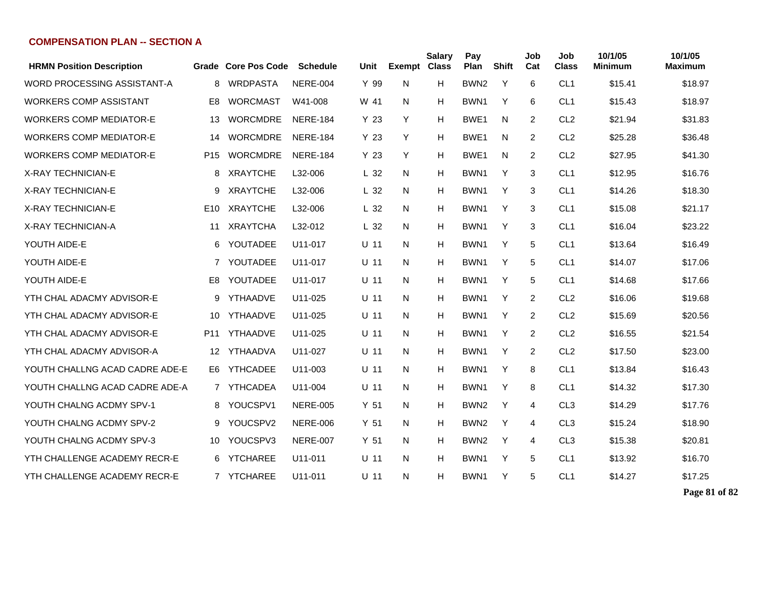### COMPENSATION PLAN -- SECTION A

| HRMN Position Description | Grade | Core Pos Code | Schedule | Unit | Exempt | Salary Class | Pay Plan | Shift | Job Cat | Job Class | 10/1/05 Minimum | 10/1/05 Maximum |
|---|---|---|---|---|---|---|---|---|---|---|---|---|
| WORD PROCESSING ASSISTANT-A | 8 | WRDPASTA | NERE-004 | Y 99 | N | H | BWN2 | Y | 6 | CL1 | $15.41 | $18.97 |
| WORKERS COMP ASSISTANT | E8 | WORCMAST | W41-008 | W 41 | N | H | BWN1 | Y | 6 | CL1 | $15.43 | $18.97 |
| WORKERS COMP MEDIATOR-E | 13 | WORCMDRE | NERE-184 | Y 23 | Y | H | BWE1 | N | 2 | CL2 | $21.94 | $31.83 |
| WORKERS COMP MEDIATOR-E | 14 | WORCMDRE | NERE-184 | Y 23 | Y | H | BWE1 | N | 2 | CL2 | $25.28 | $36.48 |
| WORKERS COMP MEDIATOR-E | P15 | WORCMDRE | NERE-184 | Y 23 | Y | H | BWE1 | N | 2 | CL2 | $27.95 | $41.30 |
| X-RAY TECHNICIAN-E | 8 | XRAYTCHE | L32-006 | L 32 | N | H | BWN1 | Y | 3 | CL1 | $12.95 | $16.76 |
| X-RAY TECHNICIAN-E | 9 | XRAYTCHE | L32-006 | L 32 | N | H | BWN1 | Y | 3 | CL1 | $14.26 | $18.30 |
| X-RAY TECHNICIAN-E | E10 | XRAYTCHE | L32-006 | L 32 | N | H | BWN1 | Y | 3 | CL1 | $15.08 | $21.17 |
| X-RAY TECHNICIAN-A | 11 | XRAYTCHA | L32-012 | L 32 | N | H | BWN1 | Y | 3 | CL1 | $16.04 | $23.22 |
| YOUTH AIDE-E | 6 | YOUTADEE | U11-017 | U 11 | N | H | BWN1 | Y | 5 | CL1 | $13.64 | $16.49 |
| YOUTH AIDE-E | 7 | YOUTADEE | U11-017 | U 11 | N | H | BWN1 | Y | 5 | CL1 | $14.07 | $17.06 |
| YOUTH AIDE-E | E8 | YOUTADEE | U11-017 | U 11 | N | H | BWN1 | Y | 5 | CL1 | $14.68 | $17.66 |
| YTH CHAL ADACMY ADVISOR-E | 9 | YTHAADVE | U11-025 | U 11 | N | H | BWN1 | Y | 2 | CL2 | $16.06 | $19.68 |
| YTH CHAL ADACMY ADVISOR-E | 10 | YTHAADVE | U11-025 | U 11 | N | H | BWN1 | Y | 2 | CL2 | $15.69 | $20.56 |
| YTH CHAL ADACMY ADVISOR-E | P11 | YTHAADVE | U11-025 | U 11 | N | H | BWN1 | Y | 2 | CL2 | $16.55 | $21.54 |
| YTH CHAL ADACMY ADVISOR-A | 12 | YTHAADVA | U11-027 | U 11 | N | H | BWN1 | Y | 2 | CL2 | $17.50 | $23.00 |
| YOUTH CHALLNG ACAD CADRE ADE-E | E6 | YTHCADEE | U11-003 | U 11 | N | H | BWN1 | Y | 8 | CL1 | $13.84 | $16.43 |
| YOUTH CHALLNG ACAD CADRE ADE-A | 7 | YTHCADEA | U11-004 | U 11 | N | H | BWN1 | Y | 8 | CL1 | $14.32 | $17.30 |
| YOUTH CHALNG ACDMY SPV-1 | 8 | YOUCSPV1 | NERE-005 | Y 51 | N | H | BWN2 | Y | 4 | CL3 | $14.29 | $17.76 |
| YOUTH CHALNG ACDMY SPV-2 | 9 | YOUCSPV2 | NERE-006 | Y 51 | N | H | BWN2 | Y | 4 | CL3 | $15.24 | $18.90 |
| YOUTH CHALNG ACDMY SPV-3 | 10 | YOUCSPV3 | NERE-007 | Y 51 | N | H | BWN2 | Y | 4 | CL3 | $15.38 | $20.81 |
| YTH CHALLENGE ACADEMY RECR-E | 6 | YTCHAREE | U11-011 | U 11 | N | H | BWN1 | Y | 5 | CL1 | $13.92 | $16.70 |
| YTH CHALLENGE ACADEMY RECR-E | 7 | YTCHAREE | U11-011 | U 11 | N | H | BWN1 | Y | 5 | CL1 | $14.27 | $17.25 |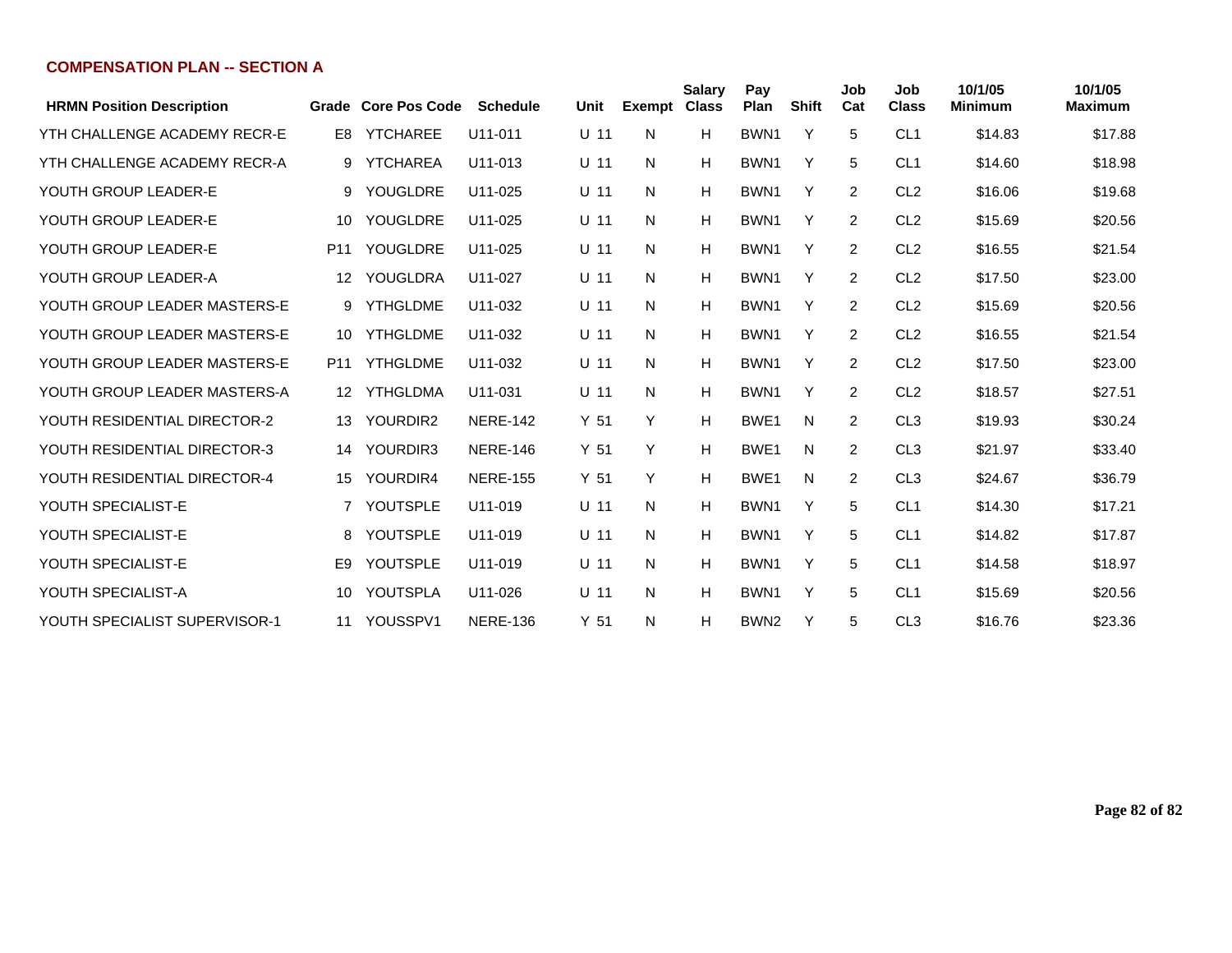## COMPENSATION PLAN -- SECTION A

| HRMN Position Description | Grade | Core Pos Code | Schedule | Unit | Exempt | Salary Class | Pay Plan | Shift | Job Cat | Job Class | 10/1/05 Minimum | 10/1/05 Maximum |
|---|---|---|---|---|---|---|---|---|---|---|---|---|
| YTH CHALLENGE ACADEMY RECR-E | E8 | YTCHAREE | U11-011 | U 11 | N | H | BWN1 | Y | 5 | CL1 | $14.83 | $17.88 |
| YTH CHALLENGE ACADEMY RECR-A | 9 | YTCHAREA | U11-013 | U 11 | N | H | BWN1 | Y | 5 | CL1 | $14.60 | $18.98 |
| YOUTH GROUP LEADER-E | 9 | YOUGLDRE | U11-025 | U 11 | N | H | BWN1 | Y | 2 | CL2 | $16.06 | $19.68 |
| YOUTH GROUP LEADER-E | 10 | YOUGLDRE | U11-025 | U 11 | N | H | BWN1 | Y | 2 | CL2 | $15.69 | $20.56 |
| YOUTH GROUP LEADER-E | P11 | YOUGLDRE | U11-025 | U 11 | N | H | BWN1 | Y | 2 | CL2 | $16.55 | $21.54 |
| YOUTH GROUP LEADER-A | 12 | YOUGLDRA | U11-027 | U 11 | N | H | BWN1 | Y | 2 | CL2 | $17.50 | $23.00 |
| YOUTH GROUP LEADER MASTERS-E | 9 | YTHGLDME | U11-032 | U 11 | N | H | BWN1 | Y | 2 | CL2 | $15.69 | $20.56 |
| YOUTH GROUP LEADER MASTERS-E | 10 | YTHGLDME | U11-032 | U 11 | N | H | BWN1 | Y | 2 | CL2 | $16.55 | $21.54 |
| YOUTH GROUP LEADER MASTERS-E | P11 | YTHGLDME | U11-032 | U 11 | N | H | BWN1 | Y | 2 | CL2 | $17.50 | $23.00 |
| YOUTH GROUP LEADER MASTERS-A | 12 | YTHGLDMA | U11-031 | U 11 | N | H | BWN1 | Y | 2 | CL2 | $18.57 | $27.51 |
| YOUTH RESIDENTIAL DIRECTOR-2 | 13 | YOURDIR2 | NERE-142 | Y 51 | Y | H | BWE1 | N | 2 | CL3 | $19.93 | $30.24 |
| YOUTH RESIDENTIAL DIRECTOR-3 | 14 | YOURDIR3 | NERE-146 | Y 51 | Y | H | BWE1 | N | 2 | CL3 | $21.97 | $33.40 |
| YOUTH RESIDENTIAL DIRECTOR-4 | 15 | YOURDIR4 | NERE-155 | Y 51 | Y | H | BWE1 | N | 2 | CL3 | $24.67 | $36.79 |
| YOUTH SPECIALIST-E | 7 | YOUTSPLE | U11-019 | U 11 | N | H | BWN1 | Y | 5 | CL1 | $14.30 | $17.21 |
| YOUTH SPECIALIST-E | 8 | YOUTSPLE | U11-019 | U 11 | N | H | BWN1 | Y | 5 | CL1 | $14.82 | $17.87 |
| YOUTH SPECIALIST-E | E9 | YOUTSPLE | U11-019 | U 11 | N | H | BWN1 | Y | 5 | CL1 | $14.58 | $18.97 |
| YOUTH SPECIALIST-A | 10 | YOUTSPLA | U11-026 | U 11 | N | H | BWN1 | Y | 5 | CL1 | $15.69 | $20.56 |
| YOUTH SPECIALIST SUPERVISOR-1 | 11 | YOUSSPV1 | NERE-136 | Y 51 | N | H | BWN2 | Y | 5 | CL3 | $16.76 | $23.36 |